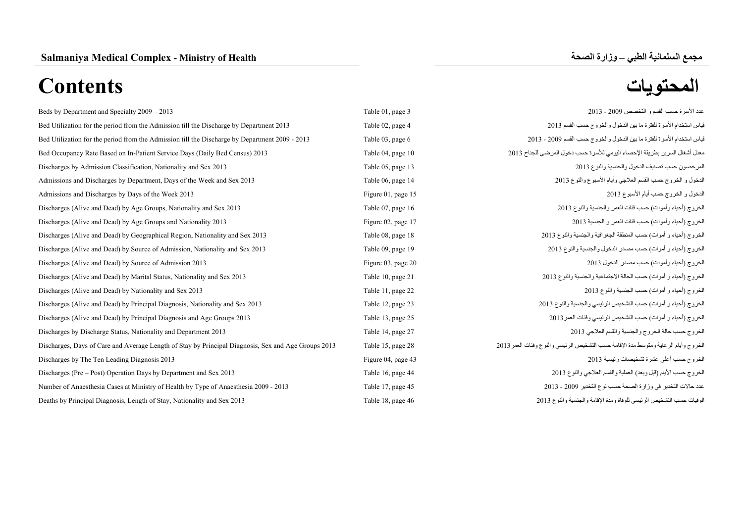# Contents

# المحتويات

| | | |
|---|---|---|
| Beds by Department and Specialty 2009 – 2013 | Table 01, page 3 | عدد الأسرة حسب القسم و التخصص 2009 - 2013 |
| Bed Utilization for the period from the Admission till the Discharge by Department 2013 | Table 02, page 4 | قياس استخدام الأسرة للفترة ما بين الدخول والخروج حسب القسم 2013 |
| Bed Utilization for the period from the Admission till the Discharge by Department 2009 - 2013 | Table 03, page 6 | قياس استخدام الأسرة للفترة ما بين الدخول والخروج حسب القسم 2009 - 2013 |
| Bed Occupancy Rate Based on In-Patient Service Days (Daily Bed Census) 2013 | Table 04, page 10 | معدل أشغال السرير بطريقة الإحصاء اليومي للأسرة حسب دخول المرضى للجناح 2013 |
| Discharges by Admission Classification, Nationality and Sex 2013 | Table 05, page 13 | المرخصون حسب تصنيف الدخول والجنسية والنوع 2013 |
| Admissions and Discharges by Department, Days of the Week and Sex 2013 | Table 06, page 14 | الدخول و الخروج حسب القسم العلاجي وأيام الأسبوع والنوع 2013 |
| Admissions and Discharges by Days of the Week 2013 | Figure 01, page 15 | الدخول و الخروج حسب أيام الأسبوع 2013 |
| Discharges (Alive and Dead) by Age Groups, Nationality and Sex 2013 | Table 07, page 16 | الخروج (أحياء وأموات) حسب فئات العمر والجنسية والنوع 2013 |
| Discharges (Alive and Dead) by Age Groups and Nationality 2013 | Figure 02, page 17 | الخروج (أحياء وأموات) حسب فئات العمر و الجنسية 2013 |
| Discharges (Alive and Dead) by Geographical Region, Nationality and Sex 2013 | Table 08, page 18 | الخروج (أحياء و أموات) حسب المنطقة الجغرافية والجنسية والنوع 2013 |
| Discharges (Alive and Dead) by Source of Admission, Nationality and Sex 2013 | Table 09, page 19 | الخروج (أحياء و أموات) حسب مصدر الدخول والجنسية والنوع 2013 |
| Discharges (Alive and Dead) by Source of Admission 2013 | Figure 03, page 20 | الخروج (أحياء وأموات) حسب مصدر الدخول 2013 |
| Discharges (Alive and Dead) by Marital Status, Nationality and Sex 2013 | Table 10, page 21 | الخروج (أحياء و أموات) حسب الحالة الاجتماعية والجنسية والنوع 2013 |
| Discharges (Alive and Dead) by Nationality and Sex 2013 | Table 11, page 22 | الخروج (أحياء و أموات) حسب الجنسية والنوع 2013 |
| Discharges (Alive and Dead) by Principal Diagnosis, Nationality and Sex 2013 | Table 12, page 23 | الخروج (أحياء و أموات) حسب التشخيص الرئيسي والجنسية والنوع 2013 |
| Discharges (Alive and Dead) by Principal Diagnosis and Age Groups 2013 | Table 13, page 25 | الخروج (أحياء و أموات) حسب التشخيص الرئيسي وفئات العمر2013 |
| Discharges by Discharge Status, Nationality and Department 2013 | Table 14, page 27 | الخروج حسب حالة الخروج والجنسية والقسم العلاجي 2013 |
| Discharges, Days of Care and Average Length of Stay by Principal Diagnosis, Sex and Age Groups 2013 | Table 15, page 28 | الخروج وأيام الرعاية ومتوسط مدة الإقامة حسب التشخيص الرئيسي والنوع وفئات العمر 2013 |
| Discharges by The Ten Leading Diagnosis 2013 | Figure 04, page 43 | الخروج حسب أعلى عشرة تشخيصات رئيسية 2013 |
| Discharges (Pre – Post) Operation Days by Department and Sex 2013 | Table 16, page 44 | الخروج حسب الأيام (قبل وبعد) العملية والقسم العلاجي والنوع 2013 |
| Number of Anaesthesia Cases at Ministry of Health by Type of Anaesthesia 2009 - 2013 | Table 17, page 45 | عدد حالات التخدير في وزارة الصحة حسب نوع التخدير 2009 - 2013 |
| Deaths by Principal Diagnosis, Length of Stay, Nationality and Sex 2013 | Table 18, page 46 | الوفيات حسب التشخيص الرئيسي للوفاة ومدة الإقامة والجنسية والنوع 2013 |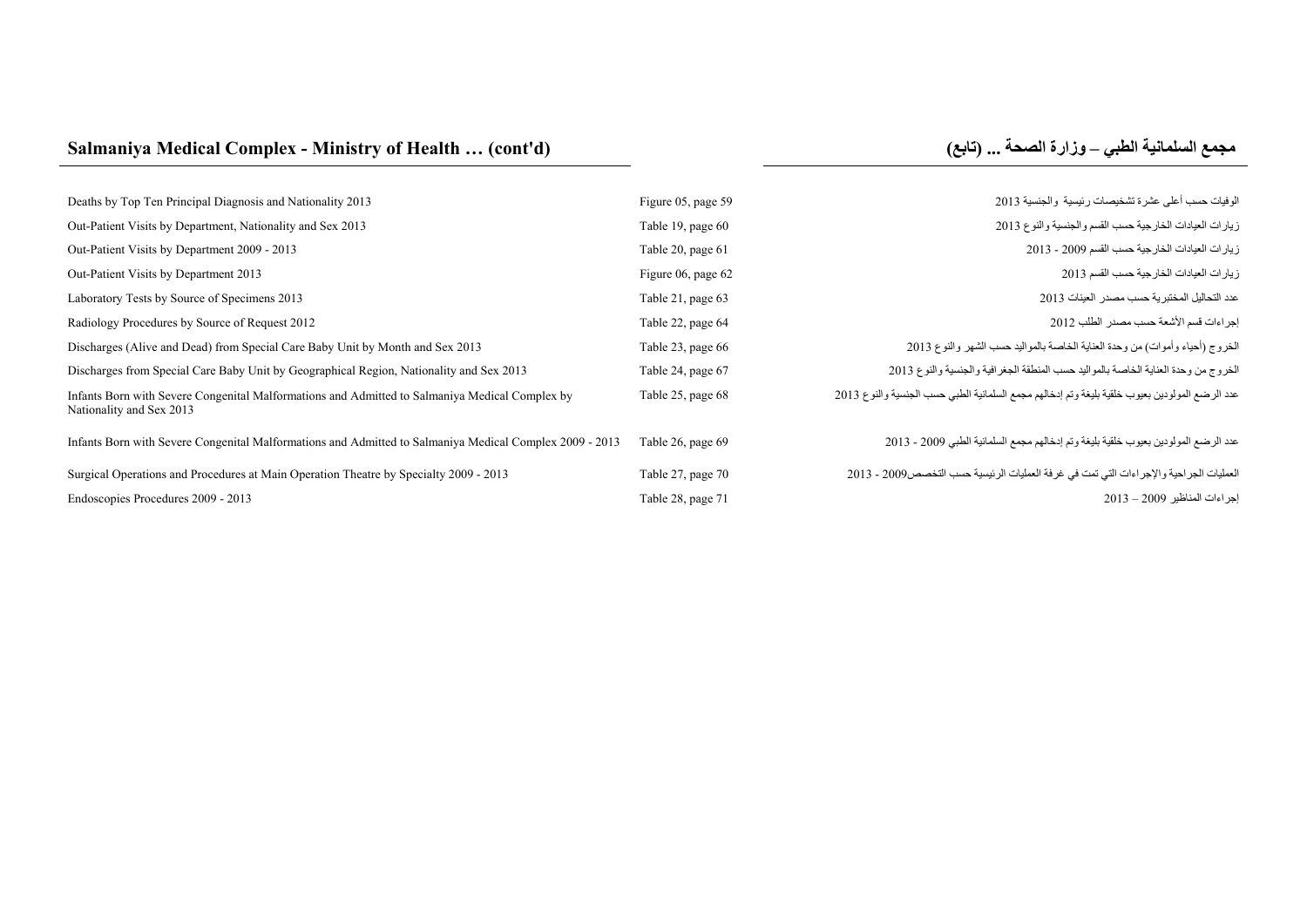## Salmaniya Medical Complex - Ministry of Health … (cont'd)

## مجمع السلمانية الطبي – وزارة الصحة ... (تابع)

| | | |
|---|---|---|
| Deaths by Top Ten Principal Diagnosis and Nationality 2013 | Figure 05, page 59 | الوفيات حسب أعلى عشرة تشخيصات رئيسية والجنسية 2013 |
| Out-Patient Visits by Department, Nationality and Sex 2013 | Table 19, page 60 | زيارات العيادات الخارجية حسب القسم والجنسية والنوع 2013 |
| Out-Patient Visits by Department 2009 - 2013 | Table 20, page 61 | زيارات العيادات الخارجية حسب القسم 2009 - 2013 |
| Out-Patient Visits by Department 2013 | Figure 06, page 62 | زيارات العيادات الخارجية حسب القسم 2013 |
| Laboratory Tests by Source of Specimens 2013 | Table 21, page 63 | عدد التحاليل المختبرية حسب مصدر العينات 2013 |
| Radiology Procedures by Source of Request 2012 | Table 22, page 64 | إجراءات قسم الأشعة حسب مصدر الطلب 2012 |
| Discharges (Alive and Dead) from Special Care Baby Unit by Month and Sex 2013 | Table 23, page 66 | الخروج (أحياء وأموات) من وحدة العناية الخاصة بالمواليد حسب الشهر والنوع 2013 |
| Discharges from Special Care Baby Unit by Geographical Region, Nationality and Sex 2013 | Table 24, page 67 | الخروج من وحدة العناية الخاصة بالمواليد حسب المنطقة الجغرافية والجنسية والنوع 2013 |
| Infants Born with Severe Congenital Malformations and Admitted to Salmaniya Medical Complex by Nationality and Sex 2013 | Table 25, page 68 | عدد الرضع المولودين بعيوب خلقية بليغة وتم إدخالهم مجمع السلمانية الطبي حسب الجنسية والنوع 2013 |
| Infants Born with Severe Congenital Malformations and Admitted to Salmaniya Medical Complex 2009 - 2013 | Table 26, page 69 | عدد الرضع المولودين بعيوب خلقية بليغة وتم إدخالهم مجمع السلمانية الطبي 2009 - 2013 |
| Surgical Operations and Procedures at Main Operation Theatre by Specialty 2009 - 2013 | Table 27, page 70 | العمليات الجراحية والإجراءات التي تمت في غرفة العمليات الرئيسية حسب التخصص2009 - 2013 |
| Endoscopies Procedures 2009 - 2013 | Table 28, page 71 | إجراءات المناظير 2009 – 2013 |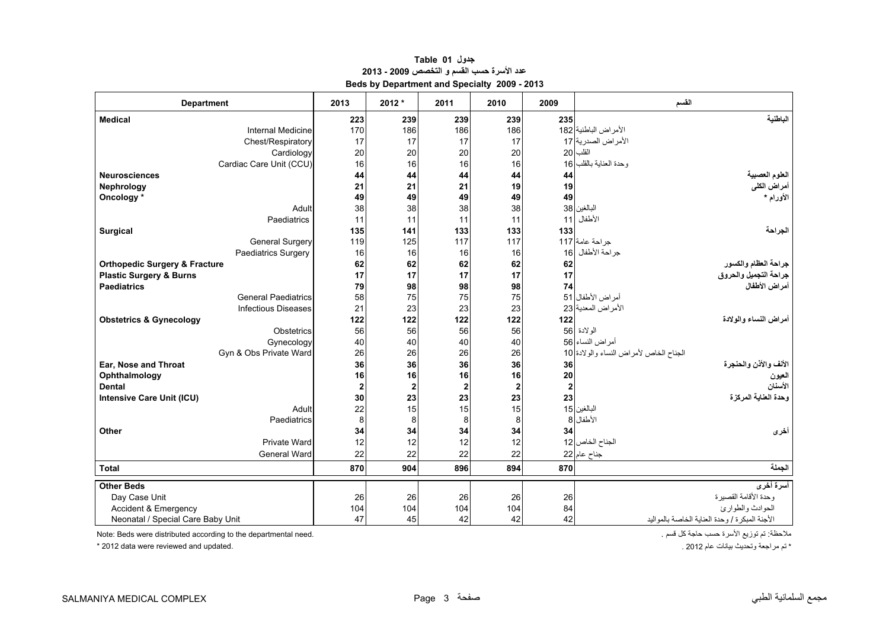**Table 01 جدول**

**عدد الأسرة حسب القسم و التخصص 2009 - 2013**

**Beds by Department and Specialty 2009 - 2013**

| Department | 2013 | 2012 * | 2011 | 2010 | 2009 | القسم |
|---|---|---|---|---|---|---|
| **Medical** | **223** | **239** | **239** | **239** | **235** | **الباطنية** |
| Internal Medicine | 170 | 186 | 186 | 186 | 182 | الأمراض الباطنية |
| Chest/Respiratory | 17 | 17 | 17 | 17 | 17 | الأمراض الصدرية |
| Cardiology | 20 | 20 | 20 | 20 | 20 | القلب |
| Cardiac Care Unit (CCU) | 16 | 16 | 16 | 16 | 16 | وحدة العناية بالقلب |
| **Neurosciences** | **44** | **44** | **44** | **44** | **44** | **العلوم العصبية** |
| **Nephrology** | **21** | **21** | **21** | **19** | **19** | **أمراض الكلى** |
| **Oncology *** | **49** | **49** | **49** | **49** | **49** | **الأورام *** |
| Adult | 38 | 38 | 38 | 38 | 38 | البالغين |
| Paediatrics | 11 | 11 | 11 | 11 | 11 | الأطفال |
| **Surgical** | **135** | **141** | **133** | **133** | **133** | **الجراحة** |
| General Surgery | 119 | 125 | 117 | 117 | 117 | جراحة عامة |
| Paediatrics Surgery | 16 | 16 | 16 | 16 | 16 | جراحة الأطفال |
| **Orthopedic Surgery & Fracture** | **62** | **62** | **62** | **62** | **62** | **جراحة العظام والكسور** |
| **Plastic Surgery & Burns** | **17** | **17** | **17** | **17** | **17** | **جراحة التجميل والحروق** |
| **Paediatrics** | **79** | **98** | **98** | **98** | **74** | **أمراض الأطفال** |
| General Paediatrics | 58 | 75 | 75 | 75 | 51 | أمراض الأطفال |
| Infectious Diseases | 21 | 23 | 23 | 23 | 23 | الأمراض المعدية |
| **Obstetrics & Gynecology** | **122** | **122** | **122** | **122** | **122** | **أمراض النساء والولادة** |
| Obstetrics | 56 | 56 | 56 | 56 | 56 | الولادة |
| Gynecology | 40 | 40 | 40 | 40 | 56 | أمراض النساء |
| Gyn & Obs Private Ward | 26 | 26 | 26 | 26 | 10 | الجناح الخاص لأمراض النساء والولادة |
| **Ear, Nose and Throat** | **36** | **36** | **36** | **36** | **36** | **الأنف والأذن والحنجرة** |
| **Ophthalmology** | **16** | **16** | **16** | **16** | **20** | **العيون** |
| **Dental** | **2** | **2** | **2** | **2** | **2** | **الأسنان** |
| **Intensive Care Unit (ICU)** | **30** | **23** | **23** | **23** | **23** | **وحدة العناية المركزة** |
| Adult | 22 | 15 | 15 | 15 | 15 | البالغين |
| Paediatrics | 8 | 8 | 8 | 8 | 8 | الأطفال |
| **Other** | **34** | **34** | **34** | **34** | **34** | **أخرى** |
| Private Ward | 12 | 12 | 12 | 12 | 12 | الجناح الخاص |
| General Ward | 22 | 22 | 22 | 22 | 22 | جناح عام |
| **Total** | **870** | **904** | **896** | **894** | **870** | **الجملة** |
| **Other Beds** | | | | | | **أسرة أخرى** |
| Day Case Unit | 26 | 26 | 26 | 26 | 26 | وحدة الأقامة القصيرة |
| Accident & Emergency | 104 | 104 | 104 | 104 | 84 | الحوادث والطوارئ |
| Neonatal / Special Care Baby Unit | 47 | 45 | 42 | 42 | 42 | الأجنة المبكرة / وحدة العناية الخاصة بالمواليد |

Note: Beds were distributed according to the departmental need.

ملاحظة: تم توزيع الأسرة حسب حاجة كل قسم .

* 2012 data were reviewed and updated.

* تم مراجعة وتحديث بيانات عام 2012 .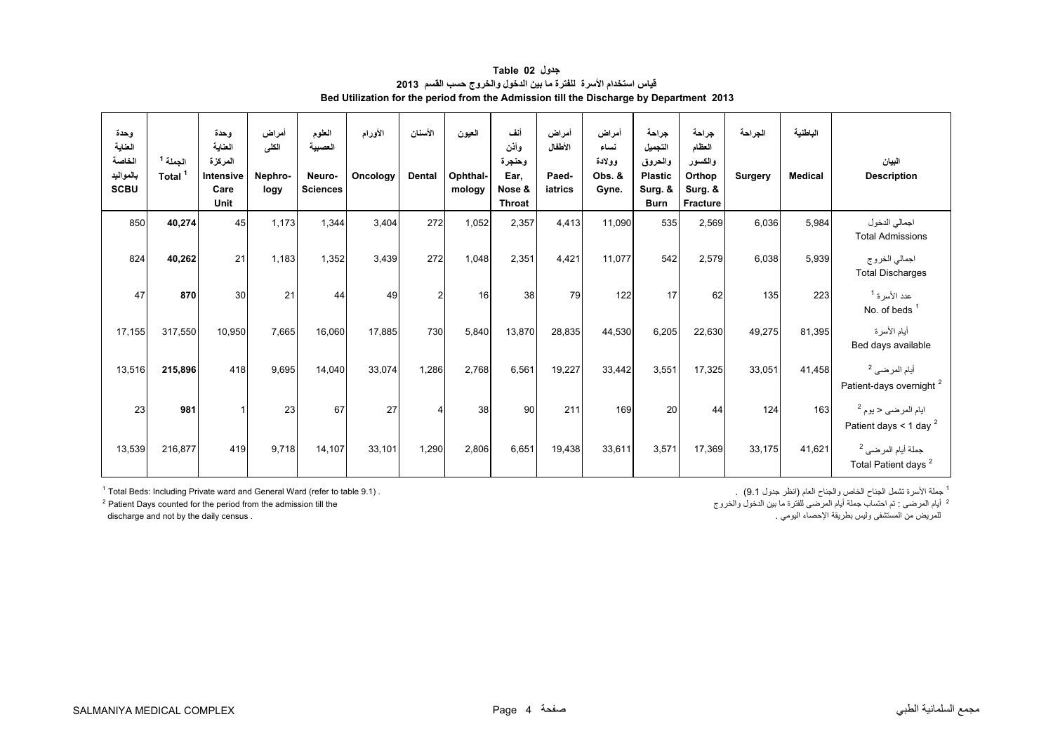# جدول Table 02

## قياس استخدام الأسرة للفترة ما بين الدخول والخروج حسب القسم 2013

## Bed Utilization for the period from the Admission till the Discharge by Department 2013

| وحدة العناية الخاصة بالمواليد SCBU | الجملة [1] Total [1] | وحدة العناية المركزة Intensive Care Unit | أمراض الكلى Nephro-logy | العلوم العصبية Neuro-Sciences | الأورام Oncology | الأسنان Dental | العيون Ophthal-mology | أنف وأذن وحنجرة Ear, Nose & Throat | أمراض الأطفال Paed-iatrics | أمراض نساء وولادة Obs. & Gyne. | جراحة التجميل والحروق Plastic Surg. & Burn | جراحة العظام والكسور Orthop Surg. & Fracture | الجراحة Surgery | الباطنية Medical | البيان Description |
|---|---|---|---|---|---|---|---|---|---|---|---|---|---|---|---|
| 850 | **40,274** | 45 | 1,173 | 1,344 | 3,404 | 272 | 1,052 | 2,357 | 4,413 | 11,090 | 535 | 2,569 | 6,036 | 5,984 | اجمالي الدخول Total Admissions |
| 824 | **40,262** | 21 | 1,183 | 1,352 | 3,439 | 272 | 1,048 | 2,351 | 4,421 | 11,077 | 542 | 2,579 | 6,038 | 5,939 | اجمالي الخروج Total Discharges |
| 47 | **870** | 30 | 21 | 44 | 49 | 2 | 16 | 38 | 79 | 122 | 17 | 62 | 135 | 223 | عدد الأسرة [1] No. of beds [1] |
| 17,155 | 317,550 | 10,950 | 7,665 | 16,060 | 17,885 | 730 | 5,840 | 13,870 | 28,835 | 44,530 | 6,205 | 22,630 | 49,275 | 81,395 | أيام الأسرة Bed days available |
| 13,516 | **215,896** | 418 | 9,695 | 14,040 | 33,074 | 1,286 | 2,768 | 6,561 | 19,227 | 33,442 | 3,551 | 17,325 | 33,051 | 41,458 | أيام المرضى [2] Patient-days overnight [2] |
| 23 | **981** | 1 | 23 | 67 | 27 | 4 | 38 | 90 | 211 | 169 | 20 | 44 | 124 | 163 | ايام المرضى < يوم [2] Patient days < 1 day [2] |
| 13,539 | 216,877 | 419 | 9,718 | 14,107 | 33,101 | 1,290 | 2,806 | 6,651 | 19,438 | 33,611 | 3,571 | 17,369 | 33,175 | 41,621 | جملة أيام المرضى [2] Total Patient days [2] |

[1] Total Beds: Including Private ward and General Ward (refer to table 9.1) .

[2] Patient Days counted for the period from the admission till the discharge and not by the daily census .

[1] جملة الأسرة تشمل الجناح الخاص والجناح العام (انظر جدول 9.1) .

[2] أيام المرضى : تم احتساب جملة أيام المرضى للفترة ما بين الدخول والخروج للمريض من المستشفى وليس بطريقة الإحصاء اليومي .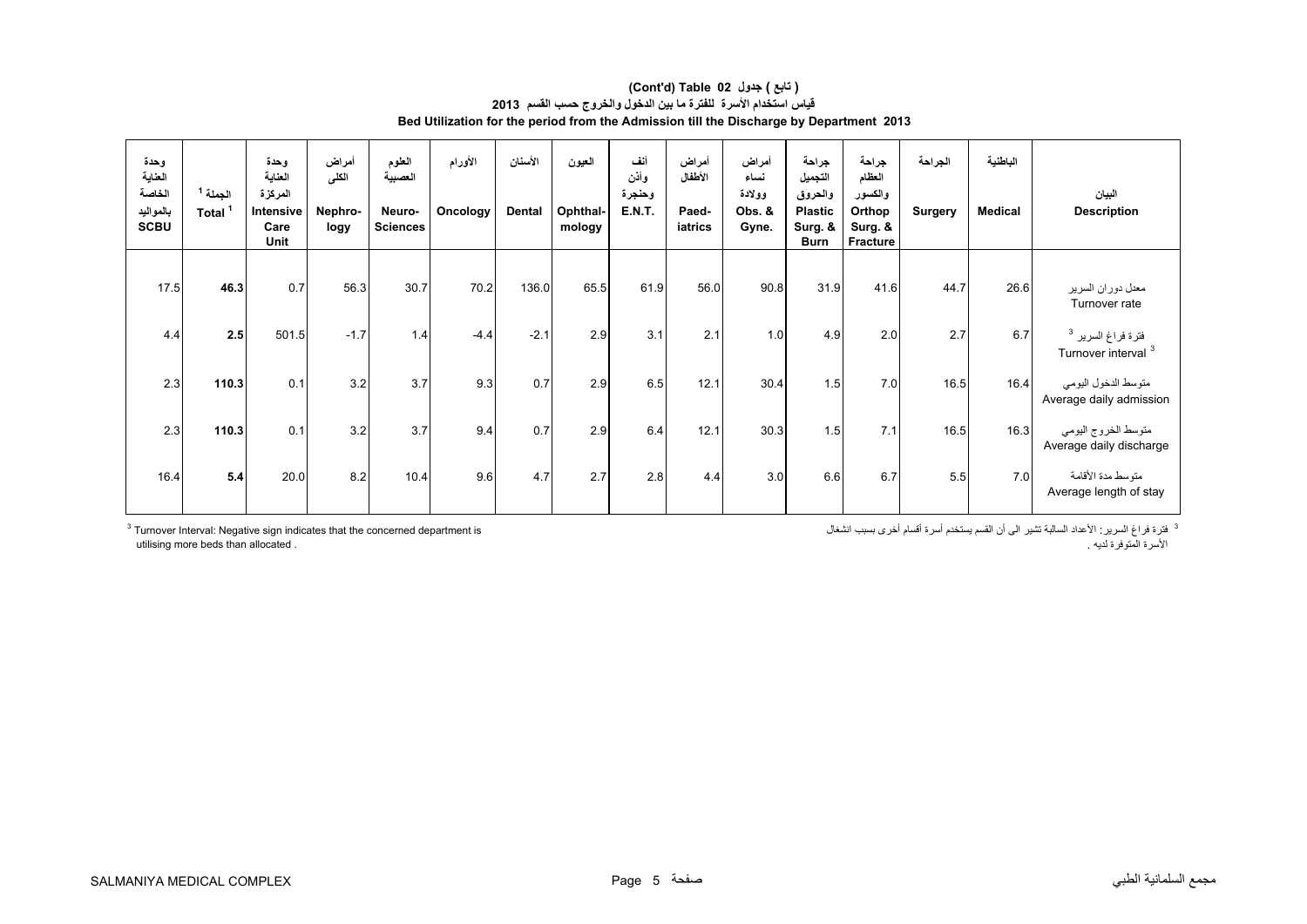# (تابع ) جدول 02 (Cont'd) Table

## قياس استخدام الأسرة للفترة ما بين الدخول والخروج حسب القسم 2013

## Bed Utilization for the period from the Admission till the Discharge by Department 2013

| وحدة العناية الخاصة بالمواليد SCBU | الجملة [1] Total [1] | وحدة العناية المركزة Intensive Care Unit | أمراض الكلى Nephro-logy | العلوم العصبية Neuro-Sciences | الأورام Oncology | الأسنان Dental | العيون Ophthal-mology | أنف وأذن وحنجرة E.N.T. | أمراض الأطفال Paed-iatrics | أمراض نساء وولادة Obs. & Gyne. | جراحة التجميل والحروق Plastic Surg. & Burn | جراحة العظام والكسور Orthop Surg. & Fracture | الجراحة Surgery | الباطنية Medical | البيان Description |
|---|---|---|---|---|---|---|---|---|---|---|---|---|---|---|---|
| 17.5 | **46.3** | 0.7 | 56.3 | 30.7 | 70.2 | 136.0 | 65.5 | 61.9 | 56.0 | 90.8 | 31.9 | 41.6 | 44.7 | 26.6 | معدل دوران السرير Turnover rate |
| 4.4 | **2.5** | 501.5 | -1.7 | 1.4 | -4.4 | -2.1 | 2.9 | 3.1 | 2.1 | 1.0 | 4.9 | 2.0 | 2.7 | 6.7 | فترة فراغ السرير [3] Turnover interval [3] |
| 2.3 | **110.3** | 0.1 | 3.2 | 3.7 | 9.3 | 0.7 | 2.9 | 6.5 | 12.1 | 30.4 | 1.5 | 7.0 | 16.5 | 16.4 | متوسط الدخول اليومي Average daily admission |
| 2.3 | **110.3** | 0.1 | 3.2 | 3.7 | 9.4 | 0.7 | 2.9 | 6.4 | 12.1 | 30.3 | 1.5 | 7.1 | 16.5 | 16.3 | متوسط الخروج اليومي Average daily discharge |
| 16.4 | **5.4** | 20.0 | 8.2 | 10.4 | 9.6 | 4.7 | 2.7 | 2.8 | 4.4 | 3.0 | 6.6 | 6.7 | 5.5 | 7.0 | متوسط مدة الأقامة Average length of stay |

[3] Turnover Interval: Negative sign indicates that the concerned department is utilising more beds than allocated .

[3] فترة فراغ السرير : الأعداد السالبة تشير الى أن القسم يستخدم أسرة أقسام أخرى بسبب انشغال الأسرة المتوفرة لديه .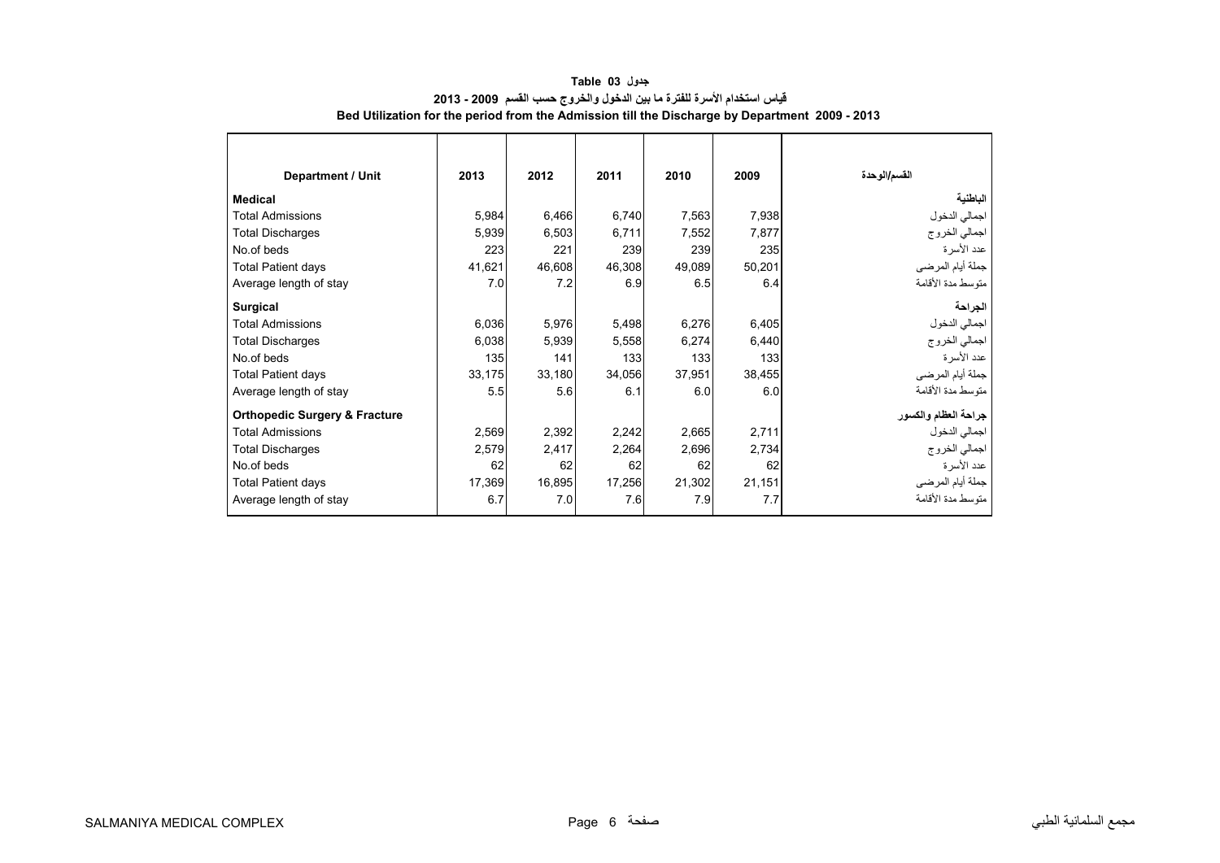**جدول 03 Table**

**قياس استخدام الأسرة للفترة ما بين الدخول والخروج حسب القسم 2009 - 2013**

**Bed Utilization for the period from the Admission till the Discharge by Department 2009 - 2013**

| Department / Unit | 2013 | 2012 | 2011 | 2010 | 2009 | القسم/الوحدة |
|---|---|---|---|---|---|---|
| **Medical** | | | | | | **الباطنية** |
| Total Admissions | 5,984 | 6,466 | 6,740 | 7,563 | 7,938 | اجمالي الدخول |
| Total Discharges | 5,939 | 6,503 | 6,711 | 7,552 | 7,877 | اجمالي الخروج |
| No.of beds | 223 | 221 | 239 | 239 | 235 | عدد الأسرة |
| Total Patient days | 41,621 | 46,608 | 46,308 | 49,089 | 50,201 | جملة أيام المرضى |
| Average length of stay | 7.0 | 7.2 | 6.9 | 6.5 | 6.4 | متوسط مدة الأقامة |
| **Surgical** | | | | | | **الجراحة** |
| Total Admissions | 6,036 | 5,976 | 5,498 | 6,276 | 6,405 | اجمالي الدخول |
| Total Discharges | 6,038 | 5,939 | 5,558 | 6,274 | 6,440 | اجمالي الخروج |
| No.of beds | 135 | 141 | 133 | 133 | 133 | عدد الأسرة |
| Total Patient days | 33,175 | 33,180 | 34,056 | 37,951 | 38,455 | جملة أيام المرضى |
| Average length of stay | 5.5 | 5.6 | 6.1 | 6.0 | 6.0 | متوسط مدة الأقامة |
| **Orthopedic Surgery & Fracture** | | | | | | **جراحة العظام والكسور** |
| Total Admissions | 2,569 | 2,392 | 2,242 | 2,665 | 2,711 | اجمالي الدخول |
| Total Discharges | 2,579 | 2,417 | 2,264 | 2,696 | 2,734 | اجمالي الخروج |
| No.of beds | 62 | 62 | 62 | 62 | 62 | عدد الأسرة |
| Total Patient days | 17,369 | 16,895 | 17,256 | 21,302 | 21,151 | جملة أيام المرضى |
| Average length of stay | 6.7 | 7.0 | 7.6 | 7.9 | 7.7 | متوسط مدة الأقامة |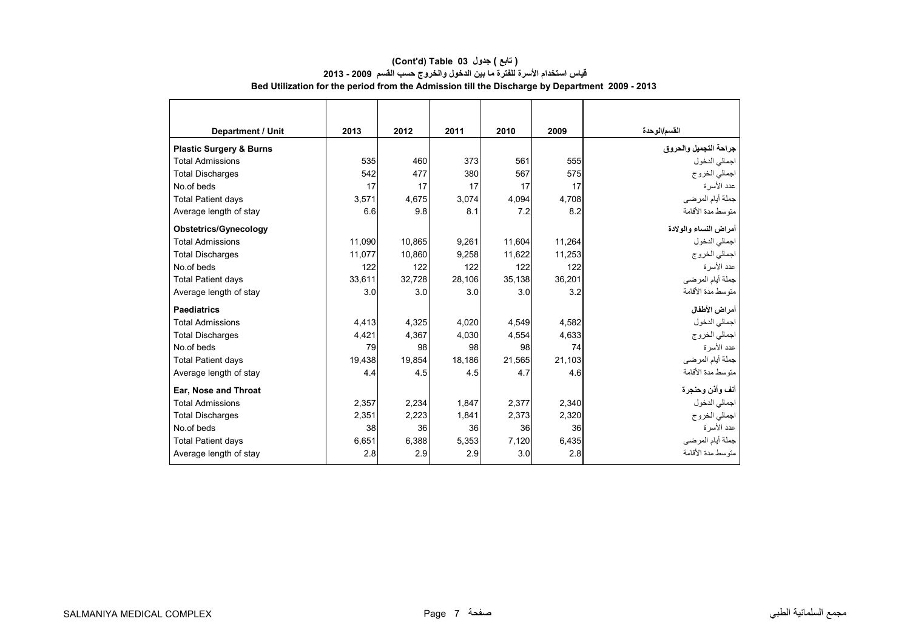**(Cont'd) Table 03 جدول ( تابع )**

**قياس استخدام الأسرة للفترة ما بين الدخول والخروج حسب القسم 2009 - 2013**

**Bed Utilization for the period from the Admission till the Discharge by Department 2009 - 2013**

| Department / Unit | 2013 | 2012 | 2011 | 2010 | 2009 | القسم/الوحدة |
|---|---|---|---|---|---|---|
| **Plastic Surgery & Burns** | | | | | | **جراحة التجميل والحروق** |
| Total Admissions | 535 | 460 | 373 | 561 | 555 | اجمالي الدخول |
| Total Discharges | 542 | 477 | 380 | 567 | 575 | اجمالي الخروج |
| No.of beds | 17 | 17 | 17 | 17 | 17 | عدد الأسرة |
| Total Patient days | 3,571 | 4,675 | 3,074 | 4,094 | 4,708 | جملة أيام المرضى |
| Average length of stay | 6.6 | 9.8 | 8.1 | 7.2 | 8.2 | متوسط مدة الأقامة |
| **Obstetrics/Gynecology** | | | | | | **أمراض النساء والولادة** |
| Total Admissions | 11,090 | 10,865 | 9,261 | 11,604 | 11,264 | اجمالي الدخول |
| Total Discharges | 11,077 | 10,860 | 9,258 | 11,622 | 11,253 | اجمالي الخروج |
| No.of beds | 122 | 122 | 122 | 122 | 122 | عدد الأسرة |
| Total Patient days | 33,611 | 32,728 | 28,106 | 35,138 | 36,201 | جملة أيام المرضى |
| Average length of stay | 3.0 | 3.0 | 3.0 | 3.0 | 3.2 | متوسط مدة الأقامة |
| **Paediatrics** | | | | | | **أمراض الأطفال** |
| Total Admissions | 4,413 | 4,325 | 4,020 | 4,549 | 4,582 | اجمالي الدخول |
| Total Discharges | 4,421 | 4,367 | 4,030 | 4,554 | 4,633 | اجمالي الخروج |
| No.of beds | 79 | 98 | 98 | 98 | 74 | عدد الأسرة |
| Total Patient days | 19,438 | 19,854 | 18,186 | 21,565 | 21,103 | جملة أيام المرضى |
| Average length of stay | 4.4 | 4.5 | 4.5 | 4.7 | 4.6 | متوسط مدة الأقامة |
| **Ear, Nose and Throat** | | | | | | **أنف وأذن وحنجرة** |
| Total Admissions | 2,357 | 2,234 | 1,847 | 2,377 | 2,340 | اجمالي الدخول |
| Total Discharges | 2,351 | 2,223 | 1,841 | 2,373 | 2,320 | اجمالي الخروج |
| No.of beds | 38 | 36 | 36 | 36 | 36 | عدد الأسرة |
| Total Patient days | 6,651 | 6,388 | 5,353 | 7,120 | 6,435 | جملة أيام المرضى |
| Average length of stay | 2.8 | 2.9 | 2.9 | 3.0 | 2.8 | متوسط مدة الأقامة |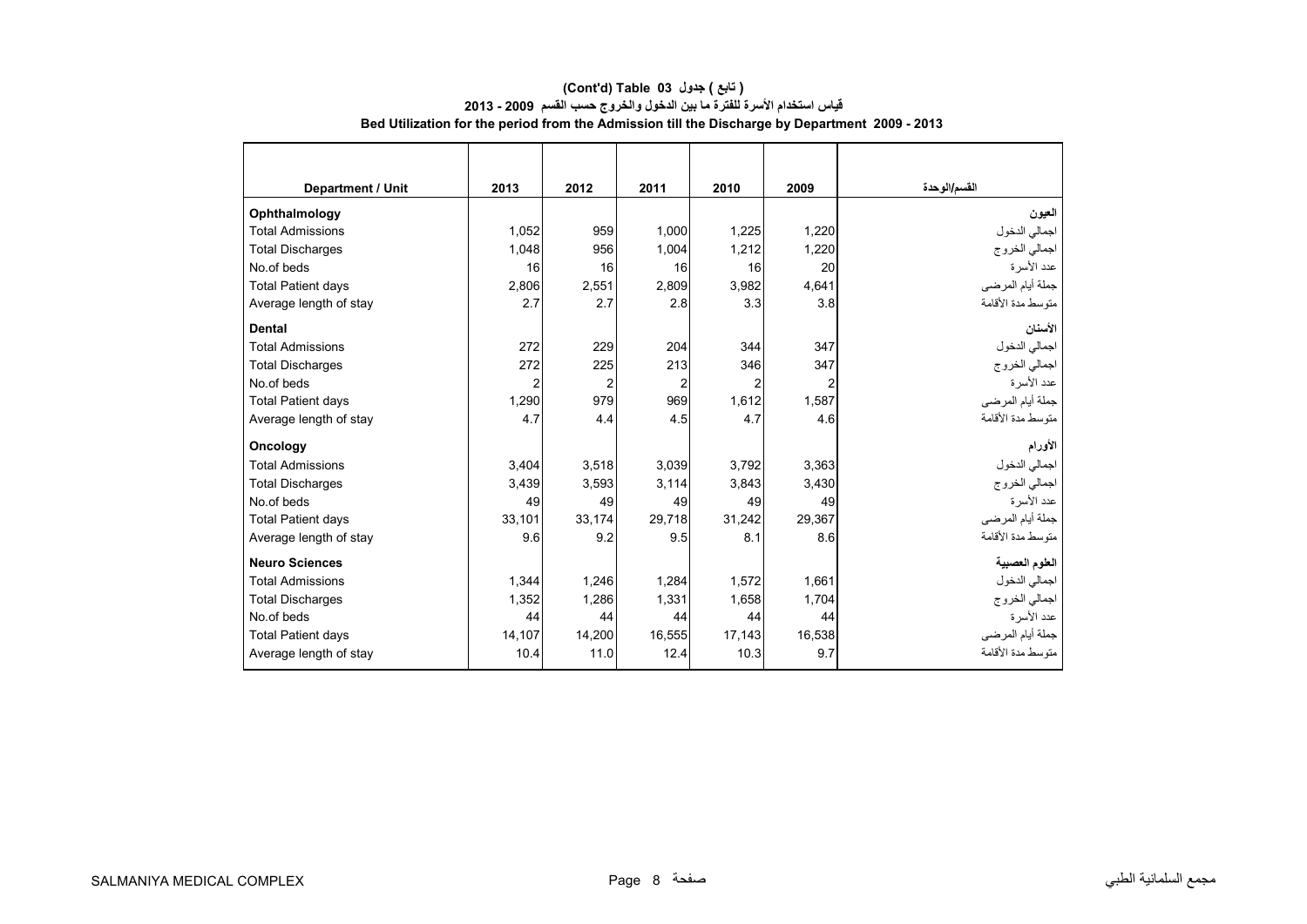**(Cont'd) Table 03 جدول ( تابع )**

**قياس استخدام الأسرة للفترة ما بين الدخول والخروج حسب القسم 2009 - 2013**

**Bed Utilization for the period from the Admission till the Discharge by Department 2009 - 2013**

| Department / Unit | 2013 | 2012 | 2011 | 2010 | 2009 | القسم/الوحدة |
|---|---|---|---|---|---|---|
| **Ophthalmology** | | | | | | **العيون** |
| Total Admissions | 1,052 | 959 | 1,000 | 1,225 | 1,220 | اجمالي الدخول |
| Total Discharges | 1,048 | 956 | 1,004 | 1,212 | 1,220 | اجمالي الخروج |
| No.of beds | 16 | 16 | 16 | 16 | 20 | عدد الأسرة |
| Total Patient days | 2,806 | 2,551 | 2,809 | 3,982 | 4,641 | جملة أيام المرضى |
| Average length of stay | 2.7 | 2.7 | 2.8 | 3.3 | 3.8 | متوسط مدة الأقامة |
| **Dental** | | | | | | **الأسنان** |
| Total Admissions | 272 | 229 | 204 | 344 | 347 | اجمالي الدخول |
| Total Discharges | 272 | 225 | 213 | 346 | 347 | اجمالي الخروج |
| No.of beds | 2 | 2 | 2 | 2 | 2 | عدد الأسرة |
| Total Patient days | 1,290 | 979 | 969 | 1,612 | 1,587 | جملة أيام المرضى |
| Average length of stay | 4.7 | 4.4 | 4.5 | 4.7 | 4.6 | متوسط مدة الأقامة |
| **Oncology** | | | | | | **الأورام** |
| Total Admissions | 3,404 | 3,518 | 3,039 | 3,792 | 3,363 | اجمالي الدخول |
| Total Discharges | 3,439 | 3,593 | 3,114 | 3,843 | 3,430 | اجمالي الخروج |
| No.of beds | 49 | 49 | 49 | 49 | 49 | عدد الأسرة |
| Total Patient days | 33,101 | 33,174 | 29,718 | 31,242 | 29,367 | جملة أيام المرضى |
| Average length of stay | 9.6 | 9.2 | 9.5 | 8.1 | 8.6 | متوسط مدة الأقامة |
| **Neuro Sciences** | | | | | | **العلوم العصبية** |
| Total Admissions | 1,344 | 1,246 | 1,284 | 1,572 | 1,661 | اجمالي الدخول |
| Total Discharges | 1,352 | 1,286 | 1,331 | 1,658 | 1,704 | اجمالي الخروج |
| No.of beds | 44 | 44 | 44 | 44 | 44 | عدد الأسرة |
| Total Patient days | 14,107 | 14,200 | 16,555 | 17,143 | 16,538 | جملة أيام المرضى |
| Average length of stay | 10.4 | 11.0 | 12.4 | 10.3 | 9.7 | متوسط مدة الأقامة |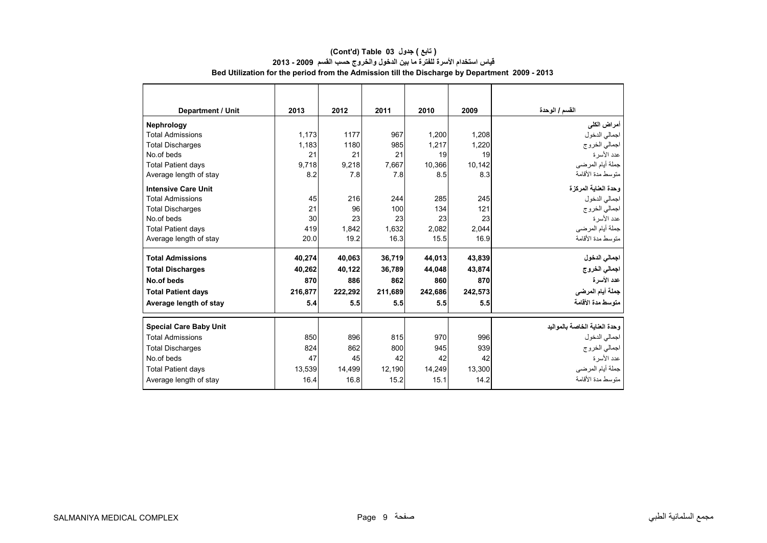## (Cont'd) Table 03 جدول ( تابع )

### قياس استخدام الأسرة للفترة ما بين الدخول والخروج حسب القسم 2009 - 2013

### Bed Utilization for the period from the Admission till the Discharge by Department 2009 - 2013

| Department / Unit | 2013 | 2012 | 2011 | 2010 | 2009 | القسم / الوحدة |
|---|---|---|---|---|---|---|
| **Nephrology** | | | | | | **أمراض الكلى** |
| Total Admissions | 1,173 | 1177 | 967 | 1,200 | 1,208 | اجمالي الدخول |
| Total Discharges | 1,183 | 1180 | 985 | 1,217 | 1,220 | اجمالي الخروج |
| No.of beds | 21 | 21 | 21 | 19 | 19 | عدد الأسرة |
| Total Patient days | 9,718 | 9,218 | 7,667 | 10,366 | 10,142 | جملة أيام المرضى |
| Average length of stay | 8.2 | 7.8 | 7.8 | 8.5 | 8.3 | متوسط مدة الأقامة |
| **Intensive Care Unit** | | | | | | **وحدة العناية المركزة** |
| Total Admissions | 45 | 216 | 244 | 285 | 245 | اجمالي الدخول |
| Total Discharges | 21 | 96 | 100 | 134 | 121 | اجمالي الخروج |
| No.of beds | 30 | 23 | 23 | 23 | 23 | عدد الأسرة |
| Total Patient days | 419 | 1,842 | 1,632 | 2,082 | 2,044 | جملة أيام المرضى |
| Average length of stay | 20.0 | 19.2 | 16.3 | 15.5 | 16.9 | متوسط مدة الأقامة |
| **Total Admissions** | **40,274** | **40,063** | **36,719** | **44,013** | **43,839** | **اجمالي الدخول** |
| **Total Discharges** | **40,262** | **40,122** | **36,789** | **44,048** | **43,874** | **اجمالي الخروج** |
| **No.of beds** | **870** | **886** | **862** | **860** | **870** | **عدد الأسرة** |
| **Total Patient days** | **216,877** | **222,292** | **211,689** | **242,686** | **242,573** | **جملة أيام المرضى** |
| **Average length of stay** | **5.4** | **5.5** | **5.5** | **5.5** | **5.5** | **متوسط مدة الأقامة** |

| Department / Unit | 2013 | 2012 | 2011 | 2010 | 2009 | القسم / الوحدة |
|---|---|---|---|---|---|---|
| **Special Care Baby Unit** | | | | | | **وحدة العناية الخاصة بالمواليد** |
| Total Admissions | 850 | 896 | 815 | 970 | 996 | اجمالي الدخول |
| Total Discharges | 824 | 862 | 800 | 945 | 939 | اجمالي الخروج |
| No.of beds | 47 | 45 | 42 | 42 | 42 | عدد الأسرة |
| Total Patient days | 13,539 | 14,499 | 12,190 | 14,249 | 13,300 | جملة أيام المرضى |
| Average length of stay | 16.4 | 16.8 | 15.2 | 15.1 | 14.2 | متوسط مدة الأقامة |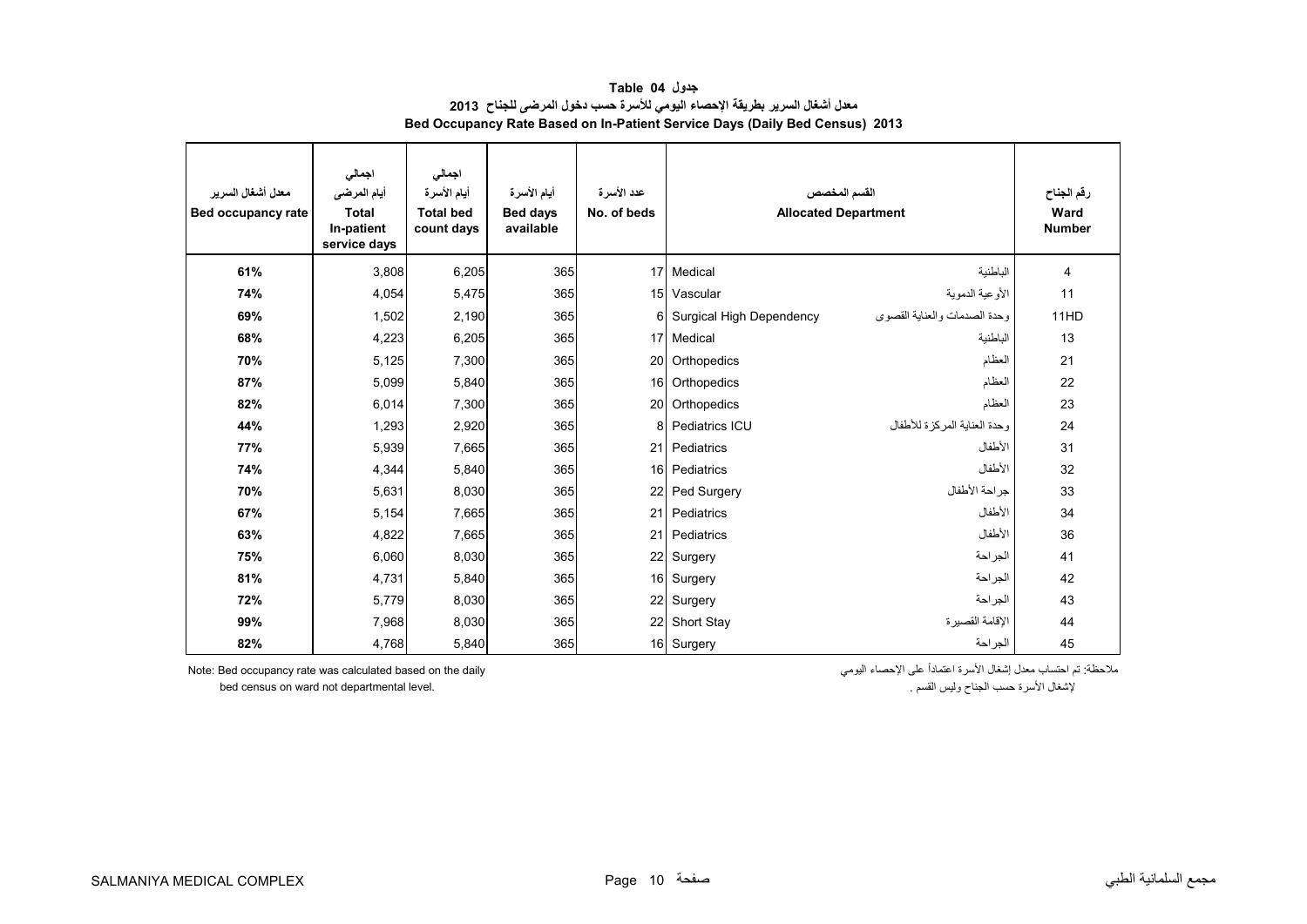# جدول Table 04

## معدل أشغال السرير بطريقة الإحصاء اليومي للأسرة حسب دخول المرضى للجناح 2013

## Bed Occupancy Rate Based on In-Patient Service Days (Daily Bed Census) 2013

| معدل أشغال السرير Bed occupancy rate | اجمالي أيام المرضى Total In-patient service days | اجمالي أيام الأسرة Total bed count days | أيام الأسرة Bed days available | عدد الأسرة No. of beds | Allocated Department | القسم المخصص | رقم الجناح Ward Number |
|---|---|---|---|---|---|---|---|
| 61% | 3,808 | 6,205 | 365 | 17 | Medical | الباطنية | 4 |
| 74% | 4,054 | 5,475 | 365 | 15 | Vascular | الأوعية الدموية | 11 |
| 69% | 1,502 | 2,190 | 365 | 6 | Surgical High Dependency | وحدة الصدمات والعناية القصوى | 11HD |
| 68% | 4,223 | 6,205 | 365 | 17 | Medical | الباطنية | 13 |
| 70% | 5,125 | 7,300 | 365 | 20 | Orthopedics | العظام | 21 |
| 87% | 5,099 | 5,840 | 365 | 16 | Orthopedics | العظام | 22 |
| 82% | 6,014 | 7,300 | 365 | 20 | Orthopedics | العظام | 23 |
| 44% | 1,293 | 2,920 | 365 | 8 | Pediatrics ICU | وحدة العناية المركزة للأطفال | 24 |
| 77% | 5,939 | 7,665 | 365 | 21 | Pediatrics | الأطفال | 31 |
| 74% | 4,344 | 5,840 | 365 | 16 | Pediatrics | الأطفال | 32 |
| 70% | 5,631 | 8,030 | 365 | 22 | Ped Surgery | جراحة الأطفال | 33 |
| 67% | 5,154 | 7,665 | 365 | 21 | Pediatrics | الأطفال | 34 |
| 63% | 4,822 | 7,665 | 365 | 21 | Pediatrics | الأطفال | 36 |
| 75% | 6,060 | 8,030 | 365 | 22 | Surgery | الجراحة | 41 |
| 81% | 4,731 | 5,840 | 365 | 16 | Surgery | الجراحة | 42 |
| 72% | 5,779 | 8,030 | 365 | 22 | Surgery | الجراحة | 43 |
| 99% | 7,968 | 8,030 | 365 | 22 | Short Stay | الإقامة القصيرة | 44 |
| 82% | 4,768 | 5,840 | 365 | 16 | Surgery | الجراحة | 45 |

Note: Bed occupancy rate was calculated based on the daily bed census on ward not departmental level.

ملاحظة: تم احتساب معدل إشغال الأسرة اعتماداً على الإحصاء اليومي لإشغال الأسرة حسب الجناح وليس القسم .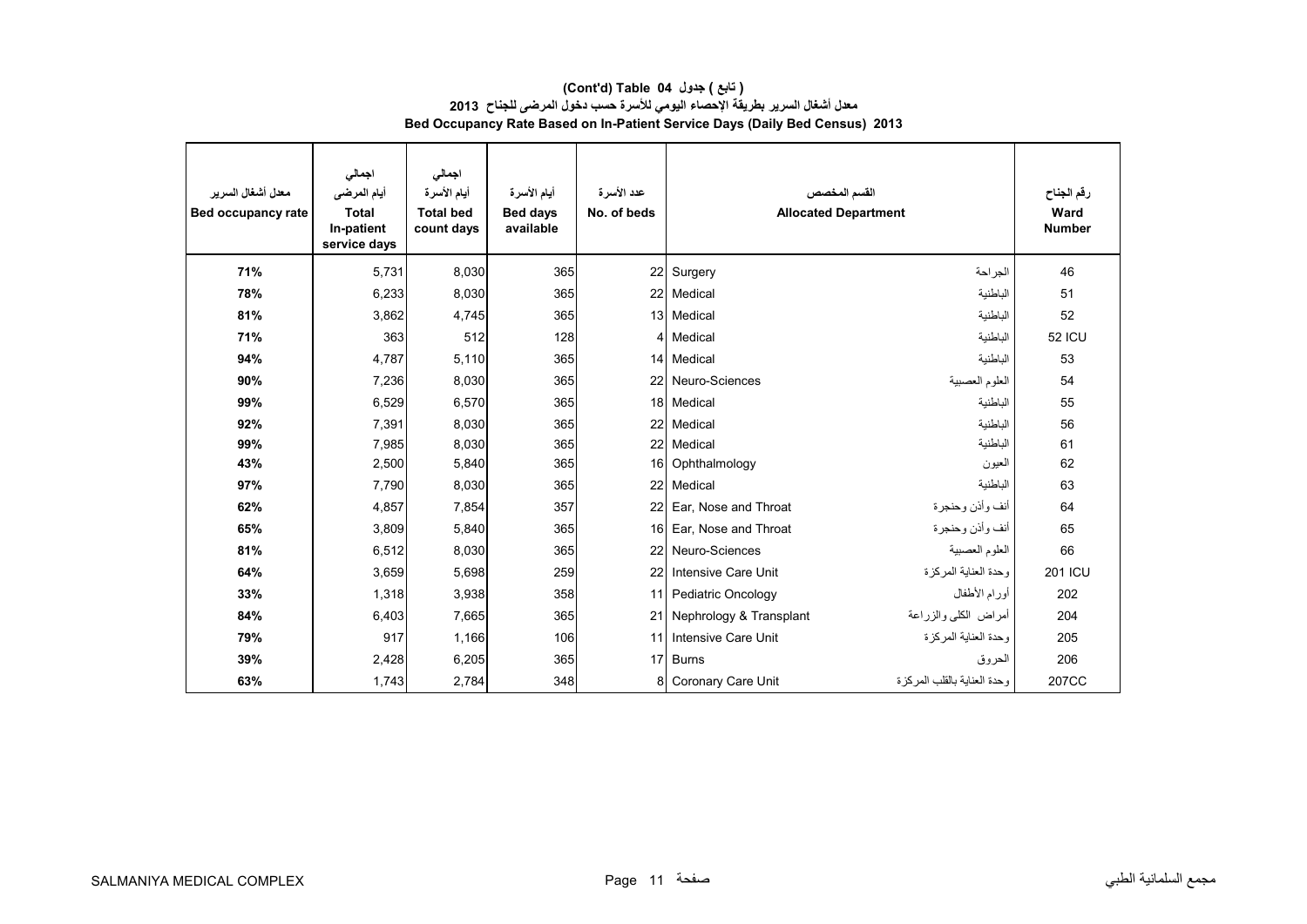**(Cont'd) Table 04 جدول ( تابع )**

**معدل أشغال السرير بطريقة الإحصاء اليومي للأسرة حسب دخول المرضى للجناح 2013**

**Bed Occupancy Rate Based on In-Patient Service Days (Daily Bed Census) 2013**

| معدل أشغال السرير<br>Bed occupancy rate | اجمالي أيام المرضى<br>Total In-patient service days | اجمالي أيام الأسرة<br>Total bed count days | أيام الأسرة<br>Bed days available | عدد الأسرة<br>No. of beds | Allocated Department | القسم المخصص | رقم الجناح<br>Ward Number |
|---|---|---|---|---|---|---|---|
| 71% | 5,731 | 8,030 | 365 | 22 | Surgery | الجراحة | 46 |
| 78% | 6,233 | 8,030 | 365 | 22 | Medical | الباطنية | 51 |
| 81% | 3,862 | 4,745 | 365 | 13 | Medical | الباطنية | 52 |
| 71% | 363 | 512 | 128 | 4 | Medical | الباطنية | 52 ICU |
| 94% | 4,787 | 5,110 | 365 | 14 | Medical | الباطنية | 53 |
| 90% | 7,236 | 8,030 | 365 | 22 | Neuro-Sciences | العلوم العصبية | 54 |
| 99% | 6,529 | 6,570 | 365 | 18 | Medical | الباطنية | 55 |
| 92% | 7,391 | 8,030 | 365 | 22 | Medical | الباطنية | 56 |
| 99% | 7,985 | 8,030 | 365 | 22 | Medical | الباطنية | 61 |
| 43% | 2,500 | 5,840 | 365 | 16 | Ophthalmology | العيون | 62 |
| 97% | 7,790 | 8,030 | 365 | 22 | Medical | الباطنية | 63 |
| 62% | 4,857 | 7,854 | 357 | 22 | Ear, Nose and Throat | أنف وأذن وحنجرة | 64 |
| 65% | 3,809 | 5,840 | 365 | 16 | Ear, Nose and Throat | أنف وأذن وحنجرة | 65 |
| 81% | 6,512 | 8,030 | 365 | 22 | Neuro-Sciences | العلوم العصبية | 66 |
| 64% | 3,659 | 5,698 | 259 | 22 | Intensive Care Unit | وحدة العناية المركزة | 201 ICU |
| 33% | 1,318 | 3,938 | 358 | 11 | Pediatric Oncology | أورام الأطفال | 202 |
| 84% | 6,403 | 7,665 | 365 | 21 | Nephrology & Transplant | أمراض الكلى والزراعة | 204 |
| 79% | 917 | 1,166 | 106 | 11 | Intensive Care Unit | وحدة العناية المركزة | 205 |
| 39% | 2,428 | 6,205 | 365 | 17 | Burns | الحروق | 206 |
| 63% | 1,743 | 2,784 | 348 | 8 | Coronary Care Unit | وحدة العناية بالقلب المركزة | 207CC |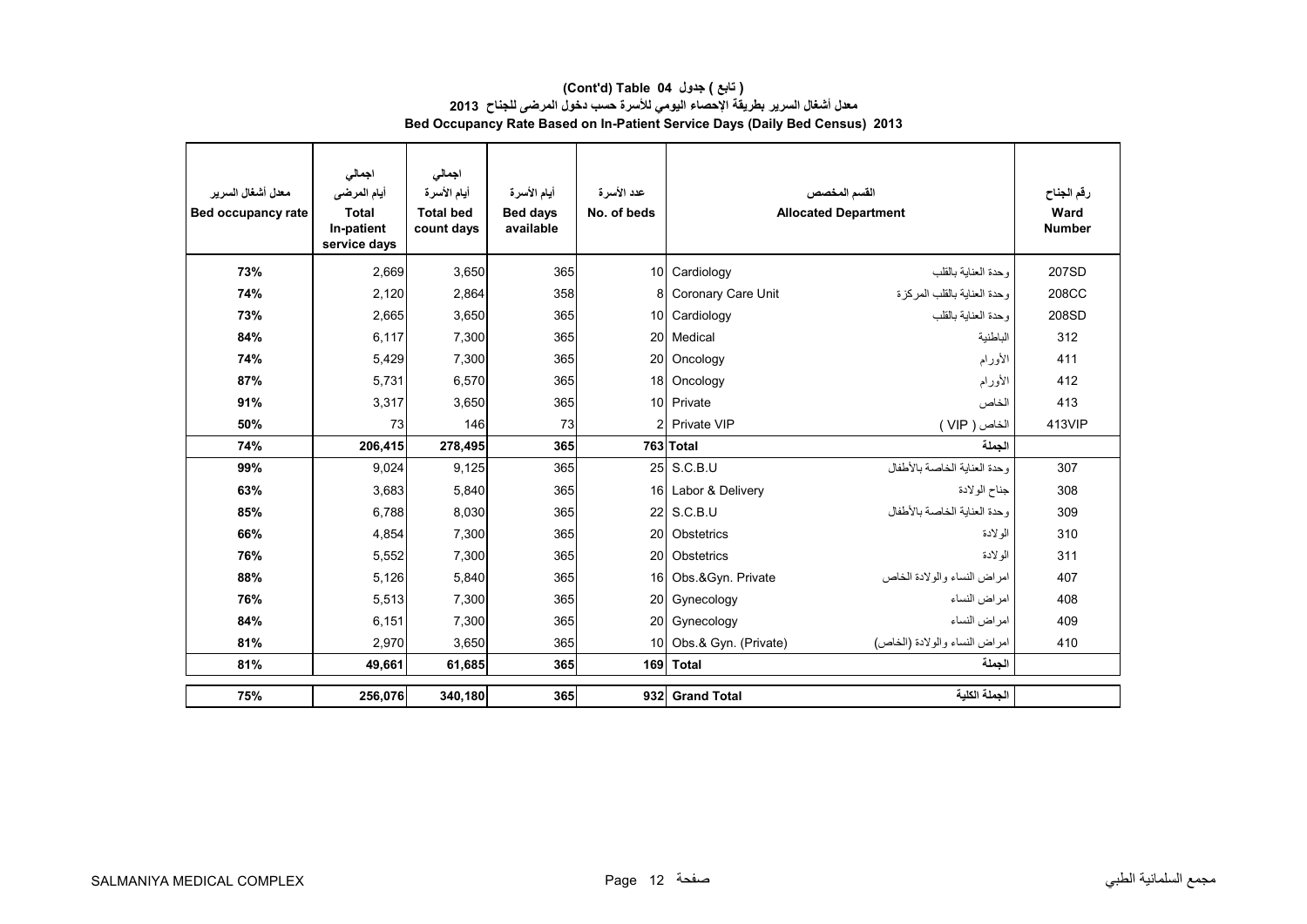**(تابع ) جدول 04 (Cont'd) Table**

**معدل أشغال السرير بطريقة الإحصاء اليومي للأسرة حسب دخول المرضى للجناح 2013**

**Bed Occupancy Rate Based on In-Patient Service Days (Daily Bed Census) 2013**

| معدل أشغال السرير<br>Bed occupancy rate | اجمالي أيام المرضى<br>Total In-patient service days | اجمالي أيام الأسرة<br>Total bed count days | أيام الأسرة<br>Bed days available | عدد الأسرة<br>No. of beds | القسم المخصص<br>Allocated Department | | رقم الجناح<br>Ward Number |
|---|---|---|---|---|---|---|---|
| 73% | 2,669 | 3,650 | 365 | 10 | Cardiology | وحدة العناية بالقلب | 207SD |
| 74% | 2,120 | 2,864 | 358 | 8 | Coronary Care Unit | وحدة العناية بالقلب المركزة | 208CC |
| 73% | 2,665 | 3,650 | 365 | 10 | Cardiology | وحدة العناية بالقلب | 208SD |
| 84% | 6,117 | 7,300 | 365 | 20 | Medical | الباطنية | 312 |
| 74% | 5,429 | 7,300 | 365 | 20 | Oncology | الأورام | 411 |
| 87% | 5,731 | 6,570 | 365 | 18 | Oncology | الأورام | 412 |
| 91% | 3,317 | 3,650 | 365 | 10 | Private | الخاص | 413 |
| 50% | 73 | 146 | 73 | 2 | Private VIP | الخاص ( VIP ) | 413VIP |
| **74%** | **206,415** | **278,495** | **365** | **763** | **Total** | **الجملة** | |
| 99% | 9,024 | 9,125 | 365 | 25 | S.C.B.U | وحدة العناية الخاصة بالأطفال | 307 |
| 63% | 3,683 | 5,840 | 365 | 16 | Labor & Delivery | جناح الولادة | 308 |
| 85% | 6,788 | 8,030 | 365 | 22 | S.C.B.U | وحدة العناية الخاصة بالأطفال | 309 |
| 66% | 4,854 | 7,300 | 365 | 20 | Obstetrics | الولادة | 310 |
| 76% | 5,552 | 7,300 | 365 | 20 | Obstetrics | الولادة | 311 |
| 88% | 5,126 | 5,840 | 365 | 16 | Obs.&Gyn. Private | امراض النساء والولادة الخاص | 407 |
| 76% | 5,513 | 7,300 | 365 | 20 | Gynecology | امراض النساء | 408 |
| 84% | 6,151 | 7,300 | 365 | 20 | Gynecology | امراض النساء | 409 |
| 81% | 2,970 | 3,650 | 365 | 10 | Obs.& Gyn. (Private) | امراض النساء والولادة (الخاص) | 410 |
| **81%** | **49,661** | **61,685** | **365** | **169** | **Total** | **الجملة** | |
| **75%** | **256,076** | **340,180** | **365** | **932** | **Grand Total** | **الجملة الكلية** | |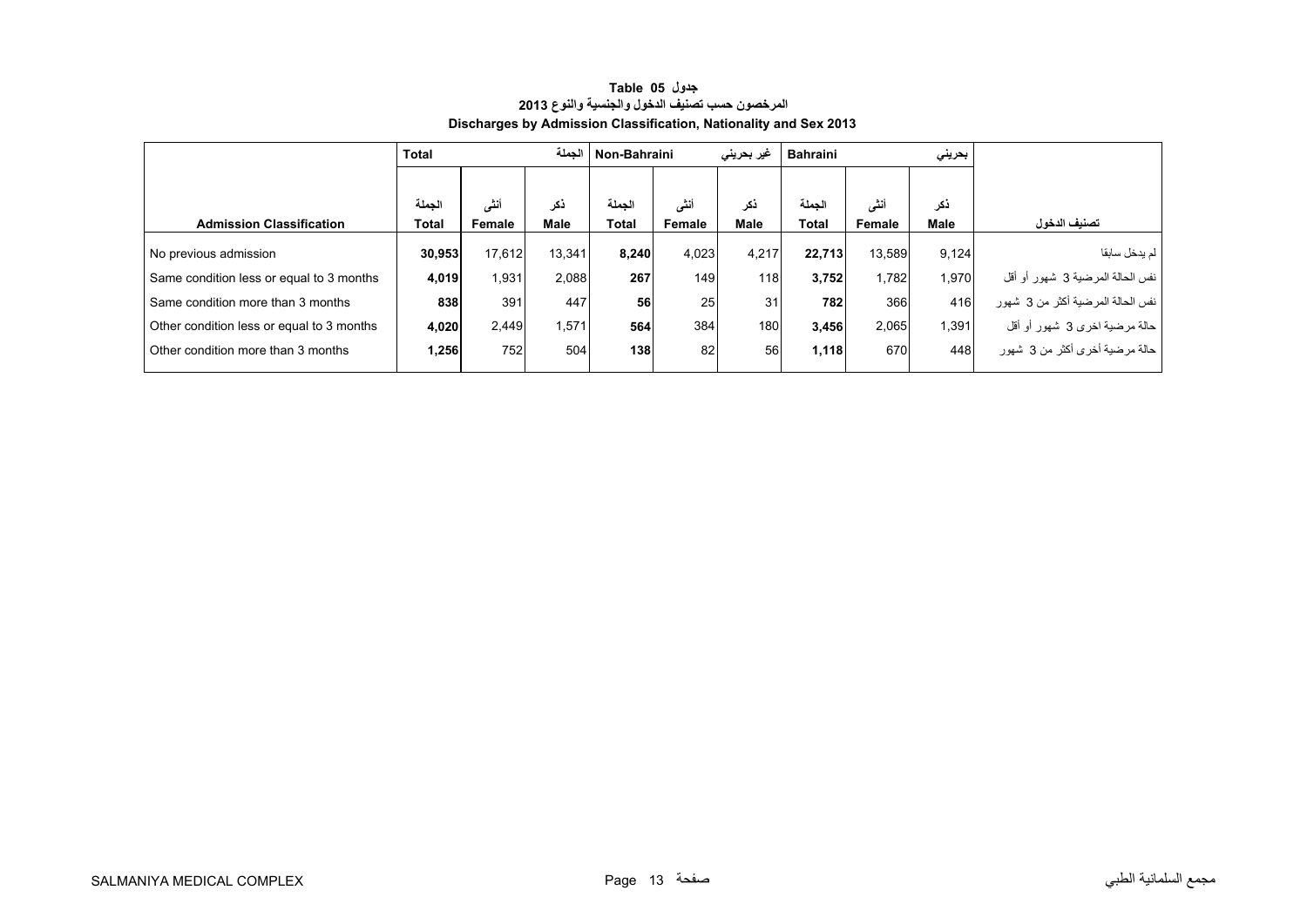# جدول 05 Table

## المرخصون حسب تصنيف الدخول والجنسية والنوع 2013

## Discharges by Admission Classification, Nationality and Sex 2013

| | Total | | الجملة | Non-Bahraini | | غير بحريني | Bahraini | | بحريني | |
|---|---|---|---|---|---|---|---|---|---|---|
| **Admission Classification** | الجملة **Total** | أنثى **Female** | ذكر **Male** | الجملة **Total** | أنثى **Female** | ذكر **Male** | الجملة **Total** | أنثى **Female** | ذكر **Male** | **تصنيف الدخول** |
| No previous admission | **30,953** | 17,612 | 13,341 | **8,240** | 4,023 | 4,217 | **22,713** | 13,589 | 9,124 | لم يدخل سابقا |
| Same condition less or equal to 3 months | **4,019** | 1,931 | 2,088 | **267** | 149 | 118 | **3,752** | 1,782 | 1,970 | نفس الحالة المرضية 3 شهور أو أقل |
| Same condition more than 3 months | **838** | 391 | 447 | **56** | 25 | 31 | **782** | 366 | 416 | نفس الحالة المرضية أكثر من 3 شهور |
| Other condition less or equal to 3 months | **4,020** | 2,449 | 1,571 | **564** | 384 | 180 | **3,456** | 2,065 | 1,391 | حالة مرضية اخرى 3 شهور أو أقل |
| Other condition more than 3 months | **1,256** | 752 | 504 | **138** | 82 | 56 | **1,118** | 670 | 448 | حالة مرضية أخرى أكثر من 3 شهور |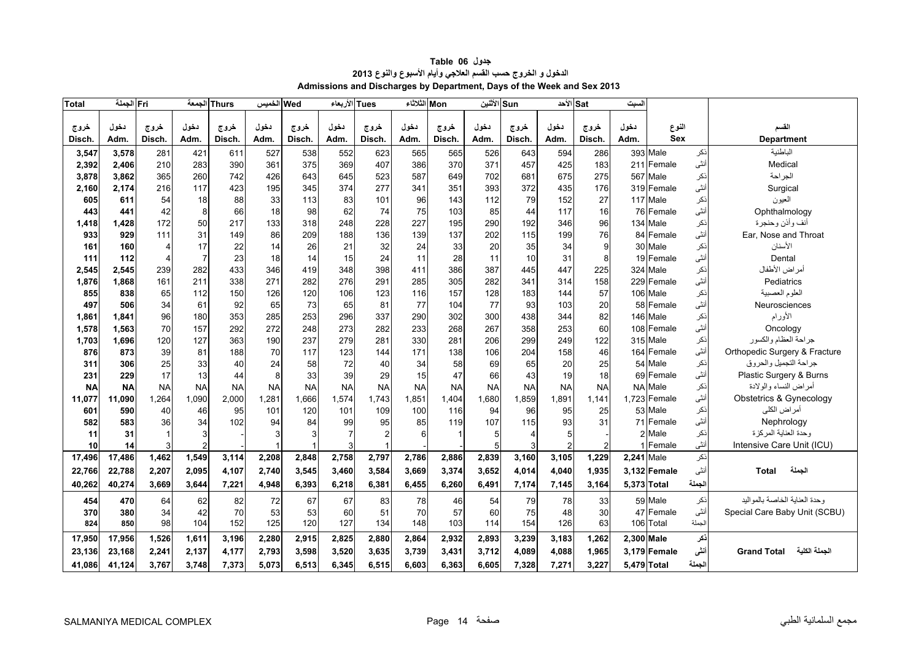**جدول Table 06**

**الدخول و الخروج حسب القسم العلاجي وأيام الأسبوع والنوع 2013**

**Admissions and Discharges by Department, Days of the Week and Sex 2013**

| Total الجملة | | Fri الجمعة | | Thurs الخميس | | Wed الأربعاء | | Tues الثلاثاء | | Mon الأثنين | | Sun الأحد | | Sat السبت | | | | |
|---|---|---|---|---|---|---|---|---|---|---|---|---|---|---|---|---|---|---|
| خروج Disch. | دخول Adm. | خروج Disch. | دخول Adm. | خروج Disch. | دخول Adm. | خروج Disch. | دخول Adm. | خروج Disch. | دخول Adm. | خروج Disch. | دخول Adm. | خروج Disch. | دخول Adm. | خروج Disch. | دخول Adm. | النوع Sex | | القسم Department |
| 3,547 | 3,578 | 281 | 421 | 611 | 527 | 538 | 552 | 623 | 565 | 565 | 526 | 643 | 594 | 286 | 393 | Male | ذكر | الباطنية |
| 2,392 | 2,406 | 210 | 283 | 390 | 361 | 375 | 369 | 407 | 386 | 370 | 371 | 457 | 425 | 183 | 211 | Female | أنثى | Medical |
| 3,878 | 3,862 | 365 | 260 | 742 | 426 | 643 | 645 | 523 | 587 | 649 | 702 | 681 | 675 | 275 | 567 | Male | ذكر | الجراحة |
| 2,160 | 2,174 | 216 | 117 | 423 | 195 | 345 | 374 | 277 | 341 | 351 | 393 | 372 | 435 | 176 | 319 | Female | أنثى | Surgical |
| 605 | 611 | 54 | 18 | 88 | 33 | 113 | 83 | 101 | 96 | 143 | 112 | 79 | 152 | 27 | 117 | Male | ذكر | العيون |
| 443 | 441 | 42 | 8 | 66 | 18 | 98 | 62 | 74 | 75 | 103 | 85 | 44 | 117 | 16 | 76 | Female | أنثى | Ophthalmology |
| 1,418 | 1,428 | 172 | 50 | 217 | 133 | 318 | 248 | 228 | 227 | 195 | 290 | 192 | 346 | 96 | 134 | Male | ذكر | أنف وأذن وحنجرة |
| 933 | 929 | 111 | 31 | 149 | 86 | 209 | 188 | 136 | 139 | 137 | 202 | 115 | 199 | 76 | 84 | Female | أنثى | Ear, Nose and Throat |
| 161 | 160 | 4 | 17 | 22 | 14 | 26 | 21 | 32 | 24 | 33 | 20 | 35 | 34 | 9 | 30 | Male | ذكر | الأسنان |
| 111 | 112 | 4 | 7 | 23 | 18 | 14 | 15 | 24 | 11 | 28 | 11 | 10 | 31 | 8 | 19 | Female | أنثى | Dental |
| 2,545 | 2,545 | 239 | 282 | 433 | 346 | 419 | 348 | 398 | 411 | 386 | 387 | 445 | 447 | 225 | 324 | Male | ذكر | أمراض الأطفال |
| 1,876 | 1,868 | 161 | 211 | 338 | 271 | 282 | 276 | 291 | 285 | 305 | 282 | 341 | 314 | 158 | 229 | Female | أنثى | Pediatrics |
| 855 | 838 | 65 | 112 | 150 | 126 | 120 | 106 | 123 | 116 | 157 | 128 | 183 | 144 | 57 | 106 | Male | ذكر | العلوم العصبية |
| 497 | 506 | 34 | 61 | 92 | 65 | 73 | 65 | 81 | 77 | 104 | 77 | 93 | 103 | 20 | 58 | Female | أنثى | Neurosciences |
| 1,861 | 1,841 | 96 | 180 | 353 | 285 | 253 | 296 | 337 | 290 | 302 | 300 | 438 | 344 | 82 | 146 | Male | ذكر | الأورام |
| 1,578 | 1,563 | 70 | 157 | 292 | 272 | 248 | 273 | 282 | 233 | 268 | 267 | 358 | 253 | 60 | 108 | Female | أنثى | Oncology |
| 1,703 | 1,696 | 120 | 127 | 363 | 190 | 237 | 279 | 281 | 330 | 281 | 206 | 299 | 249 | 122 | 315 | Male | ذكر | جراحة العظام والكسور |
| 876 | 873 | 39 | 81 | 188 | 70 | 117 | 123 | 144 | 171 | 138 | 106 | 204 | 158 | 46 | 164 | Female | أنثى | Orthopedic Surgery & Fracture |
| 311 | 306 | 25 | 33 | 40 | 24 | 58 | 72 | 40 | 34 | 58 | 69 | 65 | 20 | 25 | 54 | Male | ذكر | جراحة التجميل والحروق |
| 231 | 229 | 17 | 13 | 44 | 8 | 33 | 39 | 29 | 15 | 47 | 66 | 43 | 19 | 18 | 69 | Female | أنثى | Plastic Surgery & Burns |
| NA | NA | NA | NA | NA | NA | NA | NA | NA | NA | NA | NA | NA | NA | NA | NA | Male | ذكر | أمراض النساء والولادة |
| 11,077 | 11,090 | 1,264 | 1,090 | 2,000 | 1,281 | 1,666 | 1,574 | 1,743 | 1,851 | 1,404 | 1,680 | 1,859 | 1,891 | 1,141 | 1,723 | Female | أنثى | Obstetrics & Gynecology |
| 601 | 590 | 40 | 46 | 95 | 101 | 120 | 101 | 109 | 100 | 116 | 94 | 96 | 95 | 25 | 53 | Male | ذكر | أمراض الكلى |
| 582 | 583 | 36 | 34 | 102 | 94 | 84 | 99 | 95 | 85 | 119 | 107 | 115 | 93 | 31 | 71 | Female | أنثى | Nephrology |
| 11 | 31 | 1 | 3 | - | 3 | 3 | 7 | 2 | 6 | 1 | 5 | 4 | 5 | - | 2 | Male | ذكر | وحدة العناية المركزة |
| 10 | 14 | 3 | 2 | - | 1 | 1 | 3 | 1 | - | - | 5 | 3 | 2 | 2 | 1 | Female | أنثى | Intensive Care Unit (ICU) |
| **17,496** | **17,486** | **1,462** | **1,549** | **3,114** | **2,208** | **2,848** | **2,758** | **2,797** | **2,786** | **2,886** | **2,839** | **3,160** | **3,105** | **1,229** | **2,241** | **Male** | ذكر | |
| **22,766** | **22,788** | **2,207** | **2,095** | **4,107** | **2,740** | **3,545** | **3,460** | **3,584** | **3,669** | **3,374** | **3,652** | **4,014** | **4,040** | **1,935** | **3,132** | **Female** | أنثى | **Total الجملة** |
| **40,262** | **40,274** | **3,669** | **3,644** | **7,221** | **4,948** | **6,393** | **6,218** | **6,381** | **6,455** | **6,260** | **6,491** | **7,174** | **7,145** | **3,164** | **5,373** | **Total** | الجملة | |
| 454 | 470 | 64 | 62 | 82 | 72 | 67 | 67 | 83 | 78 | 46 | 54 | 79 | 78 | 33 | 59 | Male | ذكر | وحدة العناية الخاصة بالمواليد |
| 370 | 380 | 34 | 42 | 70 | 53 | 53 | 60 | 51 | 70 | 57 | 60 | 75 | 48 | 30 | 47 | Female | أنثى | Special Care Baby Unit (SCBU) |
| 824 | 850 | 98 | 104 | 152 | 125 | 120 | 127 | 134 | 148 | 103 | 114 | 154 | 126 | 63 | 106 | Total | الجملة | |
| **17,950** | **17,956** | **1,526** | **1,611** | **3,196** | **2,280** | **2,915** | **2,825** | **2,880** | **2,864** | **2,932** | **2,893** | **3,239** | **3,183** | **1,262** | **2,300** | **Male** | **ذكر** | |
| **23,136** | **23,168** | **2,241** | **2,137** | **4,177** | **2,793** | **3,598** | **3,520** | **3,635** | **3,739** | **3,431** | **3,712** | **4,089** | **4,088** | **1,965** | **3,179** | **Female** | **أنثى** | **Grand Total الجملة الكلية** |
| **41,086** | **41,124** | **3,767** | **3,748** | **7,373** | **5,073** | **6,513** | **6,345** | **6,515** | **6,603** | **6,363** | **6,605** | **7,328** | **7,271** | **3,227** | **5,479** | **Total** | **الجملة** | |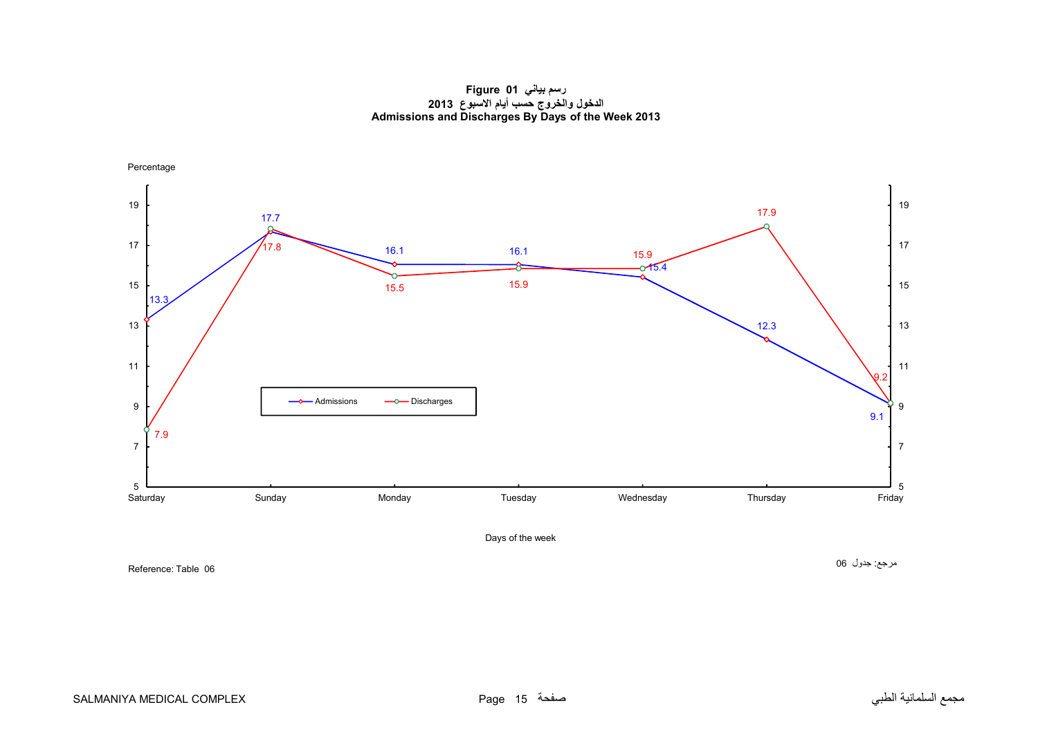**Figure 01 رسم بياني**

**الدخول والخروج حسب أيام الاسبوع 2013**

**Admissions and Discharges By Days of the Week 2013**

Percentage

| Days of the week | Admissions | Discharges |
|---|---|---|
| Saturday | 13.3 | 7.9 |
| Sunday | 17.7 | 17.8 |
| Monday | 16.1 | 15.5 |
| Tuesday | 16.1 | 15.9 |
| Wednesday | 15.4 | 15.9 |
| Thursday | 12.3 | 17.9 |
| Friday | 9.1 | 9.2 |

Days of the week

Reference: Table 06

مرجع: جدول 06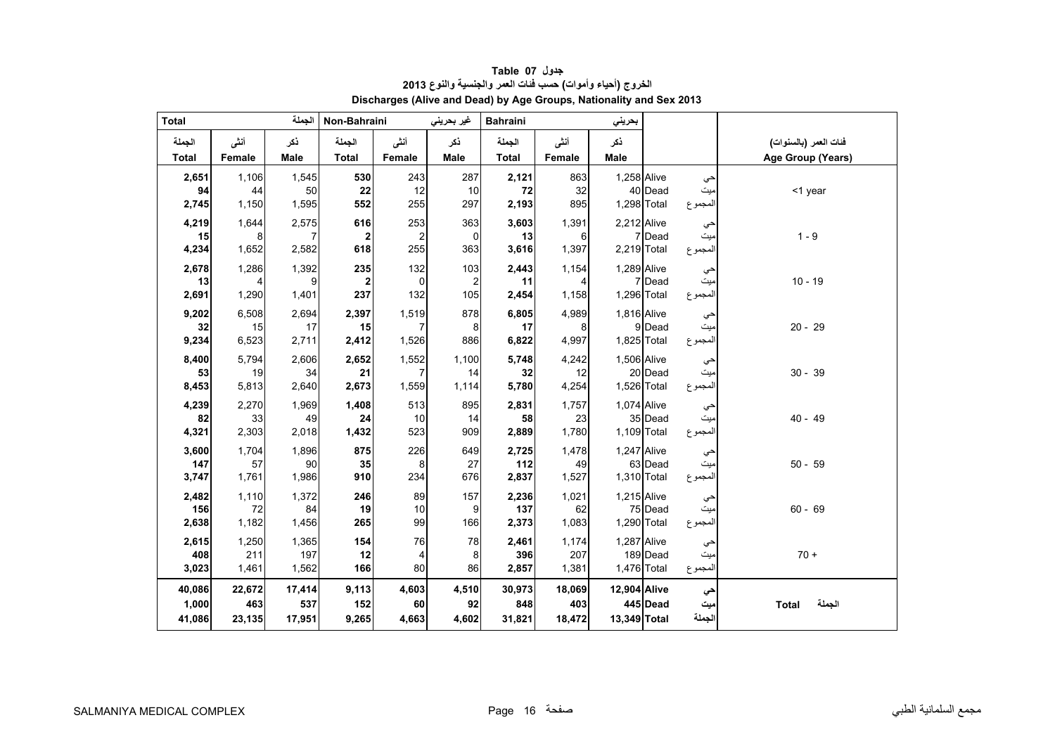# جدول Table 07

## الخروج (أحياء وأموات) حسب فئات العمر والجنسية والنوع 2013

## Discharges (Alive and Dead) by Age Groups, Nationality and Sex 2013

| Total الجملة | | | Non-Bahraini غير بحريني | | | Bahraini بحريني | | | | | |
|---|---|---|---|---|---|---|---|---|---|---|---|
| الجملة Total | أنثى Female | ذكر Male | الجملة Total | أنثى Female | ذكر Male | الجملة Total | أنثى Female | ذكر Male | | | فئات العمر (بالسنوات) Age Group (Years) |
| **2,651** | 1,106 | 1,545 | **530** | 243 | 287 | **2,121** | 863 | 1,258 | Alive | حي | <1 year |
| **94** | 44 | 50 | **22** | 12 | 10 | **72** | 32 | 40 | Dead | ميت | |
| **2,745** | 1,150 | 1,595 | **552** | 255 | 297 | **2,193** | 895 | 1,298 | Total | المجموع | |
| **4,219** | 1,644 | 2,575 | **616** | 253 | 363 | **3,603** | 1,391 | 2,212 | Alive | حي | 1 - 9 |
| **15** | 8 | 7 | **2** | 2 | 0 | **13** | 6 | 7 | Dead | ميت | |
| **4,234** | 1,652 | 2,582 | **618** | 255 | 363 | **3,616** | 1,397 | 2,219 | Total | المجموع | |
| **2,678** | 1,286 | 1,392 | **235** | 132 | 103 | **2,443** | 1,154 | 1,289 | Alive | حي | 10 - 19 |
| **13** | 4 | 9 | **2** | 0 | 2 | **11** | 4 | 7 | Dead | ميت | |
| **2,691** | 1,290 | 1,401 | **237** | 132 | 105 | **2,454** | 1,158 | 1,296 | Total | المجموع | |
| **9,202** | 6,508 | 2,694 | **2,397** | 1,519 | 878 | **6,805** | 4,989 | 1,816 | Alive | حي | 20 - 29 |
| **32** | 15 | 17 | **15** | 7 | 8 | **17** | 8 | 9 | Dead | ميت | |
| **9,234** | 6,523 | 2,711 | **2,412** | 1,526 | 886 | **6,822** | 4,997 | 1,825 | Total | المجموع | |
| **8,400** | 5,794 | 2,606 | **2,652** | 1,552 | 1,100 | **5,748** | 4,242 | 1,506 | Alive | حي | 30 - 39 |
| **53** | 19 | 34 | **21** | 7 | 14 | **32** | 12 | 20 | Dead | ميت | |
| **8,453** | 5,813 | 2,640 | **2,673** | 1,559 | 1,114 | **5,780** | 4,254 | 1,526 | Total | المجموع | |
| **4,239** | 2,270 | 1,969 | **1,408** | 513 | 895 | **2,831** | 1,757 | 1,074 | Alive | حي | 40 - 49 |
| **82** | 33 | 49 | **24** | 10 | 14 | **58** | 23 | 35 | Dead | ميت | |
| **4,321** | 2,303 | 2,018 | **1,432** | 523 | 909 | **2,889** | 1,780 | 1,109 | Total | المجموع | |
| **3,600** | 1,704 | 1,896 | **875** | 226 | 649 | **2,725** | 1,478 | 1,247 | Alive | حي | 50 - 59 |
| **147** | 57 | 90 | **35** | 8 | 27 | **112** | 49 | 63 | Dead | ميت | |
| **3,747** | 1,761 | 1,986 | **910** | 234 | 676 | **2,837** | 1,527 | 1,310 | Total | المجموع | |
| **2,482** | 1,110 | 1,372 | **246** | 89 | 157 | **2,236** | 1,021 | 1,215 | Alive | حي | 60 - 69 |
| **156** | 72 | 84 | **19** | 10 | 9 | **137** | 62 | 75 | Dead | ميت | |
| **2,638** | 1,182 | 1,456 | **265** | 99 | 166 | **2,373** | 1,083 | 1,290 | Total | المجموع | |
| **2,615** | 1,250 | 1,365 | **154** | 76 | 78 | **2,461** | 1,174 | 1,287 | Alive | حي | 70 + |
| **408** | 211 | 197 | **12** | 4 | 8 | **396** | 207 | 189 | Dead | ميت | |
| **3,023** | 1,461 | 1,562 | **166** | 80 | 86 | **2,857** | 1,381 | 1,476 | Total | المجموع | |
| **40,086** | **22,672** | **17,414** | **9,113** | **4,603** | **4,510** | **30,973** | **18,069** | **12,904** | **Alive** | **حي** | **Total الجملة** |
| **1,000** | **463** | **537** | **152** | **60** | **92** | **848** | **403** | **445** | **Dead** | **ميت** | |
| **41,086** | **23,135** | **17,951** | **9,265** | **4,663** | **4,602** | **31,821** | **18,472** | **13,349** | **Total** | **الجملة** | |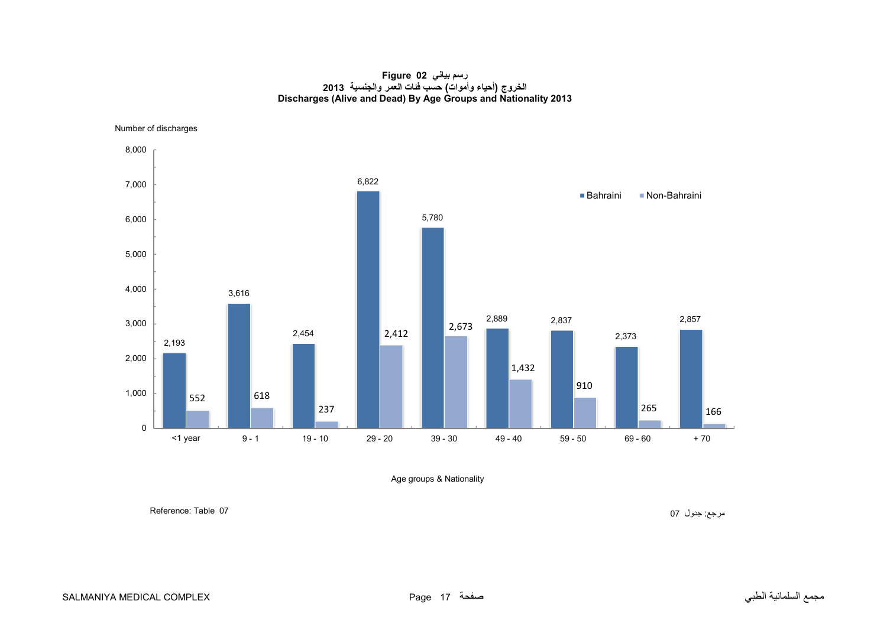**Figure 02 رسم بياني**

**الخروج (أحياء وأموات) حسب فئات العمر والجنسية 2013**

**Discharges (Alive and Dead) By Age Groups and Nationality 2013**

Number of discharges

| Age groups | Bahraini | Non-Bahraini |
|---|---|---|
| <1 year | 2,193 | 552 |
| 9 - 1 | 3,616 | 618 |
| 19 - 10 | 2,454 | 237 |
| 29 - 20 | 6,822 | 2,412 |
| 39 - 30 | 5,780 | 2,673 |
| 49 - 40 | 2,889 | 1,432 |
| 59 - 50 | 2,837 | 910 |
| 69 - 60 | 2,373 | 265 |
| + 70 | 2,857 | 166 |

Age groups & Nationality

Reference: Table 07

مرجع: جدول 07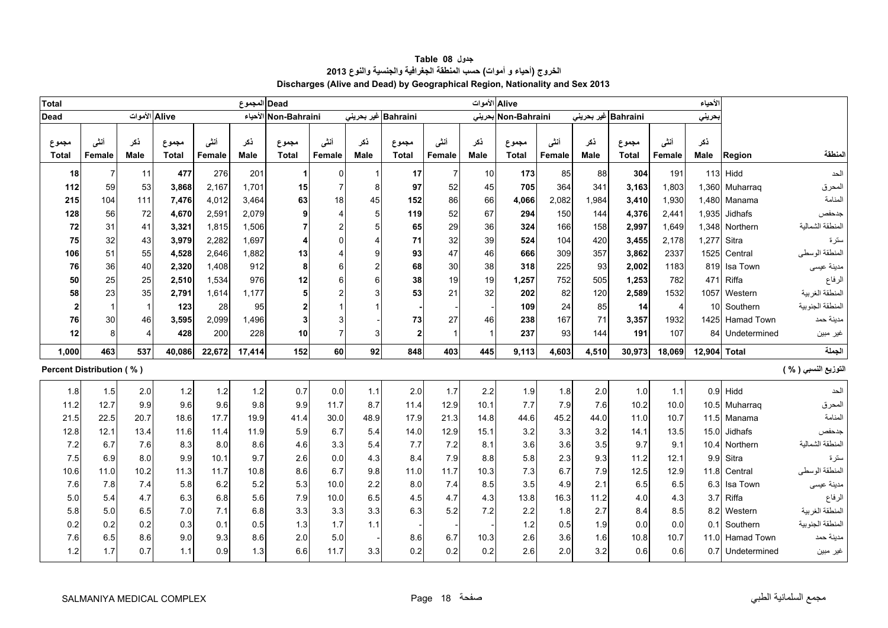# Table 08 جدول

## الخروج (أحياء و أموات) حسب المنطقة الجغرافية والجنسية والنوع 2013

## Discharges (Alive and Dead) by Geographical Region, Nationality and Sex 2013

| Total | | | | | المجموع | Dead | | | | | الأموات | Alive | | | | | الأحياء | | |
|---|---|---|---|---|---|---|---|---|---|---|---|---|---|---|---|---|---|---|---|
| Dead | | الأموات | Alive | | الأحياء | Non-Bahraini | | غير بحريني | Bahraini | | بحريني | Non-Bahraini | | غير بحريني | Bahraini | | بحريني | | |
| مجموع Total | أنثى Female | ذكر Male | مجموع Total | أنثى Female | ذكر Male | مجموع Total | أنثى Female | ذكر Male | مجموع Total | أنثى Female | ذكر Male | مجموع Total | أنثى Female | ذكر Male | مجموع Total | أنثى Female | ذكر Male | Region | المنطقة |
| 18 | 7 | 11 | 477 | 276 | 201 | 1 | 0 | 1 | 17 | 7 | 10 | 173 | 85 | 88 | 304 | 191 | 113 | Hidd | الحد |
| 112 | 59 | 53 | 3,868 | 2,167 | 1,701 | 15 | 7 | 8 | 97 | 52 | 45 | 705 | 364 | 341 | 3,163 | 1,803 | 1,360 | Muharraq | المحرق |
| 215 | 104 | 111 | 7,476 | 4,012 | 3,464 | 63 | 18 | 45 | 152 | 86 | 66 | 4,066 | 2,082 | 1,984 | 3,410 | 1,930 | 1,480 | Manama | المنامة |
| 128 | 56 | 72 | 4,670 | 2,591 | 2,079 | 9 | 4 | 5 | 119 | 52 | 67 | 294 | 150 | 144 | 4,376 | 2,441 | 1,935 | Jidhafs | جدحفص |
| 72 | 31 | 41 | 3,321 | 1,815 | 1,506 | 7 | 2 | 5 | 65 | 29 | 36 | 324 | 166 | 158 | 2,997 | 1,649 | 1,348 | Northern | المنطقة الشمالية |
| 75 | 32 | 43 | 3,979 | 2,282 | 1,697 | 4 | 0 | 4 | 71 | 32 | 39 | 524 | 104 | 420 | 3,455 | 2,178 | 1,277 | Sitra | سترة |
| 106 | 51 | 55 | 4,528 | 2,646 | 1,882 | 13 | 4 | 9 | 93 | 47 | 46 | 666 | 309 | 357 | 3,862 | 2337 | 1525 | Central | المنطقة الوسطى |
| 76 | 36 | 40 | 2,320 | 1,408 | 912 | 8 | 6 | 2 | 68 | 30 | 38 | 318 | 225 | 93 | 2,002 | 1183 | 819 | Isa Town | مدينة عيسى |
| 50 | 25 | 25 | 2,510 | 1,534 | 976 | 12 | 6 | 6 | 38 | 19 | 19 | 1,257 | 752 | 505 | 1,253 | 782 | 471 | Riffa | الرفاع |
| 58 | 23 | 35 | 2,791 | 1,614 | 1,177 | 5 | 2 | 3 | 53 | 21 | 32 | 202 | 82 | 120 | 2,589 | 1532 | 1057 | Western | المنطقة الغربية |
| 2 | 1 | 1 | 123 | 28 | 95 | 2 | 1 | 1 | - | - | - | 109 | 24 | 85 | 14 | 4 | 10 | Southern | المنطقة الجنوبية |
| 76 | 30 | 46 | 3,595 | 2,099 | 1,496 | 3 | 3 | - | 73 | 27 | 46 | 238 | 167 | 71 | 3,357 | 1932 | 1425 | Hamad Town | مدينة حمد |
| 12 | 8 | 4 | 428 | 200 | 228 | 10 | 7 | 3 | 2 | 1 | 1 | 237 | 93 | 144 | 191 | 107 | 84 | Undetermined | غير مبين |
| **1,000** | **463** | **537** | **40,086** | **22,672** | **17,414** | **152** | **60** | **92** | **848** | **403** | **445** | **9,113** | **4,603** | **4,510** | **30,973** | **18,069** | **12,904** | **Total** | **الجملة** |

**Percent Distribution ( % )** — **التوزيع النسبي ( % )**

| مجموع Total | أنثى Female | ذكر Male | مجموع Total | أنثى Female | ذكر Male | مجموع Total | أنثى Female | ذكر Male | مجموع Total | أنثى Female | ذكر Male | مجموع Total | أنثى Female | ذكر Male | مجموع Total | أنثى Female | ذكر Male | Region | المنطقة |
|---|---|---|---|---|---|---|---|---|---|---|---|---|---|---|---|---|---|---|---|
| 1.8 | 1.5 | 2.0 | 1.2 | 1.2 | 1.2 | 0.7 | 0.0 | 1.1 | 2.0 | 1.7 | 2.2 | 1.9 | 1.8 | 2.0 | 1.0 | 1.1 | 0.9 | Hidd | الحد |
| 11.2 | 12.7 | 9.9 | 9.6 | 9.6 | 9.8 | 9.9 | 11.7 | 8.7 | 11.4 | 12.9 | 10.1 | 7.7 | 7.9 | 7.6 | 10.2 | 10.0 | 10.5 | Muharraq | المحرق |
| 21.5 | 22.5 | 20.7 | 18.6 | 17.7 | 19.9 | 41.4 | 30.0 | 48.9 | 17.9 | 21.3 | 14.8 | 44.6 | 45.2 | 44.0 | 11.0 | 10.7 | 11.5 | Manama | المنامة |
| 12.8 | 12.1 | 13.4 | 11.6 | 11.4 | 11.9 | 5.9 | 6.7 | 5.4 | 14.0 | 12.9 | 15.1 | 3.2 | 3.3 | 3.2 | 14.1 | 13.5 | 15.0 | Jidhafs | جدحفص |
| 7.2 | 6.7 | 7.6 | 8.3 | 8.0 | 8.6 | 4.6 | 3.3 | 5.4 | 7.7 | 7.2 | 8.1 | 3.6 | 3.6 | 3.5 | 9.7 | 9.1 | 10.4 | Northern | المنطقة الشمالية |
| 7.5 | 6.9 | 8.0 | 9.9 | 10.1 | 9.7 | 2.6 | 0.0 | 4.3 | 8.4 | 7.9 | 8.8 | 5.8 | 2.3 | 9.3 | 11.2 | 12.1 | 9.9 | Sitra | سترة |
| 10.6 | 11.0 | 10.2 | 11.3 | 11.7 | 10.8 | 8.6 | 6.7 | 9.8 | 11.0 | 11.7 | 10.3 | 7.3 | 6.7 | 7.9 | 12.5 | 12.9 | 11.8 | Central | المنطقة الوسطى |
| 7.6 | 7.8 | 7.4 | 5.8 | 6.2 | 5.2 | 5.3 | 10.0 | 2.2 | 8.0 | 7.4 | 8.5 | 3.5 | 4.9 | 2.1 | 6.5 | 6.5 | 6.3 | Isa Town | مدينة عيسى |
| 5.0 | 5.4 | 4.7 | 6.3 | 6.8 | 5.6 | 7.9 | 10.0 | 6.5 | 4.5 | 4.7 | 4.3 | 13.8 | 16.3 | 11.2 | 4.0 | 4.3 | 3.7 | Riffa | الرفاع |
| 5.8 | 5.0 | 6.5 | 7.0 | 7.1 | 6.8 | 3.3 | 3.3 | 3.3 | 6.3 | 5.2 | 7.2 | 2.2 | 1.8 | 2.7 | 8.4 | 8.5 | 8.2 | Western | المنطقة الغربية |
| 0.2 | 0.2 | 0.2 | 0.3 | 0.1 | 0.5 | 1.3 | 1.7 | 1.1 | - | - | - | 1.2 | 0.5 | 1.9 | 0.0 | 0.0 | 0.1 | Southern | المنطقة الجنوبية |
| 7.6 | 6.5 | 8.6 | 9.0 | 9.3 | 8.6 | 2.0 | 5.0 | - | 8.6 | 6.7 | 10.3 | 2.6 | 3.6 | 1.6 | 10.8 | 10.7 | 11.0 | Hamad Town | مدينة حمد |
| 1.2 | 1.7 | 0.7 | 1.1 | 0.9 | 1.3 | 6.6 | 11.7 | 3.3 | 0.2 | 0.2 | 0.2 | 2.6 | 2.0 | 3.2 | 0.6 | 0.6 | 0.7 | Undetermined | غير مبين |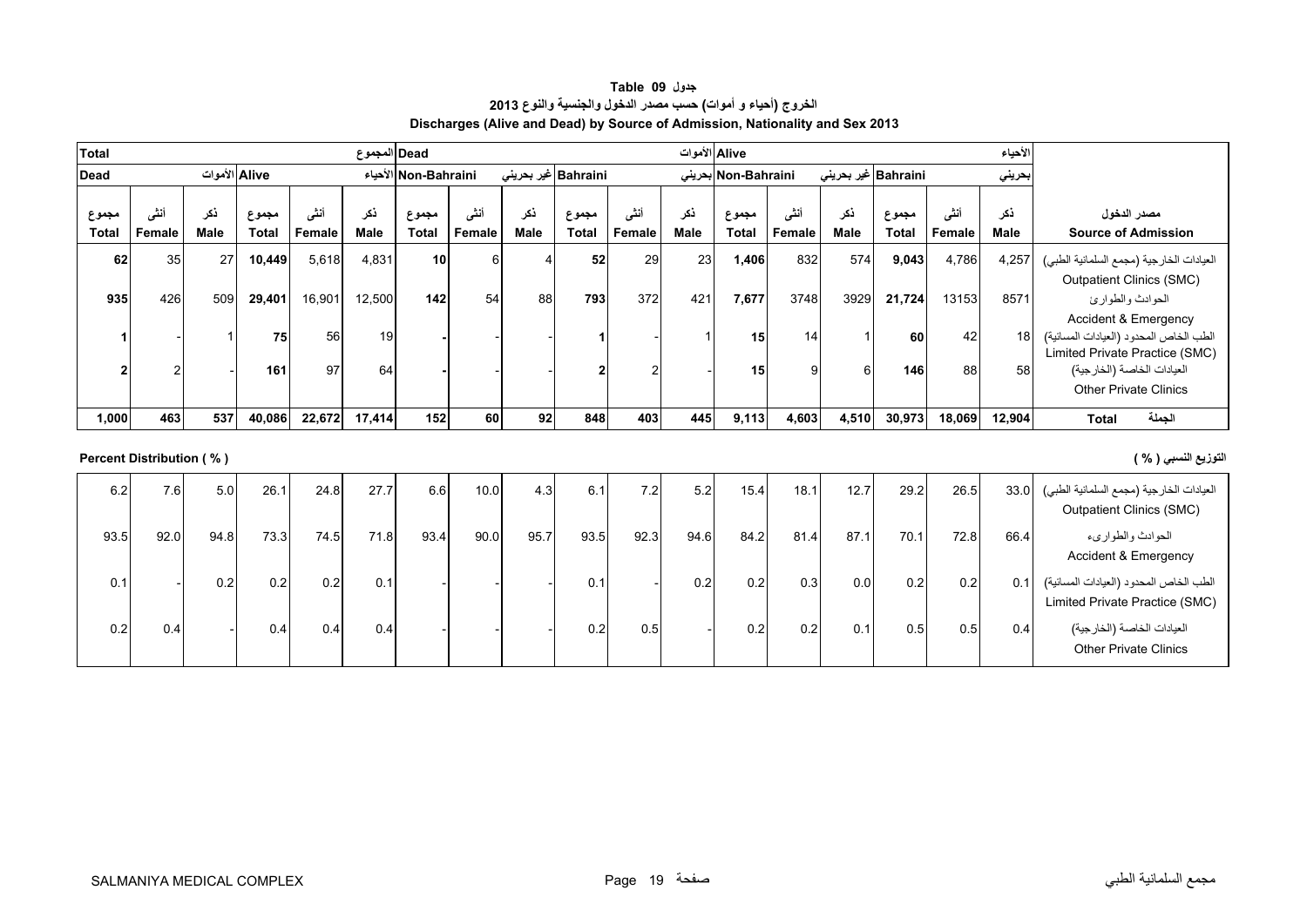## جدول Table 09

### الخروج (أحياء و أموات) حسب مصدر الدخول والجنسية والنوع 2013

### Discharges (Alive and Dead) by Source of Admission, Nationality and Sex 2013

| Total المجموع | | | | | | Dead الأموات | | | | | | Alive الأحياء | | | | | | |
|---|---|---|---|---|---|---|---|---|---|---|---|---|---|---|---|---|---|---|
| Dead الأموات | | | Alive الأحياء | | | Non-Bahraini غير بحريني | | | Bahraini بحريني | | | Non-Bahraini غير بحريني | | | Bahraini بحريني | | | |
| مجموع Total | أنثى Female | ذكر Male | مجموع Total | أنثى Female | ذكر Male | مجموع Total | أنثى Female | ذكر Male | مجموع Total | أنثى Female | ذكر Male | مجموع Total | أنثى Female | ذكر Male | مجموع Total | أنثى Female | ذكر Male | مصدر الدخول Source of Admission |
| 62 | 35 | 27 | 10,449 | 5,618 | 4,831 | 10 | 6 | 4 | 52 | 29 | 23 | 1,406 | 832 | 574 | 9,043 | 4,786 | 4,257 | العيادات الخارجية (مجمع السلمانية الطبي) Outpatient Clinics (SMC) |
| 935 | 426 | 509 | 29,401 | 16,901 | 12,500 | 142 | 54 | 88 | 793 | 372 | 421 | 7,677 | 3748 | 3929 | 21,724 | 13153 | 8571 | الحوادث والطوارئ Accident & Emergency |
| 1 | - | 1 | 75 | 56 | 19 | - | - | - | 1 | - | 1 | 15 | 14 | 1 | 60 | 42 | 18 | الطب الخاص المحدود (العيادات المسائية) Limited Private Practice (SMC) |
| 2 | 2 | - | 161 | 97 | 64 | - | - | - | 2 | 2 | - | 15 | 9 | 6 | 146 | 88 | 58 | العيادات الخاصة (الخارجية) Other Private Clinics |
| 1,000 | 463 | 537 | 40,086 | 22,672 | 17,414 | 152 | 60 | 92 | 848 | 403 | 445 | 9,113 | 4,603 | 4,510 | 30,973 | 18,069 | 12,904 | Total الجملة |

**Percent Distribution ( % ) التوزيع النسبي ( % )**

| مجموع Total | أنثى Female | ذكر Male | مجموع Total | أنثى Female | ذكر Male | مجموع Total | أنثى Female | ذكر Male | مجموع Total | أنثى Female | ذكر Male | مجموع Total | أنثى Female | ذكر Male | مجموع Total | أنثى Female | ذكر Male | مصدر الدخول Source of Admission |
|---|---|---|---|---|---|---|---|---|---|---|---|---|---|---|---|---|---|---|
| 6.2 | 7.6 | 5.0 | 26.1 | 24.8 | 27.7 | 6.6 | 10.0 | 4.3 | 6.1 | 7.2 | 5.2 | 15.4 | 18.1 | 12.7 | 29.2 | 26.5 | 33.0 | العيادات الخارجية (مجمع السلمانية الطبي) Outpatient Clinics (SMC) |
| 93.5 | 92.0 | 94.8 | 73.3 | 74.5 | 71.8 | 93.4 | 90.0 | 95.7 | 93.5 | 92.3 | 94.6 | 84.2 | 81.4 | 87.1 | 70.1 | 72.8 | 66.4 | الحوادث والطوارىء Accident & Emergency |
| 0.1 | - | 0.2 | 0.2 | 0.2 | 0.1 | - | - | - | 0.1 | - | 0.2 | 0.2 | 0.3 | 0.0 | 0.2 | 0.2 | 0.1 | الطب الخاص المحدود (العيادات المسائية) Limited Private Practice (SMC) |
| 0.2 | 0.4 | - | 0.4 | 0.4 | 0.4 | - | - | - | 0.2 | 0.5 | - | 0.2 | 0.2 | 0.1 | 0.5 | 0.5 | 0.4 | العيادات الخاصة (الخارجية) Other Private Clinics |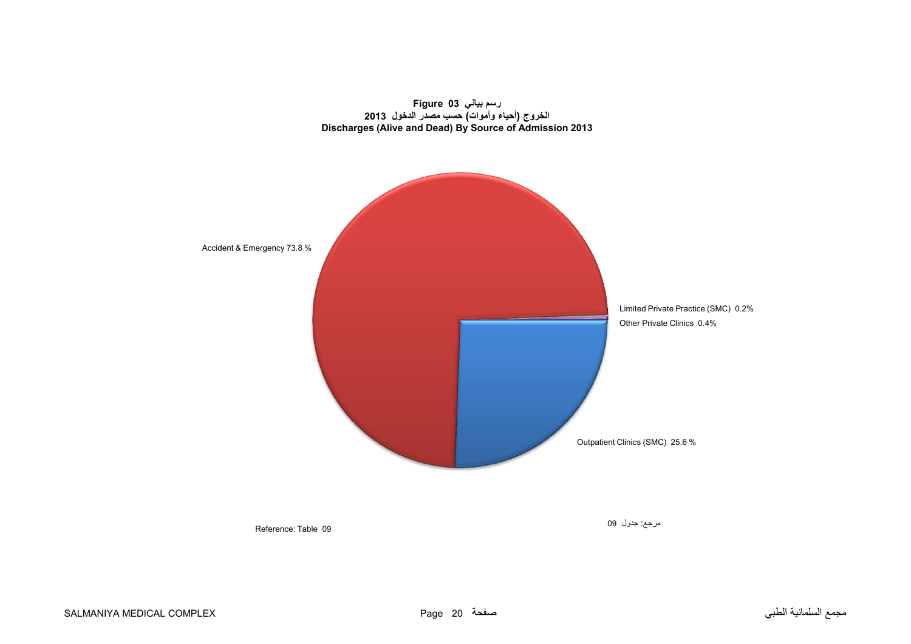**Figure 03 رسم بياني**

**الخروج (أحياء وأموات) حسب مصدر الدخول 2013**

**Discharges (Alive and Dead) By Source of Admission 2013**

Accident & Emergency 73.8 %

Limited Private Practice (SMC) 0.2%

Other Private Clinics 0.4%

Outpatient Clinics (SMC) 25.6 %

Reference: Table 09

مرجع: جدول 09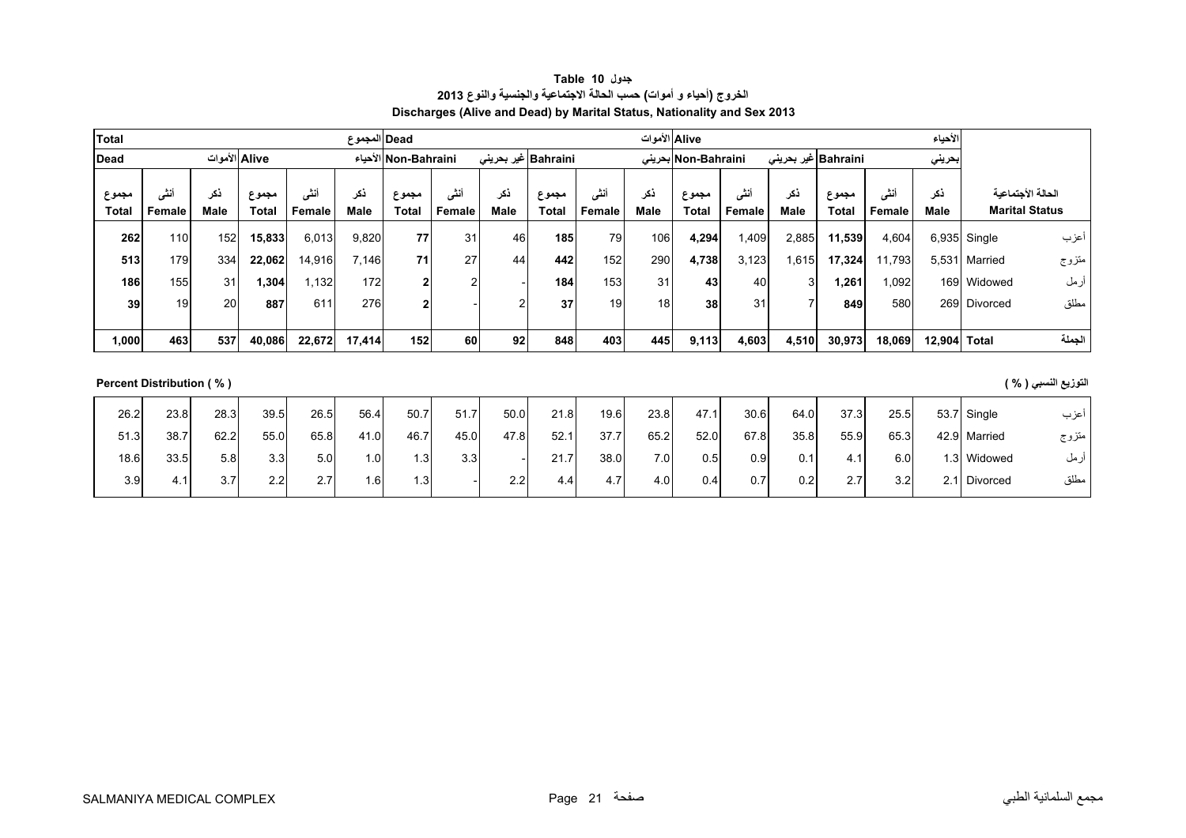**Table 10 جدول**

**الخروج (أحياء و أموات) حسب الحالة الاجتماعية والجنسية والنوع 2013**

**Discharges (Alive and Dead) by Marital Status, Nationality and Sex 2013**

| Total المجموع | | | | | | Dead الأموات | | | | | | Alive الأحياء | | | | | | | |
|---|---|---|---|---|---|---|---|---|---|---|---|---|---|---|---|---|---|---|---|
| Dead الأموات | | | Alive الأحياء | | | Non-Bahraini غير بحريني | | | Bahraini بحريني | | | Non-Bahraini غير بحريني | | | Bahraini بحريني | | | | |
| مجموع Total | أنثى Female | ذكر Male | مجموع Total | أنثى Female | ذكر Male | مجموع Total | أنثى Female | ذكر Male | مجموع Total | أنثى Female | ذكر Male | مجموع Total | أنثى Female | ذكر Male | مجموع Total | أنثى Female | ذكر Male | Marital Status | الحالة الأجتماعية |
| **262** | 110 | 152 | **15,833** | 6,013 | 9,820 | **77** | 31 | 46 | **185** | 79 | 106 | **4,294** | 1,409 | 2,885 | **11,539** | 4,604 | 6,935 | Single | أعزب |
| **513** | 179 | 334 | **22,062** | 14,916 | 7,146 | **71** | 27 | 44 | **442** | 152 | 290 | **4,738** | 3,123 | 1,615 | **17,324** | 11,793 | 5,531 | Married | متزوج |
| **186** | 155 | 31 | **1,304** | 1,132 | 172 | **2** | 2 | - | **184** | 153 | 31 | **43** | 40 | 3 | **1,261** | 1,092 | 169 | Widowed | أرمل |
| **39** | 19 | 20 | **887** | 611 | 276 | **2** | - | 2 | **37** | 19 | 18 | **38** | 31 | 7 | **849** | 580 | 269 | Divorced | مطلق |
| **1,000** | **463** | **537** | **40,086** | **22,672** | **17,414** | **152** | **60** | **92** | **848** | **403** | **445** | **9,113** | **4,603** | **4,510** | **30,973** | **18,069** | **12,904** | **Total** | **الجملة** |

**Percent Distribution ( % )** **التوزيع النسبي ( % )**

| Total Dead مجموع | Female أنثى | Male ذكر | Total Alive مجموع | Female أنثى | Male ذكر | Non-Bahraini Total مجموع | Female أنثى | Male ذكر | Bahraini Total مجموع | Female أنثى | Male ذكر | Non-Bahraini Total مجموع | Female أنثى | Male ذكر | Bahraini Total مجموع | Female أنثى | Male ذكر | Marital Status | الحالة الأجتماعية |
|---|---|---|---|---|---|---|---|---|---|---|---|---|---|---|---|---|---|---|---|
| 26.2 | 23.8 | 28.3 | 39.5 | 26.5 | 56.4 | 50.7 | 51.7 | 50.0 | 21.8 | 19.6 | 23.8 | 47.1 | 30.6 | 64.0 | 37.3 | 25.5 | 53.7 | Single | أعزب |
| 51.3 | 38.7 | 62.2 | 55.0 | 65.8 | 41.0 | 46.7 | 45.0 | 47.8 | 52.1 | 37.7 | 65.2 | 52.0 | 67.8 | 35.8 | 55.9 | 65.3 | 42.9 | Married | متزوج |
| 18.6 | 33.5 | 5.8 | 3.3 | 5.0 | 1.0 | 1.3 | 3.3 | - | 21.7 | 38.0 | 7.0 | 0.5 | 0.9 | 0.1 | 4.1 | 6.0 | 1.3 | Widowed | أرمل |
| 3.9 | 4.1 | 3.7 | 2.2 | 2.7 | 1.6 | 1.3 | - | 2.2 | 4.4 | 4.7 | 4.0 | 0.4 | 0.7 | 0.2 | 2.7 | 3.2 | 2.1 | Divorced | مطلق |

SALMANIYA MEDICAL COMPLEX مجمع السلمانية الطبي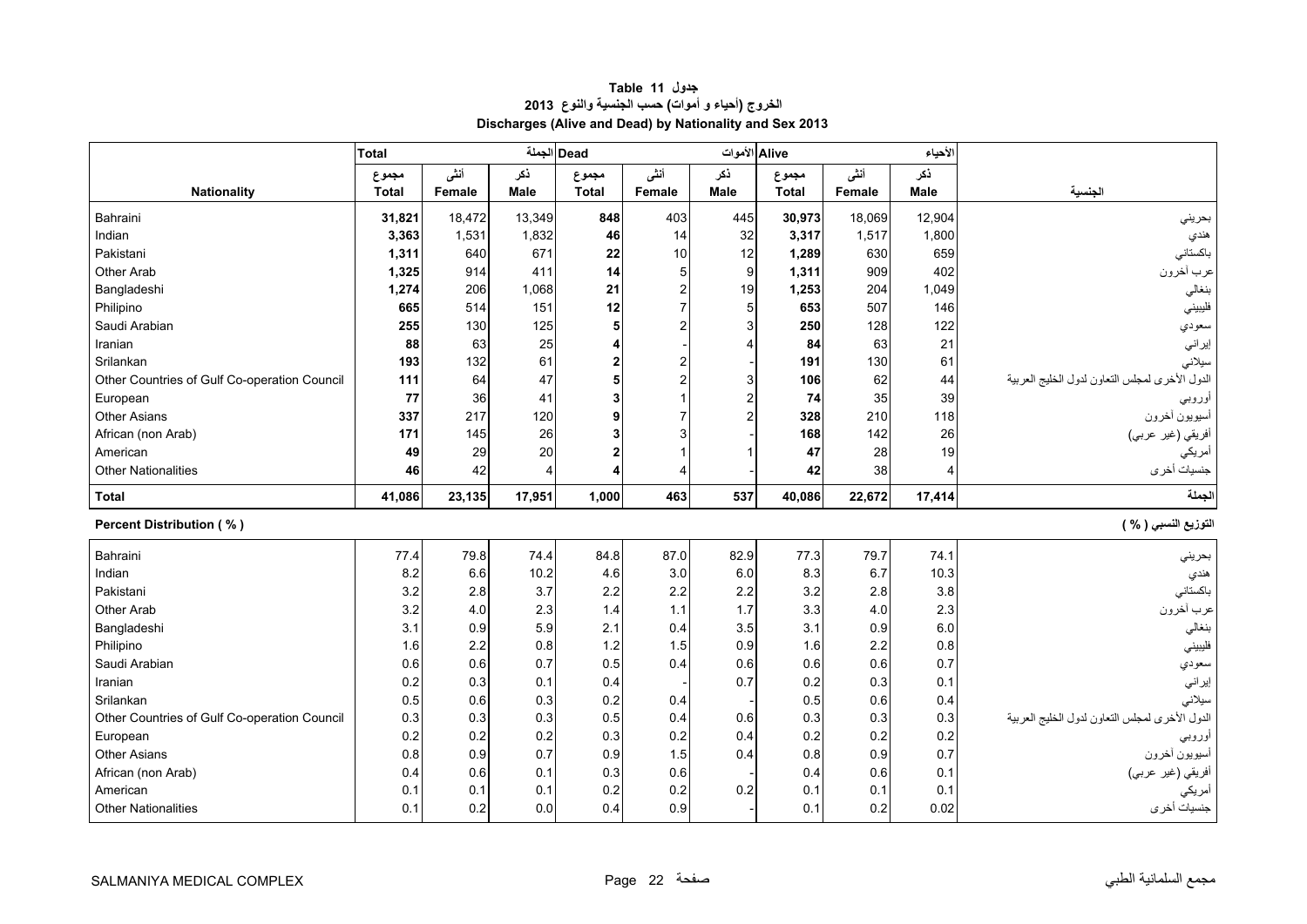**جدول 11 Table**
**الخروج (أحياء و أموات) حسب الجنسية والنوع 2013**
**Discharges (Alive and Dead) by Nationality and Sex 2013**

| Nationality | Total الجملة | | | Dead الأموات | | | Alive الأحياء | | | الجنسية |
|---|---|---|---|---|---|---|---|---|---|---|
| | مجموع Total | أنثى Female | ذكر Male | مجموع Total | أنثى Female | ذكر Male | مجموع Total | أنثى Female | ذكر Male | |
| Bahraini | **31,821** | 18,472 | 13,349 | **848** | 403 | 445 | **30,973** | 18,069 | 12,904 | بحريني |
| Indian | **3,363** | 1,531 | 1,832 | **46** | 14 | 32 | **3,317** | 1,517 | 1,800 | هندي |
| Pakistani | **1,311** | 640 | 671 | **22** | 10 | 12 | **1,289** | 630 | 659 | باكستاني |
| Other Arab | **1,325** | 914 | 411 | **14** | 5 | 9 | **1,311** | 909 | 402 | عرب آخرون |
| Bangladeshi | **1,274** | 206 | 1,068 | **21** | 2 | 19 | **1,253** | 204 | 1,049 | بنغالي |
| Philipino | **665** | 514 | 151 | **12** | 7 | 5 | **653** | 507 | 146 | فليبيني |
| Saudi Arabian | **255** | 130 | 125 | **5** | 2 | 3 | **250** | 128 | 122 | سعودي |
| Iranian | **88** | 63 | 25 | **4** | - | 4 | **84** | 63 | 21 | إيراني |
| Srilankan | **193** | 132 | 61 | **2** | 2 | - | **191** | 130 | 61 | سيلاني |
| Other Countries of Gulf Co-operation Council | **111** | 64 | 47 | **5** | 2 | 3 | **106** | 62 | 44 | الدول الأخرى لمجلس التعاون لدول الخليج العربية |
| European | **77** | 36 | 41 | **3** | 1 | 2 | **74** | 35 | 39 | أوروبي |
| Other Asians | **337** | 217 | 120 | **9** | 7 | 2 | **328** | 210 | 118 | أسيويون آخرون |
| African (non Arab) | **171** | 145 | 26 | **3** | 3 | - | **168** | 142 | 26 | أفريقي (غير عربي) |
| American | **49** | 29 | 20 | **2** | 1 | 1 | **47** | 28 | 19 | أمريكي |
| Other Nationalities | **46** | 42 | 4 | **4** | 4 | - | **42** | 38 | 4 | جنسيات أخرى |
| **Total** | **41,086** | **23,135** | **17,951** | **1,000** | **463** | **537** | **40,086** | **22,672** | **17,414** | **الجملة** |

**Percent Distribution ( % )** — **التوزيع النسبي ( % )**

| Nationality | مجموع Total | أنثى Female | ذكر Male | مجموع Total | أنثى Female | ذكر Male | مجموع Total | أنثى Female | ذكر Male | الجنسية |
|---|---|---|---|---|---|---|---|---|---|---|
| Bahraini | 77.4 | 79.8 | 74.4 | 84.8 | 87.0 | 82.9 | 77.3 | 79.7 | 74.1 | بحريني |
| Indian | 8.2 | 6.6 | 10.2 | 4.6 | 3.0 | 6.0 | 8.3 | 6.7 | 10.3 | هندي |
| Pakistani | 3.2 | 2.8 | 3.7 | 2.2 | 2.2 | 2.2 | 3.2 | 2.8 | 3.8 | باكستاني |
| Other Arab | 3.2 | 4.0 | 2.3 | 1.4 | 1.1 | 1.7 | 3.3 | 4.0 | 2.3 | عرب آخرون |
| Bangladeshi | 3.1 | 0.9 | 5.9 | 2.1 | 0.4 | 3.5 | 3.1 | 0.9 | 6.0 | بنغالي |
| Philipino | 1.6 | 2.2 | 0.8 | 1.2 | 1.5 | 0.9 | 1.6 | 2.2 | 0.8 | فليبيني |
| Saudi Arabian | 0.6 | 0.6 | 0.7 | 0.5 | 0.4 | 0.6 | 0.6 | 0.6 | 0.7 | سعودي |
| Iranian | 0.2 | 0.3 | 0.1 | 0.4 | - | 0.7 | 0.2 | 0.3 | 0.1 | إيراني |
| Srilankan | 0.5 | 0.6 | 0.3 | 0.2 | 0.4 | - | 0.5 | 0.6 | 0.4 | سيلاني |
| Other Countries of Gulf Co-operation Council | 0.3 | 0.3 | 0.3 | 0.5 | 0.4 | 0.6 | 0.3 | 0.3 | 0.3 | الدول الأخرى لمجلس التعاون لدول الخليج العربية |
| European | 0.2 | 0.2 | 0.2 | 0.3 | 0.2 | 0.4 | 0.2 | 0.2 | 0.2 | أوروبي |
| Other Asians | 0.8 | 0.9 | 0.7 | 0.9 | 1.5 | 0.4 | 0.8 | 0.9 | 0.7 | أسيويون آخرون |
| African (non Arab) | 0.4 | 0.6 | 0.1 | 0.3 | 0.6 | - | 0.4 | 0.6 | 0.1 | أفريقي (غير عربي) |
| American | 0.1 | 0.1 | 0.1 | 0.2 | 0.2 | 0.2 | 0.1 | 0.1 | 0.1 | أمريكي |
| Other Nationalities | 0.1 | 0.2 | 0.0 | 0.4 | 0.9 | - | 0.1 | 0.2 | 0.02 | جنسيات أخرى |

SALMANIYA MEDICAL COMPLEX — مجمع السلمانية الطبي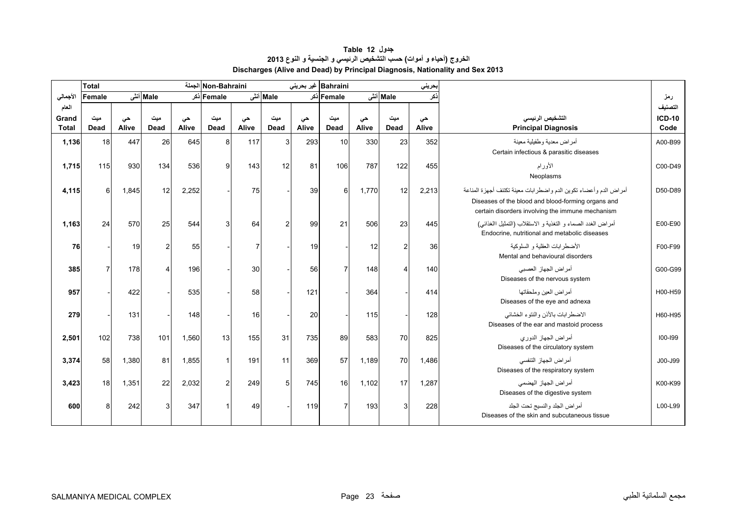**Table 12 جدول**

**الخروج (أحياء و أموات) حسب التشخيص الرئيسي و الجنسية و النوع 2013**

**Discharges (Alive and Dead) by Principal Diagnosis, Nationality and Sex 2013**

| | Total | | | الجملة | Non-Bahraini | | | غير بحريني | Bahraini | | | بحريني | | |
|---|---|---|---|---|---|---|---|---|---|---|---|---|---|---|
| الأجمالي العام | Female | أنثى | Male | ذكر | Female | أنثى | Male | ذكر | Female | أنثى | Male | ذكر | | رمز التصنيف |
| Grand Total | ميت Dead | حي Alive | ميت Dead | حي Alive | ميت Dead | حي Alive | ميت Dead | حي Alive | ميت Dead | حي Alive | ميت Dead | حي Alive | التشخيص الرئيسي Principal Diagnosis | ICD-10 Code |
| 1,136 | 18 | 447 | 26 | 645 | 8 | 117 | 3 | 293 | 10 | 330 | 23 | 352 | أمراض معدية وطفيلية معينة Certain infectious & parasitic diseases | A00-B99 |
| 1,715 | 115 | 930 | 134 | 536 | 9 | 143 | 12 | 81 | 106 | 787 | 122 | 455 | الأورام Neoplasms | C00-D49 |
| 4,115 | 6 | 1,845 | 12 | 2,252 | - | 75 | - | 39 | 6 | 1,770 | 12 | 2,213 | أمراض الدم وأعضاء تكوين الدم واضطرابات معينة تكتنف أجهزة المناعة Diseases of the blood and blood-forming organs and certain disorders involving the immune mechanism | D50-D89 |
| 1,163 | 24 | 570 | 25 | 544 | 3 | 64 | 2 | 99 | 21 | 506 | 23 | 445 | أمراض الغدد الصماء و التغذية و الاستقلاب (التمثيل الغذائي) Endocrine, nutritional and metabolic diseases | E00-E90 |
| 76 | - | 19 | 2 | 55 | - | 7 | - | 19 | - | 12 | 2 | 36 | الأضطرابات العقلية و السلوكية Mental and behavioural disorders | F00-F99 |
| 385 | 7 | 178 | 4 | 196 | - | 30 | - | 56 | 7 | 148 | 4 | 140 | أمراض الجهاز العصبي Diseases of the nervous system | G00-G99 |
| 957 | - | 422 | - | 535 | - | 58 | - | 121 | - | 364 | - | 414 | أمراض العين وملحقاتها Diseases of the eye and adnexa | H00-H59 |
| 279 | - | 131 | - | 148 | - | 16 | - | 20 | - | 115 | - | 128 | الاضطرابات بالأذن والنتوء الخشائي Diseases of the ear and mastoid process | H60-H95 |
| 2,501 | 102 | 738 | 101 | 1,560 | 13 | 155 | 31 | 735 | 89 | 583 | 70 | 825 | أمراض الجهاز الدوري Diseases of the circulatory system | I00-I99 |
| 3,374 | 58 | 1,380 | 81 | 1,855 | 1 | 191 | 11 | 369 | 57 | 1,189 | 70 | 1,486 | أمراض الجهاز التنفسي Diseases of the respiratory system | J00-J99 |
| 3,423 | 18 | 1,351 | 22 | 2,032 | 2 | 249 | 5 | 745 | 16 | 1,102 | 17 | 1,287 | أمراض الجهاز الهضمي Diseases of the digestive system | K00-K99 |
| 600 | 8 | 242 | 3 | 347 | 1 | 49 | - | 119 | 7 | 193 | 3 | 228 | أمراض الجلد والنسيج تحت الجلد Diseases of the skin and subcutaneous tissue | L00-L99 |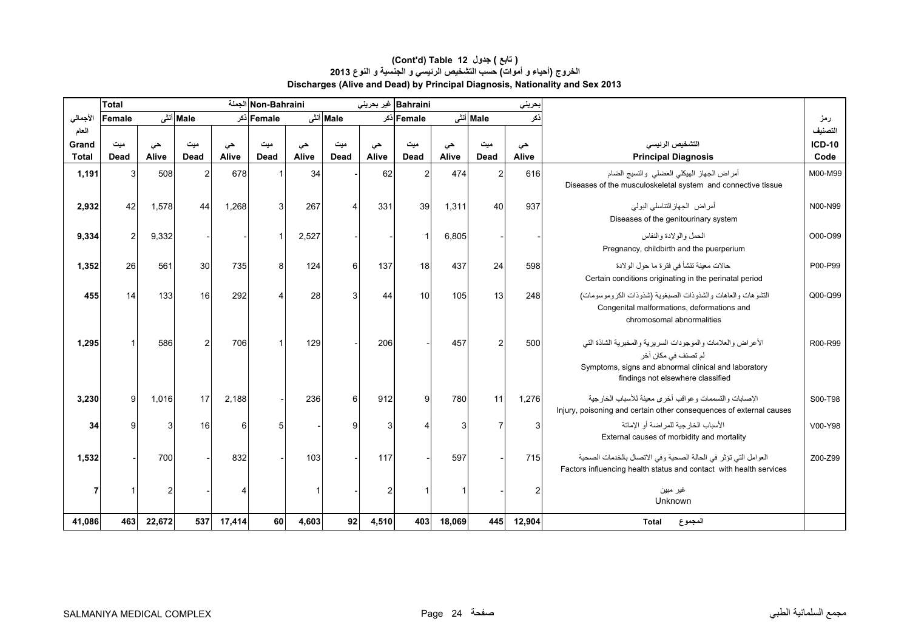## (Cont'd) Table 12 ( تابع ) جدول

## الخروج (أحياء و أموات) حسب التشخيص الرئيسي و الجنسية و النوع 2013

## Discharges (Alive and Dead) by Principal Diagnosis, Nationality and Sex 2013

| الأجمالي العام Grand Total | Total الجملة | | | | Non-Bahraini غير بحريني | | | | Bahraini بحريني | | | | التشخيص الرئيسي Principal Diagnosis | رمز التصنيف ICD-10 Code |
|---|---|---|---|---|---|---|---|---|---|---|---|---|---|---|
| | Female أنثى | | Male ذكر | | Female أنثى | | Male ذكر | | Female أنثى | | Male ذكر | | | |
| | ميت Dead | حي Alive | ميت Dead | حي Alive | ميت Dead | حي Alive | ميت Dead | حي Alive | ميت Dead | حي Alive | ميت Dead | حي Alive | | |
| 1,191 | 3 | 508 | 2 | 678 | 1 | 34 | - | 62 | 2 | 474 | 2 | 616 | أمراض الجهاز الهيكلي العضلي والنسيج الضام Diseases of the musculoskeletal system and connective tissue | M00-M99 |
| 2,932 | 42 | 1,578 | 44 | 1,268 | 3 | 267 | 4 | 331 | 39 | 1,311 | 40 | 937 | أمراض الجهازالتناسلي البولي Diseases of the genitourinary system | N00-N99 |
| 9,334 | 2 | 9,332 | - | - | 1 | 2,527 | - | - | 1 | 6,805 | - | - | الحمل والولادة والنفاس Pregnancy, childbirth and the puerperium | O00-O99 |
| 1,352 | 26 | 561 | 30 | 735 | 8 | 124 | 6 | 137 | 18 | 437 | 24 | 598 | حالات معينة تنشأ في فترة ما حول الولادة Certain conditions originating in the perinatal period | P00-P99 |
| 455 | 14 | 133 | 16 | 292 | 4 | 28 | 3 | 44 | 10 | 105 | 13 | 248 | التشوهات والعاهات والشذوذات الصبغوية (شذوذات الكروموسومات) Congenital malformations, deformations and chromosomal abnormalities | Q00-Q99 |
| 1,295 | 1 | 586 | 2 | 706 | 1 | 129 | - | 206 | - | 457 | 2 | 500 | الأعراض والعلامات والموجودات السريرية والمخبرية الشاذة التي لم تصنف في مكان آخر Symptoms, signs and abnormal clinical and laboratory findings not elsewhere classified | R00-R99 |
| 3,230 | 9 | 1,016 | 17 | 2,188 | - | 236 | 6 | 912 | 9 | 780 | 11 | 1,276 | الإصابات والتسممات وعواقب أخرى معينة للأسباب الخارجية Injury, poisoning and certain other consequences of external causes | S00-T98 |
| 34 | 9 | 3 | 16 | 6 | 5 | - | 9 | 3 | 4 | 3 | 7 | 3 | الأسباب الخارجية للمراضة أو الإماتة External causes of morbidity and mortality | V00-Y98 |
| 1,532 | - | 700 | - | 832 | - | 103 | - | 117 | - | 597 | - | 715 | العوامل التي تؤثر في الحالة الصحية وفي الاتصال بالخدمات الصحية Factors influencing health status and contact with health services | Z00-Z99 |
| 7 | 1 | 2 | - | 4 | | 1 | - | 2 | 1 | 1 | - | 2 | غير مبين Unknown | |
| 41,086 | 463 | 22,672 | 537 | 17,414 | 60 | 4,603 | 92 | 4,510 | 403 | 18,069 | 445 | 12,904 | Total المجموع | |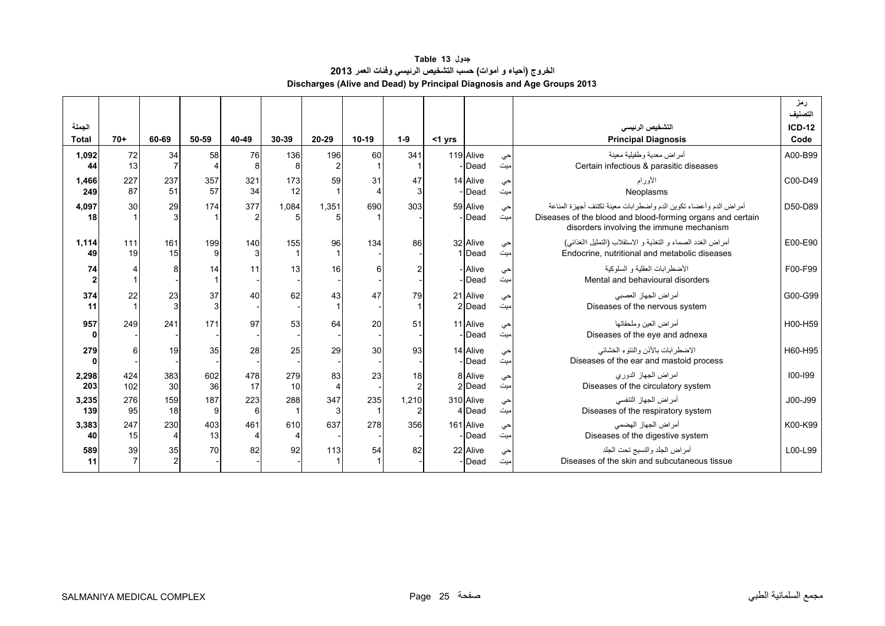**جدول 13 Table**

**الخروج (أحياء و أموات) حسب التشخيص الرئيسي وفئات العمر 2013**

**Discharges (Alive and Dead) by Principal Diagnosis and Age Groups 2013**

| الجملة Total | 70+ | 60-69 | 50-59 | 40-49 | 30-39 | 20-29 | 10-19 | 1-9 | <1 yrs | | | التشخيص الرئيسي Principal Diagnosis | رمز التصنيف ICD-12 Code |
|---|---|---|---|---|---|---|---|---|---|---|---|---|---|
| **1,092** | 72 | 34 | 58 | 76 | 136 | 196 | 60 | 341 | 119 | Alive | حي | أمراض معدية وطفيلية معينة Certain infectious & parasitic diseases | A00-B99 |
| **44** | 13 | 7 | 4 | 8 | 8 | 2 | 1 | 1 | - | Dead | ميت | | |
| **1,466** | 227 | 237 | 357 | 321 | 173 | 59 | 31 | 47 | 14 | Alive | حي | الأورام Neoplasms | C00-D49 |
| **249** | 87 | 51 | 57 | 34 | 12 | 1 | 4 | 3 | - | Dead | ميت | | |
| **4,097** | 30 | 29 | 174 | 377 | 1,084 | 1,351 | 690 | 303 | 59 | Alive | حي | أمراض الدم وأعضاء تكوين الدم واضطرابات معينة تكتنف أجهزة المناعة Diseases of the blood and blood-forming organs and certain disorders involving the immune mechanism | D50-D89 |
| **18** | 1 | 3 | 1 | 2 | 5 | 5 | 1 | - | - | Dead | ميت | | |
| **1,114** | 111 | 161 | 199 | 140 | 155 | 96 | 134 | 86 | 32 | Alive | حي | أمراض الغدد الصماء و التغذية و الاستقلاب (التمثيل الغذائي) Endocrine, nutritional and metabolic diseases | E00-E90 |
| **49** | 19 | 15 | 9 | 3 | 1 | 1 | - | - | 1 | Dead | ميت | | |
| **74** | 4 | 8 | 14 | 11 | 13 | 16 | 6 | 2 | - | Alive | حي | الأضطرابات العقلية و السلوكية Mental and behavioural disorders | F00-F99 |
| **2** | 1 | - | 1 | - | - | - | - | - | - | Dead | ميت | | |
| **374** | 22 | 23 | 37 | 40 | 62 | 43 | 47 | 79 | 21 | Alive | حي | أمراض الجهاز العصبي Diseases of the nervous system | G00-G99 |
| **11** | 1 | 3 | 3 | - | - | 1 | - | 1 | 2 | Dead | ميت | | |
| **957** | 249 | 241 | 171 | 97 | 53 | 64 | 20 | 51 | 11 | Alive | حي | أمراض العين وملحقاتها Diseases of the eye and adnexa | H00-H59 |
| **0** | - | - | - | - | - | - | - | - | - | Dead | ميت | | |
| **279** | 6 | 19 | 35 | 28 | 25 | 29 | 30 | 93 | 14 | Alive | حي | الاضطرابات بالأذن والنتوء الخشائي Diseases of the ear and mastoid process | H60-H95 |
| **0** | - | - | - | - | - | - | - | - | - | Dead | ميت | | |
| **2,298** | 424 | 383 | 602 | 478 | 279 | 83 | 23 | 18 | 8 | Alive | حي | امراض الجهاز الدوري Diseases of the circulatory system | I00-I99 |
| **203** | 102 | 30 | 36 | 17 | 10 | 4 | - | 2 | 2 | Dead | ميت | | |
| **3,235** | 276 | 159 | 187 | 223 | 288 | 347 | 235 | 1,210 | 310 | Alive | حي | أمراض الجهاز التنفسي Diseases of the respiratory system | J00-J99 |
| **139** | 95 | 18 | 9 | 6 | 1 | 3 | 1 | 2 | 4 | Dead | ميت | | |
| **3,383** | 247 | 230 | 403 | 461 | 610 | 637 | 278 | 356 | 161 | Alive | حي | أمراض الجهاز الهضمي Diseases of the digestive system | K00-K99 |
| **40** | 15 | 4 | 13 | 4 | 4 | - | - | - | - | Dead | ميت | | |
| **589** | 39 | 35 | 70 | 82 | 92 | 113 | 54 | 82 | 22 | Alive | حي | أمراض الجلد والنسيج تحت الجلد Diseases of the skin and subcutaneous tissue | L00-L99 |
| **11** | 7 | 2 | - | - | - | 1 | 1 | - | - | Dead | ميت | | |

SALMANIYA MEDICAL COMPLEX مجمع السلمانية الطبي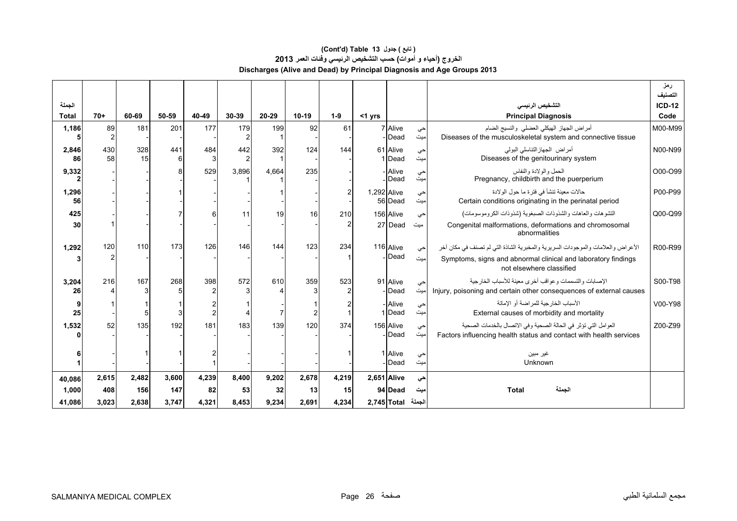# (Cont'd) Table 13 جدول ( تابع )

## الخروج (أحياء و أموات) حسب التشخيص الرئيسي وفئات العمر 2013

## Discharges (Alive and Dead) by Principal Diagnosis and Age Groups 2013

| الجملة Total | 70+ | 60-69 | 50-59 | 40-49 | 30-39 | 20-29 | 10-19 | 1-9 | <1 yrs | | | التشخيص الرئيسي Principal Diagnosis | رمز التصنيف ICD-12 Code |
|---|---|---|---|---|---|---|---|---|---|---|---|---|---|
| 1,186 | 89 | 181 | 201 | 177 | 179 | 199 | 92 | 61 | 7 | Alive | حي | أمراض الجهاز الهيكلي العضلي والنسيج الضام Diseases of the musculoskeletal system and connective tissue | M00-M99 |
| 5 | 2 | - | - | - | 2 | 1 | - | - | - | Dead | ميت | | |
| 2,846 | 430 | 328 | 441 | 484 | 442 | 392 | 124 | 144 | 61 | Alive | حي | أمراض الجهاز التناسلي البولي Diseases of the genitourinary system | N00-N99 |
| 86 | 58 | 15 | 6 | 3 | 2 | 1 | - | - | 1 | Dead | ميت | | |
| 9,332 | - | - | 8 | 529 | 3,896 | 4,664 | 235 | - | - | Alive | حي | الحمل والولادة والنفاس Pregnancy, childbirth and the puerperium | O00-O99 |
| 2 | - | - | - | - | 1 | 1 | - | - | - | Dead | ميت | | |
| 1,296 | - | - | 1 | - | - | 1 | - | 2 | 1,292 | Alive | حي | حالات معينة تنشأ في فترة ما حول الولادة Certain conditions originating in the perinatal period | P00-P99 |
| 56 | - | - | - | - | - | - | - | - | 56 | Dead | ميت | | |
| 425 | - | - | 7 | 6 | 11 | 19 | 16 | 210 | 156 | Alive | حي | التشوهات والعاهات والشذوذات الصبغوية (شذوذات الكروموسومات) Congenital malformations, deformations and chromosomal abnormalities | Q00-Q99 |
| 30 | 1 | - | - | - | - | - | - | 2 | 27 | Dead | ميت | | |
| 1,292 | 120 | 110 | 173 | 126 | 146 | 144 | 123 | 234 | 116 | Alive | حي | الأعراض والعلامات والموجودات السريرية والمخبرية الشاذة التي لم تصنف في مكان آخر Symptoms, signs and abnormal clinical and laboratory findings not elsewhere classified | R00-R99 |
| 3 | 2 | - | - | - | - | - | - | 1 | - | Dead | ميت | | |
| 3,204 | 216 | 167 | 268 | 398 | 572 | 610 | 359 | 523 | 91 | Alive | حي | الإصابات والتسممات وعواقب أخرى معينة للأسباب الخارجية Injury, poisoning and certain other consequences of external causes | S00-T98 |
| 26 | 4 | 3 | 5 | 2 | 3 | 4 | 3 | 2 | - | Dead | ميت | | |
| 9 | 1 | 1 | 1 | 2 | 1 | - | 1 | 2 | - | Alive | حي | الأسباب الخارجية للمراضة أو الإماتة External causes of morbidity and mortality | V00-Y98 |
| 25 | - | 5 | 3 | 2 | 4 | 7 | 2 | 1 | 1 | Dead | ميت | | |
| 1,532 | 52 | 135 | 192 | 181 | 183 | 139 | 120 | 374 | 156 | Alive | حي | العوامل التي تؤثر في الحالة الصحية وفي الاتصال بالخدمات الصحية Factors influencing health status and contact with health services | Z00-Z99 |
| 0 | - | - | - | - | - | - | - | - | - | Dead | ميت | | |
| 6 | - | 1 | 1 | 2 | - | - | - | 1 | 1 | Alive | حي | غير مبين Unknown | |
| 1 | - | - | - | 1 | - | - | - | - | - | Dead | ميت | | |
| **40,086** | **2,615** | **2,482** | **3,600** | **4,239** | **8,400** | **9,202** | **2,678** | **4,219** | **2,651** | **Alive** | **حي** | **Total الجملة** | |
| **1,000** | **408** | **156** | **147** | **82** | **53** | **32** | **13** | **15** | **94** | **Dead** | **ميت** | | |
| **41,086** | **3,023** | **2,638** | **3,747** | **4,321** | **8,453** | **9,234** | **2,691** | **4,234** | **2,745** | **Total** | **الجملة** | | |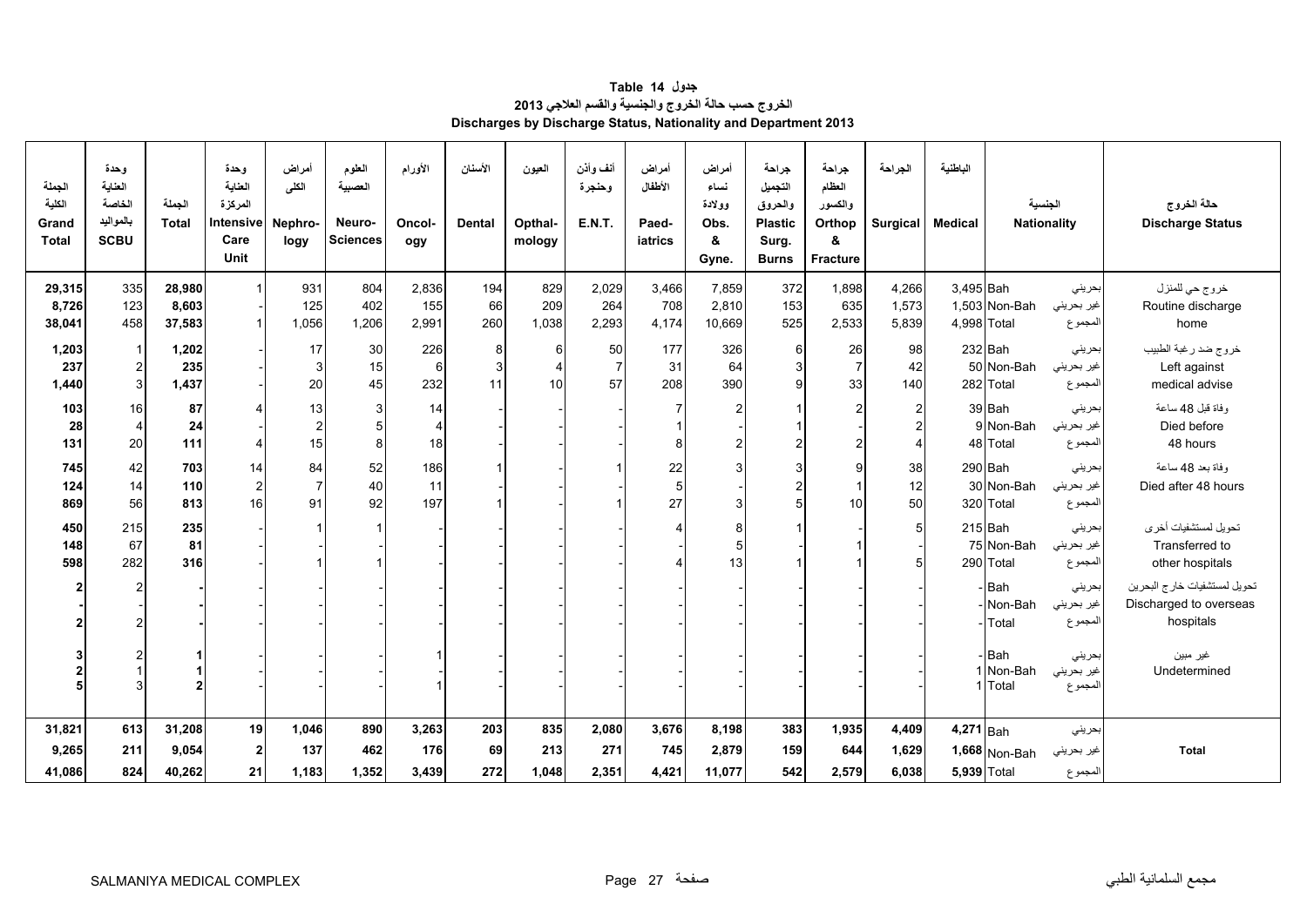# جدول 14 Table
## الخروج حسب حالة الخروج والجنسية والقسم العلاجي 2013
## Discharges by Discharge Status, Nationality and Department 2013

| الجملة الكلية Grand Total | وحدة العناية الخاصة بالمواليد SCBU | الجملة Total | وحدة العناية المركزة Intensive Care Unit | أمراض الكلى Nephro-logy | العلوم العصبية Neuro-Sciences | الأورام Oncol-ogy | الأسنان Dental | العيون Opthal-mology | أنف وأذن وحنجرة E.N.T. | أمراض الأطفال Paed-iatrics | أمراض نساء وولادة Obs. & Gyne. | جراحة التجميل والحروق Plastic Surg. Burns | جراحة العظام والكسور Orthop & Fracture | الجراحة Surgical | الباطنية Medical | الجنسية Nationality | | حالة الخروج Discharge Status |
|---|---|---|---|---|---|---|---|---|---|---|---|---|---|---|---|---|---|---|
| 29,315 | 335 | 28,980 | 1 | 931 | 804 | 2,836 | 194 | 829 | 2,029 | 3,466 | 7,859 | 372 | 1,898 | 4,266 | 3,495 | Bah | بحريني | خروج حي للمنزل Routine discharge home |
| 8,726 | 123 | 8,603 | - | 125 | 402 | 155 | 66 | 209 | 264 | 708 | 2,810 | 153 | 635 | 1,573 | 1,503 | Non-Bah | غير بحريني | |
| 38,041 | 458 | 37,583 | 1 | 1,056 | 1,206 | 2,991 | 260 | 1,038 | 2,293 | 4,174 | 10,669 | 525 | 2,533 | 5,839 | 4,998 | Total | المجموع | |
| 1,203 | 1 | 1,202 | - | 17 | 30 | 226 | 8 | 6 | 50 | 177 | 326 | 6 | 26 | 98 | 232 | Bah | بحريني | خروج ضد رغبة الطبيب Left against medical advise |
| 237 | 2 | 235 | - | 3 | 15 | 6 | 3 | 4 | 7 | 31 | 64 | 3 | 7 | 42 | 50 | Non-Bah | غير بحريني | |
| 1,440 | 3 | 1,437 | - | 20 | 45 | 232 | 11 | 10 | 57 | 208 | 390 | 9 | 33 | 140 | 282 | Total | المجموع | |
| 103 | 16 | 87 | 4 | 13 | 3 | 14 | - | - | - | 7 | 2 | 1 | 2 | 2 | 39 | Bah | بحريني | وفاة قبل 48 ساعة Died before 48 hours |
| 28 | 4 | 24 | - | 2 | 5 | 4 | - | - | - | 1 | - | 1 | - | 2 | 9 | Non-Bah | غير بحريني | |
| 131 | 20 | 111 | 4 | 15 | 8 | 18 | - | - | - | 8 | 2 | 2 | 2 | 4 | 48 | Total | المجموع | |
| 745 | 42 | 703 | 14 | 84 | 52 | 186 | 1 | - | 1 | 22 | 3 | 3 | 9 | 38 | 290 | Bah | بحريني | وفاة بعد 48 ساعة Died after 48 hours |
| 124 | 14 | 110 | 2 | 7 | 40 | 11 | - | - | - | 5 | - | 2 | 1 | 12 | 30 | Non-Bah | غير بحريني | |
| 869 | 56 | 813 | 16 | 91 | 92 | 197 | 1 | - | 1 | 27 | 3 | 5 | 10 | 50 | 320 | Total | المجموع | |
| 450 | 215 | 235 | - | 1 | 1 | - | - | - | - | 4 | 8 | 1 | - | 5 | 215 | Bah | بحريني | تحويل لمستشفيات أخرى Transferred to other hospitals |
| 148 | 67 | 81 | - | - | - | - | - | - | - | - | 5 | - | 1 | - | 75 | Non-Bah | غير بحريني | |
| 598 | 282 | 316 | - | 1 | 1 | - | - | - | - | 4 | 13 | 1 | 1 | 5 | 290 | Total | المجموع | |
| 2 | 2 | - | - | - | - | - | - | - | - | - | - | - | - | - | - | Bah | بحريني | تحويل لمستشفيات خارج البحرين Discharged to overseas hospitals |
| - | - | - | - | - | - | - | - | - | - | - | - | - | - | - | - | Non-Bah | غير بحريني | |
| 2 | 2 | - | - | - | - | - | - | - | - | - | - | - | - | - | - | Total | المجموع | |
| 3 | 2 | 1 | - | - | - | 1 | - | - | - | - | - | - | - | - | - | Bah | بحريني | غير مبين Undetermined |
| 2 | 1 | 1 | - | - | - | - | - | - | - | - | - | - | - | - | 1 | Non-Bah | غير بحريني | |
| 5 | 3 | 2 | - | - | - | 1 | - | - | - | - | - | - | - | - | 1 | Total | المجموع | |
| 31,821 | 613 | 31,208 | 19 | 1,046 | 890 | 3,263 | 203 | 835 | 2,080 | 3,676 | 8,198 | 383 | 1,935 | 4,409 | 4,271 | Bah | بحريني | Total |
| 9,265 | 211 | 9,054 | 2 | 137 | 462 | 176 | 69 | 213 | 271 | 745 | 2,879 | 159 | 644 | 1,629 | 1,668 | Non-Bah | غير بحريني | |
| 41,086 | 824 | 40,262 | 21 | 1,183 | 1,352 | 3,439 | 272 | 1,048 | 2,351 | 4,421 | 11,077 | 542 | 2,579 | 6,038 | 5,939 | Total | المجموع | |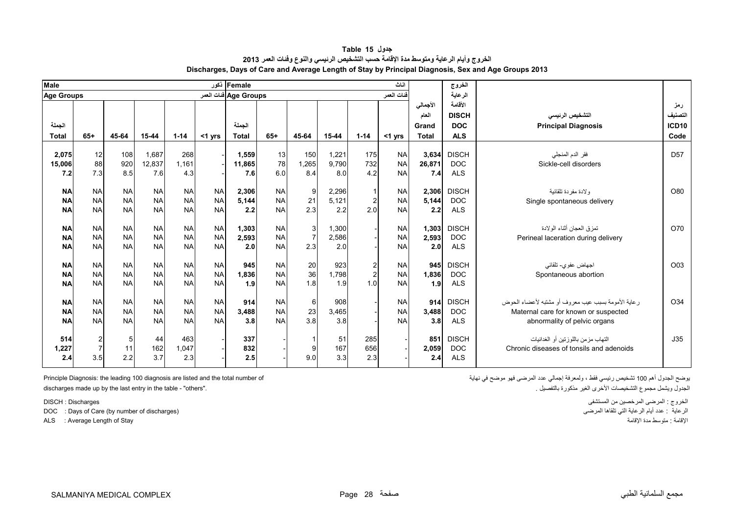# جدول 15 Table

**الخروج وأيام الرعاية ومتوسط مدة الإقامة حسب التشخيص الرئيسي والنوع وفئات العمر 2013**

**Discharges, Days of Care and Average Length of Stay by Principal Diagnosis, Sex and Age Groups 2013**

| Male ذكور | | | | | | Female اناث | | | | | | | الخروج | | |
|---|---|---|---|---|---|---|---|---|---|---|---|---|---|---|---|
| Age Groups فئات العمر | | | | | | Age Groups فئات العمر | | | | | | | الرعاية | | |
| الجملة Total | 65+ | 45-64 | 15-44 | 1-14 | <1 yrs | الجملة Total | 65+ | 45-64 | 15-44 | 1-14 | <1 yrs | الأجمالي العام Grand Total | الأقامة DISCH DOC ALS | التشخيص الرئيسي Principal Diagnosis | رمز التصنيف ICD10 Code |
| 2,075 | 12 | 108 | 1,687 | 268 | - | 1,559 | 13 | 150 | 1,221 | 175 | NA | 3,634 | DISCH | فقر الدم المنجلي Sickle-cell disorders | D57 |
| 15,006 | 88 | 920 | 12,837 | 1,161 | - | 11,865 | 78 | 1,265 | 9,790 | 732 | NA | 26,871 | DOC | | |
| 7.2 | 7.3 | 8.5 | 7.6 | 4.3 | - | 7.6 | 6.0 | 8.4 | 8.0 | 4.2 | NA | 7.4 | ALS | | |
| NA | NA | NA | NA | NA | NA | 2,306 | NA | 9 | 2,296 | 1 | NA | 2,306 | DISCH | ولادة مفردة تلقائية Single spontaneous delivery | O80 |
| NA | NA | NA | NA | NA | NA | 5,144 | NA | 21 | 5,121 | 2 | NA | 5,144 | DOC | | |
| NA | NA | NA | NA | NA | NA | 2.2 | NA | 2.3 | 2.2 | 2.0 | NA | 2.2 | ALS | | |
| NA | NA | NA | NA | NA | NA | 1,303 | NA | 3 | 1,300 | - | NA | 1,303 | DISCH | تمزق العجان أثناء الولادة Perineal laceration during delivery | O70 |
| NA | NA | NA | NA | NA | NA | 2,593 | NA | 7 | 2,586 | - | NA | 2,593 | DOC | | |
| NA | NA | NA | NA | NA | NA | 2.0 | NA | 2.3 | 2.0 | - | NA | 2.0 | ALS | | |
| NA | NA | NA | NA | NA | NA | 945 | NA | 20 | 923 | 2 | NA | 945 | DISCH | اجهاض عفوي- تلقائي Spontaneous abortion | O03 |
| NA | NA | NA | NA | NA | NA | 1,836 | NA | 36 | 1,798 | 2 | NA | 1,836 | DOC | | |
| NA | NA | NA | NA | NA | NA | 1.9 | NA | 1.8 | 1.9 | 1.0 | NA | 1.9 | ALS | | |
| NA | NA | NA | NA | NA | NA | 914 | NA | 6 | 908 | - | NA | 914 | DISCH | رعاية الأمومة بسبب عيب معروف أو مشتبه لأعضاء الحوض Maternal care for known or suspected abnormality of pelvic organs | O34 |
| NA | NA | NA | NA | NA | NA | 3,488 | NA | 23 | 3,465 | - | NA | 3,488 | DOC | | |
| NA | NA | NA | NA | NA | NA | 3.8 | NA | 3.8 | 3.8 | - | NA | 3.8 | ALS | | |
| 514 | 2 | 5 | 44 | 463 | - | 337 | - | 1 | 51 | 285 | - | 851 | DISCH | التهاب مزمن باللوزتين أو الغدانيات Chronic diseases of tonsils and adenoids | J35 |
| 1,227 | 7 | 11 | 162 | 1,047 | - | 832 | - | 9 | 167 | 656 | - | 2,059 | DOC | | |
| 2.4 | 3.5 | 2.2 | 3.7 | 2.3 | - | 2.5 | - | 9.0 | 3.3 | 2.3 | - | 2.4 | ALS | | |

Principle Diagnosis: the leading 100 diagnosis are listed and the total number of discharges made up by the last entry in the table - "others".

يوضح الجدول أهم 100 تشخيص رئيسي فقط ، ولمعرفة إجمالي عدد المرضى فهو موضح في نهاية الجدول ويشمل مجموع التشخيصات الأخرى الغير مذكورة بالتفصيل .

DISCH : Discharges
DOC : Days of Care (by number of discharges)
ALS : Average Length of Stay

الخروج : المرضى المرخصين من المستشفى
الرعاية : عدد أيام الرعاية التي تلقاها المرضى
الاقامة : متوسط مدة الإقامة

SALMANIYA MEDICAL COMPLEX — مجمع السلمانية الطبي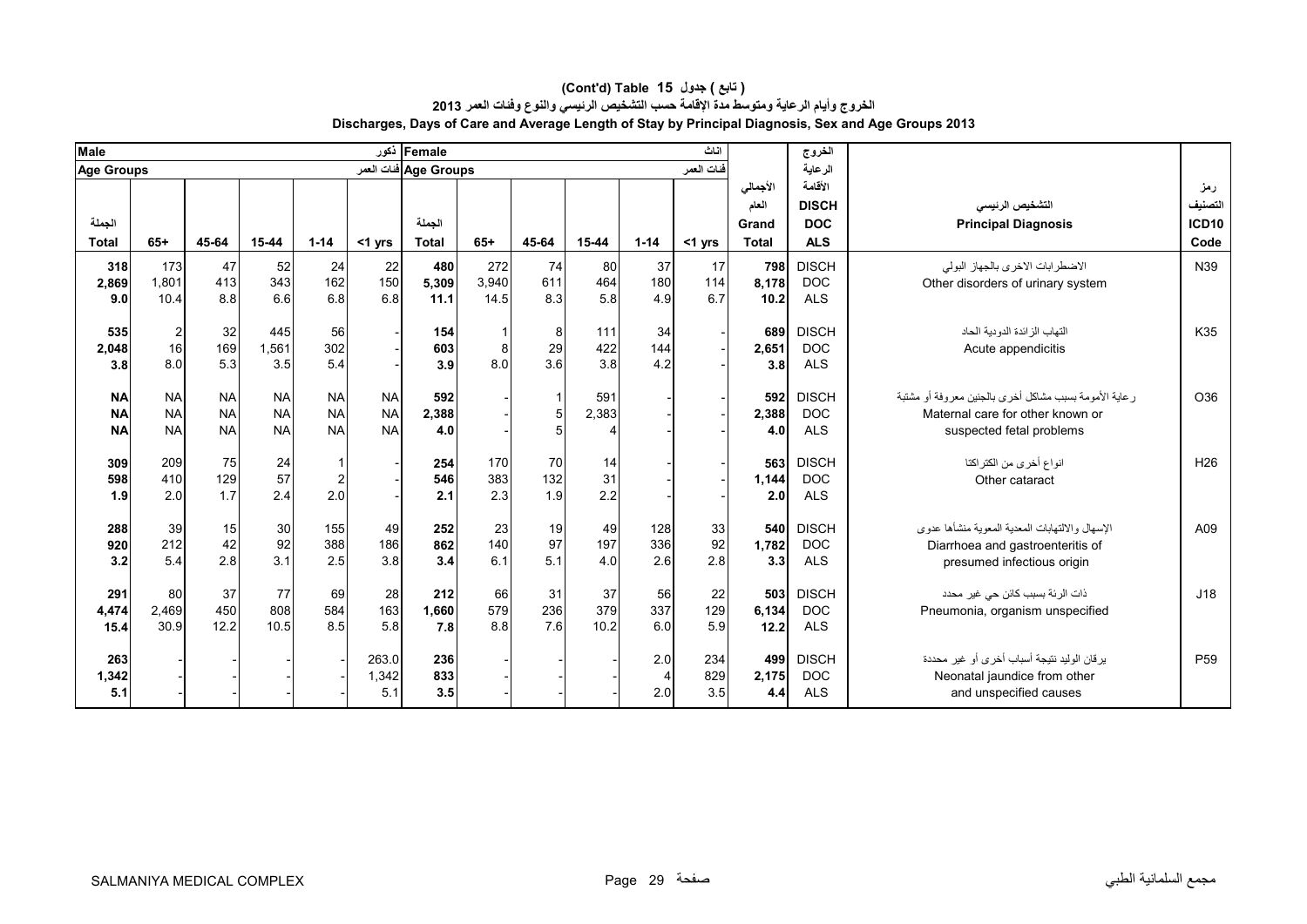**(Cont'd) Table 15 جدول ( تابع )**

**الخروج وأيام الرعاية ومتوسط مدة الإقامة حسب التشخيص الرئيسي والنوع وفئات العمر 2013**

**Discharges, Days of Care and Average Length of Stay by Principal Diagnosis, Sex and Age Groups 2013**

| Male ذكور | | | | | | Female اناث | | | | | | | الخروج الرعاية الأقامة | | |
|---|---|---|---|---|---|---|---|---|---|---|---|---|---|---|---|
| Age Groups فئات العمر | | | | | | Age Groups فئات العمر | | | | | | | | | |
| الجملة Total | 65+ | 45-64 | 15-44 | 1-14 | <1 yrs | الجملة Total | 65+ | 45-64 | 15-44 | 1-14 | <1 yrs | الأجمالي العام Grand Total | DISCH DOC ALS | التشخيص الرئيسي Principal Diagnosis | رمز التصنيف ICD10 Code |
| **318** | 173 | 47 | 52 | 24 | 22 | **480** | 272 | 74 | 80 | 37 | 17 | **798** | DISCH | الاضطرابات الاخرى بالجهاز البولي Other disorders of urinary system | N39 |
| **2,869** | 1,801 | 413 | 343 | 162 | 150 | **5,309** | 3,940 | 611 | 464 | 180 | 114 | **8,178** | DOC | | |
| **9.0** | 10.4 | 8.8 | 6.6 | 6.8 | 6.8 | **11.1** | 14.5 | 8.3 | 5.8 | 4.9 | 6.7 | **10.2** | ALS | | |
| **535** | 2 | 32 | 445 | 56 | - | **154** | 1 | 8 | 111 | 34 | - | **689** | DISCH | التهاب الزائدة الدودية الحاد Acute appendicitis | K35 |
| **2,048** | 16 | 169 | 1,561 | 302 | - | **603** | 8 | 29 | 422 | 144 | - | **2,651** | DOC | | |
| **3.8** | 8.0 | 5.3 | 3.5 | 5.4 | - | **3.9** | 8.0 | 3.6 | 3.8 | 4.2 | - | **3.8** | ALS | | |
| **NA** | NA | NA | NA | NA | NA | **592** | - | 1 | 591 | - | - | **592** | DISCH | رعاية الأمومة بسبب مشاكل أخرى بالجنين معروفة أو مشتبة Maternal care for other known or suspected fetal problems | O36 |
| **NA** | NA | NA | NA | NA | NA | **2,388** | - | 5 | 2,383 | - | - | **2,388** | DOC | | |
| **NA** | NA | NA | NA | NA | NA | **4.0** | - | 5 | 4 | - | - | **4.0** | ALS | | |
| **309** | 209 | 75 | 24 | 1 | - | **254** | 170 | 70 | 14 | - | - | **563** | DISCH | انواع أخرى من الكتاراكتا Other cataract | H26 |
| **598** | 410 | 129 | 57 | 2 | - | **546** | 383 | 132 | 31 | - | - | **1,144** | DOC | | |
| **1.9** | 2.0 | 1.7 | 2.4 | 2.0 | - | **2.1** | 2.3 | 1.9 | 2.2 | - | - | **2.0** | ALS | | |
| **288** | 39 | 15 | 30 | 155 | 49 | **252** | 23 | 19 | 49 | 128 | 33 | **540** | DISCH | الإسهال والالتهابات المعدية المعوية منشأها عدوى Diarrhoea and gastroenteritis of presumed infectious origin | A09 |
| **920** | 212 | 42 | 92 | 388 | 186 | **862** | 140 | 97 | 197 | 336 | 92 | **1,782** | DOC | | |
| **3.2** | 5.4 | 2.8 | 3.1 | 2.5 | 3.8 | **3.4** | 6.1 | 5.1 | 4.0 | 2.6 | 2.8 | **3.3** | ALS | | |
| **291** | 80 | 37 | 77 | 69 | 28 | **212** | 66 | 31 | 37 | 56 | 22 | **503** | DISCH | ذات الرئة بسبب كائن حي غير محدد Pneumonia, organism unspecified | J18 |
| **4,474** | 2,469 | 450 | 808 | 584 | 163 | **1,660** | 579 | 236 | 379 | 337 | 129 | **6,134** | DOC | | |
| **15.4** | 30.9 | 12.2 | 10.5 | 8.5 | 5.8 | **7.8** | 8.8 | 7.6 | 10.2 | 6.0 | 5.9 | **12.2** | ALS | | |
| **263** | - | - | - | - | 263.0 | **236** | - | - | - | 2.0 | 234 | **499** | DISCH | يرقان الوليد نتيجة أسباب أخرى أو غير محددة Neonatal jaundice from other and unspecified causes | P59 |
| **1,342** | - | - | - | - | 1,342 | **833** | - | - | - | 4 | 829 | **2,175** | DOC | | |
| **5.1** | - | - | - | - | 5.1 | **3.5** | - | - | - | 2.0 | 3.5 | **4.4** | ALS | | |

SALMANIYA MEDICAL COMPLEX مجمع السلمانية الطبي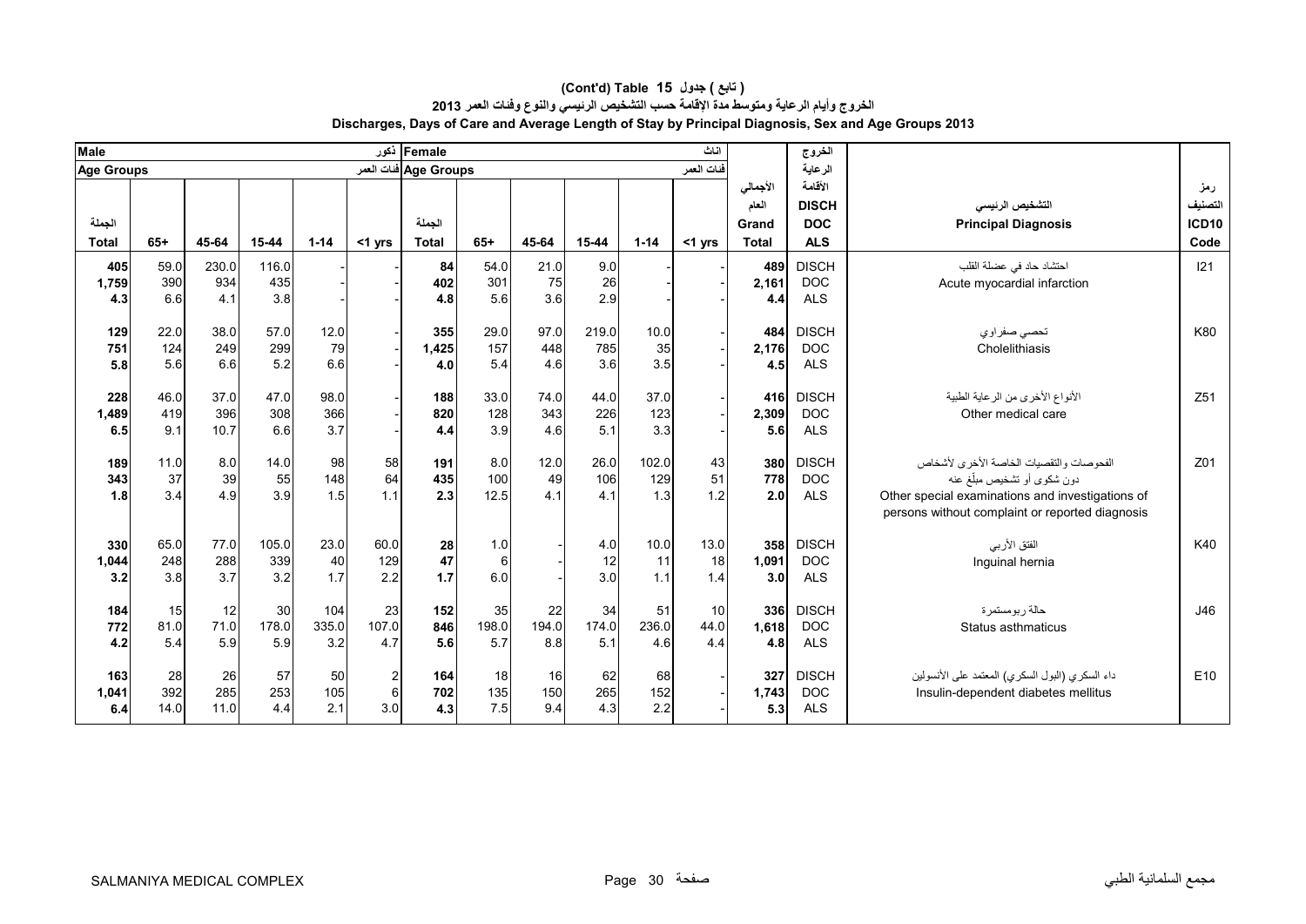# (Cont'd) Table 15 ( تابع ) جدول

## الخروج وأيام الرعاية ومتوسط مدة الإقامة حسب التشخيص الرئيسي والنوع وفئات العمر 2013

## Discharges, Days of Care and Average Length of Stay by Principal Diagnosis, Sex and Age Groups 2013

| Male ذكور | | | | | | Female اناث | | | | | | | الخروج الرعاية الأقامة | | |
|---|---|---|---|---|---|---|---|---|---|---|---|---|---|---|---|
| Age Groups فئات العمر | | | | | | Age Groups فئات العمر | | | | | | | | | |
| الجملة Total | 65+ | 45-64 | 15-44 | 1-14 | <1 yrs | الجملة Total | 65+ | 45-64 | 15-44 | 1-14 | <1 yrs | الأجمالي العام Grand Total | DISCH DOC ALS | التشخيص الرئيسي Principal Diagnosis | رمز التصنيف ICD10 Code |
| 405 | 59.0 | 230.0 | 116.0 | - | - | 84 | 54.0 | 21.0 | 9.0 | - | - | 489 | DISCH | احتشاد حاد في عضلة القلب Acute myocardial infarction | I21 |
| 1,759 | 390 | 934 | 435 | - | - | 402 | 301 | 75 | 26 | - | - | 2,161 | DOC | | |
| 4.3 | 6.6 | 4.1 | 3.8 | - | - | 4.8 | 5.6 | 3.6 | 2.9 | - | - | 4.4 | ALS | | |
| 129 | 22.0 | 38.0 | 57.0 | 12.0 | - | 355 | 29.0 | 97.0 | 219.0 | 10.0 | - | 484 | DISCH | تحصي صفراوي Cholelithiasis | K80 |
| 751 | 124 | 249 | 299 | 79 | - | 1,425 | 157 | 448 | 785 | 35 | - | 2,176 | DOC | | |
| 5.8 | 5.6 | 6.6 | 5.2 | 6.6 | - | 4.0 | 5.4 | 4.6 | 3.6 | 3.5 | - | 4.5 | ALS | | |
| 228 | 46.0 | 37.0 | 47.0 | 98.0 | - | 188 | 33.0 | 74.0 | 44.0 | 37.0 | - | 416 | DISCH | الأنواع الأخرى من الرعاية الطبية Other medical care | Z51 |
| 1,489 | 419 | 396 | 308 | 366 | - | 820 | 128 | 343 | 226 | 123 | - | 2,309 | DOC | | |
| 6.5 | 9.1 | 10.7 | 6.6 | 3.7 | - | 4.4 | 3.9 | 4.6 | 5.1 | 3.3 | - | 5.6 | ALS | | |
| 189 | 11.0 | 8.0 | 14.0 | 98 | 58 | 191 | 8.0 | 12.0 | 26.0 | 102.0 | 43 | 380 | DISCH | الفحوصات والتقصيات الخاصة الأخرى لأشخاص دون شكوى أو تشخيص مبلّغ عنه Other special examinations and investigations of persons without complaint or reported diagnosis | Z01 |
| 343 | 37 | 39 | 55 | 148 | 64 | 435 | 100 | 49 | 106 | 129 | 51 | 778 | DOC | | |
| 1.8 | 3.4 | 4.9 | 3.9 | 1.5 | 1.1 | 2.3 | 12.5 | 4.1 | 4.1 | 1.3 | 1.2 | 2.0 | ALS | | |
| 330 | 65.0 | 77.0 | 105.0 | 23.0 | 60.0 | 28 | 1.0 | - | 4.0 | 10.0 | 13.0 | 358 | DISCH | الفتق الأربي Inguinal hernia | K40 |
| 1,044 | 248 | 288 | 339 | 40 | 129 | 47 | 6 | - | 12 | 11 | 18 | 1,091 | DOC | | |
| 3.2 | 3.8 | 3.7 | 3.2 | 1.7 | 2.2 | 1.7 | 6.0 | - | 3.0 | 1.1 | 1.4 | 3.0 | ALS | | |
| 184 | 15 | 12 | 30 | 104 | 23 | 152 | 35 | 22 | 34 | 51 | 10 | 336 | DISCH | حالة ربومستمرة Status asthmaticus | J46 |
| 772 | 81.0 | 71.0 | 178.0 | 335.0 | 107.0 | 846 | 198.0 | 194.0 | 174.0 | 236.0 | 44.0 | 1,618 | DOC | | |
| 4.2 | 5.4 | 5.9 | 5.9 | 3.2 | 4.7 | 5.6 | 5.7 | 8.8 | 5.1 | 4.6 | 4.4 | 4.8 | ALS | | |
| 163 | 28 | 26 | 57 | 50 | 2 | 164 | 18 | 16 | 62 | 68 | - | 327 | DISCH | داء السكري (البول السكري) المعتمد على الأنسولين Insulin-dependent diabetes mellitus | E10 |
| 1,041 | 392 | 285 | 253 | 105 | 6 | 702 | 135 | 150 | 265 | 152 | - | 1,743 | DOC | | |
| 6.4 | 14.0 | 11.0 | 4.4 | 2.1 | 3.0 | 4.3 | 7.5 | 9.4 | 4.3 | 2.2 | - | 5.3 | ALS | | |

SALMANIYA MEDICAL COMPLEX مجمع السلمانية الطبي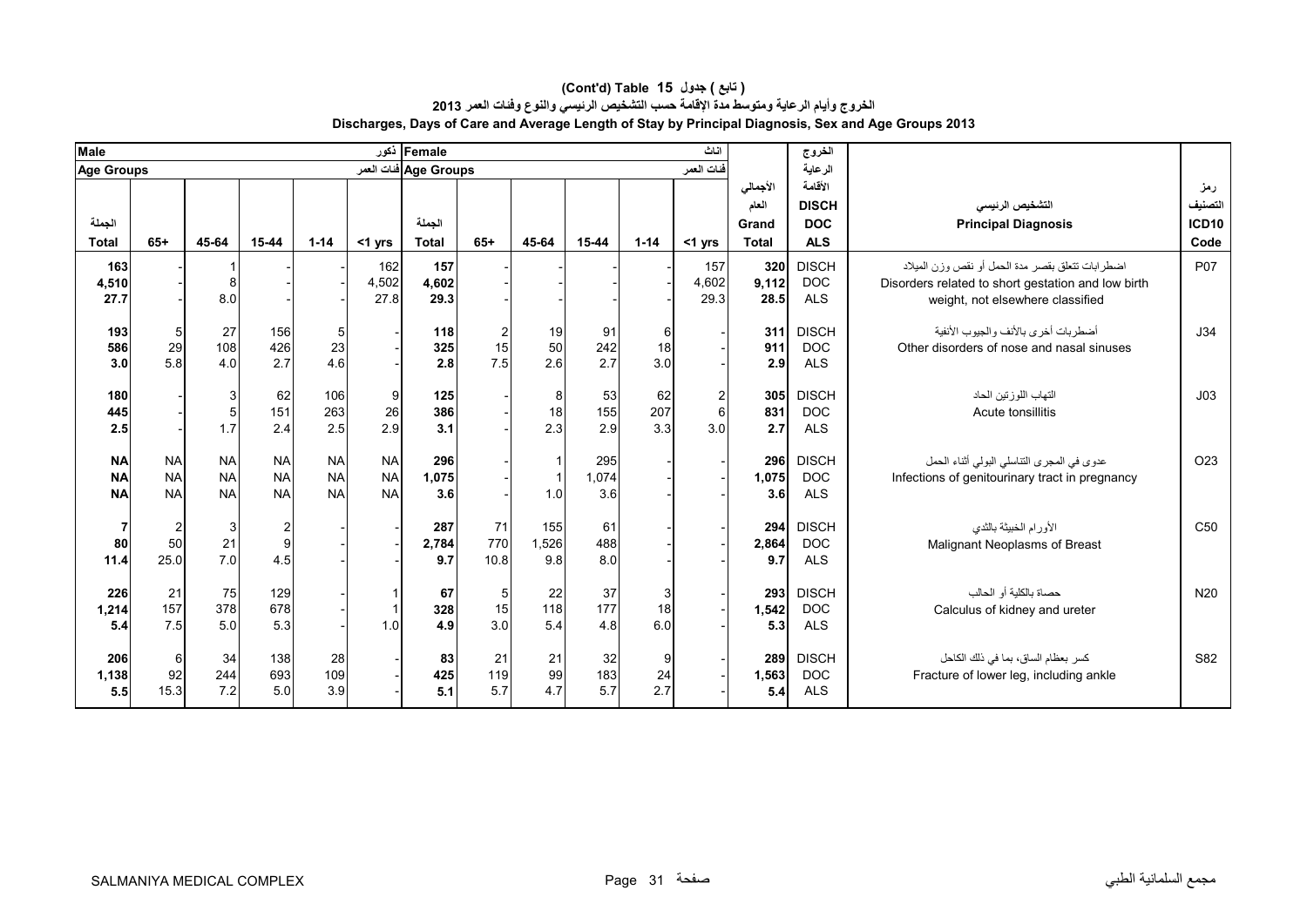# (Cont'd) Table 15 جدول ( تابع )

## الخروج وأيام الرعاية ومتوسط مدة الإقامة حسب التشخيص الرئيسي والنوع وفئات العمر 2013

## Discharges, Days of Care and Average Length of Stay by Principal Diagnosis, Sex and Age Groups 2013

| Male ذكور | | | | | | Female اناث | | | | | | | الخروج الرعاية الأقامة | | |
|---|---|---|---|---|---|---|---|---|---|---|---|---|---|---|---|
| Age Groups فئات العمر | | | | | | Age Groups فئات العمر | | | | | | | | | |
| الجملة Total | 65+ | 45-64 | 15-44 | 1-14 | <1 yrs | الجملة Total | 65+ | 45-64 | 15-44 | 1-14 | <1 yrs | الأجمالي العام Grand Total | DISCH DOC ALS | التشخيص الرئيسي Principal Diagnosis | رمز التصنيف ICD10 Code |
| 163 | - | 1 | - | - | 162 | 157 | - | - | - | - | 157 | 320 | DISCH | اضطرابات تتعلق بقصر مدة الحمل أو نقص وزن الميلاد | P07 |
| 4,510 | - | 8 | - | - | 4,502 | 4,602 | - | - | - | - | 4,602 | 9,112 | DOC | Disorders related to short gestation and low birth | |
| 27.7 | - | 8.0 | - | - | 27.8 | 29.3 | - | - | - | - | 29.3 | 28.5 | ALS | weight, not elsewhere classified | |
| 193 | 5 | 27 | 156 | 5 | - | 118 | 2 | 19 | 91 | 6 | - | 311 | DISCH | أضطربات أخرى بالأنف والجيوب الأنفية | J34 |
| 586 | 29 | 108 | 426 | 23 | - | 325 | 15 | 50 | 242 | 18 | - | 911 | DOC | Other disorders of nose and nasal sinuses | |
| 3.0 | 5.8 | 4.0 | 2.7 | 4.6 | - | 2.8 | 7.5 | 2.6 | 2.7 | 3.0 | - | 2.9 | ALS | | |
| 180 | - | 3 | 62 | 106 | 9 | 125 | - | 8 | 53 | 62 | 2 | 305 | DISCH | التهاب اللوزتين الحاد | J03 |
| 445 | - | 5 | 151 | 263 | 26 | 386 | - | 18 | 155 | 207 | 6 | 831 | DOC | Acute tonsillitis | |
| 2.5 | - | 1.7 | 2.4 | 2.5 | 2.9 | 3.1 | - | 2.3 | 2.9 | 3.3 | 3.0 | 2.7 | ALS | | |
| NA | NA | NA | NA | NA | NA | 296 | - | 1 | 295 | - | - | 296 | DISCH | عدوى في المجرى التناسلي البولي أثناء الحمل | O23 |
| NA | NA | NA | NA | NA | NA | 1,075 | - | 1 | 1,074 | - | - | 1,075 | DOC | Infections of genitourinary tract in pregnancy | |
| NA | NA | NA | NA | NA | NA | 3.6 | - | 1.0 | 3.6 | - | - | 3.6 | ALS | | |
| 7 | 2 | 3 | 2 | - | - | 287 | 71 | 155 | 61 | - | - | 294 | DISCH | الأورام الخبيثة بالثدي | C50 |
| 80 | 50 | 21 | 9 | - | - | 2,784 | 770 | 1,526 | 488 | - | - | 2,864 | DOC | Malignant Neoplasms of Breast | |
| 11.4 | 25.0 | 7.0 | 4.5 | - | - | 9.7 | 10.8 | 9.8 | 8.0 | - | - | 9.7 | ALS | | |
| 226 | 21 | 75 | 129 | - | 1 | 67 | 5 | 22 | 37 | 3 | - | 293 | DISCH | حصاة بالكلية أو الحالب | N20 |
| 1,214 | 157 | 378 | 678 | - | 1 | 328 | 15 | 118 | 177 | 18 | - | 1,542 | DOC | Calculus of kidney and ureter | |
| 5.4 | 7.5 | 5.0 | 5.3 | - | 1.0 | 4.9 | 3.0 | 5.4 | 4.8 | 6.0 | - | 5.3 | ALS | | |
| 206 | 6 | 34 | 138 | 28 | - | 83 | 21 | 21 | 32 | 9 | - | 289 | DISCH | كسر بعظام الساق، بما في ذلك الكاحل | S82 |
| 1,138 | 92 | 244 | 693 | 109 | - | 425 | 119 | 99 | 183 | 24 | - | 1,563 | DOC | Fracture of lower leg, including ankle | |
| 5.5 | 15.3 | 7.2 | 5.0 | 3.9 | - | 5.1 | 5.7 | 4.7 | 5.7 | 2.7 | - | 5.4 | ALS | | |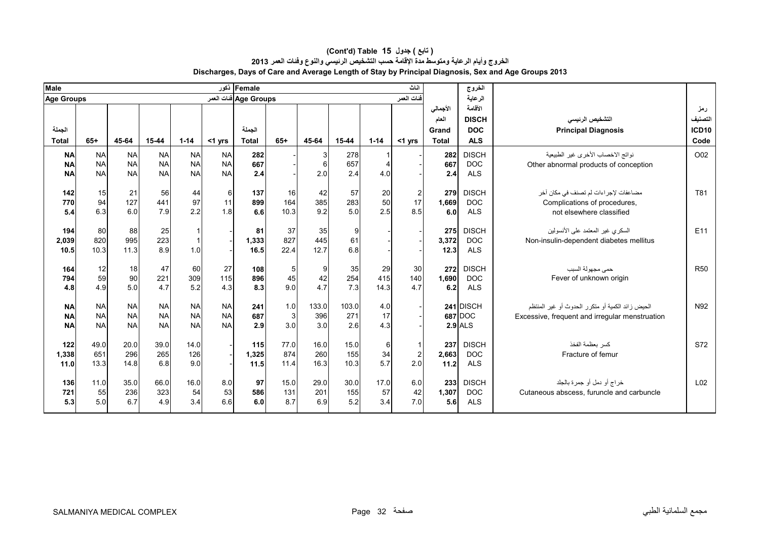**(Cont'd) Table 15 جدول ( تابع )**

**الخروج وأيام الرعاية ومتوسط مدة الإقامة حسب التشخيص الرئيسي والنوع وفئات العمر 2013**

**Discharges, Days of Care and Average Length of Stay by Principal Diagnosis, Sex and Age Groups 2013**

| Male ذكور | | | | | | Female اناث | | | | | | | الخروج | | |
|---|---|---|---|---|---|---|---|---|---|---|---|---|---|---|---|
| Age Groups فئات العمر | | | | | | Age Groups فئات العمر | | | | | | الأجمالي العام | الرعاية الأقامة | | رمز التصنيف |
| الجملة Total | 65+ | 45-64 | 15-44 | 1-14 | <1 yrs | الجملة Total | 65+ | 45-64 | 15-44 | 1-14 | <1 yrs | Grand Total | DISCH DOC ALS | التشخيص الرئيسي Principal Diagnosis | ICD10 Code |
| NA | NA | NA | NA | NA | NA | 282 | - | 3 | 278 | 1 | - | 282 | DISCH | نواتج الاخصاب الأخرى غير الطبيعية Other abnormal products of conception | O02 |
| NA | NA | NA | NA | NA | NA | 667 | - | 6 | 657 | 4 | - | 667 | DOC | | |
| NA | NA | NA | NA | NA | NA | 2.4 | - | 2.0 | 2.4 | 4.0 | - | 2.4 | ALS | | |
| 142 | 15 | 21 | 56 | 44 | 6 | 137 | 16 | 42 | 57 | 20 | 2 | 279 | DISCH | مضاعفات لإجراءات لم تصنف في مكان آخر Complications of procedures, not elsewhere classified | T81 |
| 770 | 94 | 127 | 441 | 97 | 11 | 899 | 164 | 385 | 283 | 50 | 17 | 1,669 | DOC | | |
| 5.4 | 6.3 | 6.0 | 7.9 | 2.2 | 1.8 | 6.6 | 10.3 | 9.2 | 5.0 | 2.5 | 8.5 | 6.0 | ALS | | |
| 194 | 80 | 88 | 25 | 1 | - | 81 | 37 | 35 | 9 | - | - | 275 | DISCH | السكري غير المعتمد على الأنسولين Non-insulin-dependent diabetes mellitus | E11 |
| 2,039 | 820 | 995 | 223 | 1 | - | 1,333 | 827 | 445 | 61 | - | - | 3,372 | DOC | | |
| 10.5 | 10.3 | 11.3 | 8.9 | 1.0 | - | 16.5 | 22.4 | 12.7 | 6.8 | - | - | 12.3 | ALS | | |
| 164 | 12 | 18 | 47 | 60 | 27 | 108 | 5 | 9 | 35 | 29 | 30 | 272 | DISCH | حمى مجهولة السبب Fever of unknown origin | R50 |
| 794 | 59 | 90 | 221 | 309 | 115 | 896 | 45 | 42 | 254 | 415 | 140 | 1,690 | DOC | | |
| 4.8 | 4.9 | 5.0 | 4.7 | 5.2 | 4.3 | 8.3 | 9.0 | 4.7 | 7.3 | 14.3 | 4.7 | 6.2 | ALS | | |
| NA | NA | NA | NA | NA | NA | 241 | 1.0 | 133.0 | 103.0 | 4.0 | - | 241 | DISCH | الحيض زائد الكمية أو متكرر الحدوث أو غير المنتظم Excessive, frequent and irregular menstruation | N92 |
| NA | NA | NA | NA | NA | NA | 687 | 3 | 396 | 271 | 17 | - | 687 | DOC | | |
| NA | NA | NA | NA | NA | NA | 2.9 | 3.0 | 3.0 | 2.6 | 4.3 | - | 2.9 | ALS | | |
| 122 | 49.0 | 20.0 | 39.0 | 14.0 | - | 115 | 77.0 | 16.0 | 15.0 | 6 | 1 | 237 | DISCH | كسر بعظمة الفخذ Fracture of femur | S72 |
| 1,338 | 651 | 296 | 265 | 126 | - | 1,325 | 874 | 260 | 155 | 34 | 2 | 2,663 | DOC | | |
| 11.0 | 13.3 | 14.8 | 6.8 | 9.0 | - | 11.5 | 11.4 | 16.3 | 10.3 | 5.7 | 2.0 | 11.2 | ALS | | |
| 136 | 11.0 | 35.0 | 66.0 | 16.0 | 8.0 | 97 | 15.0 | 29.0 | 30.0 | 17.0 | 6.0 | 233 | DISCH | خراج أو دمل أو جمرة بالجلد Cutaneous abscess, furuncle and carbuncle | L02 |
| 721 | 55 | 236 | 323 | 54 | 53 | 586 | 131 | 201 | 155 | 57 | 42 | 1,307 | DOC | | |
| 5.3 | 5.0 | 6.7 | 4.9 | 3.4 | 6.6 | 6.0 | 8.7 | 6.9 | 5.2 | 3.4 | 7.0 | 5.6 | ALS | | |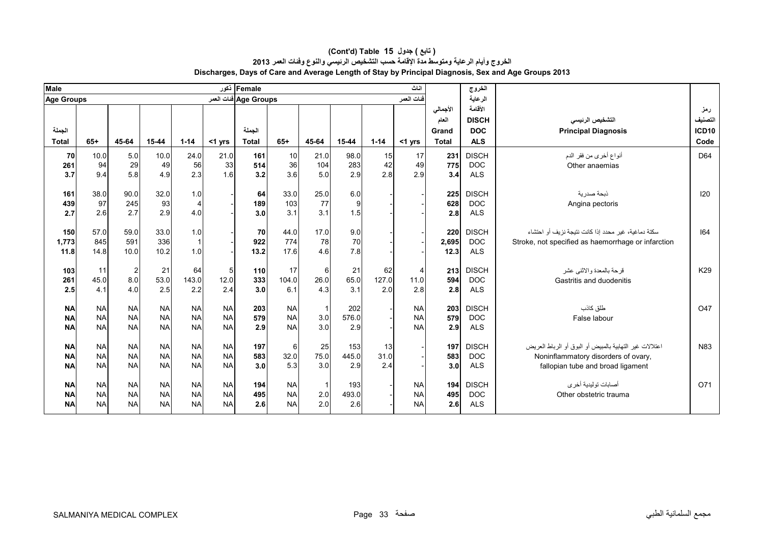## (Cont'd) Table 15 ( تابع ) جدول

### الخروج وأيام الرعاية ومتوسط مدة الإقامة حسب التشخيص الرئيسي والنوع وفئات العمر 2013

### Discharges, Days of Care and Average Length of Stay by Principal Diagnosis, Sex and Age Groups 2013

| Male ذكور | | | | | | Female اناث | | | | | | | الخروج الرعاية الأقامة | | |
|---|---|---|---|---|---|---|---|---|---|---|---|---|---|---|---|
| Age Groups فئات العمر | | | | | | Age Groups فئات العمر | | | | | | | | | |
| الجملة Total | 65+ | 45-64 | 15-44 | 1-14 | <1 yrs | الجملة Total | 65+ | 45-64 | 15-44 | 1-14 | <1 yrs | الأجمالي العام Grand Total | DISCH DOC ALS | التشخيص الرئيسي Principal Diagnosis | رمز التصنيف ICD10 Code |
| 70 | 10.0 | 5.0 | 10.0 | 24.0 | 21.0 | 161 | 10 | 21.0 | 98.0 | 15 | 17 | 231 | DISCH | أنواع أخرى من فقر الدم Other anaemias | D64 |
| 261 | 94 | 29 | 49 | 56 | 33 | 514 | 36 | 104 | 283 | 42 | 49 | 775 | DOC | | |
| 3.7 | 9.4 | 5.8 | 4.9 | 2.3 | 1.6 | 3.2 | 3.6 | 5.0 | 2.9 | 2.8 | 2.9 | 3.4 | ALS | | |
| 161 | 38.0 | 90.0 | 32.0 | 1.0 | - | 64 | 33.0 | 25.0 | 6.0 | - | - | 225 | DISCH | ذبحة صدرية Angina pectoris | I20 |
| 439 | 97 | 245 | 93 | 4 | - | 189 | 103 | 77 | 9 | - | - | 628 | DOC | | |
| 2.7 | 2.6 | 2.7 | 2.9 | 4.0 | - | 3.0 | 3.1 | 3.1 | 1.5 | - | - | 2.8 | ALS | | |
| 150 | 57.0 | 59.0 | 33.0 | 1.0 | - | 70 | 44.0 | 17.0 | 9.0 | - | - | 220 | DISCH | سكتة دماغية، غير محدد إذا كانت نتيجة نزيف أو احتشاء Stroke, not specified as haemorrhage or infarction | I64 |
| 1,773 | 845 | 591 | 336 | 1 | - | 922 | 774 | 78 | 70 | - | - | 2,695 | DOC | | |
| 11.8 | 14.8 | 10.0 | 10.2 | 1.0 | - | 13.2 | 17.6 | 4.6 | 7.8 | - | - | 12.3 | ALS | | |
| 103 | 11 | 2 | 21 | 64 | 5 | 110 | 17 | 6 | 21 | 62 | 4 | 213 | DISCH | قرحة بالمعدة والاثنى عشر Gastritis and duodenitis | K29 |
| 261 | 45.0 | 8.0 | 53.0 | 143.0 | 12.0 | 333 | 104.0 | 26.0 | 65.0 | 127.0 | 11.0 | 594 | DOC | | |
| 2.5 | 4.1 | 4.0 | 2.5 | 2.2 | 2.4 | 3.0 | 6.1 | 4.3 | 3.1 | 2.0 | 2.8 | 2.8 | ALS | | |
| NA | NA | NA | NA | NA | NA | 203 | NA | 1 | 202 | - | NA | 203 | DISCH | طلق كاذب False labour | O47 |
| NA | NA | NA | NA | NA | NA | 579 | NA | 3.0 | 576.0 | - | NA | 579 | DOC | | |
| NA | NA | NA | NA | NA | NA | 2.9 | NA | 3.0 | 2.9 | - | NA | 2.9 | ALS | | |
| NA | NA | NA | NA | NA | NA | 197 | 6 | 25 | 153 | 13 | - | 197 | DISCH | اعتلالات غير التهابية بالمبيض أو البوق أو الرباط العريض Noninflammatory disorders of ovary, fallopian tube and broad ligament | N83 |
| NA | NA | NA | NA | NA | NA | 583 | 32.0 | 75.0 | 445.0 | 31.0 | - | 583 | DOC | | |
| NA | NA | NA | NA | NA | NA | 3.0 | 5.3 | 3.0 | 2.9 | 2.4 | - | 3.0 | ALS | | |
| NA | NA | NA | NA | NA | NA | 194 | NA | 1 | 193 | - | NA | 194 | DISCH | أصابات توليدية أخرى Other obstetric trauma | O71 |
| NA | NA | NA | NA | NA | NA | 495 | NA | 2.0 | 493.0 | - | NA | 495 | DOC | | |
| NA | NA | NA | NA | NA | NA | 2.6 | NA | 2.0 | 2.6 | - | NA | 2.6 | ALS | | |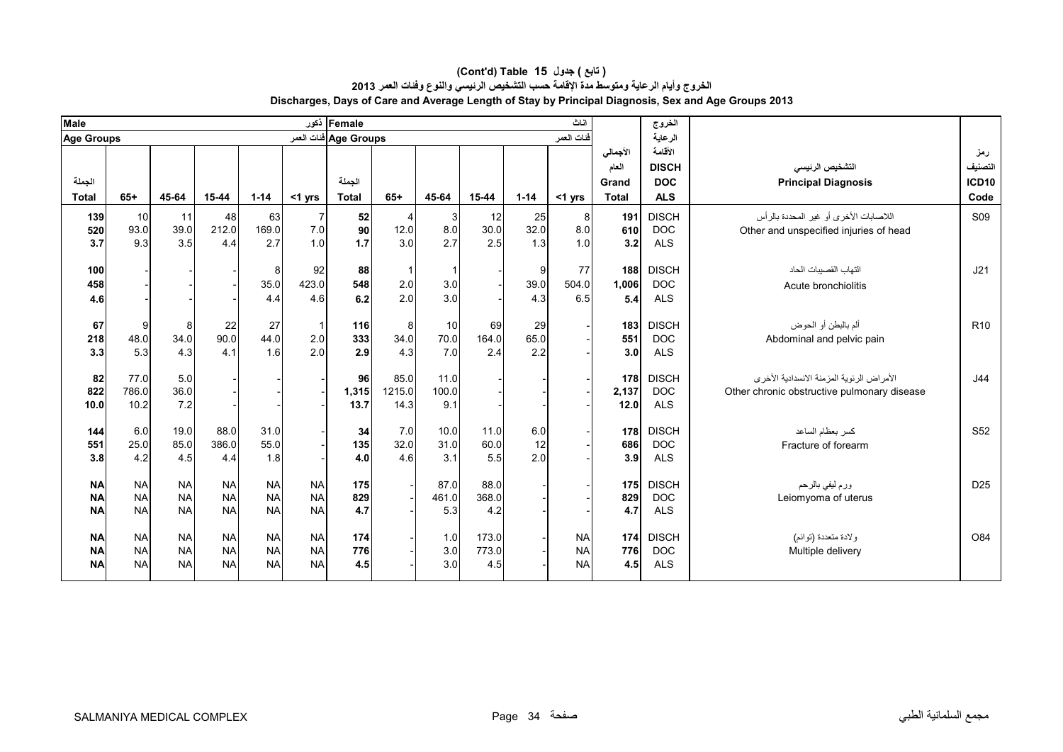# (Cont'd) Table 15 جدول ( تابع )

## الخروج وأيام الرعاية ومتوسط مدة الإقامة حسب التشخيص الرئيسي والنوع وفئات العمر 2013

## Discharges, Days of Care and Average Length of Stay by Principal Diagnosis, Sex and Age Groups 2013

| Male ذكور | | | | | | Female اناث | | | | | | | الخروج | | |
|---|---|---|---|---|---|---|---|---|---|---|---|---|---|---|---|
| Age Groups فئات العمر | | | | | | Age Groups فئات العمر | | | | | | | الرعاية | | |
| الجملة Total | 65+ | 45-64 | 15-44 | 1-14 | <1 yrs | الجملة Total | 65+ | 45-64 | 15-44 | 1-14 | <1 yrs | الأجمالي العام Grand Total | الأقامة DISCH DOC ALS | التشخيص الرئيسي Principal Diagnosis | رمز التصنيف ICD10 Code |
| 139 | 10 | 11 | 48 | 63 | 7 | 52 | 4 | 3 | 12 | 25 | 8 | 191 | DISCH | اللاصابات الأخرى أو غير المحددة بالرأس Other and unspecified injuries of head | S09 |
| 520 | 93.0 | 39.0 | 212.0 | 169.0 | 7.0 | 90 | 12.0 | 8.0 | 30.0 | 32.0 | 8.0 | 610 | DOC | | |
| 3.7 | 9.3 | 3.5 | 4.4 | 2.7 | 1.0 | 1.7 | 3.0 | 2.7 | 2.5 | 1.3 | 1.0 | 3.2 | ALS | | |
| 100 | - | - | - | 8 | 92 | 88 | 1 | 1 | - | 9 | 77 | 188 | DISCH | التهاب القصيبات الحاد Acute bronchiolitis | J21 |
| 458 | - | - | - | 35.0 | 423.0 | 548 | 2.0 | 3.0 | - | 39.0 | 504.0 | 1,006 | DOC | | |
| 4.6 | - | - | - | 4.4 | 4.6 | 6.2 | 2.0 | 3.0 | - | 4.3 | 6.5 | 5.4 | ALS | | |
| 67 | 9 | 8 | 22 | 27 | 1 | 116 | 8 | 10 | 69 | 29 | - | 183 | DISCH | ألم بالبطن أو الحوض Abdominal and pelvic pain | R10 |
| 218 | 48.0 | 34.0 | 90.0 | 44.0 | 2.0 | 333 | 34.0 | 70.0 | 164.0 | 65.0 | - | 551 | DOC | | |
| 3.3 | 5.3 | 4.3 | 4.1 | 1.6 | 2.0 | 2.9 | 4.3 | 7.0 | 2.4 | 2.2 | - | 3.0 | ALS | | |
| 82 | 77.0 | 5.0 | - | - | - | 96 | 85.0 | 11.0 | - | - | - | 178 | DISCH | الأمراض الرئوية المزمنة الانسدادية الأخرى Other chronic obstructive pulmonary disease | J44 |
| 822 | 786.0 | 36.0 | - | - | - | 1,315 | 1215.0 | 100.0 | - | - | - | 2,137 | DOC | | |
| 10.0 | 10.2 | 7.2 | - | - | - | 13.7 | 14.3 | 9.1 | - | - | - | 12.0 | ALS | | |
| 144 | 6.0 | 19.0 | 88.0 | 31.0 | - | 34 | 7.0 | 10.0 | 11.0 | 6.0 | - | 178 | DISCH | كسر بعظام الساعد Fracture of forearm | S52 |
| 551 | 25.0 | 85.0 | 386.0 | 55.0 | - | 135 | 32.0 | 31.0 | 60.0 | 12 | - | 686 | DOC | | |
| 3.8 | 4.2 | 4.5 | 4.4 | 1.8 | - | 4.0 | 4.6 | 3.1 | 5.5 | 2.0 | - | 3.9 | ALS | | |
| NA | NA | NA | NA | NA | NA | 175 | - | 87.0 | 88.0 | - | - | 175 | DISCH | ورم ليفي بالرحم Leiomyoma of uterus | D25 |
| NA | NA | NA | NA | NA | NA | 829 | - | 461.0 | 368.0 | - | - | 829 | DOC | | |
| NA | NA | NA | NA | NA | NA | 4.7 | - | 5.3 | 4.2 | - | - | 4.7 | ALS | | |
| NA | NA | NA | NA | NA | NA | 174 | - | 1.0 | 173.0 | - | NA | 174 | DISCH | ولادة متعددة (توائم) Multiple delivery | O84 |
| NA | NA | NA | NA | NA | NA | 776 | - | 3.0 | 773.0 | - | NA | 776 | DOC | | |
| NA | NA | NA | NA | NA | NA | 4.5 | - | 3.0 | 4.5 | - | NA | 4.5 | ALS | | |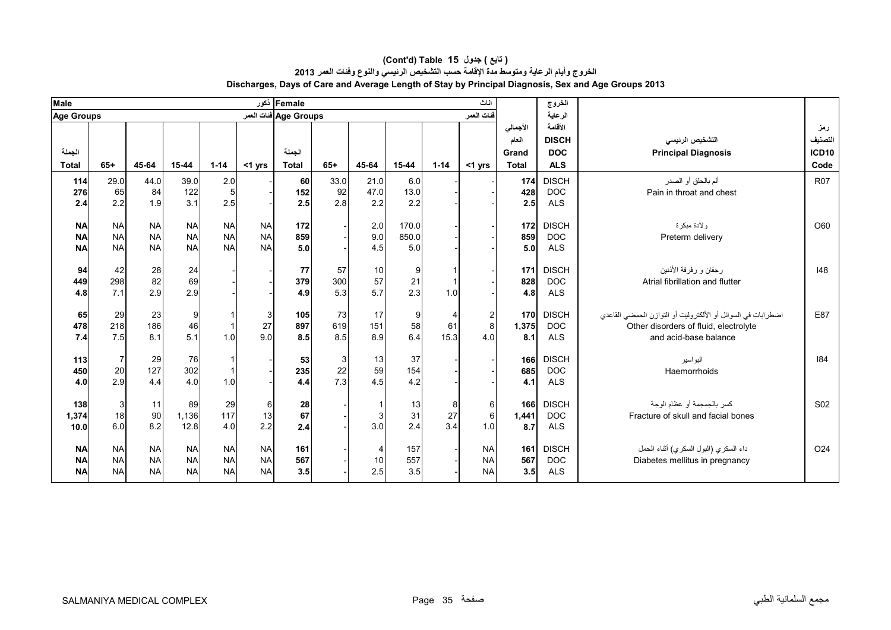# (Cont'd) Table 15 ( تابع ) جدول

## الخروج وأيام الرعاية ومتوسط مدة الإقامة حسب التشخيص الرئيسي والنوع وفئات العمر 2013

## Discharges, Days of Care and Average Length of Stay by Principal Diagnosis, Sex and Age Groups 2013

| Male ذكور | | | | | | Female اناث | | | | | | الأجمالي العام | الخروج الرعاية الأقامة | التشخيص الرئيسي | رمز التصنيف |
|---|---|---|---|---|---|---|---|---|---|---|---|---|---|---|---|
| Age Groups فئات العمر | | | | | | Age Groups فئات العمر | | | | | | | | | |
| الجملة Total | 65+ | 45-64 | 15-44 | 1-14 | <1 yrs | الجملة Total | 65+ | 45-64 | 15-44 | 1-14 | <1 yrs | Grand Total | DISCH DOC ALS | Principal Diagnosis | ICD10 Code |
| 114 | 29.0 | 44.0 | 39.0 | 2.0 | - | 60 | 33.0 | 21.0 | 6.0 | - | - | 174 | DISCH | ألم بالحلق أو الصدر Pain in throat and chest | R07 |
| 276 | 65 | 84 | 122 | 5 | - | 152 | 92 | 47.0 | 13.0 | - | - | 428 | DOC | | |
| 2.4 | 2.2 | 1.9 | 3.1 | 2.5 | - | 2.5 | 2.8 | 2.2 | 2.2 | - | - | 2.5 | ALS | | |
| NA | NA | NA | NA | NA | NA | 172 | - | 2.0 | 170.0 | - | - | 172 | DISCH | ولادة مبكرة Preterm delivery | O60 |
| NA | NA | NA | NA | NA | NA | 859 | - | 9.0 | 850.0 | - | - | 859 | DOC | | |
| NA | NA | NA | NA | NA | NA | 5.0 | - | 4.5 | 5.0 | - | - | 5.0 | ALS | | |
| 94 | 42 | 28 | 24 | - | - | 77 | 57 | 10 | 9 | 1 | - | 171 | DISCH | رجفان و رفرفة الأذنين Atrial fibrillation and flutter | I48 |
| 449 | 298 | 82 | 69 | - | - | 379 | 300 | 57 | 21 | 1 | - | 828 | DOC | | |
| 4.8 | 7.1 | 2.9 | 2.9 | - | - | 4.9 | 5.3 | 5.7 | 2.3 | 1.0 | - | 4.8 | ALS | | |
| 65 | 29 | 23 | 9 | 1 | 3 | 105 | 73 | 17 | 9 | 4 | 2 | 170 | DISCH | اضطرابات في السوائل أو الألكتروليت أو التوازن الحمضي القاعدي Other disorders of fluid, electrolyte and acid-base balance | E87 |
| 478 | 218 | 186 | 46 | 1 | 27 | 897 | 619 | 151 | 58 | 61 | 8 | 1,375 | DOC | | |
| 7.4 | 7.5 | 8.1 | 5.1 | 1.0 | 9.0 | 8.5 | 8.5 | 8.9 | 6.4 | 15.3 | 4.0 | 8.1 | ALS | | |
| 113 | 7 | 29 | 76 | 1 | - | 53 | 3 | 13 | 37 | - | - | 166 | DISCH | البواسير Haemorrhoids | I84 |
| 450 | 20 | 127 | 302 | 1 | - | 235 | 22 | 59 | 154 | - | - | 685 | DOC | | |
| 4.0 | 2.9 | 4.4 | 4.0 | 1.0 | - | 4.4 | 7.3 | 4.5 | 4.2 | - | - | 4.1 | ALS | | |
| 138 | 3 | 11 | 89 | 29 | 6 | 28 | - | 1 | 13 | 8 | 6 | 166 | DISCH | كسر بالجمجمة أو عظام الوجة Fracture of skull and facial bones | S02 |
| 1,374 | 18 | 90 | 1,136 | 117 | 13 | 67 | - | 3 | 31 | 27 | 6 | 1,441 | DOC | | |
| 10.0 | 6.0 | 8.2 | 12.8 | 4.0 | 2.2 | 2.4 | - | 3.0 | 2.4 | 3.4 | 1.0 | 8.7 | ALS | | |
| NA | NA | NA | NA | NA | NA | 161 | - | 4 | 157 | - | NA | 161 | DISCH | داء السكري (البول السكري) أثناء الحمل Diabetes mellitus in pregnancy | O24 |
| NA | NA | NA | NA | NA | NA | 567 | - | 10 | 557 | - | NA | 567 | DOC | | |
| NA | NA | NA | NA | NA | NA | 3.5 | - | 2.5 | 3.5 | - | NA | 3.5 | ALS | | |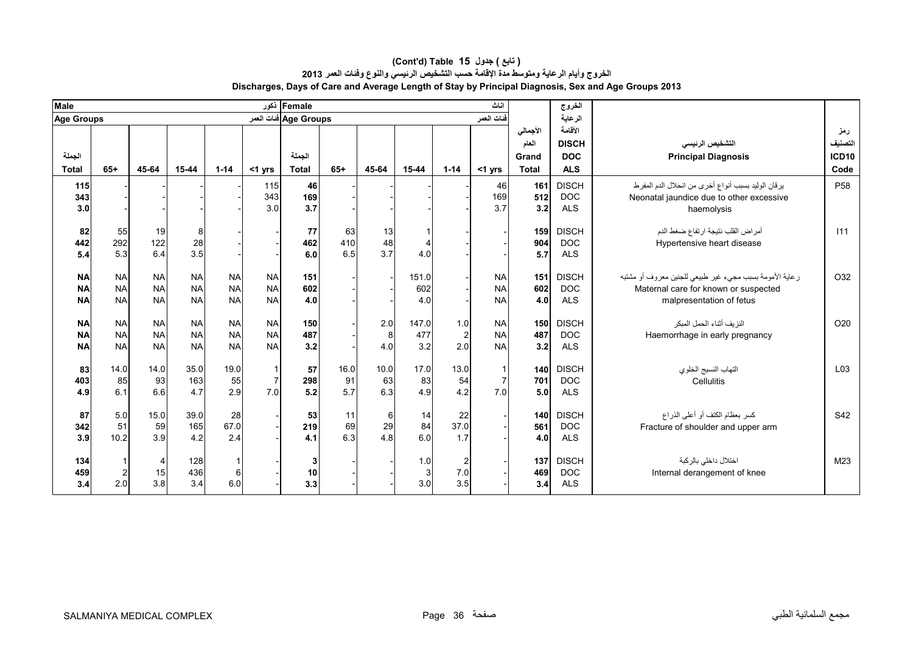# (Cont'd) Table 15 جدول ( تابع )

## الخروج وأيام الرعاية ومتوسط مدة الإقامة حسب التشخيص الرئيسي والنوع وفئات العمر 2013

## Discharges, Days of Care and Average Length of Stay by Principal Diagnosis, Sex and Age Groups 2013

| Male ذكور | | | | | | Female اناث | | | | | | | الخروج الرعاية الأقامة | | | |
|---|---|---|---|---|---|---|---|---|---|---|---|---|---|---|---|
| Age Groups فئات العمر | | | | | | Age Groups فئات العمر | | | | | | الأجمالي العام | | | | رمز التصنيف |
| الجملة Total | 65+ | 45-64 | 15-44 | 1-14 | <1 yrs | الجملة Total | 65+ | 45-64 | 15-44 | 1-14 | <1 yrs | Grand Total | DISCH DOC ALS | التشخيص الرئيسي Principal Diagnosis | ICD10 Code |
| 115 | - | - | - | - | 115 | 46 | - | - | - | - | 46 | 161 | DISCH | يرقان الوليد بسبب أنواع أخرى من انحلال الدم المفرط Neonatal jaundice due to other excessive haemolysis | P58 |
| 343 | - | - | - | - | 343 | 169 | - | - | - | - | 169 | 512 | DOC | | |
| 3.0 | - | - | - | - | 3.0 | 3.7 | - | - | - | - | 3.7 | 3.2 | ALS | | |
| 82 | 55 | 19 | 8 | - | - | 77 | 63 | 13 | 1 | - | - | 159 | DISCH | أمراض القلب نتيجة ارتفاع ضغط الدم Hypertensive heart disease | I11 |
| 442 | 292 | 122 | 28 | - | - | 462 | 410 | 48 | 4 | - | - | 904 | DOC | | |
| 5.4 | 5.3 | 6.4 | 3.5 | - | - | 6.0 | 6.5 | 3.7 | 4.0 | - | - | 5.7 | ALS | | |
| NA | NA | NA | NA | NA | NA | 151 | - | - | 151.0 | - | NA | 151 | DISCH | رعاية الأمومة بسبب مجيء غير طبيعي للجنين معروف أو مشتبه Maternal care for known or suspected malpresentation of fetus | O32 |
| NA | NA | NA | NA | NA | NA | 602 | - | - | 602 | - | NA | 602 | DOC | | |
| NA | NA | NA | NA | NA | NA | 4.0 | - | - | 4.0 | - | NA | 4.0 | ALS | | |
| NA | NA | NA | NA | NA | NA | 150 | - | 2.0 | 147.0 | 1.0 | NA | 150 | DISCH | النزيف أثناء الحمل المبكر Haemorrhage in early pregnancy | O20 |
| NA | NA | NA | NA | NA | NA | 487 | - | 8 | 477 | 2 | NA | 487 | DOC | | |
| NA | NA | NA | NA | NA | NA | 3.2 | - | 4.0 | 3.2 | 2.0 | NA | 3.2 | ALS | | |
| 83 | 14.0 | 14.0 | 35.0 | 19.0 | 1 | 57 | 16.0 | 10.0 | 17.0 | 13.0 | 1 | 140 | DISCH | التهاب النسيج الخلوي Cellulitis | L03 |
| 403 | 85 | 93 | 163 | 55 | 7 | 298 | 91 | 63 | 83 | 54 | 7 | 701 | DOC | | |
| 4.9 | 6.1 | 6.6 | 4.7 | 2.9 | 7.0 | 5.2 | 5.7 | 6.3 | 4.9 | 4.2 | 7.0 | 5.0 | ALS | | |
| 87 | 5.0 | 15.0 | 39.0 | 28 | - | 53 | 11 | 6 | 14 | 22 | - | 140 | DISCH | كسر بعظام الكتف أو أعلى الذراع Fracture of shoulder and upper arm | S42 |
| 342 | 51 | 59 | 165 | 67.0 | - | 219 | 69 | 29 | 84 | 37.0 | - | 561 | DOC | | |
| 3.9 | 10.2 | 3.9 | 4.2 | 2.4 | - | 4.1 | 6.3 | 4.8 | 6.0 | 1.7 | - | 4.0 | ALS | | |
| 134 | 1 | 4 | 128 | 1 | - | 3 | - | - | 1.0 | 2 | - | 137 | DISCH | اختلال داخلي بالركبة Internal derangement of knee | M23 |
| 459 | 2 | 15 | 436 | 6 | - | 10 | - | - | 3 | 7.0 | - | 469 | DOC | | |
| 3.4 | 2.0 | 3.8 | 3.4 | 6.0 | - | 3.3 | - | - | 3.0 | 3.5 | - | 3.4 | ALS | | |

SALMANIYA MEDICAL COMPLEX مجمع السلمانية الطبي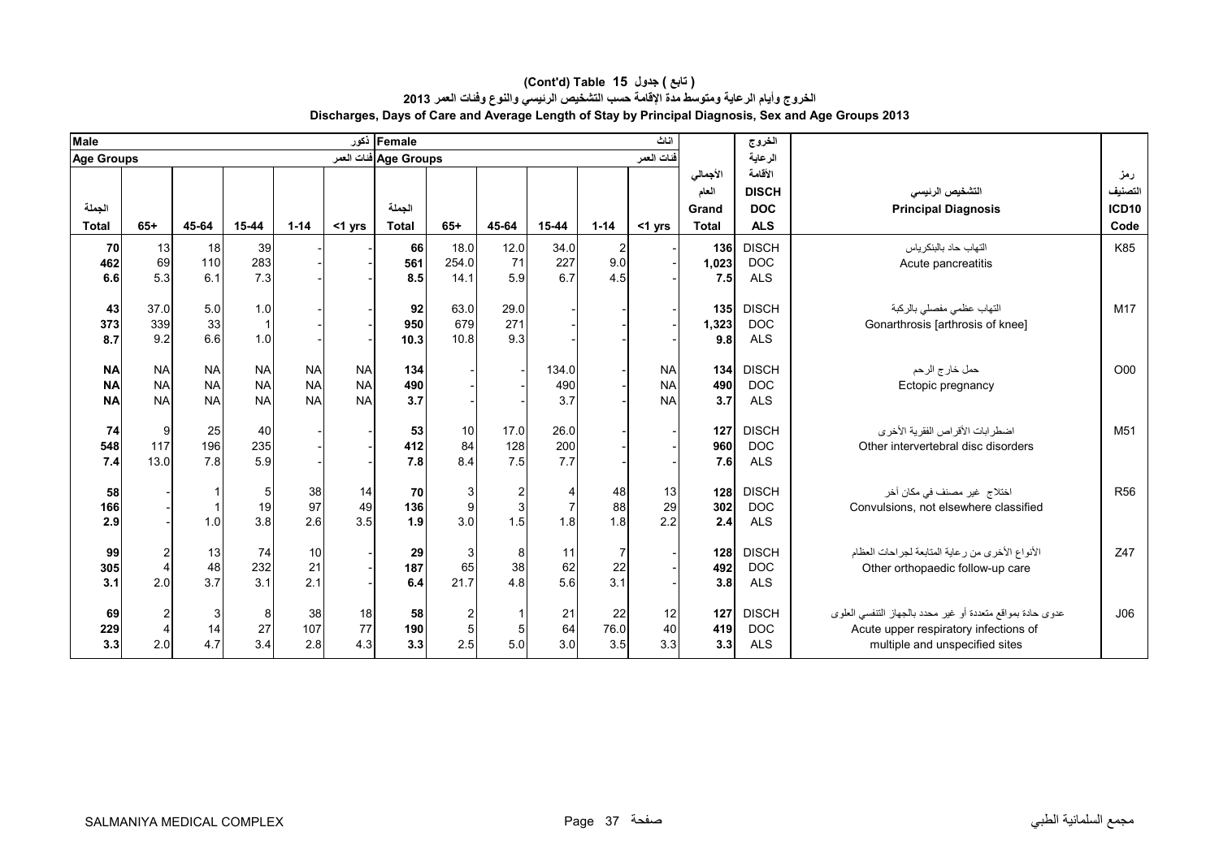# (Cont'd) Table 15 جدول ( تابع )

## الخروج وأيام الرعاية ومتوسط مدة الإقامة حسب التشخيص الرئيسي والنوع وفئات العمر 2013

## Discharges, Days of Care and Average Length of Stay by Principal Diagnosis, Sex and Age Groups 2013

| Male ذكور | | | | | | Female اناث | | | | | | | الخروج الرعاية الأقامة | | |
|---|---|---|---|---|---|---|---|---|---|---|---|---|---|---|---|
| Age Groups فئات العمر | | | | | | Age Groups فئات العمر | | | | | | | | | |
| الجملة Total | 65+ | 45-64 | 15-44 | 1-14 | <1 yrs | الجملة Total | 65+ | 45-64 | 15-44 | 1-14 | <1 yrs | الأجمالي العام Grand Total | DISCH DOC ALS | التشخيص الرئيسي Principal Diagnosis | رمز التصنيف ICD10 Code |
| **70** | 13 | 18 | 39 | - | - | **66** | 18.0 | 12.0 | 34.0 | 2 | - | **136** | DISCH | التهاب حاد بالبنكرياس Acute pancreatitis | K85 |
| **462** | 69 | 110 | 283 | - | - | **561** | 254.0 | 71 | 227 | 9.0 | - | **1,023** | DOC | | |
| **6.6** | 5.3 | 6.1 | 7.3 | - | - | **8.5** | 14.1 | 5.9 | 6.7 | 4.5 | - | **7.5** | ALS | | |
| **43** | 37.0 | 5.0 | 1.0 | - | - | **92** | 63.0 | 29.0 | - | - | - | **135** | DISCH | التهاب عظمي مفصلي بالركبة Gonarthrosis [arthrosis of knee] | M17 |
| **373** | 339 | 33 | 1 | - | - | **950** | 679 | 271 | - | - | - | **1,323** | DOC | | |
| **8.7** | 9.2 | 6.6 | 1.0 | - | - | **10.3** | 10.8 | 9.3 | - | - | - | **9.8** | ALS | | |
| **NA** | NA | NA | NA | NA | NA | **134** | - | - | 134.0 | - | NA | **134** | DISCH | حمل خارج الرحم Ectopic pregnancy | O00 |
| **NA** | NA | NA | NA | NA | NA | **490** | - | - | 490 | - | NA | **490** | DOC | | |
| **NA** | NA | NA | NA | NA | NA | **3.7** | - | - | 3.7 | - | NA | **3.7** | ALS | | |
| **74** | 9 | 25 | 40 | - | - | **53** | 10 | 17.0 | 26.0 | - | - | **127** | DISCH | اضطرابات الأقراص الفقرية الأخرى Other intervertebral disc disorders | M51 |
| **548** | 117 | 196 | 235 | - | - | **412** | 84 | 128 | 200 | - | - | **960** | DOC | | |
| **7.4** | 13.0 | 7.8 | 5.9 | - | - | **7.8** | 8.4 | 7.5 | 7.7 | - | - | **7.6** | ALS | | |
| **58** | - | 1 | 5 | 38 | 14 | **70** | 3 | 2 | 4 | 48 | 13 | **128** | DISCH | اختلاج غير مصنف في مكان آخر Convulsions, not elsewhere classified | R56 |
| **166** | - | 1 | 19 | 97 | 49 | **136** | 9 | 3 | 7 | 88 | 29 | **302** | DOC | | |
| **2.9** | - | 1.0 | 3.8 | 2.6 | 3.5 | **1.9** | 3.0 | 1.5 | 1.8 | 1.8 | 2.2 | **2.4** | ALS | | |
| **99** | 2 | 13 | 74 | 10 | - | **29** | 3 | 8 | 11 | 7 | - | **128** | DISCH | الأنواع الأخرى من رعاية المتابعة لجراحات العظام Other orthopaedic follow-up care | Z47 |
| **305** | 4 | 48 | 232 | 21 | - | **187** | 65 | 38 | 62 | 22 | - | **492** | DOC | | |
| **3.1** | 2.0 | 3.7 | 3.1 | 2.1 | - | **6.4** | 21.7 | 4.8 | 5.6 | 3.1 | - | **3.8** | ALS | | |
| **69** | 2 | 3 | 8 | 38 | 18 | **58** | 2 | 1 | 21 | 22 | 12 | **127** | DISCH | عدوى حادة بمواقع متعددة أو غير محدد بالجهاز التنفسي العلوى Acute upper respiratory infections of multiple and unspecified sites | J06 |
| **229** | 4 | 14 | 27 | 107 | 77 | **190** | 5 | 5 | 64 | 76.0 | 40 | **419** | DOC | | |
| **3.3** | 2.0 | 4.7 | 3.4 | 2.8 | 4.3 | **3.3** | 2.5 | 5.0 | 3.0 | 3.5 | 3.3 | **3.3** | ALS | | |

SALMANIYA MEDICAL COMPLEX مجمع السلمانية الطبي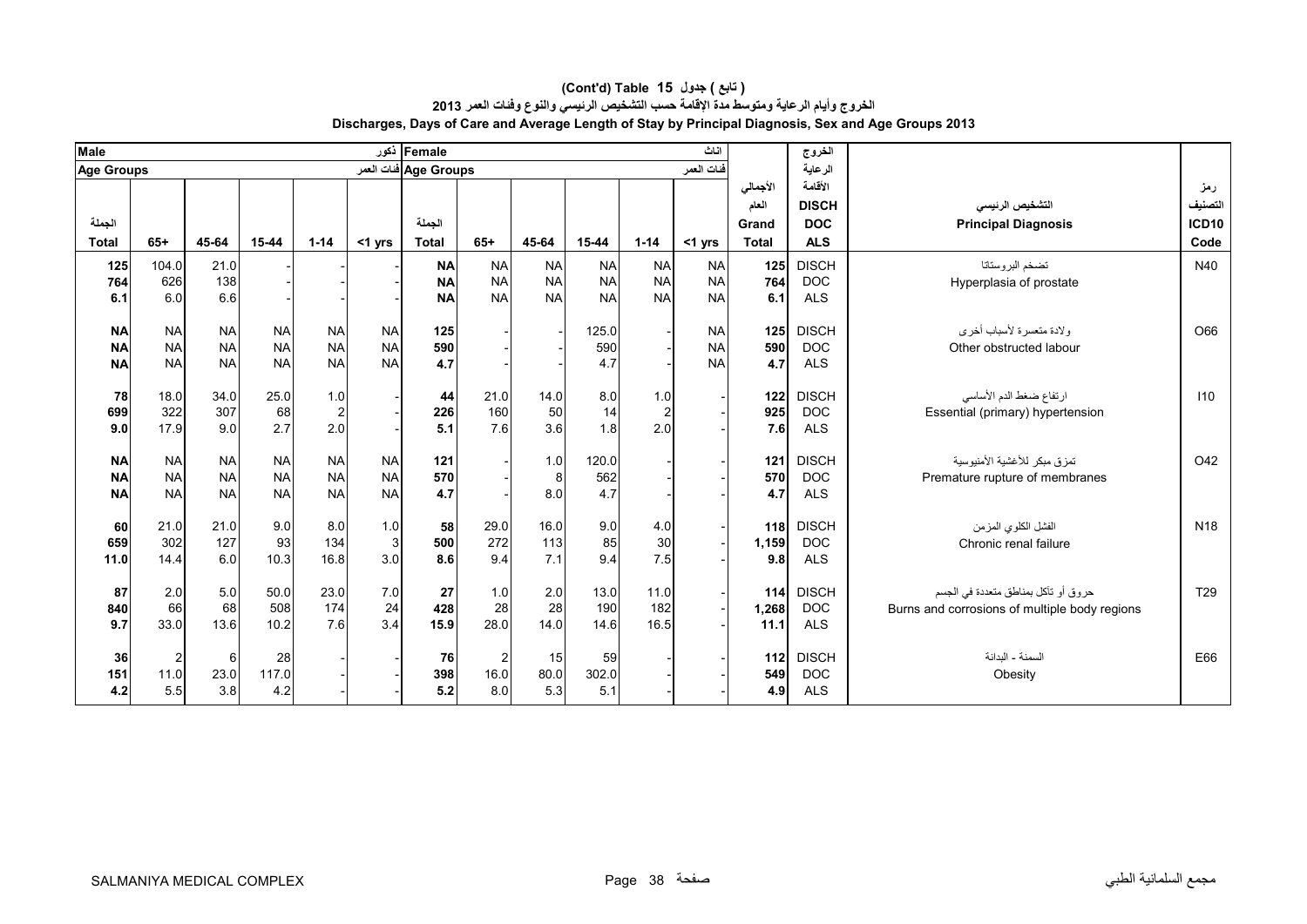## (Cont'd) Table 15 ( تابع ) جدول

## الخروج وأيام الرعاية ومتوسط مدة الإقامة حسب التشخيص الرئيسي والنوع وفئات العمر 2013

## Discharges, Days of Care and Average Length of Stay by Principal Diagnosis, Sex and Age Groups 2013

| Male ذكور | | | | | | Female اناث | | | | | | | الخروج | | |
|---|---|---|---|---|---|---|---|---|---|---|---|---|---|---|---|
| Age Groups فئات العمر | | | | | | Age Groups فئات العمر | | | | | | | الرعاية | | |
| الجملة Total | 65+ | 45-64 | 15-44 | 1-14 | <1 yrs | الجملة Total | 65+ | 45-64 | 15-44 | 1-14 | <1 yrs | الأجمالي العام Grand Total | الأقامة DISCH DOC ALS | التشخيص الرئيسي Principal Diagnosis | رمز التصنيف ICD10 Code |
| 125 | 104.0 | 21.0 | - | - | - | NA | NA | NA | NA | NA | NA | 125 | DISCH | تضخم البروستاتا<br>Hyperplasia of prostate | N40 |
| 764 | 626 | 138 | - | - | - | NA | NA | NA | NA | NA | NA | 764 | DOC | | |
| 6.1 | 6.0 | 6.6 | - | - | - | NA | NA | NA | NA | NA | NA | 6.1 | ALS | | |
| NA | NA | NA | NA | NA | NA | 125 | - | - | 125.0 | - | NA | 125 | DISCH | ولادة متعسرة لأسباب أخرى<br>Other obstructed labour | O66 |
| NA | NA | NA | NA | NA | NA | 590 | - | - | 590 | - | NA | 590 | DOC | | |
| NA | NA | NA | NA | NA | NA | 4.7 | - | - | 4.7 | - | NA | 4.7 | ALS | | |
| 78 | 18.0 | 34.0 | 25.0 | 1.0 | - | 44 | 21.0 | 14.0 | 8.0 | 1.0 | - | 122 | DISCH | ارتفاع ضغط الدم الأساسي<br>Essential (primary) hypertension | I10 |
| 699 | 322 | 307 | 68 | 2 | - | 226 | 160 | 50 | 14 | 2 | - | 925 | DOC | | |
| 9.0 | 17.9 | 9.0 | 2.7 | 2.0 | - | 5.1 | 7.6 | 3.6 | 1.8 | 2.0 | - | 7.6 | ALS | | |
| NA | NA | NA | NA | NA | NA | 121 | - | 1.0 | 120.0 | - | - | 121 | DISCH | تمزق مبكر للأغشية الأمنيوسية<br>Premature rupture of membranes | O42 |
| NA | NA | NA | NA | NA | NA | 570 | - | 8 | 562 | - | - | 570 | DOC | | |
| NA | NA | NA | NA | NA | NA | 4.7 | - | 8.0 | 4.7 | - | - | 4.7 | ALS | | |
| 60 | 21.0 | 21.0 | 9.0 | 8.0 | 1.0 | 58 | 29.0 | 16.0 | 9.0 | 4.0 | - | 118 | DISCH | الفشل الكلوي المزمن<br>Chronic renal failure | N18 |
| 659 | 302 | 127 | 93 | 134 | 3 | 500 | 272 | 113 | 85 | 30 | - | 1,159 | DOC | | |
| 11.0 | 14.4 | 6.0 | 10.3 | 16.8 | 3.0 | 8.6 | 9.4 | 7.1 | 9.4 | 7.5 | - | 9.8 | ALS | | |
| 87 | 2.0 | 5.0 | 50.0 | 23.0 | 7.0 | 27 | 1.0 | 2.0 | 13.0 | 11.0 | - | 114 | DISCH | حروق أو تآكل بمناطق متعددة في الجسم<br>Burns and corrosions of multiple body regions | T29 |
| 840 | 66 | 68 | 508 | 174 | 24 | 428 | 28 | 28 | 190 | 182 | - | 1,268 | DOC | | |
| 9.7 | 33.0 | 13.6 | 10.2 | 7.6 | 3.4 | 15.9 | 28.0 | 14.0 | 14.6 | 16.5 | - | 11.1 | ALS | | |
| 36 | 2 | 6 | 28 | - | - | 76 | 2 | 15 | 59 | - | - | 112 | DISCH | السمنة - البدانة<br>Obesity | E66 |
| 151 | 11.0 | 23.0 | 117.0 | - | - | 398 | 16.0 | 80.0 | 302.0 | - | - | 549 | DOC | | |
| 4.2 | 5.5 | 3.8 | 4.2 | - | - | 5.2 | 8.0 | 5.3 | 5.1 | - | - | 4.9 | ALS | | |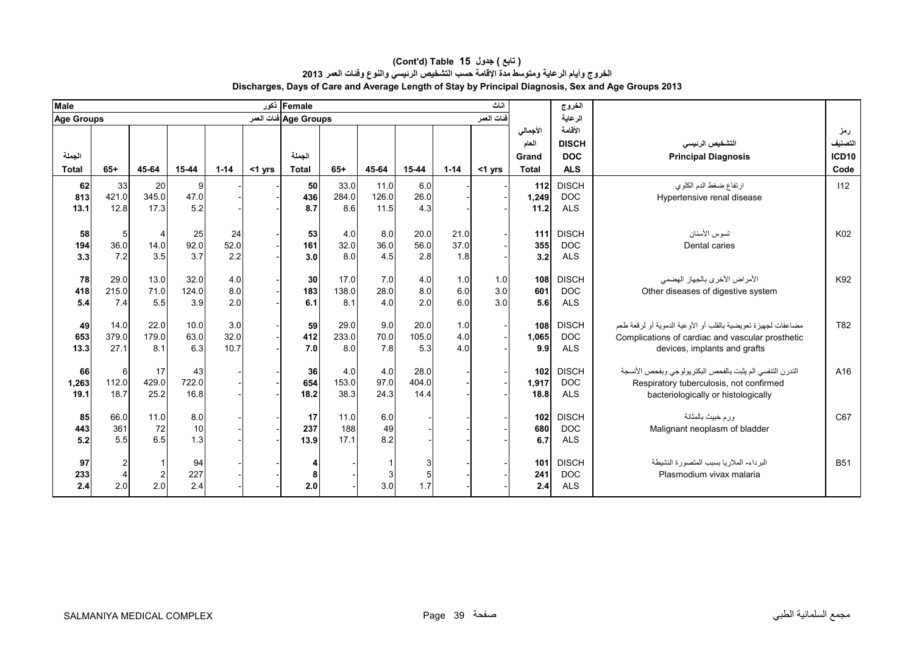**(Cont'd) Table 15 جدول ( تابع )**

**الخروج وأيام الرعاية ومتوسط مدة الإقامة حسب التشخيص الرئيسي والنوع وفئات العمر 2013**

**Discharges, Days of Care and Average Length of Stay by Principal Diagnosis, Sex and Age Groups 2013**

| Male ذكور | | | | | | Female اناث | | | | | | | الخروج الرعاية الأقامة | | |
|---|---|---|---|---|---|---|---|---|---|---|---|---|---|---|---|
| Age Groups فئات العمر | | | | | | Age Groups فئات العمر | | | | | | | | | |
| الجملة Total | 65+ | 45-64 | 15-44 | 1-14 | <1 yrs | الجملة Total | 65+ | 45-64 | 15-44 | 1-14 | <1 yrs | الأجمالي العام Grand Total | DISCH DOC ALS | التشخيص الرئيسي Principal Diagnosis | رمز التصنيف ICD10 Code |
| 62 | 33 | 20 | 9 | - | - | 50 | 33.0 | 11.0 | 6.0 | - | - | 112 | DISCH | ارتفاع ضغط الدم الكلوي | I12 |
| 813 | 421.0 | 345.0 | 47.0 | - | - | 436 | 284.0 | 126.0 | 26.0 | - | - | 1,249 | DOC | Hypertensive renal disease | |
| 13.1 | 12.8 | 17.3 | 5.2 | - | - | 8.7 | 8.6 | 11.5 | 4.3 | - | - | 11.2 | ALS | | |
| 58 | 5 | 4 | 25 | 24 | - | 53 | 4.0 | 8.0 | 20.0 | 21.0 | - | 111 | DISCH | تسوس الأسنان | K02 |
| 194 | 36.0 | 14.0 | 92.0 | 52.0 | - | 161 | 32.0 | 36.0 | 56.0 | 37.0 | - | 355 | DOC | Dental caries | |
| 3.3 | 7.2 | 3.5 | 3.7 | 2.2 | - | 3.0 | 8.0 | 4.5 | 2.8 | 1.8 | - | 3.2 | ALS | | |
| 78 | 29.0 | 13.0 | 32.0 | 4.0 | - | 30 | 17.0 | 7.0 | 4.0 | 1.0 | 1.0 | 108 | DISCH | الأمراض الأخرى بالجهاز الهضمي | K92 |
| 418 | 215.0 | 71.0 | 124.0 | 8.0 | - | 183 | 138.0 | 28.0 | 8.0 | 6.0 | 3.0 | 601 | DOC | Other diseases of digestive system | |
| 5.4 | 7.4 | 5.5 | 3.9 | 2.0 | - | 6.1 | 8.1 | 4.0 | 2.0 | 6.0 | 3.0 | 5.6 | ALS | | |
| 49 | 14.0 | 22.0 | 10.0 | 3.0 | - | 59 | 29.0 | 9.0 | 20.0 | 1.0 | - | 108 | DISCH | مضاعفات لجهيزة تعويضية بالقلب أو الأوعية الدموية أو لرقعة طعم | T82 |
| 653 | 379.0 | 179.0 | 63.0 | 32.0 | - | 412 | 233.0 | 70.0 | 105.0 | 4.0 | - | 1,065 | DOC | Complications of cardiac and vascular prosthetic | |
| 13.3 | 27.1 | 8.1 | 6.3 | 10.7 | - | 7.0 | 8.0 | 7.8 | 5.3 | 4.0 | - | 9.9 | ALS | devices, implants and grafts | |
| 66 | 6 | 17 | 43 | - | - | 36 | 4.0 | 4.0 | 28.0 | - | - | 102 | DISCH | التدرن التنفسي الم يثبت بالفحص البكتريولوجي وبفحص الأنسجة | A16 |
| 1,263 | 112.0 | 429.0 | 722.0 | - | - | 654 | 153.0 | 97.0 | 404.0 | - | - | 1,917 | DOC | Respiratory tuberculosis, not confirmed | |
| 19.1 | 18.7 | 25.2 | 16.8 | - | - | 18.2 | 38.3 | 24.3 | 14.4 | - | - | 18.8 | ALS | bacteriologically or histologically | |
| 85 | 66.0 | 11.0 | 8.0 | - | - | 17 | 11.0 | 6.0 | - | - | - | 102 | DISCH | ورم خبيث بالمثانة | C67 |
| 443 | 361 | 72 | 10 | - | - | 237 | 188 | 49 | - | - | - | 680 | DOC | Malignant neoplasm of bladder | |
| 5.2 | 5.5 | 6.5 | 1.3 | - | - | 13.9 | 17.1 | 8.2 | - | - | - | 6.7 | ALS | | |
| 97 | 2 | 1 | 94 | - | - | 4 | - | 1 | 3 | - | - | 101 | DISCH | البرداء- الملاريا بسبب المتصورة النشيطة | B51 |
| 233 | 4 | 2 | 227 | - | - | 8 | - | 3 | 5 | - | - | 241 | DOC | Plasmodium vivax malaria | |
| 2.4 | 2.0 | 2.0 | 2.4 | - | - | 2.0 | - | 3.0 | 1.7 | - | - | 2.4 | ALS | | |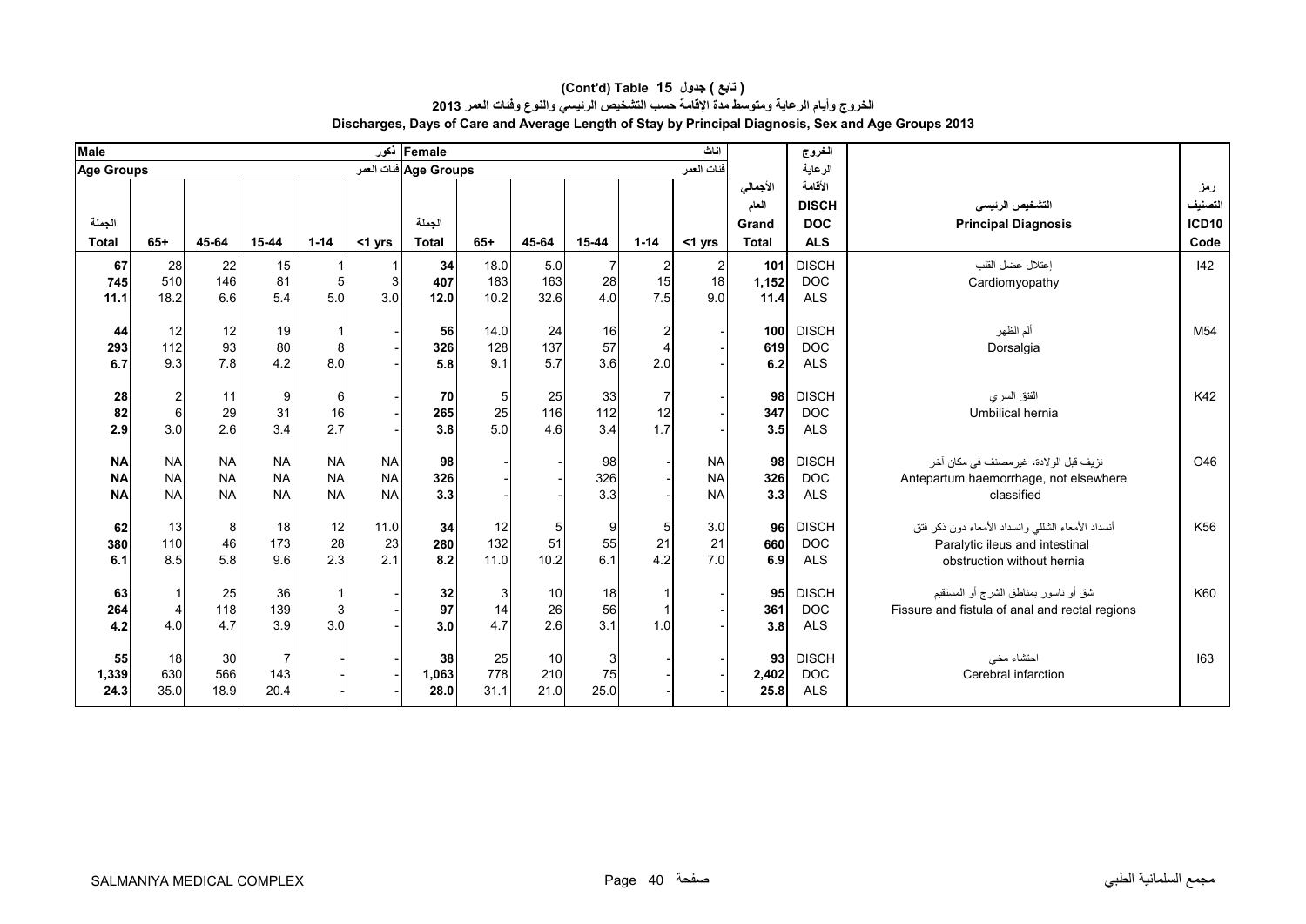# (Cont'd) Table 15 جدول ( تابع )

## الخروج وأيام الرعاية ومتوسط مدة الإقامة حسب التشخيص الرئيسي والنوع وفئات العمر 2013

## Discharges, Days of Care and Average Length of Stay by Principal Diagnosis, Sex and Age Groups 2013

| Male ذكور | | | | | | Female اناث | | | | | | | الخروج الرعاية الأقامة | | |
|---|---|---|---|---|---|---|---|---|---|---|---|---|---|---|---|
| Age Groups فئات العمر | | | | | | Age Groups فئات العمر | | | | | | | | | |
| الجملة Total | 65+ | 45-64 | 15-44 | 1-14 | <1 yrs | الجملة Total | 65+ | 45-64 | 15-44 | 1-14 | <1 yrs | الأجمالي العام Grand Total | DISCH DOC ALS | التشخيص الرئيسي Principal Diagnosis | رمز التصنيف ICD10 Code |
| 67 | 28 | 22 | 15 | 1 | 1 | 34 | 18.0 | 5.0 | 7 | 2 | 2 | 101 | DISCH | إعتلال عضل القلب Cardiomyopathy | I42 |
| 745 | 510 | 146 | 81 | 5 | 3 | 407 | 183 | 163 | 28 | 15 | 18 | 1,152 | DOC | | |
| 11.1 | 18.2 | 6.6 | 5.4 | 5.0 | 3.0 | 12.0 | 10.2 | 32.6 | 4.0 | 7.5 | 9.0 | 11.4 | ALS | | |
| 44 | 12 | 12 | 19 | 1 | - | 56 | 14.0 | 24 | 16 | 2 | - | 100 | DISCH | ألم الظهر Dorsalgia | M54 |
| 293 | 112 | 93 | 80 | 8 | - | 326 | 128 | 137 | 57 | 4 | - | 619 | DOC | | |
| 6.7 | 9.3 | 7.8 | 4.2 | 8.0 | - | 5.8 | 9.1 | 5.7 | 3.6 | 2.0 | - | 6.2 | ALS | | |
| 28 | 2 | 11 | 9 | 6 | - | 70 | 5 | 25 | 33 | 7 | - | 98 | DISCH | الفتق السري Umbilical hernia | K42 |
| 82 | 6 | 29 | 31 | 16 | - | 265 | 25 | 116 | 112 | 12 | - | 347 | DOC | | |
| 2.9 | 3.0 | 2.6 | 3.4 | 2.7 | - | 3.8 | 5.0 | 4.6 | 3.4 | 1.7 | - | 3.5 | ALS | | |
| NA | NA | NA | NA | NA | NA | 98 | - | - | 98 | - | NA | 98 | DISCH | نزيف قبل الولادة، غيرمصنف في مكان آخر Antepartum haemorrhage, not elsewhere classified | O46 |
| NA | NA | NA | NA | NA | NA | 326 | - | - | 326 | - | NA | 326 | DOC | | |
| NA | NA | NA | NA | NA | NA | 3.3 | - | - | 3.3 | - | NA | 3.3 | ALS | | |
| 62 | 13 | 8 | 18 | 12 | 11.0 | 34 | 12 | 5 | 9 | 5 | 3.0 | 96 | DISCH | أنسداد الأمعاء الشللي وانسداد الأمعاء دون ذكر فتق Paralytic ileus and intestinal obstruction without hernia | K56 |
| 380 | 110 | 46 | 173 | 28 | 23 | 280 | 132 | 51 | 55 | 21 | 21 | 660 | DOC | | |
| 6.1 | 8.5 | 5.8 | 9.6 | 2.3 | 2.1 | 8.2 | 11.0 | 10.2 | 6.1 | 4.2 | 7.0 | 6.9 | ALS | | |
| 63 | 1 | 25 | 36 | 1 | - | 32 | 3 | 10 | 18 | 1 | - | 95 | DISCH | شق أو ناسور بمناطق الشرج أو المستقيم Fissure and fistula of anal and rectal regions | K60 |
| 264 | 4 | 118 | 139 | 3 | - | 97 | 14 | 26 | 56 | 1 | - | 361 | DOC | | |
| 4.2 | 4.0 | 4.7 | 3.9 | 3.0 | - | 3.0 | 4.7 | 2.6 | 3.1 | 1.0 | - | 3.8 | ALS | | |
| 55 | 18 | 30 | 7 | - | - | 38 | 25 | 10 | 3 | - | - | 93 | DISCH | احتشاء مخي Cerebral infarction | I63 |
| 1,339 | 630 | 566 | 143 | - | - | 1,063 | 778 | 210 | 75 | - | - | 2,402 | DOC | | |
| 24.3 | 35.0 | 18.9 | 20.4 | - | - | 28.0 | 31.1 | 21.0 | 25.0 | - | - | 25.8 | ALS | | |

SALMANIYA MEDICAL COMPLEX — مجمع السلمانية الطبي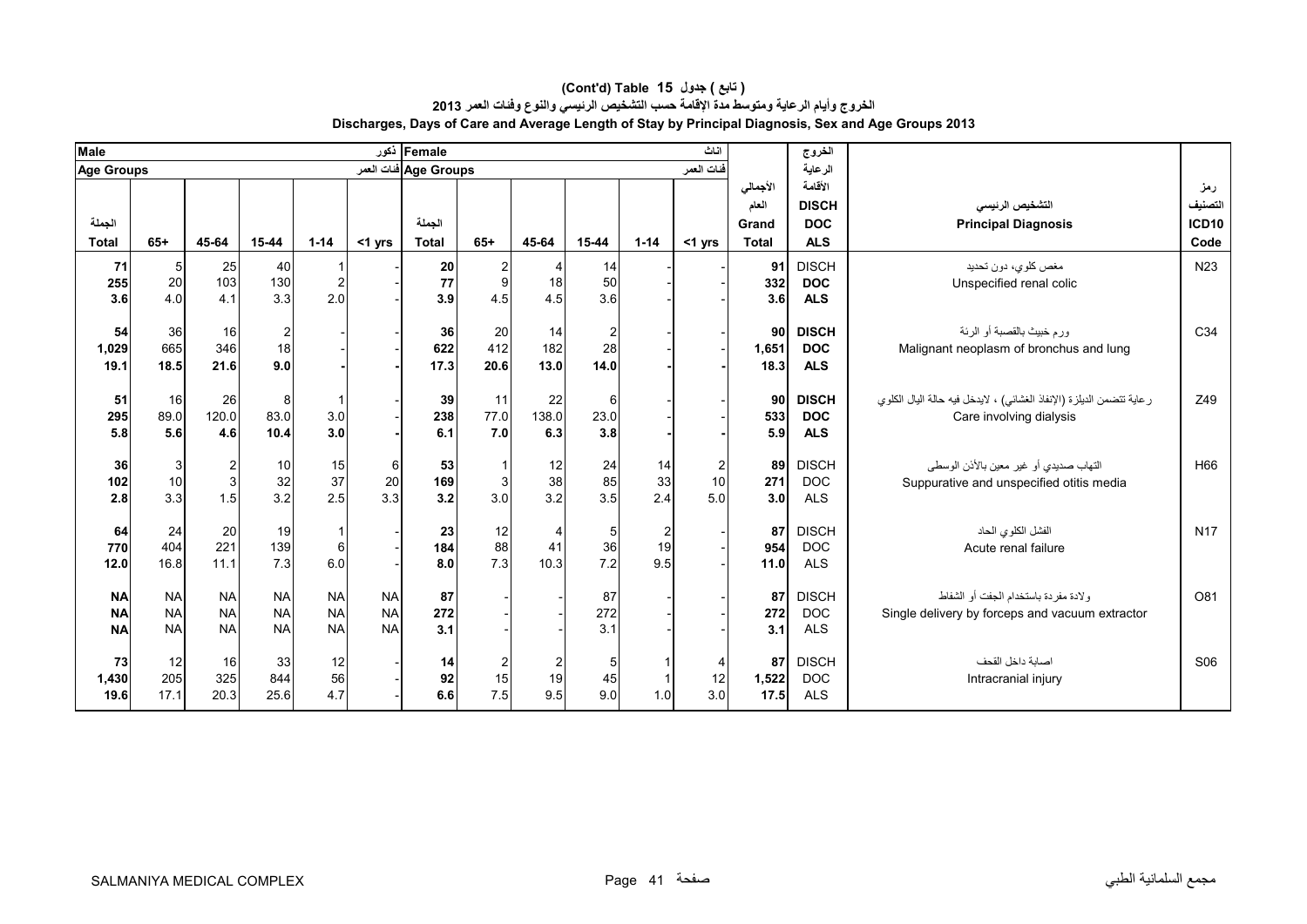# (Cont'd) Table 15 ( تابع ) جدول

## الخروج وأيام الرعاية ومتوسط مدة الإقامة حسب التشخيص الرئيسي والنوع وفئات العمر 2013

## Discharges, Days of Care and Average Length of Stay by Principal Diagnosis, Sex and Age Groups 2013

| Male ذكور | | | | | | Female اناث | | | | | | | الخروج الرعاية الأقامة | | |
|---|---|---|---|---|---|---|---|---|---|---|---|---|---|---|---|
| Age Groups فئات العمر | | | | | | Age Groups فئات العمر | | | | | | | | | |
| الجملة Total | 65+ | 45-64 | 15-44 | 1-14 | <1 yrs | الجملة Total | 65+ | 45-64 | 15-44 | 1-14 | <1 yrs | الأجمالي العام Grand Total | DISCH DOC ALS | التشخيص الرئيسي Principal Diagnosis | رمز التصنيف ICD10 Code |
| 71 | 5 | 25 | 40 | 1 | - | 20 | 2 | 4 | 14 | - | - | 91 | DISCH | مغص كلوي، دون تحديد | N23 |
| 255 | 20 | 103 | 130 | 2 | - | 77 | 9 | 18 | 50 | - | - | 332 | DOC | Unspecified renal colic | |
| 3.6 | 4.0 | 4.1 | 3.3 | 2.0 | - | 3.9 | 4.5 | 4.5 | 3.6 | - | - | 3.6 | ALS | | |
| 54 | 36 | 16 | 2 | - | - | 36 | 20 | 14 | 2 | - | - | 90 | DISCH | ورم خبيث بالقصبة أو الرئة | C34 |
| 1,029 | 665 | 346 | 18 | - | - | 622 | 412 | 182 | 28 | - | - | 1,651 | DOC | Malignant neoplasm of bronchus and lung | |
| 19.1 | 18.5 | 21.6 | 9.0 | - | - | 17.3 | 20.6 | 13.0 | 14.0 | - | - | 18.3 | ALS | | |
| 51 | 16 | 26 | 8 | 1 | - | 39 | 11 | 22 | 6 | - | - | 90 | DISCH | رعاية تتضمن الديلزة (الإنفاذ الغشائي) ، لايدخل فيه حالة اليال الكلوي | Z49 |
| 295 | 89.0 | 120.0 | 83.0 | 3.0 | - | 238 | 77.0 | 138.0 | 23.0 | - | - | 533 | DOC | Care involving dialysis | |
| 5.8 | 5.6 | 4.6 | 10.4 | 3.0 | - | 6.1 | 7.0 | 6.3 | 3.8 | - | - | 5.9 | ALS | | |
| 36 | 3 | 2 | 10 | 15 | 6 | 53 | 1 | 12 | 24 | 14 | 2 | 89 | DISCH | التهاب صديدي أو غير معين بالأذن الوسطى | H66 |
| 102 | 10 | 3 | 32 | 37 | 20 | 169 | 3 | 38 | 85 | 33 | 10 | 271 | DOC | Suppurative and unspecified otitis media | |
| 2.8 | 3.3 | 1.5 | 3.2 | 2.5 | 3.3 | 3.2 | 3.0 | 3.2 | 3.5 | 2.4 | 5.0 | 3.0 | ALS | | |
| 64 | 24 | 20 | 19 | 1 | - | 23 | 12 | 4 | 5 | 2 | - | 87 | DISCH | الفشل الكلوي الحاد | N17 |
| 770 | 404 | 221 | 139 | 6 | - | 184 | 88 | 41 | 36 | 19 | - | 954 | DOC | Acute renal failure | |
| 12.0 | 16.8 | 11.1 | 7.3 | 6.0 | - | 8.0 | 7.3 | 10.3 | 7.2 | 9.5 | - | 11.0 | ALS | | |
| NA | NA | NA | NA | NA | NA | 87 | - | - | 87 | - | - | 87 | DISCH | ولادة مفردة باستخدام الجفت أو الشفاط | O81 |
| NA | NA | NA | NA | NA | NA | 272 | - | - | 272 | - | - | 272 | DOC | Single delivery by forceps and vacuum extractor | |
| NA | NA | NA | NA | NA | NA | 3.1 | - | - | 3.1 | - | - | 3.1 | ALS | | |
| 73 | 12 | 16 | 33 | 12 | - | 14 | 2 | 2 | 5 | 1 | 4 | 87 | DISCH | اصابة داخل القحف | S06 |
| 1,430 | 205 | 325 | 844 | 56 | - | 92 | 15 | 19 | 45 | 1 | 12 | 1,522 | DOC | Intracranial injury | |
| 19.6 | 17.1 | 20.3 | 25.6 | 4.7 | - | 6.6 | 7.5 | 9.5 | 9.0 | 1.0 | 3.0 | 17.5 | ALS | | |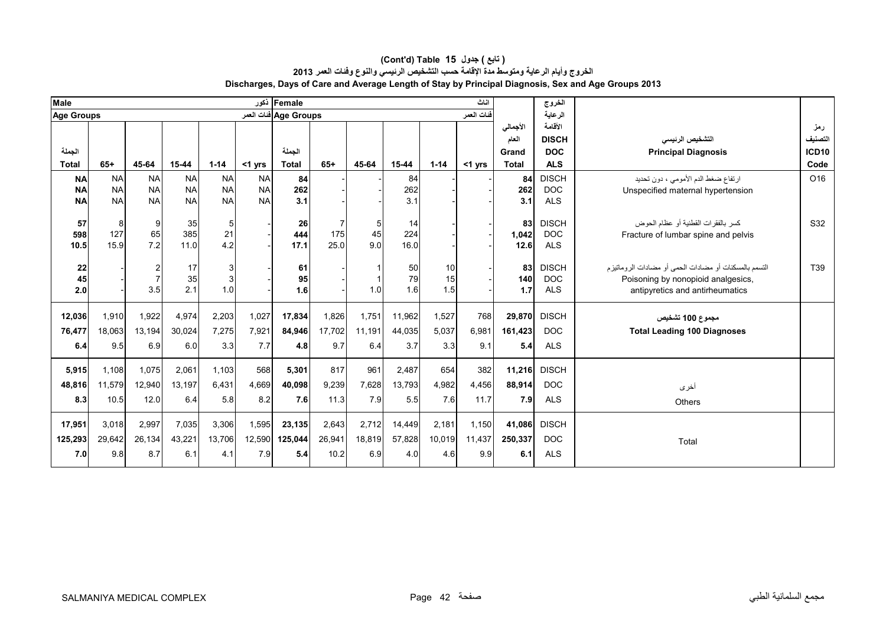# (Cont'd) Table 15 جدول ( تابع )

## الخروج وأيام الرعاية ومتوسط مدة الإقامة حسب التشخيص الرئيسي والنوع وفئات العمر 2013

## Discharges, Days of Care and Average Length of Stay by Principal Diagnosis, Sex and Age Groups 2013

| Male ذكور | | | | | | Female اناث | | | | | | | الخروج الرعاية الأقامة | | |
|---|---|---|---|---|---|---|---|---|---|---|---|---|---|---|---|
| Age Groups فئات العمر | | | | | | Age Groups فئات العمر | | | | | | | | | |
| الجملة Total | 65+ | 45-64 | 15-44 | 1-14 | <1 yrs | الجملة Total | 65+ | 45-64 | 15-44 | 1-14 | <1 yrs | الأجمالي العام Grand Total | DISCH DOC ALS | التشخيص الرئيسي Principal Diagnosis | رمز التصنيف ICD10 Code |
| NA | NA | NA | NA | NA | NA | 84 | - | - | 84 | - | - | 84 | DISCH | ارتفاع ضغط الدم الأمومي ، دون تحديد Unspecified maternal hypertension | O16 |
| NA | NA | NA | NA | NA | NA | 262 | - | - | 262 | - | - | 262 | DOC | | |
| NA | NA | NA | NA | NA | NA | 3.1 | - | - | 3.1 | - | - | 3.1 | ALS | | |
| 57 | 8 | 9 | 35 | 5 | - | 26 | 7 | 5 | 14 | - | - | 83 | DISCH | كسر بالفقرات القطنية أو عظام الحوض Fracture of lumbar spine and pelvis | S32 |
| 598 | 127 | 65 | 385 | 21 | - | 444 | 175 | 45 | 224 | - | - | 1,042 | DOC | | |
| 10.5 | 15.9 | 7.2 | 11.0 | 4.2 | - | 17.1 | 25.0 | 9.0 | 16.0 | - | - | 12.6 | ALS | | |
| 22 | - | 2 | 17 | 3 | - | 61 | - | 1 | 50 | 10 | - | 83 | DISCH | التسمم بالمسكنات أو مضادات الحمى أو مضادات الروماتيزم Poisoning by nonopioid analgesics, antipyretics and antirheumatics | T39 |
| 45 | - | 7 | 35 | 3 | - | 95 | - | 1 | 79 | 15 | - | 140 | DOC | | |
| 2.0 | - | 3.5 | 2.1 | 1.0 | - | 1.6 | - | 1.0 | 1.6 | 1.5 | - | 1.7 | ALS | | |
| 12,036 | 1,910 | 1,922 | 4,974 | 2,203 | 1,027 | 17,834 | 1,826 | 1,751 | 11,962 | 1,527 | 768 | 29,870 | DISCH | مجموع 100 تشخيص Total Leading 100 Diagnoses | |
| 76,477 | 18,063 | 13,194 | 30,024 | 7,275 | 7,921 | 84,946 | 17,702 | 11,191 | 44,035 | 5,037 | 6,981 | 161,423 | DOC | | |
| 6.4 | 9.5 | 6.9 | 6.0 | 3.3 | 7.7 | 4.8 | 9.7 | 6.4 | 3.7 | 3.3 | 9.1 | 5.4 | ALS | | |
| 5,915 | 1,108 | 1,075 | 2,061 | 1,103 | 568 | 5,301 | 817 | 961 | 2,487 | 654 | 382 | 11,216 | DISCH | أخرى Others | |
| 48,816 | 11,579 | 12,940 | 13,197 | 6,431 | 4,669 | 40,098 | 9,239 | 7,628 | 13,793 | 4,982 | 4,456 | 88,914 | DOC | | |
| 8.3 | 10.5 | 12.0 | 6.4 | 5.8 | 8.2 | 7.6 | 11.3 | 7.9 | 5.5 | 7.6 | 11.7 | 7.9 | ALS | | |
| 17,951 | 3,018 | 2,997 | 7,035 | 3,306 | 1,595 | 23,135 | 2,643 | 2,712 | 14,449 | 2,181 | 1,150 | 41,086 | DISCH | Total | |
| 125,293 | 29,642 | 26,134 | 43,221 | 13,706 | 12,590 | 125,044 | 26,941 | 18,819 | 57,828 | 10,019 | 11,437 | 250,337 | DOC | | |
| 7.0 | 9.8 | 8.7 | 6.1 | 4.1 | 7.9 | 5.4 | 10.2 | 6.9 | 4.0 | 4.6 | 9.9 | 6.1 | ALS | | |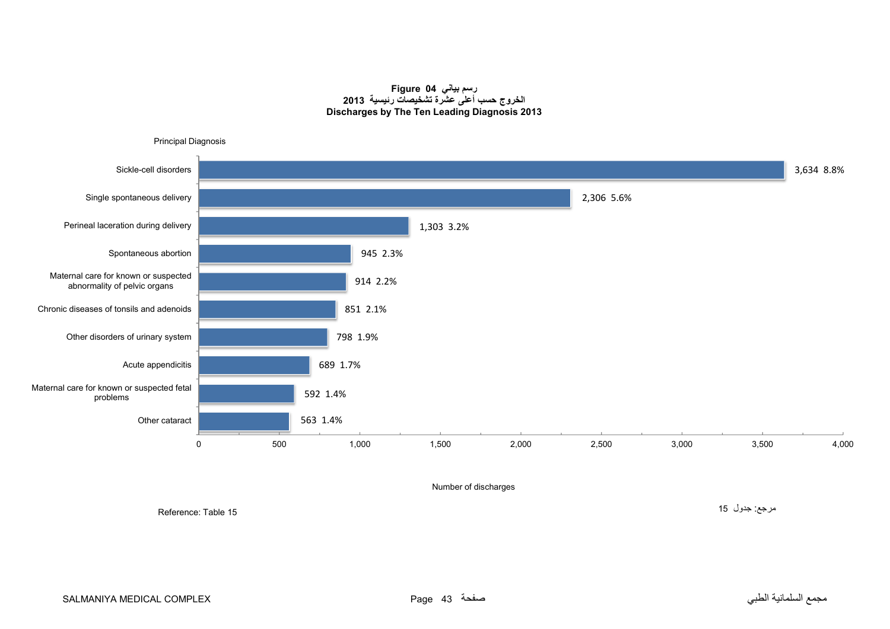**Figure 04 رسم بياني**

**الخروج حسب أعلى عشرة تشخيصات رئيسية 2013**

**Discharges by The Ten Leading Diagnosis 2013**

| Principal Diagnosis | Number of discharges | % |
|---|---|---|
| Sickle-cell disorders | 3,634 | 8.8% |
| Single spontaneous delivery | 2,306 | 5.6% |
| Perineal laceration during delivery | 1,303 | 3.2% |
| Spontaneous abortion | 945 | 2.3% |
| Maternal care for known or suspected abnormality of pelvic organs | 914 | 2.2% |
| Chronic diseases of tonsils and adenoids | 851 | 2.1% |
| Other disorders of urinary system | 798 | 1.9% |
| Acute appendicitis | 689 | 1.7% |
| Maternal care for known or suspected fetal problems | 592 | 1.4% |
| Other cataract | 563 | 1.4% |

Reference: Table 15

مرجع: جدول 15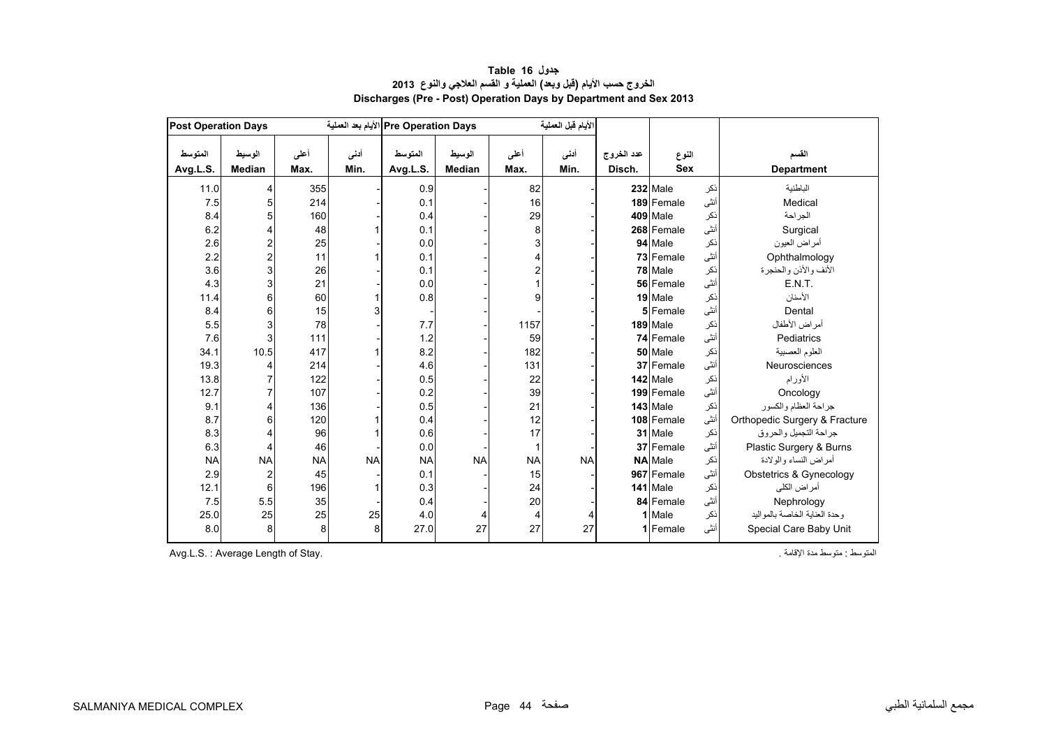**جدول Table 16**

**الخروج حسب الأيام (قبل وبعد) العملية و القسم العلاجي والنوع 2013**

**Discharges (Pre - Post) Operation Days by Department and Sex 2013**

| Post Operation Days | | | الأيام بعد العملية | Pre Operation Days | | | الأيام قبل العملية | | | | |
|---|---|---|---|---|---|---|---|---|---|---|---|
| المتوسط Avg.L.S. | الوسيط Median | أعلى Max. | أدنى Min. | المتوسط Avg.L.S. | الوسيط Median | أعلى Max. | أدنى Min. | عدد الخروج Disch. | النوع Sex | | القسم Department |
| 11.0 | 4 | 355 | - | 0.9 | - | 82 | - | 232 | Male | ذكر | الباطنية |
| 7.5 | 5 | 214 | - | 0.1 | - | 16 | - | 189 | Female | أنثى | Medical |
| 8.4 | 5 | 160 | - | 0.4 | - | 29 | - | 409 | Male | ذكر | الجراحة |
| 6.2 | 4 | 48 | 1 | 0.1 | - | 8 | - | 268 | Female | أنثى | Surgical |
| 2.6 | 2 | 25 | - | 0.0 | - | 3 | - | 94 | Male | ذكر | أمراض العيون |
| 2.2 | 2 | 11 | 1 | 0.1 | - | 4 | - | 73 | Female | أنثى | Ophthalmology |
| 3.6 | 3 | 26 | - | 0.1 | - | 2 | - | 78 | Male | ذكر | الأنف والأذن والحنجرة |
| 4.3 | 3 | 21 | - | 0.0 | - | 1 | - | 56 | Female | أنثى | E.N.T. |
| 11.4 | 6 | 60 | 1 | 0.8 | - | 9 | - | 19 | Male | ذكر | الأسنان |
| 8.4 | 6 | 15 | 3 | - | - | - | - | 5 | Female | أنثى | Dental |
| 5.5 | 3 | 78 | - | 7.7 | - | 1157 | - | 189 | Male | ذكر | أمراض الأطفال |
| 7.6 | 3 | 111 | - | 1.2 | - | 59 | - | 74 | Female | أنثى | Pediatrics |
| 34.1 | 10.5 | 417 | 1 | 8.2 | - | 182 | - | 50 | Male | ذكر | العلوم العصبية |
| 19.3 | 4 | 214 | - | 4.6 | - | 131 | - | 37 | Female | أنثى | Neurosciences |
| 13.8 | 7 | 122 | - | 0.5 | - | 22 | - | 142 | Male | ذكر | الأورام |
| 12.7 | 7 | 107 | - | 0.2 | - | 39 | - | 199 | Female | أنثى | Oncology |
| 9.1 | 4 | 136 | - | 0.5 | - | 21 | - | 143 | Male | ذكر | جراحة العظام والكسور |
| 8.7 | 6 | 120 | 1 | 0.4 | - | 12 | - | 108 | Female | أنثى | Orthopedic Surgery & Fracture |
| 8.3 | 4 | 96 | 1 | 0.6 | - | 17 | - | 31 | Male | ذكر | جراحة التجميل والحروق |
| 6.3 | 4 | 46 | - | 0.0 | - | 1 | - | 37 | Female | أنثى | Plastic Surgery & Burns |
| NA | NA | NA | NA | NA | NA | NA | NA | NA | Male | ذكر | أمراض النساء والولادة |
| 2.9 | 2 | 45 | - | 0.1 | - | 15 | - | 967 | Female | أنثى | Obstetrics & Gynecology |
| 12.1 | 6 | 196 | 1 | 0.3 | - | 24 | - | 141 | Male | ذكر | أمراض الكلى |
| 7.5 | 5.5 | 35 | - | 0.4 | - | 20 | - | 84 | Female | أنثى | Nephrology |
| 25.0 | 25 | 25 | 25 | 4.0 | 4 | 4 | 4 | 1 | Male | ذكر | وحدة العناية الخاصة بالمواليد |
| 8.0 | 8 | 8 | 8 | 27.0 | 27 | 27 | 27 | 1 | Female | أنثى | Special Care Baby Unit |

Avg.L.S. : Average Length of Stay.

المتوسط : متوسط مدة الإقامة .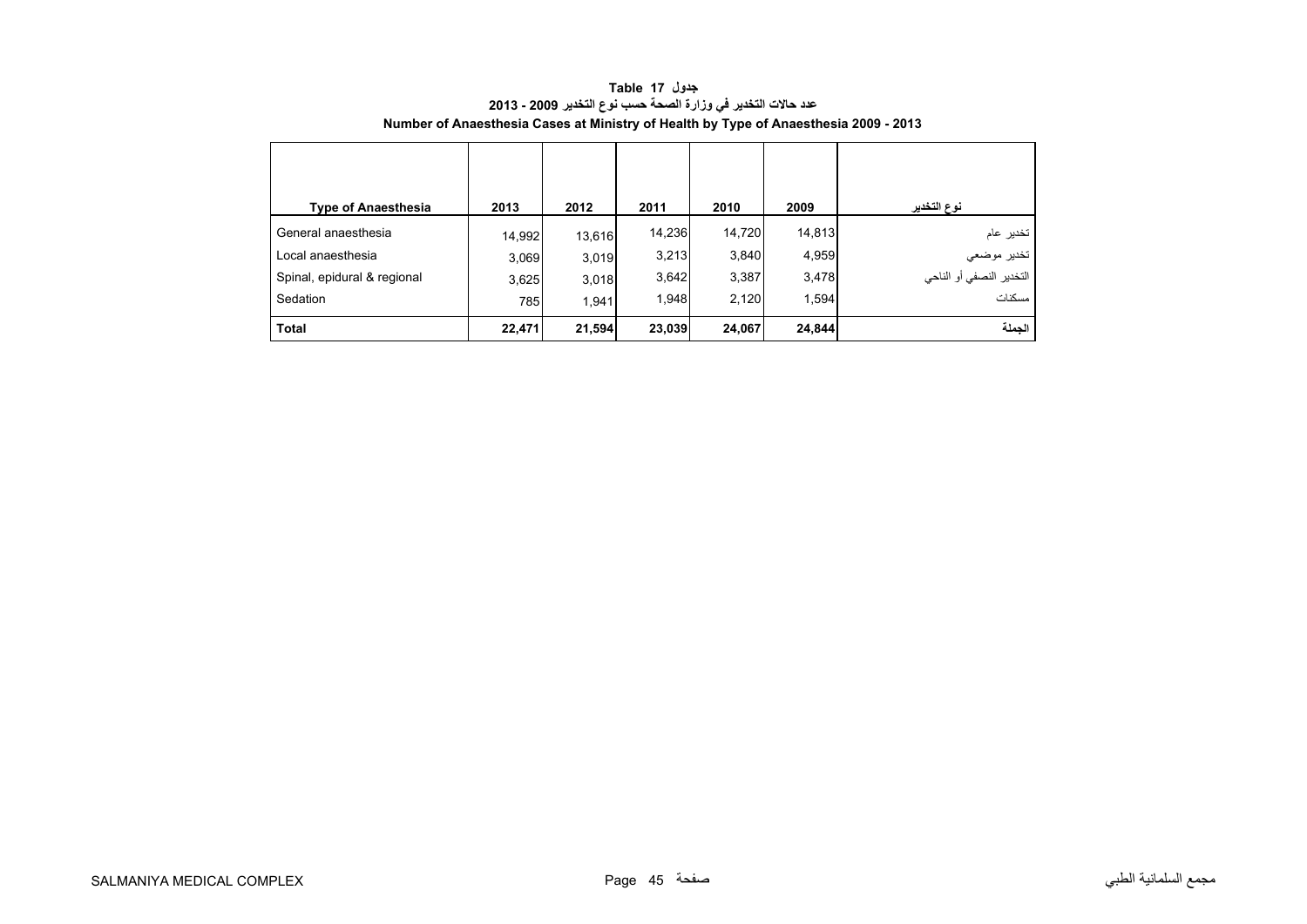**Table 17 جدول**

**عدد حالات التخدير في وزارة الصحة حسب نوع التخدير 2009 - 2013**

**Number of Anaesthesia Cases at Ministry of Health by Type of Anaesthesia 2009 - 2013**

| Type of Anaesthesia | 2013 | 2012 | 2011 | 2010 | 2009 | نوع التخدير |
|---|---|---|---|---|---|---|
| General anaesthesia | 14,992 | 13,616 | 14,236 | 14,720 | 14,813 | تخدير عام |
| Local anaesthesia | 3,069 | 3,019 | 3,213 | 3,840 | 4,959 | تخدير موضعي |
| Spinal, epidural & regional | 3,625 | 3,018 | 3,642 | 3,387 | 3,478 | التخدير النصفي أو الناحي |
| Sedation | 785 | 1,941 | 1,948 | 2,120 | 1,594 | مسكنات |
| **Total** | **22,471** | **21,594** | **23,039** | **24,067** | **24,844** | **الجملة** |

SALMANIYA MEDICAL COMPLEX مجمع السلمانية الطبي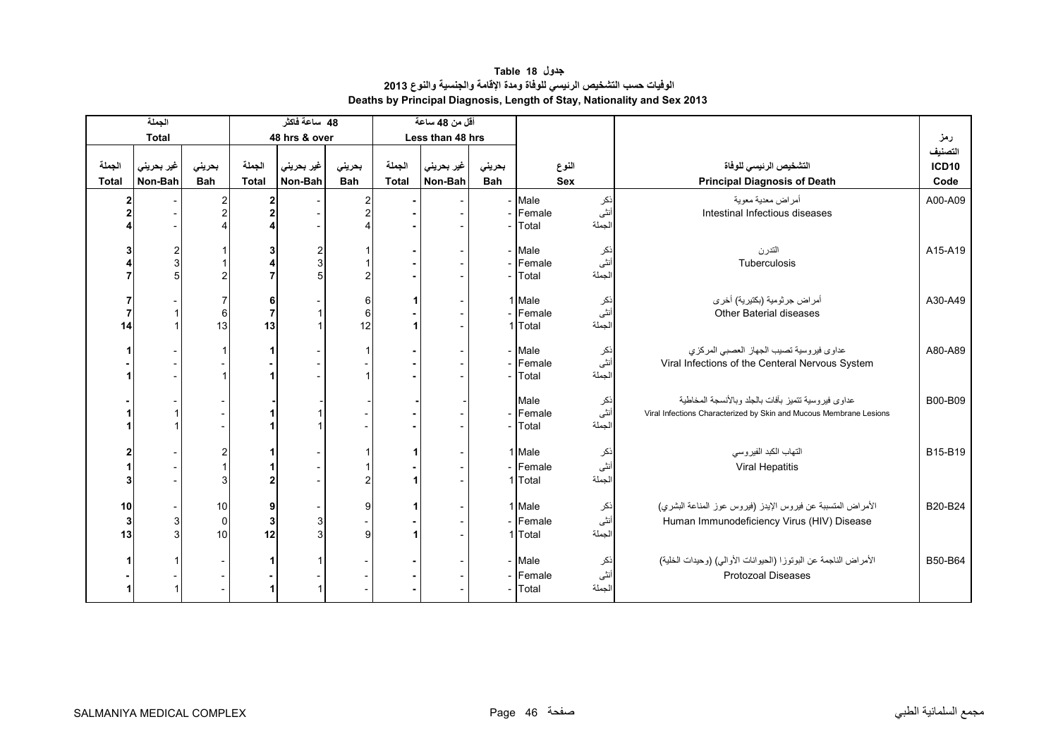# جدول Table 18

## الوفيات حسب التشخيص الرئيسي للوفاة ومدة الإقامة والجنسية والنوع 2013

## Deaths by Principal Diagnosis, Length of Stay, Nationality and Sex 2013

| الجملة Total | | | 48 ساعة فاكثر 48 hrs & over | | | أقل من 48 ساعة Less than 48 hrs | | | | | | |
|---|---|---|---|---|---|---|---|---|---|---|---|---|
| الجملة Total | غير بحريني Non-Bah | بحريني Bah | الجملة Total | غير بحريني Non-Bah | بحريني Bah | الجملة Total | غير بحريني Non-Bah | بحريني Bah | النوع Sex | | التشخيص الرئيسي للوفاة Principal Diagnosis of Death | رمز التصنيف ICD10 Code |
| 2 | - | 2 | 2 | - | 2 | - | - | - | Male | ذكر | أمراض معدية معوية Intestinal Infectious diseases | A00-A09 |
| 2 | - | 2 | 2 | - | 2 | - | - | - | Female | أنثى | | |
| 4 | - | 4 | 4 | - | 4 | - | - | - | Total | الجملة | | |
| 3 | 2 | 1 | 3 | 2 | 1 | - | - | - | Male | ذكر | التدرن Tuberculosis | A15-A19 |
| 4 | 3 | 1 | 4 | 3 | 1 | - | - | - | Female | أنثى | | |
| 7 | 5 | 2 | 7 | 5 | 2 | - | - | - | Total | الجملة | | |
| 7 | - | 7 | 6 | - | 6 | 1 | - | 1 | Male | ذكر | أمراض جرثومية (بكتيرية) أخرى Other Baterial diseases | A30-A49 |
| 7 | 1 | 6 | 7 | 1 | 6 | - | - | - | Female | أنثى | | |
| 14 | 1 | 13 | 13 | 1 | 12 | 1 | - | 1 | Total | الجملة | | |
| 1 | - | 1 | 1 | - | 1 | - | - | - | Male | ذكر | عداوى فيروسية تصيب الجهاز العصبي المركزي Viral Infections of the Centeral Nervous System | A80-A89 |
| - | - | - | - | - | - | - | - | - | Female | أنثى | | |
| 1 | - | 1 | 1 | - | 1 | - | - | - | Total | الجملة | | |
| - | - | - | - | - | - | - | - | | Male | ذكر | عداوى فيروسية تتميز بآفات بالجلد وبالأنسجة المخاطية Viral Infections Characterized by Skin and Mucous Membrane Lesions | B00-B09 |
| 1 | 1 | - | 1 | 1 | - | - | - | - | Female | أنثى | | |
| 1 | 1 | - | 1 | 1 | - | - | - | - | Total | الجملة | | |
| 2 | - | 2 | 1 | - | 1 | 1 | - | 1 | Male | ذكر | التهاب الكبد الفيروسي Viral Hepatitis | B15-B19 |
| 1 | - | 1 | 1 | - | 1 | - | - | - | Female | أنثى | | |
| 3 | - | 3 | 2 | - | 2 | 1 | - | 1 | Total | الجملة | | |
| 10 | - | 10 | 9 | - | 9 | 1 | - | 1 | Male | ذكر | الأمراض المتسببة عن فيروس الإيدز (فيروس عوز المناعة البشري) Human Immunodeficiency Virus (HIV) Disease | B20-B24 |
| 3 | 3 | 0 | 3 | 3 | - | - | - | - | Female | أنثى | | |
| 13 | 3 | 10 | 12 | 3 | 9 | 1 | - | 1 | Total | الجملة | | |
| 1 | 1 | - | 1 | 1 | - | - | - | - | Male | ذكر | الأمراض الناجمة عن البوتوزا (الحيوانات الأوالي) (وحيدات الخلية) Protozoal Diseases | B50-B64 |
| - | - | - | - | - | - | - | - | - | Female | أنثى | | |
| 1 | 1 | - | 1 | 1 | - | - | - | - | Total | الجملة | | |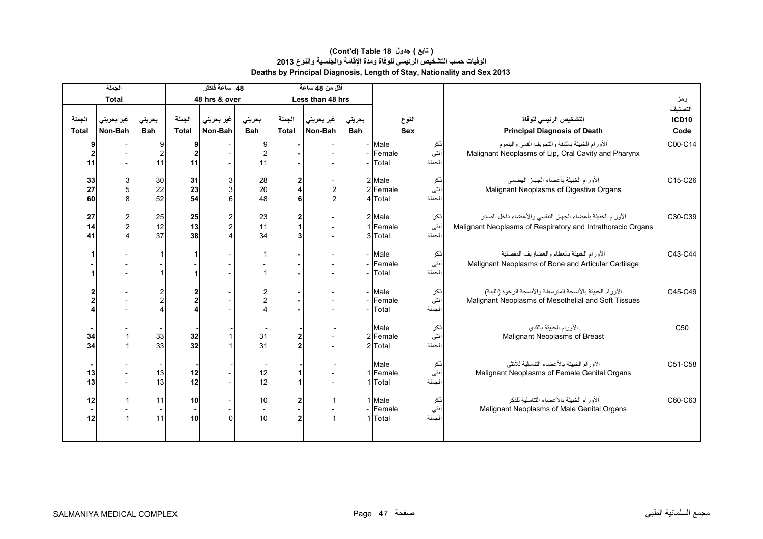# (Cont'd) Table 18 ( تابع ) جدول

## الوفيات حسب التشخيص الرئيسي للوفاة ومدة الإقامة والجنسية والنوع 2013

## Deaths by Principal Diagnosis, Length of Stay, Nationality and Sex 2013

| الجملة Total | | | 48 ساعة فاكثر 48 hrs & over | | | أقل من 48 ساعة Less than 48 hrs | | | | | |
|---|---|---|---|---|---|---|---|---|---|---|---|
| الجملة Total | غير بحريني Non-Bah | بحريني Bah | الجملة Total | غير بحريني Non-Bah | بحريني Bah | الجملة Total | غير بحريني Non-Bah | بحريني Bah | النوع Sex | التشخيص الرئيسي للوفاة Principal Diagnosis of Death | رمز التصنيف ICD10 Code |
| **9** | - | 9 | **9** | - | 9 | **-** | - | - | Male ذكر | الأورام الخبيثة بالشفة والتجويف الفمي والبلعوم Malignant Neoplasms of Lip, Oral Cavity and Pharynx | C00-C14 |
| **2** | - | 2 | **2** | - | 2 | **-** | - | - | Female أنثى | | |
| **11** | - | 11 | **11** | - | 11 | **-** | - | - | Total الجملة | | |
| **33** | 3 | 30 | **31** | 3 | 28 | **2** | - | 2 | Male ذكر | الأورام الخبيثة بأعضاء الجهاز الهضمي Malignant Neoplasms of Digestive Organs | C15-C26 |
| **27** | 5 | 22 | **23** | 3 | 20 | **4** | 2 | 2 | Female أنثى | | |
| **60** | 8 | 52 | **54** | 6 | 48 | **6** | 2 | 4 | Total الجملة | | |
| **27** | 2 | 25 | **25** | 2 | 23 | **2** | - | 2 | Male ذكر | الأورام الخبيثة بأعضاء الجهاز التنفسي والأعضاء داخل الصدر Malignant Neoplasms of Respiratory and Intrathoracic Organs | C30-C39 |
| **14** | 2 | 12 | **13** | 2 | 11 | **1** | - | 1 | Female أنثى | | |
| **41** | 4 | 37 | **38** | 4 | 34 | **3** | - | 3 | Total الجملة | | |
| **1** | - | 1 | **1** | - | 1 | **-** | - | - | Male ذكر | الأورام الخبيثة بالعظام والغضاريف المفصلية Malignant Neoplasms of Bone and Articular Cartilage | C43-C44 |
| **-** | - | - | **-** | - | - | **-** | - | - | Female أنثى | | |
| **1** | - | 1 | **1** | - | 1 | **-** | - | - | Total الجملة | | |
| **2** | - | 2 | **2** | - | 2 | **-** | - | - | Male ذكر | الأورام الخبيثة بالأنسجة المتوسطة والأنسجة الرخوة (اللينة) Malignant Neoplasms of Mesothelial and Soft Tissues | C45-C49 |
| **2** | - | 2 | **2** | - | 2 | **-** | - | - | Female أنثى | | |
| **4** | - | 4 | **4** | - | 4 | **-** | - | - | Total الجملة | | |
| **-** | - | - | **-** | - | - | **-** | - | | Male ذكر | الأورام الخبيثة بالثدي Malignant Neoplasms of Breast | C50 |
| **34** | 1 | 33 | **32** | 1 | 31 | **2** | - | 2 | Female أنثى | | |
| **34** | 1 | 33 | **32** | 1 | 31 | **2** | - | 2 | Total الجملة | | |
| **-** | - | - | **-** | - | - | **-** | - | | Male ذكر | الأورام الخبيثة بالأعضاء التناسلية للأنثى Malignant Neoplasms of Female Genital Organs | C51-C58 |
| **13** | - | 13 | **12** | - | 12 | **1** | - | 1 | Female أنثى | | |
| **13** | - | 13 | **12** | - | 12 | **1** | - | 1 | Total الجملة | | |
| **12** | 1 | 11 | **10** | - | 10 | **2** | 1 | 1 | Male ذكر | الأورام الخبيثة بالأعضاء التناسلية للذكر Malignant Neoplasms of Male Genital Organs | C60-C63 |
| **-** | - | - | **-** | - | - | **-** | - | - | Female أنثى | | |
| **12** | 1 | 11 | **10** | 0 | 10 | **2** | 1 | 1 | Total الجملة | | |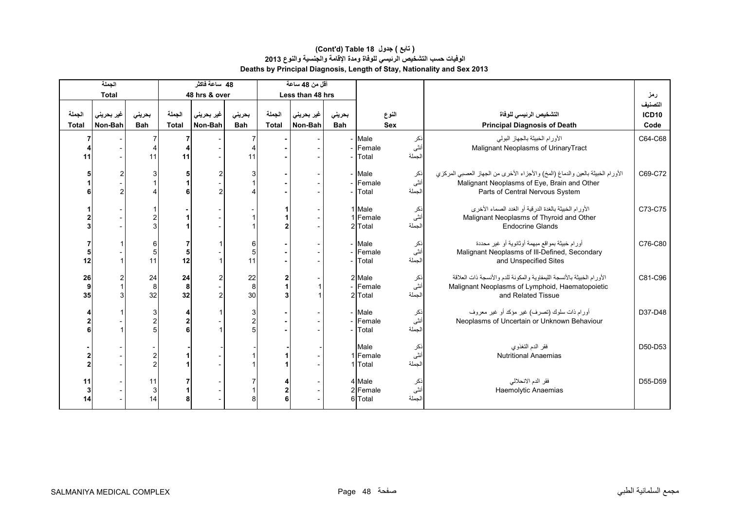# (Cont'd) Table 18 ( تابع ) جدول

## الوفيات حسب التشخيص الرئيسي للوفاة ومدة الإقامة والجنسية والنوع 2013

## Deaths by Principal Diagnosis, Length of Stay, Nationality and Sex 2013

| الجملة Total | | | 48 ساعة فاكثر 48 hrs & over | | | أقل من 48 ساعة Less than 48 hrs | | | | | | |
|---|---|---|---|---|---|---|---|---|---|---|---|---|
| الجملة Total | غير بحريني Non-Bah | بحريني Bah | الجملة Total | غير بحريني Non-Bah | بحريني Bah | الجملة Total | غير بحريني Non-Bah | بحريني Bah | النوع Sex | | التشخيص الرئيسي للوفاة Principal Diagnosis of Death | رمز التصنيف ICD10 Code |
| 7 | - | 7 | 7 | - | 7 | - | - | - | Male | ذكر | الأورام الخبيثة بالجهاز البولي Malignant Neoplasms of UrinaryTract | C64-C68 |
| 4 | - | 4 | 4 | - | 4 | - | - | - | Female | أنثى | | |
| 11 | - | 11 | 11 | - | 11 | - | - | - | Total | الجملة | | |
| 5 | 2 | 3 | 5 | 2 | 3 | - | - | - | Male | ذكر | الأورام الخبيثة بالعين والدماغ (المخ) والأجزاء الأخرى من الجهاز العصبي المركزي Malignant Neoplasms of Eye, Brain and Other Parts of Central Nervous System | C69-C72 |
| 1 | - | 1 | 1 | - | 1 | - | - | - | Female | أنثى | | |
| 6 | 2 | 4 | 6 | 2 | 4 | - | - | - | Total | الجملة | | |
| 1 | - | 1 | - | - | - | 1 | - | 1 | Male | ذكر | الأورام الخبيثة بالغدة الدرقية أو الغدد الصماء الأخرى Malignant Neoplasms of Thyroid and Other Endocrine Glands | C73-C75 |
| 2 | - | 2 | 1 | - | 1 | 1 | - | 1 | Female | أنثى | | |
| 3 | - | 3 | 1 | - | 1 | 2 | - | 2 | Total | الجملة | | |
| 7 | 1 | 6 | 7 | 1 | 6 | - | - | - | Male | ذكر | أورام خبيثة بمواقع مبهمة أوثانوية أو غير محددة Malignant Neoplasms of Ill-Defined, Secondary and Unspecified Sites | C76-C80 |
| 5 | - | 5 | 5 | - | 5 | - | - | - | Female | أنثى | | |
| 12 | 1 | 11 | 12 | 1 | 11 | - | - | - | Total | الجملة | | |
| 26 | 2 | 24 | 24 | 2 | 22 | 2 | - | 2 | Male | ذكر | الأورام الخبيثة بالأنسجة الليمفاوية والمكونة للدم والأنسجة ذات العلاقة Malignant Neoplasms of Lymphoid, Haematopoietic and Related Tissue | C81-C96 |
| 9 | 1 | 8 | 8 | - | 8 | 1 | 1 | - | Female | أنثى | | |
| 35 | 3 | 32 | 32 | 2 | 30 | 3 | 1 | 2 | Total | الجملة | | |
| 4 | 1 | 3 | 4 | 1 | 3 | - | - | - | Male | ذكر | أورام ذات سلوك (تصرف) غير مؤكد أو غير معروف Neoplasms of Uncertain or Unknown Behaviour | D37-D48 |
| 2 | - | 2 | 2 | - | 2 | - | - | - | Female | أنثى | | |
| 6 | 1 | 5 | 6 | 1 | 5 | - | - | - | Total | الجملة | | |
| - | - | - | - | - | - | - | - | | Male | ذكر | فقر الدم التغذوي Nutritional Anaemias | D50-D53 |
| 2 | - | 2 | 1 | - | 1 | 1 | - | 1 | Female | أنثى | | |
| 2 | - | 2 | 1 | - | 1 | 1 | - | 1 | Total | الجملة | | |
| 11 | - | 11 | 7 | - | 7 | 4 | - | 4 | Male | ذكر | فقر الدم الانحلالي Haemolytic Anaemias | D55-D59 |
| 3 | - | 3 | 1 | - | 1 | 2 | - | 2 | Female | أنثى | | |
| 14 | - | 14 | 8 | - | 8 | 6 | - | 6 | Total | الجملة | | |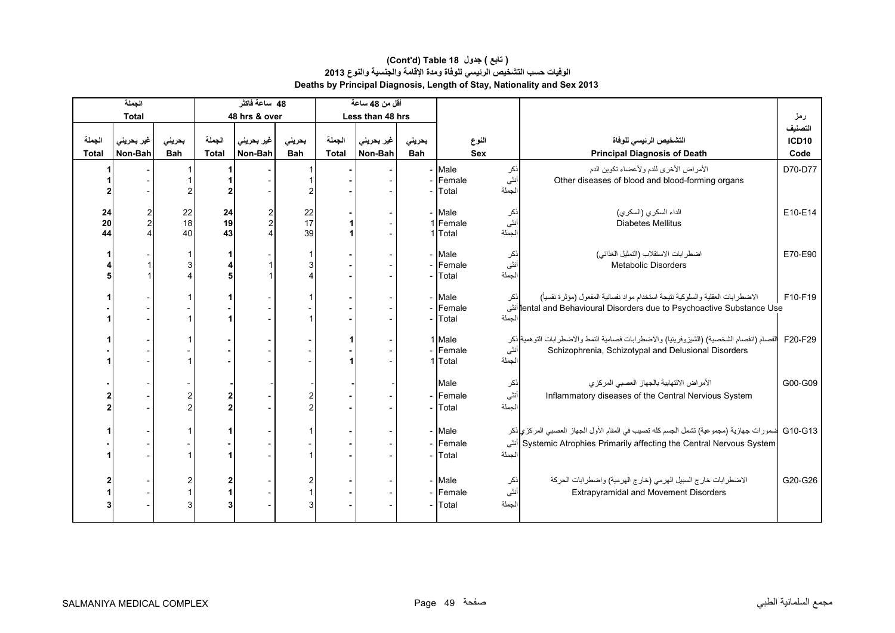# ( تابع ) جدول (Cont'd) Table 18

## الوفيات حسب التشخيص الرئيسي للوفاة ومدة الإقامة والجنسية والنوع 2013

## Deaths by Principal Diagnosis, Length of Stay, Nationality and Sex 2013

| الجملة Total | | | 48 ساعة فاكثر 48 hrs & over | | | أقل من 48 ساعة Less than 48 hrs | | | | | | |
|---|---|---|---|---|---|---|---|---|---|---|---|---|
| الجملة Total | غير بحريني Non-Bah | بحريني Bah | الجملة Total | غير بحريني Non-Bah | بحريني Bah | الجملة Total | غير بحريني Non-Bah | بحريني Bah | النوع Sex | | التشخيص الرئيسي للوفاة Principal Diagnosis of Death | رمز التصنيف ICD10 Code |
| **1** | - | 1 | **1** | - | 1 | **-** | - | - | Male | ذكر | الأمراض الأخرى للدم ولأعضاء تكوين الدم Other diseases of blood and blood-forming organs | D70-D77 |
| **1** | - | 1 | **1** | - | 1 | **-** | - | - | Female | أنثى | | |
| **2** | - | 2 | **2** | - | 2 | **-** | - | - | Total | الجملة | | |
| **24** | 2 | 22 | **24** | 2 | 22 | **-** | - | - | Male | ذكر | الداء السكري (السكري) Diabetes Mellitus | E10-E14 |
| **20** | 2 | 18 | **19** | 2 | 17 | **1** | - | 1 | Female | أنثى | | |
| **44** | 4 | 40 | **43** | 4 | 39 | **1** | - | 1 | Total | الجملة | | |
| **1** | - | 1 | **1** | - | 1 | **-** | - | - | Male | ذكر | اضطرابات الاستقلاب (التمثيل الغذائي) Metabolic Disorders | E70-E90 |
| **4** | 1 | 3 | **4** | 1 | 3 | **-** | - | - | Female | أنثى | | |
| **5** | 1 | 4 | **5** | 1 | 4 | **-** | - | - | Total | الجملة | | |
| **1** | - | 1 | **1** | - | 1 | **-** | - | - | Male | ذكر | الاضطرابات العقلية والسلوكية نتيجة استخدام مواد نفسانية المفعول (مؤثرة نفسياً) Mental and Behavioural Disorders due to Psychoactive Substance Use | F10-F19 |
| **-** | - | - | **-** | - | - | **-** | - | - | Female | أنثى | | |
| **1** | - | 1 | **1** | - | 1 | **-** | - | - | Total | الجملة | | |
| **1** | - | 1 | **-** | - | - | **1** | - | 1 | Male | ذكر | الفصام (انفصام الشخصية) (الشيزوفرينيا) والاضطرابات فصامية النمط والاضطرابات التوهمية Schizophrenia, Schizotypal and Delusional Disorders | F20-F29 |
| **-** | - | - | **-** | - | - | **-** | - | - | Female | أنثى | | |
| **1** | - | 1 | **-** | - | - | **1** | - | 1 | Total | الجملة | | |
| **-** | - | - | **-** | - | - | **-** | - | | Male | ذكر | الأمراض الالتهابية بالجهاز العصبي المركزي Inflammatory diseases of the Central Nervious System | G00-G09 |
| **2** | - | 2 | **2** | - | 2 | **-** | - | - | Female | أنثى | | |
| **2** | - | 2 | **2** | - | 2 | **-** | - | - | Total | الجملة | | |
| **1** | - | 1 | **1** | - | 1 | **-** | - | - | Male | ذكر | ضمورات جهازية (مجموعية) تشمل الجسم كله تصيب في المقام الأول الجهاز العصبي المركزي Systemic Atrophies Primarily affecting the Central Nervous System | G10-G13 |
| **-** | - | - | **-** | - | - | **-** | - | - | Female | أنثى | | |
| **1** | - | 1 | **1** | - | 1 | **-** | - | - | Total | الجملة | | |
| **2** | - | 2 | **2** | - | 2 | **-** | - | - | Male | ذكر | الاضطرابات خارج السبيل الهرمي (خارج الهرمية) واضطرابات الحركة Extrapyramidal and Movement Disorders | G20-G26 |
| **1** | - | 1 | **1** | - | 1 | **-** | - | - | Female | أنثى | | |
| **3** | - | 3 | **3** | - | 3 | **-** | - | - | Total | الجملة | | |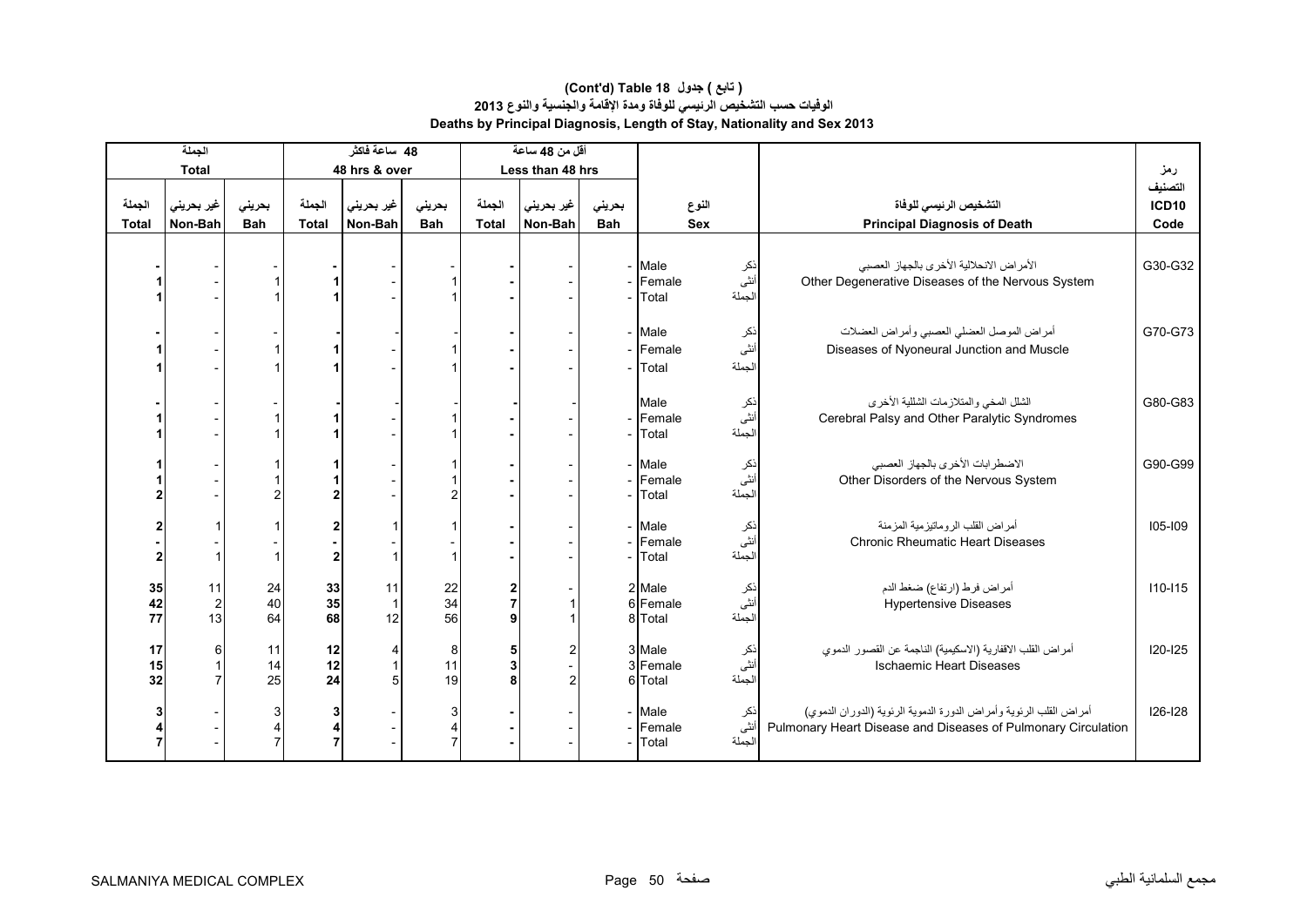**(Cont'd) Table 18 جدول ( تابع )**

**الوفيات حسب التشخيص الرئيسي للوفاة ومدة الإقامة والجنسية والنوع 2013**

**Deaths by Principal Diagnosis, Length of Stay, Nationality and Sex 2013**

| الجملة Total | | | 48 ساعة فاكثر 48 hrs & over | | | أقل من 48 ساعة Less than 48 hrs | | | | | | رمز التصنيف |
|---|---|---|---|---|---|---|---|---|---|---|---|---|
| الجملة Total | غير بحريني Non-Bah | بحريني Bah | الجملة Total | غير بحريني Non-Bah | بحريني Bah | الجملة Total | غير بحريني Non-Bah | بحريني Bah | النوع Sex | | التشخيص الرئيسي للوفاة Principal Diagnosis of Death | ICD10 Code |
| - | - | - | - | - | - | - | - | - | Male | ذكر | الأمراض الانحلالية الأخرى بالجهاز العصبي Other Degenerative Diseases of the Nervous System | G30-G32 |
| 1 | - | 1 | 1 | - | 1 | - | - | - | Female | أنثى | | |
| 1 | - | 1 | 1 | - | 1 | - | - | - | Total | الجملة | | |
| - | - | - | - | - | - | - | - | - | Male | ذكر | أمراض الموصل العضلي العصبي وأمراض العضلات Diseases of Nyoneural Junction and Muscle | G70-G73 |
| 1 | - | 1 | 1 | - | 1 | - | - | - | Female | أنثى | | |
| 1 | - | 1 | 1 | - | 1 | - | - | - | Total | الجملة | | |
| - | - | - | - | - | - | - | - | | Male | ذكر | الشلل المخي والمتلازمات الشللية الأخرى Cerebral Palsy and Other Paralytic Syndromes | G80-G83 |
| 1 | - | 1 | 1 | - | 1 | - | - | - | Female | أنثى | | |
| 1 | - | 1 | 1 | - | 1 | - | - | - | Total | الجملة | | |
| 1 | - | 1 | 1 | - | 1 | - | - | - | Male | ذكر | الاضطرابات الأخرى بالجهاز العصبي Other Disorders of the Nervous System | G90-G99 |
| 1 | - | 1 | 1 | - | 1 | - | - | - | Female | أنثى | | |
| 2 | - | 2 | 2 | - | 2 | - | - | - | Total | الجملة | | |
| 2 | 1 | 1 | 2 | 1 | 1 | - | - | - | Male | ذكر | أمراض القلب الروماتيزمية المزمنة Chronic Rheumatic Heart Diseases | I05-I09 |
| - | - | - | - | - | - | - | - | - | Female | أنثى | | |
| 2 | 1 | 1 | 2 | 1 | 1 | - | - | - | Total | الجملة | | |
| 35 | 11 | 24 | 33 | 11 | 22 | 2 | - | 2 | Male | ذكر | أمراض فرط (ارتفاع) ضغط الدم Hypertensive Diseases | I10-I15 |
| 42 | 2 | 40 | 35 | 1 | 34 | 7 | 1 | 6 | Female | أنثى | | |
| 77 | 13 | 64 | 68 | 12 | 56 | 9 | 1 | 8 | Total | الجملة | | |
| 17 | 6 | 11 | 12 | 4 | 8 | 5 | 2 | 3 | Male | ذكر | أمراض القلب الاقفارية (الاسكيمية) الناجمة عن القصور الدموي Ischaemic Heart Diseases | I20-I25 |
| 15 | 1 | 14 | 12 | 1 | 11 | 3 | - | 3 | Female | أنثى | | |
| 32 | 7 | 25 | 24 | 5 | 19 | 8 | 2 | 6 | Total | الجملة | | |
| 3 | - | 3 | 3 | - | 3 | - | - | - | Male | ذكر | أمراض القلب الرئوية وأمراض الدورة الدموية الرئوية (الدوران الدموي) Pulmonary Heart Disease and Diseases of Pulmonary Circulation | I26-I28 |
| 4 | - | 4 | 4 | - | 4 | - | - | - | Female | أنثى | | |
| 7 | - | 7 | 7 | - | 7 | - | - | - | Total | الجملة | | |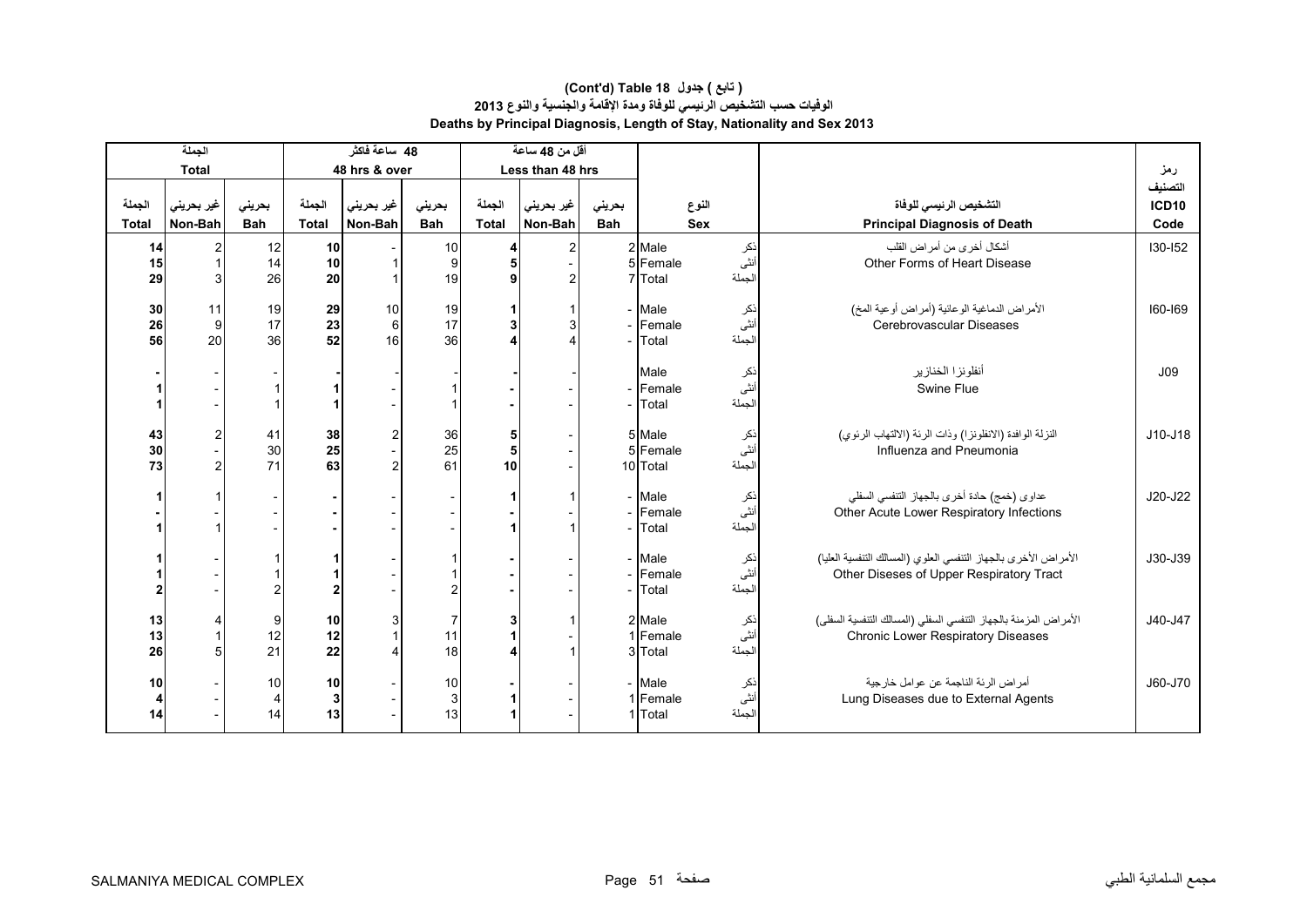# ( تابع ) جدول 18 Table (Cont'd)

## الوفيات حسب التشخيص الرئيسي للوفاة ومدة الإقامة والجنسية والنوع 2013

## Deaths by Principal Diagnosis, Length of Stay, Nationality and Sex 2013

| الجملة Total | | | 48 ساعة فاكثر 48 hrs & over | | | أقل من 48 ساعة Less than 48 hrs | | | | | | | |
|---|---|---|---|---|---|---|---|---|---|---|---|---|---|
| الجملة Total | غير بحريني Non-Bah | بحريني Bah | الجملة Total | غير بحريني Non-Bah | بحريني Bah | الجملة Total | غير بحريني Non-Bah | بحريني Bah | النوع Sex | | التشخيص الرئيسي للوفاة | Principal Diagnosis of Death | رمز التصنيف ICD10 Code |
| 14 | 2 | 12 | 10 | - | 10 | 4 | 2 | 2 | Male | ذكر | أشكال أخرى من أمراض القلب | Other Forms of Heart Disease | I30-I52 |
| 15 | 1 | 14 | 10 | 1 | 9 | 5 | - | 5 | Female | أنثى | | | |
| 29 | 3 | 26 | 20 | 1 | 19 | 9 | 2 | 7 | Total | الجملة | | | |
| 30 | 11 | 19 | 29 | 10 | 19 | 1 | 1 | - | Male | ذكر | الأمراض الدماغية الوعائية (أمراض أوعية المخ) | Cerebrovascular Diseases | I60-I69 |
| 26 | 9 | 17 | 23 | 6 | 17 | 3 | 3 | - | Female | أنثى | | | |
| 56 | 20 | 36 | 52 | 16 | 36 | 4 | 4 | - | Total | الجملة | | | |
| - | - | - | - | - | - | - | - | | Male | ذكر | أنفلونزا الخنازير | Swine Flue | J09 |
| 1 | - | 1 | 1 | - | 1 | - | - | - | Female | أنثى | | | |
| 1 | - | 1 | 1 | - | 1 | - | - | - | Total | الجملة | | | |
| 43 | 2 | 41 | 38 | 2 | 36 | 5 | - | 5 | Male | ذكر | النزلة الوافدة (الانفلونزا) وذات الرئة (الالتهاب الرئوي) | Influenza and Pneumonia | J10-J18 |
| 30 | - | 30 | 25 | - | 25 | 5 | - | 5 | Female | أنثى | | | |
| 73 | 2 | 71 | 63 | 2 | 61 | 10 | - | 10 | Total | الجملة | | | |
| 1 | 1 | - | - | - | - | 1 | 1 | - | Male | ذكر | عداوى (خمج) حادة أخرى بالجهاز التنفسي السفلي | Other Acute Lower Respiratory Infections | J20-J22 |
| - | - | - | - | - | - | - | - | - | Female | أنثى | | | |
| 1 | 1 | - | - | - | - | 1 | 1 | - | Total | الجملة | | | |
| 1 | - | 1 | 1 | - | 1 | - | - | - | Male | ذكر | الأمراض الأخرى بالجهاز التنفسي العلوي (المسالك التنفسية العليا) | Other Diseses of Upper Respiratory Tract | J30-J39 |
| 1 | - | 1 | 1 | - | 1 | - | - | - | Female | أنثى | | | |
| 2 | - | 2 | 2 | - | 2 | - | - | - | Total | الجملة | | | |
| 13 | 4 | 9 | 10 | 3 | 7 | 3 | 1 | 2 | Male | ذكر | الأمراض المزمنة بالجهاز التنفسي السفلي (المسالك التنفسية السفلى) | Chronic Lower Respiratory Diseases | J40-J47 |
| 13 | 1 | 12 | 12 | 1 | 11 | 1 | - | 1 | Female | أنثى | | | |
| 26 | 5 | 21 | 22 | 4 | 18 | 4 | 1 | 3 | Total | الجملة | | | |
| 10 | - | 10 | 10 | - | 10 | - | - | - | Male | ذكر | أمراض الرئة الناجمة عن عوامل خارجية | Lung Diseases due to External Agents | J60-J70 |
| 4 | - | 4 | 3 | - | 3 | 1 | - | 1 | Female | أنثى | | | |
| 14 | - | 14 | 13 | - | 13 | 1 | - | 1 | Total | الجملة | | | |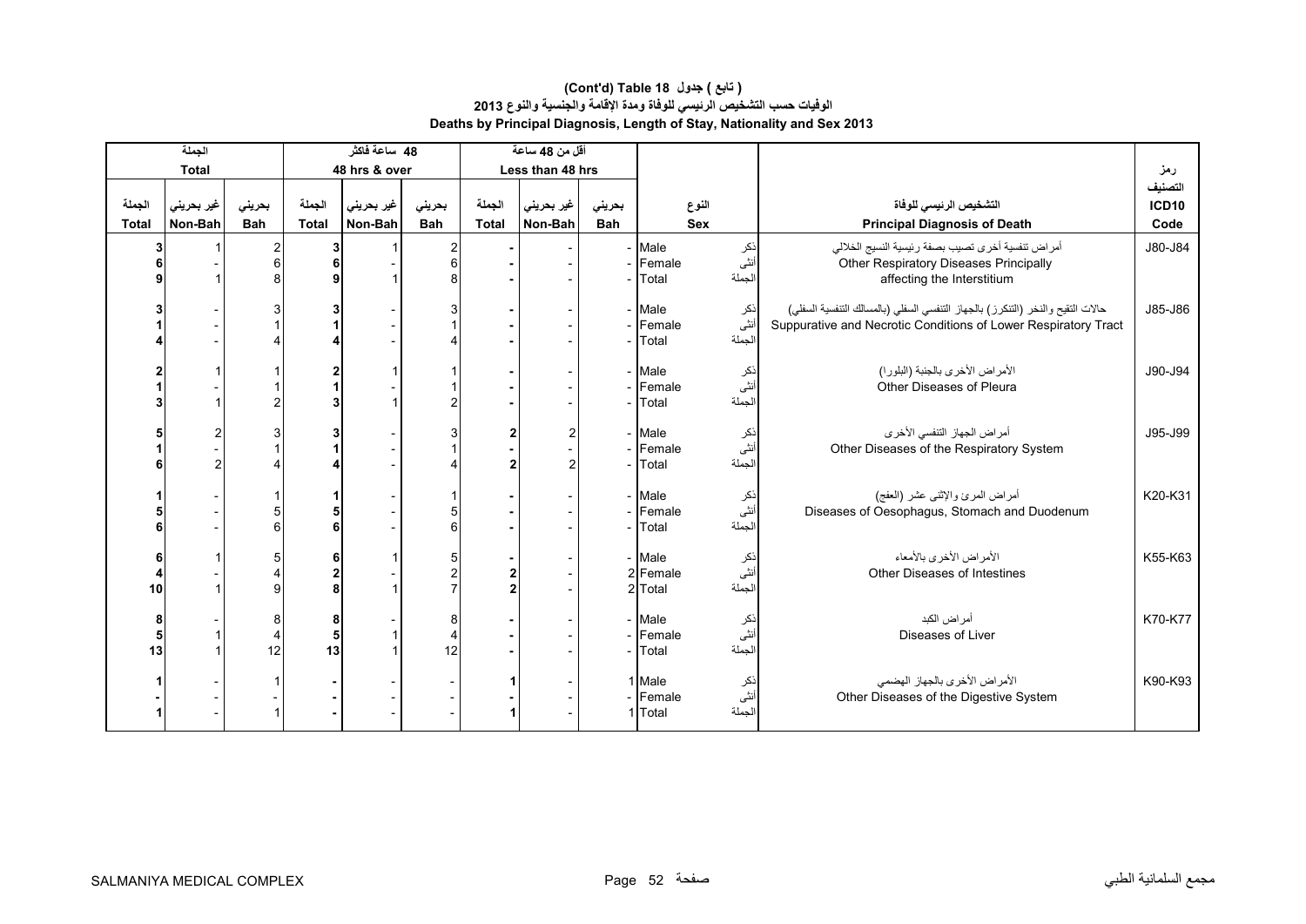## ( تابع ) جدول 18 (Cont'd) Table
### الوفيات حسب التشخيص الرئيسي للوفاة ومدة الإقامة والجنسية والنوع 2013
### Deaths by Principal Diagnosis, Length of Stay, Nationality and Sex 2013

| الجملة Total | | | 48 ساعة فاكثر 48 hrs & over | | | أقل من 48 ساعة Less than 48 hrs | | | | | | |
|---|---|---|---|---|---|---|---|---|---|---|---|---|
| الجملة Total | غير بحريني Non-Bah | بحريني Bah | الجملة Total | غير بحريني Non-Bah | بحريني Bah | الجملة Total | غير بحريني Non-Bah | بحريني Bah | النوع Sex | | التشخيص الرئيسي للوفاة Principal Diagnosis of Death | رمز التصنيف ICD10 Code |
| 3 | 1 | 2 | 3 | 1 | 2 | - | - | - | Male | ذكر | أمراض تنفسية أخرى تصيب بصفة رئيسية النسيج الخلالي Other Respiratory Diseases Principally affecting the Interstitium | J80-J84 |
| 6 | - | 6 | 6 | - | 6 | - | - | - | Female | أنثى | | |
| 9 | 1 | 8 | 9 | 1 | 8 | - | - | - | Total | الجملة | | |
| 3 | - | 3 | 3 | - | 3 | - | - | - | Male | ذكر | حالات التقيح والنخر (التنكرز) بالجهاز التنفسي السفلي (بالمسالك التنفسية السفلي) Suppurative and Necrotic Conditions of Lower Respiratory Tract | J85-J86 |
| 1 | - | 1 | 1 | - | 1 | - | - | - | Female | أنثى | | |
| 4 | - | 4 | 4 | - | 4 | - | - | - | Total | الجملة | | |
| 2 | 1 | 1 | 2 | 1 | 1 | - | - | - | Male | ذكر | الأمراض الأخرى بالجنبة (البلورا) Other Diseases of Pleura | J90-J94 |
| 1 | - | 1 | 1 | - | 1 | - | - | - | Female | أنثى | | |
| 3 | 1 | 2 | 3 | 1 | 2 | - | - | - | Total | الجملة | | |
| 5 | 2 | 3 | 3 | - | 3 | 2 | 2 | - | Male | ذكر | أمراض الجهاز التنفسي الأخرى Other Diseases of the Respiratory System | J95-J99 |
| 1 | - | 1 | 1 | - | 1 | - | - | - | Female | أنثى | | |
| 6 | 2 | 4 | 4 | - | 4 | 2 | 2 | - | Total | الجملة | | |
| 1 | - | 1 | 1 | - | 1 | - | - | - | Male | ذكر | أمراض المرئ والإثنى عشر (العفج) Diseases of Oesophagus, Stomach and Duodenum | K20-K31 |
| 5 | - | 5 | 5 | - | 5 | - | - | - | Female | أنثى | | |
| 6 | - | 6 | 6 | - | 6 | - | - | - | Total | الجملة | | |
| 6 | 1 | 5 | 6 | 1 | 5 | - | - | - | Male | ذكر | الأمراض الأخرى بالأمعاء Other Diseases of Intestines | K55-K63 |
| 4 | - | 4 | 2 | - | 2 | 2 | - | 2 | Female | أنثى | | |
| 10 | 1 | 9 | 8 | 1 | 7 | 2 | - | 2 | Total | الجملة | | |
| 8 | - | 8 | 8 | - | 8 | - | - | - | Male | ذكر | أمراض الكبد Diseases of Liver | K70-K77 |
| 5 | 1 | 4 | 5 | 1 | 4 | - | - | - | Female | أنثى | | |
| 13 | 1 | 12 | 13 | 1 | 12 | - | - | - | Total | الجملة | | |
| 1 | - | 1 | - | - | - | 1 | - | 1 | Male | ذكر | الأمراض الأخرى بالجهاز الهضمي Other Diseases of the Digestive System | K90-K93 |
| - | - | - | - | - | - | - | - | - | Female | أنثى | | |
| 1 | - | 1 | - | - | - | 1 | - | 1 | Total | الجملة | | |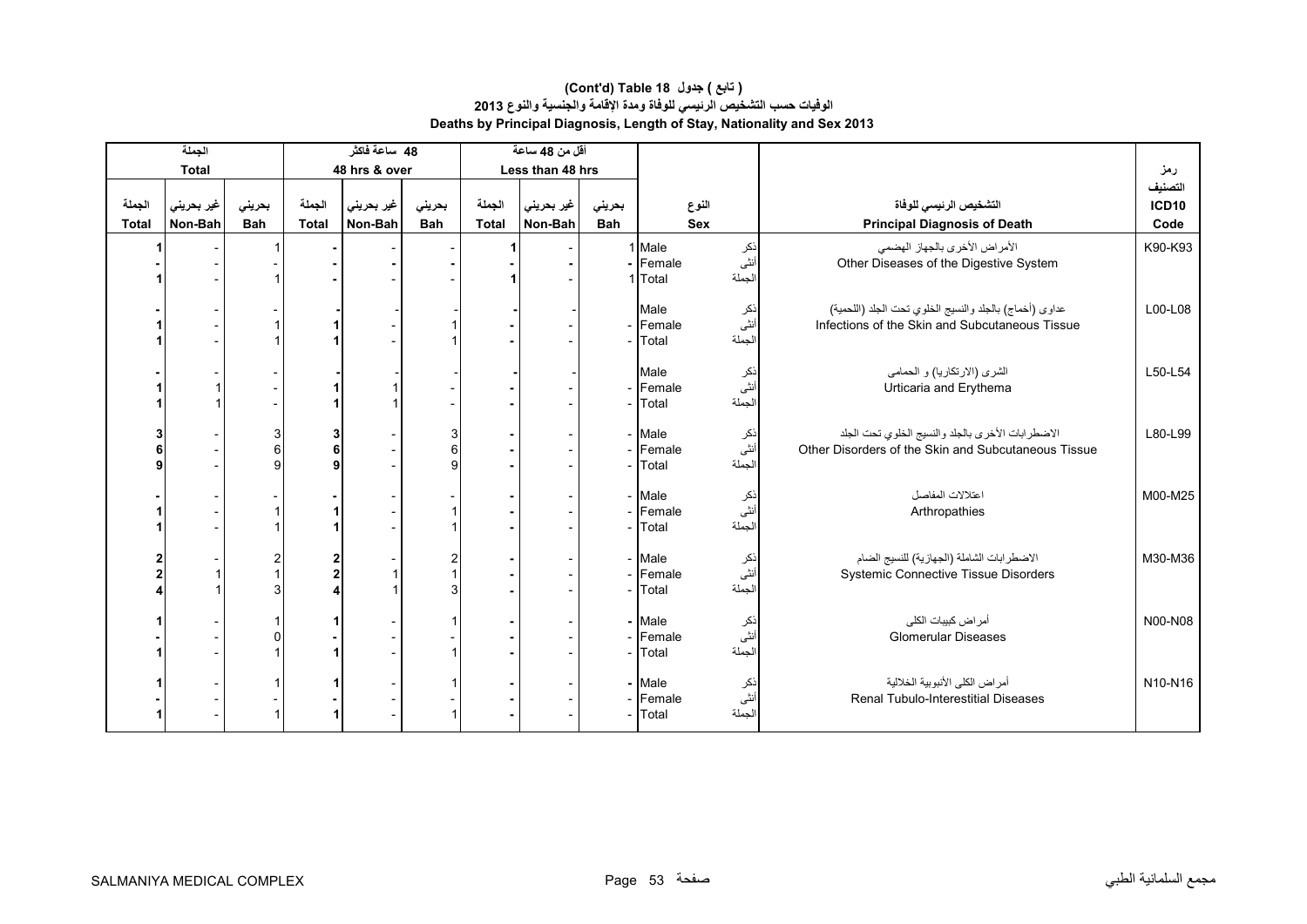# (Cont'd) Table 18 ( تابع ) جدول

## الوفيات حسب التشخيص الرئيسي للوفاة ومدة الإقامة والجنسية والنوع 2013

## Deaths by Principal Diagnosis, Length of Stay, Nationality and Sex 2013

| الجملة Total | | | 48 ساعة فاكثر 48 hrs & over | | | أقل من 48 ساعة Less than 48 hrs | | | | | | | |
|---|---|---|---|---|---|---|---|---|---|---|---|---|---|
| الجملة Total | غير بحريني Non-Bah | بحريني Bah | الجملة Total | غير بحريني Non-Bah | بحريني Bah | الجملة Total | غير بحريني Non-Bah | بحريني Bah | النوع Sex | | التشخيص الرئيسي للوفاة Principal Diagnosis of Death | | رمز التصنيف ICD10 Code |
| 1 | - | 1 | - | - | - | 1 | - | 1 | Male | ذكر | الأمراض الأخرى بالجهاز الهضمي | Other Diseases of the Digestive System | K90-K93 |
| - | - | - | - | - | - | - | - | - | Female | أنثى | | | |
| 1 | - | 1 | - | - | - | 1 | - | 1 | Total | الجملة | | | |
| - | - | - | - | - | - | - | - | | Male | ذكر | عداوى (أخماج) بالجلد والنسيج الخلوي تحت الجلد (اللحمية) | Infections of the Skin and Subcutaneous Tissue | L00-L08 |
| 1 | - | 1 | 1 | - | 1 | - | - | - | Female | أنثى | | | |
| 1 | - | 1 | 1 | - | 1 | - | - | - | Total | الجملة | | | |
| - | - | - | - | - | - | - | - | | Male | ذكر | الشرى (الارتكاريا) و الحمامى | Urticaria and Erythema | L50-L54 |
| 1 | 1 | - | 1 | 1 | - | - | - | - | Female | أنثى | | | |
| 1 | 1 | - | 1 | 1 | - | - | - | - | Total | الجملة | | | |
| 3 | - | 3 | 3 | - | 3 | - | - | - | Male | ذكر | الاضطرابات الأخرى بالجلد والنسيج الخلوي تحت الجلد | Other Disorders of the Skin and Subcutaneous Tissue | L80-L99 |
| 6 | - | 6 | 6 | - | 6 | - | - | - | Female | أنثى | | | |
| 9 | - | 9 | 9 | - | 9 | - | - | - | Total | الجملة | | | |
| - | - | - | - | - | - | - | - | - | Male | ذكر | اعتلالات المفاصل | Arthropathies | M00-M25 |
| 1 | - | 1 | 1 | - | 1 | - | - | - | Female | أنثى | | | |
| 1 | - | 1 | 1 | - | 1 | - | - | - | Total | الجملة | | | |
| 2 | - | 2 | 2 | - | 2 | - | - | - | Male | ذكر | الاضطرابات الشاملة (الجهازية) للنسيج الضام | Systemic Connective Tissue Disorders | M30-M36 |
| 2 | 1 | 1 | 2 | 1 | 1 | - | - | - | Female | أنثى | | | |
| 4 | 1 | 3 | 4 | 1 | 3 | - | - | - | Total | الجملة | | | |
| 1 | - | 1 | 1 | - | 1 | - | - | - | Male | ذكر | أمراض كبيبات الكلى | Glomerular Diseases | N00-N08 |
| - | - | 0 | - | - | - | - | - | - | Female | أنثى | | | |
| 1 | - | 1 | 1 | - | 1 | - | - | - | Total | الجملة | | | |
| 1 | - | 1 | 1 | - | 1 | - | - | - | Male | ذكر | أمراض الكلى الأنبوبية الخلالية | Renal Tubulo-Interestitial Diseases | N10-N16 |
| - | - | - | - | - | - | - | - | - | Female | أنثى | | | |
| 1 | - | 1 | 1 | - | 1 | - | - | - | Total | الجملة | | | |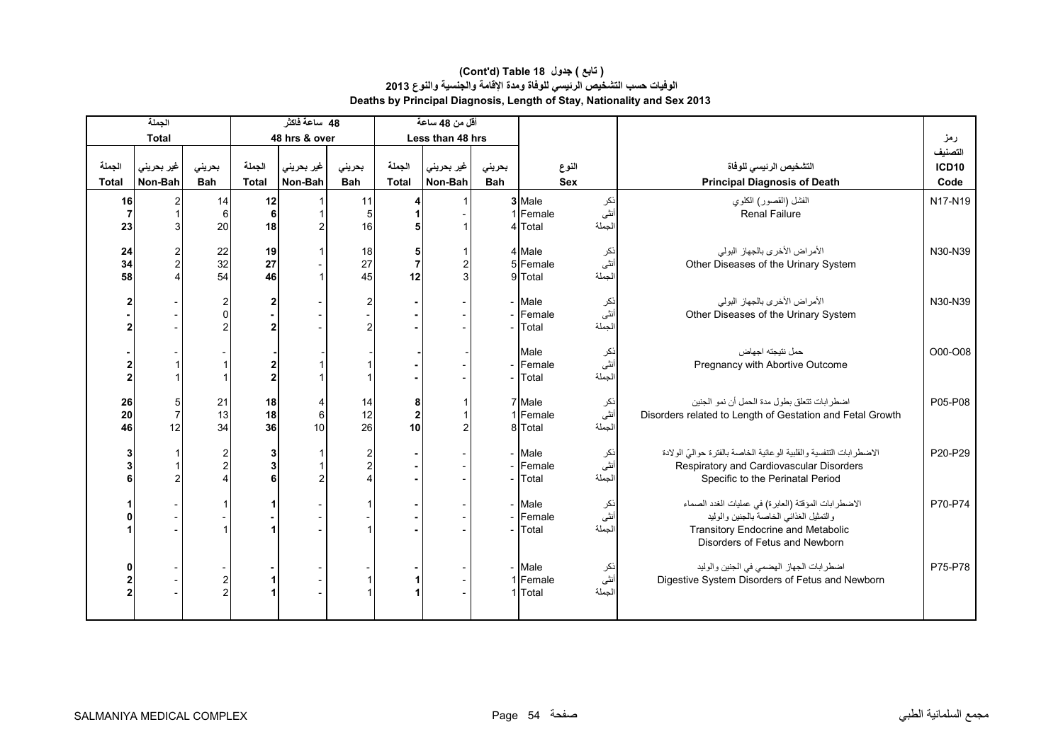**( تابع ) جدول 18 (Cont'd) Table**

**الوفيات حسب التشخيص الرئيسي للوفاة ومدة الإقامة والجنسية والنوع 2013**

**Deaths by Principal Diagnosis, Length of Stay, Nationality and Sex 2013**

| الجملة Total | | | 48 ساعة فاكثر 48 hrs & over | | | أقل من 48 ساعة Less than 48 hrs | | | | | | |
|---|---|---|---|---|---|---|---|---|---|---|---|---|
| الجملة Total | غير بحريني Non-Bah | بحريني Bah | الجملة Total | غير بحريني Non-Bah | بحريني Bah | الجملة Total | غير بحريني Non-Bah | بحريني Bah | النوع Sex | | التشخيص الرئيسي للوفاة Principal Diagnosis of Death | رمز التصنيف ICD10 Code |
| 16 | 2 | 14 | 12 | 1 | 11 | 4 | 1 | 3 | Male | ذكر | الفشل (القصور) الكلوي Renal Failure | N17-N19 |
| 7 | 1 | 6 | 6 | 1 | 5 | 1 | - | 1 | Female | أنثى | | |
| 23 | 3 | 20 | 18 | 2 | 16 | 5 | 1 | 4 | Total | الجملة | | |
| 24 | 2 | 22 | 19 | 1 | 18 | 5 | 1 | 4 | Male | ذكر | الأمراض الأخرى بالجهاز البولي Other Diseases of the Urinary System | N30-N39 |
| 34 | 2 | 32 | 27 | - | 27 | 7 | 2 | 5 | Female | أنثى | | |
| 58 | 4 | 54 | 46 | 1 | 45 | 12 | 3 | 9 | Total | الجملة | | |
| 2 | - | 2 | 2 | - | 2 | - | - | - | Male | ذكر | الأمراض الأخرى بالجهاز البولي Other Diseases of the Urinary System | N30-N39 |
| - | - | 0 | - | - | - | - | - | - | Female | أنثى | | |
| 2 | - | 2 | 2 | - | 2 | - | - | - | Total | الجملة | | |
| - | - | - | - | - | - | - | - | | Male | ذكر | حمل نتيجته اجهاض Pregnancy with Abortive Outcome | O00-O08 |
| 2 | 1 | 1 | 2 | 1 | 1 | - | - | - | Female | أنثى | | |
| 2 | 1 | 1 | 2 | 1 | 1 | - | - | - | Total | الجملة | | |
| 26 | 5 | 21 | 18 | 4 | 14 | 8 | 1 | 7 | Male | ذكر | اضطرابات تتعلق بطول مدة الحمل أن نمو الجنين Disorders related to Length of Gestation and Fetal Growth | P05-P08 |
| 20 | 7 | 13 | 18 | 6 | 12 | 2 | 1 | 1 | Female | أنثى | | |
| 46 | 12 | 34 | 36 | 10 | 26 | 10 | 2 | 8 | Total | الجملة | | |
| 3 | 1 | 2 | 3 | 1 | 2 | - | - | - | Male | ذكر | الاضطرابات التنفسية والقلبية الوعائية الخاصة بالفترة حواليّ الولادة Respiratory and Cardiovascular Disorders Specific to the Perinatal Period | P20-P29 |
| 3 | 1 | 2 | 3 | 1 | 2 | - | - | - | Female | أنثى | | |
| 6 | 2 | 4 | 6 | 2 | 4 | - | - | - | Total | الجملة | | |
| 1 | - | 1 | 1 | - | 1 | - | - | - | Male | ذكر | الاضطرابات المؤقتة (العابرة) في عمليات الغدد الصماء والتمثيل الغذائي الخاصة بالجنين والوليد Transitory Endocrine and Metabolic Disorders of Fetus and Newborn | P70-P74 |
| 0 | - | - | - | - | - | - | - | - | Female | أنثى | | |
| 1 | - | 1 | 1 | - | 1 | - | - | - | Total | الجملة | | |
| 0 | - | - | - | - | - | - | - | - | Male | ذكر | اضطرابات الجهاز الهضمي في الجنين والوليد Digestive System Disorders of Fetus and Newborn | P75-P78 |
| 2 | - | 2 | 1 | - | 1 | 1 | - | 1 | Female | أنثى | | |
| 2 | - | 2 | 1 | - | 1 | 1 | - | 1 | Total | الجملة | | |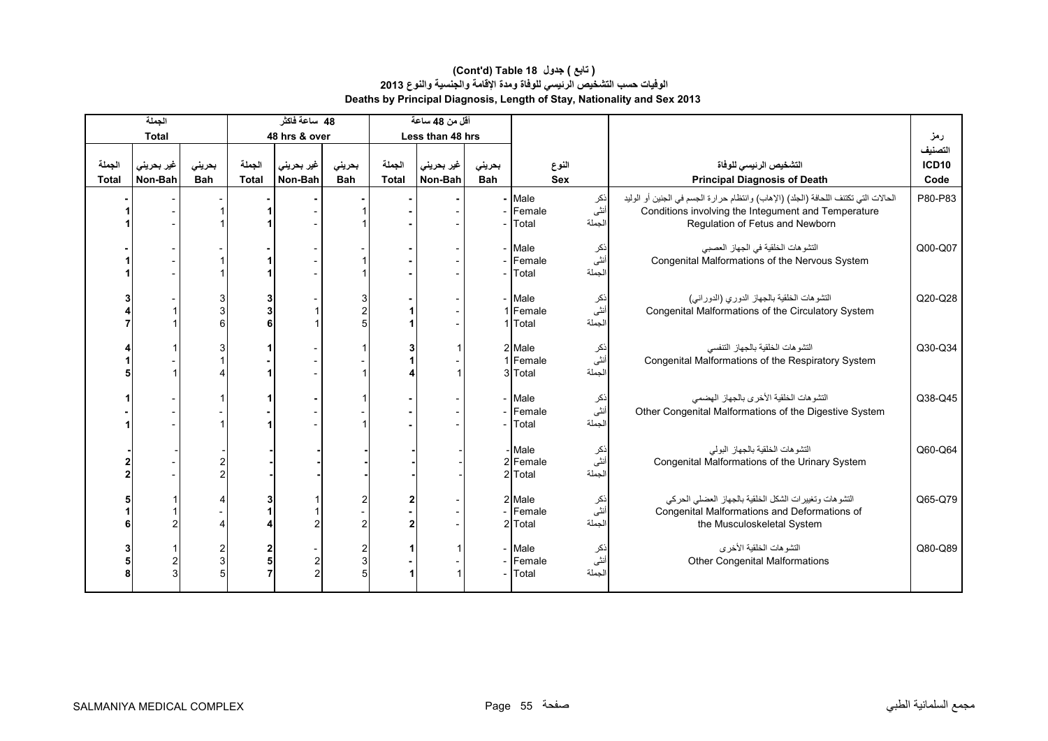# ( تابع ) جدول 18 (Cont'd) Table
## الوفيات حسب التشخيص الرئيسي للوفاة ومدة الإقامة والجنسية والنوع 2013
## Deaths by Principal Diagnosis, Length of Stay, Nationality and Sex 2013

| الجملة Total | | | 48 ساعة فاكثر 48 hrs & over | | | أقل من 48 ساعة Less than 48 hrs | | | | | | |
|---|---|---|---|---|---|---|---|---|---|---|---|---|
| الجملة Total | غير بحريني Non-Bah | بحريني Bah | الجملة Total | غير بحريني Non-Bah | بحريني Bah | الجملة Total | غير بحريني Non-Bah | بحريني Bah | النوع Sex | | التشخيص الرئيسي للوفاة Principal Diagnosis of Death | رمز التصنيف ICD10 Code |
| - | - | - | - | - | - | - | - | - | Male | ذكر | الحالات التي تكتنف اللحافة (الجلد) (الإهاب) وانتظام حرارة الجسم في الجنين أو الوليد Conditions involving the Integument and Temperature Regulation of Fetus and Newborn | P80-P83 |
| 1 | - | 1 | 1 | - | 1 | - | - | - | Female | أنثى | | |
| 1 | - | 1 | 1 | - | 1 | - | - | - | Total | الجملة | | |
| - | - | - | - | - | - | - | - | - | Male | ذكر | التشوهات الخلقية في الجهاز العصبي Congenital Malformations of the Nervous System | Q00-Q07 |
| 1 | - | 1 | 1 | - | 1 | - | - | - | Female | أنثى | | |
| 1 | - | 1 | 1 | - | 1 | - | - | - | Total | الجملة | | |
| 3 | - | 3 | 3 | - | 3 | - | - | - | Male | ذكر | التشوهات الخلقية بالجهاز الدوري (الدوراني) Congenital Malformations of the Circulatory System | Q20-Q28 |
| 4 | 1 | 3 | 3 | 1 | 2 | 1 | - | 1 | Female | أنثى | | |
| 7 | 1 | 6 | 6 | 1 | 5 | 1 | - | 1 | Total | الجملة | | |
| 4 | 1 | 3 | 1 | - | 1 | 3 | 1 | 2 | Male | ذكر | التشوهات الخلقية بالجهاز التنفسي Congenital Malformations of the Respiratory System | Q30-Q34 |
| 1 | - | 1 | - | - | - | 1 | - | 1 | Female | أنثى | | |
| 5 | 1 | 4 | 1 | - | 1 | 4 | 1 | 3 | Total | الجملة | | |
| 1 | - | 1 | 1 | - | 1 | - | - | - | Male | ذكر | التشوهات الخلقية الأخرى بالجهاز الهضمي Other Congenital Malformations of the Digestive System | Q38-Q45 |
| - | - | - | - | - | - | - | - | - | Female | أنثى | | |
| 1 | - | 1 | 1 | - | 1 | - | - | - | Total | الجملة | | |
| - | - | - | - | - | - | - | - | - | Male | ذكر | التشوهات الخلقية بالجهاز البولي Congenital Malformations of the Urinary System | Q60-Q64 |
| 2 | - | 2 | - | - | - | - | - | 2 | Female | أنثى | | |
| 2 | - | 2 | - | - | - | - | - | 2 | Total | الجملة | | |
| 5 | 1 | 4 | 3 | 1 | 2 | 2 | - | 2 | Male | ذكر | التشوهات وتغييرات الشكل الخلقية بالجهاز العضلي الحركي Congenital Malformations and Deformations of the Musculoskeletal System | Q65-Q79 |
| 1 | 1 | - | 1 | 1 | - | - | - | - | Female | أنثى | | |
| 6 | 2 | 4 | 4 | 2 | 2 | 2 | - | 2 | Total | الجملة | | |
| 3 | 1 | 2 | 2 | - | 2 | 1 | 1 | - | Male | ذكر | التشوهات الخلقية الأخرى Other Congenital Malformations | Q80-Q89 |
| 5 | 2 | 3 | 5 | 2 | 3 | - | - | - | Female | أنثى | | |
| 8 | 3 | 5 | 7 | 2 | 5 | 1 | 1 | - | Total | الجملة | | |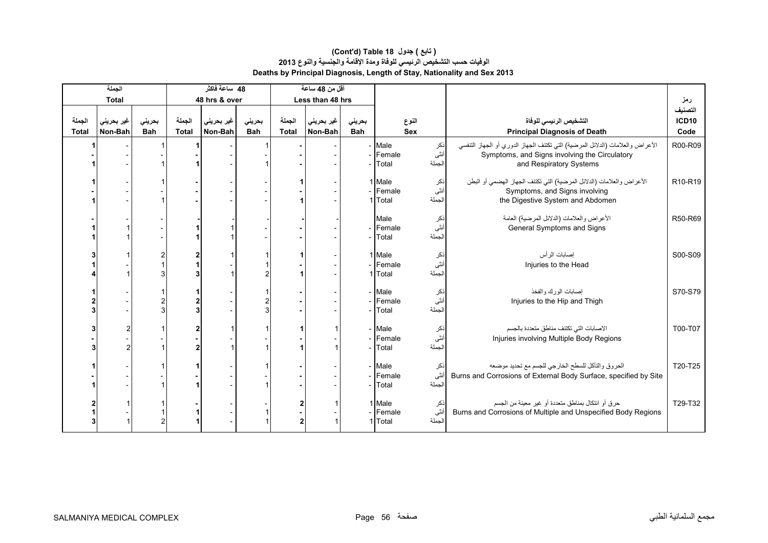# (Cont'd) Table 18 ( تابع ) جدول
## الوفيات حسب التشخيص الرئيسي للوفاة ومدة الإقامة والجنسية والنوع 2013
## Deaths by Principal Diagnosis, Length of Stay, Nationality and Sex 2013

| الجملة Total | | | 48 ساعة فاكثر 48 hrs & over | | | أقل من 48 ساعة Less than 48 hrs | | | | | |
|---|---|---|---|---|---|---|---|---|---|---|---|
| الجملة Total | غير بحريني Non-Bah | بحريني Bah | الجملة Total | غير بحريني Non-Bah | بحريني Bah | الجملة Total | غير بحريني Non-Bah | بحريني Bah | النوع Sex | التشخيص الرئيسي للوفاة Principal Diagnosis of Death | رمز التصنيف ICD10 Code |
| 1 | - | 1 | 1 | - | 1 | - | - | - | Male ذكر | الأعراض والعلامات (الدلائل المرضية) التي تكتنف الجهاز الدوري أو الجهاز التنفسي Symptoms, and Signs involving the Circulatory and Respiratory Systems | R00-R09 |
| - | - | - | - | - | - | - | - | - | Female أنثى | | |
| 1 | - | 1 | 1 | - | 1 | - | - | - | Total الجملة | | |
| 1 | - | 1 | - | - | - | 1 | - | 1 | Male ذكر | الأعراض والعلامات (الدلائل المرضية) التي تكتنف الجهاز الهضمي أو البطن Symptoms, and Signs involving the Digestive System and Abdomen | R10-R19 |
| - | - | - | - | - | - | - | - | - | Female أنثى | | |
| 1 | - | 1 | - | - | - | 1 | - | 1 | Total الجملة | | |
| - | - | - | - | - | - | - | - | | Male ذكر | الأعراض والعلامات (الدلائل المرضية) العامة General Symptoms and Signs | R50-R69 |
| 1 | 1 | - | 1 | 1 | - | - | - | - | Female أنثى | | |
| 1 | 1 | - | 1 | 1 | - | - | - | - | Total الجملة | | |
| 3 | 1 | 2 | 2 | 1 | 1 | 1 | - | 1 | Male ذكر | إصابات الرأس Injuries to the Head | S00-S09 |
| 1 | - | 1 | 1 | - | 1 | - | - | - | Female أنثى | | |
| 4 | 1 | 3 | 3 | 1 | 2 | 1 | - | 1 | Total الجملة | | |
| 1 | - | 1 | 1 | - | 1 | - | - | - | Male ذكر | إصابات الورك والفخذ Injuries to the Hip and Thigh | S70-S79 |
| 2 | - | 2 | 2 | - | 2 | - | - | - | Female أنثى | | |
| 3 | - | 3 | 3 | - | 3 | - | - | - | Total الجملة | | |
| 3 | 2 | 1 | 2 | 1 | 1 | 1 | 1 | - | Male ذكر | الاصابات التي تكتنف مناطق متعددة بالجسم Injuries involving Multiple Body Regions | T00-T07 |
| - | - | - | - | - | - | - | - | - | Female أنثى | | |
| 3 | 2 | 1 | 2 | 1 | 1 | 1 | 1 | - | Total الجملة | | |
| 1 | - | 1 | 1 | - | 1 | - | - | - | Male ذكر | الحروق والتآكل للسطح الخارجي للجسم مع تحديد موضعه Burns and Corrosions of External Body Surface, specified by Site | T20-T25 |
| - | - | - | - | - | - | - | - | - | Female أنثى | | |
| 1 | - | 1 | 1 | - | 1 | - | - | - | Total الجملة | | |
| 2 | 1 | 1 | - | - | - | 2 | 1 | 1 | Male ذكر | حرق أو انتكال بمناطق متعددة أو غير معينة من الجسم Burns and Corrosions of Multiple and Unspecified Body Regions | T29-T32 |
| 1 | - | 1 | 1 | - | 1 | - | - | - | Female أنثى | | |
| 3 | 1 | 2 | 1 | - | 1 | 2 | 1 | 1 | Total الجملة | | |

SALMANIYA MEDICAL COMPLEX مجمع السلمانية الطبي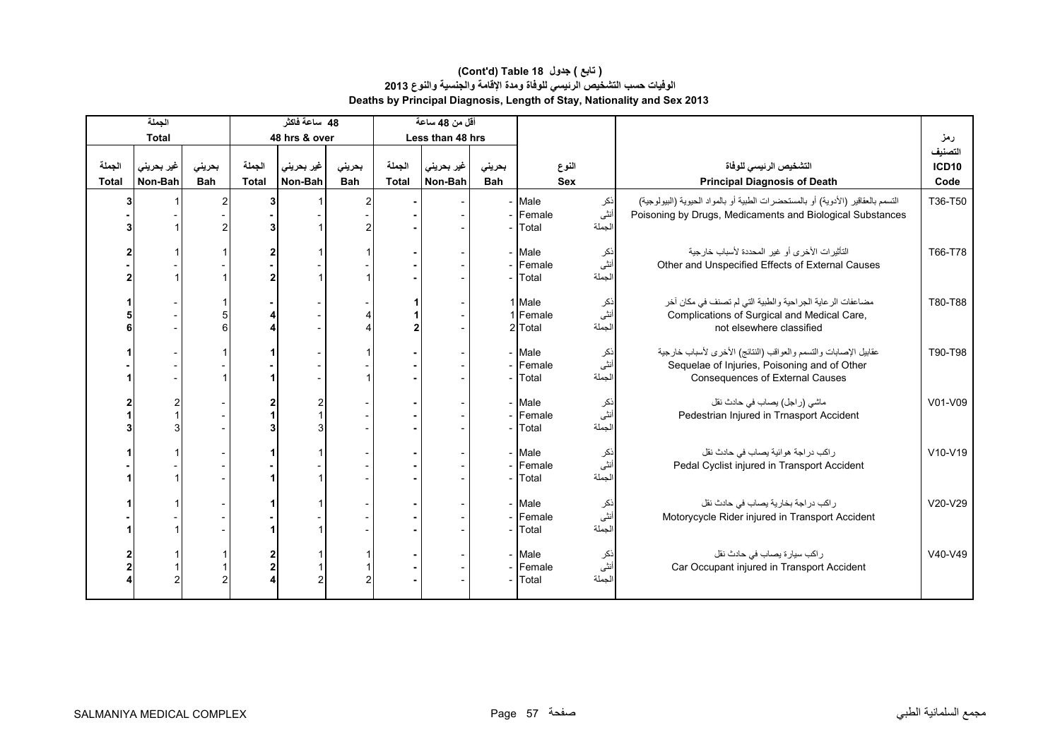**( تابع ) جدول 18 (Cont'd) Table**

**الوفيات حسب التشخيص الرئيسي للوفاة ومدة الإقامة والجنسية والنوع 2013**

**Deaths by Principal Diagnosis, Length of Stay, Nationality and Sex 2013**

| الجملة Total | | | 48 ساعة فاكثر 48 hrs & over | | | أقل من 48 ساعة Less than 48 hrs | | | | | | |
|---|---|---|---|---|---|---|---|---|---|---|---|---|
| الجملة Total | غير بحريني Non-Bah | بحريني Bah | الجملة Total | غير بحريني Non-Bah | بحريني Bah | الجملة Total | غير بحريني Non-Bah | بحريني Bah | النوع Sex | | التشخيص الرئيسي للوفاة Principal Diagnosis of Death | رمز التصنيف ICD10 Code |
| 3 | 1 | 2 | 3 | 1 | 2 | - | - | - | Male | ذكر | التسمم بالعقاقير (الأدوية) أو بالمستحضرات الطبية أو بالمواد الحيوية (البيولوجية) Poisoning by Drugs, Medicaments and Biological Substances | T36-T50 |
| - | - | - | - | - | - | - | - | - | Female | أنثى | | |
| 3 | 1 | 2 | 3 | 1 | 2 | - | - | - | Total | الجملة | | |
| 2 | 1 | 1 | 2 | 1 | 1 | - | - | - | Male | ذكر | التأثيرات الأخرى أو غير المحددة لأسباب خارجية Other and Unspecified Effects of External Causes | T66-T78 |
| - | - | - | - | - | - | - | - | - | Female | أنثى | | |
| 2 | 1 | 1 | 2 | 1 | 1 | - | - | - | Total | الجملة | | |
| 1 | - | 1 | - | - | - | 1 | - | 1 | Male | ذكر | مضاعفات الرعاية الجراحية والطبية التي لم تصنف في مكان آخر Complications of Surgical and Medical Care, not elsewhere classified | T80-T88 |
| 5 | - | 5 | 4 | - | 4 | 1 | - | 1 | Female | أنثى | | |
| 6 | - | 6 | 4 | - | 4 | 2 | - | 2 | Total | الجملة | | |
| 1 | - | 1 | 1 | - | 1 | - | - | - | Male | ذكر | عقابيل الإصابات والتسمم والعواقب (النتائج) الأخرى لأسباب خارجية Sequelae of Injuries, Poisoning and of Other Consequences of External Causes | T90-T98 |
| - | - | - | - | - | - | - | - | - | Female | أنثى | | |
| 1 | - | 1 | 1 | - | 1 | - | - | - | Total | الجملة | | |
| 2 | 2 | - | 2 | 2 | - | - | - | - | Male | ذكر | ماشي (راجل) يصاب في حادث نقل Pedestrian Injured in Trnasport Accident | V01-V09 |
| 1 | 1 | - | 1 | 1 | - | - | - | - | Female | أنثى | | |
| 3 | 3 | - | 3 | 3 | - | - | - | - | Total | الجملة | | |
| 1 | 1 | - | 1 | 1 | - | - | - | - | Male | ذكر | راكب دراجة هوائية يصاب في حادث نقل Pedal Cyclist injured in Transport Accident | V10-V19 |
| - | - | - | - | - | - | - | - | - | Female | أنثى | | |
| 1 | 1 | - | 1 | 1 | - | - | - | - | Total | الجملة | | |
| 1 | 1 | - | 1 | 1 | - | - | - | - | Male | ذكر | راكب دراجة بخارية يصاب في حادث نقل Motorycycle Rider injured in Transport Accident | V20-V29 |
| - | - | - | - | - | - | - | - | - | Female | أنثى | | |
| 1 | 1 | - | 1 | 1 | - | - | - | - | Total | الجملة | | |
| 2 | 1 | 1 | 2 | 1 | 1 | - | - | - | Male | ذكر | راكب سيارة يصاب في حادث نقل Car Occupant injured in Transport Accident | V40-V49 |
| 2 | 1 | 1 | 2 | 1 | 1 | - | - | - | Female | أنثى | | |
| 4 | 2 | 2 | 4 | 2 | 2 | - | - | - | Total | الجملة | | |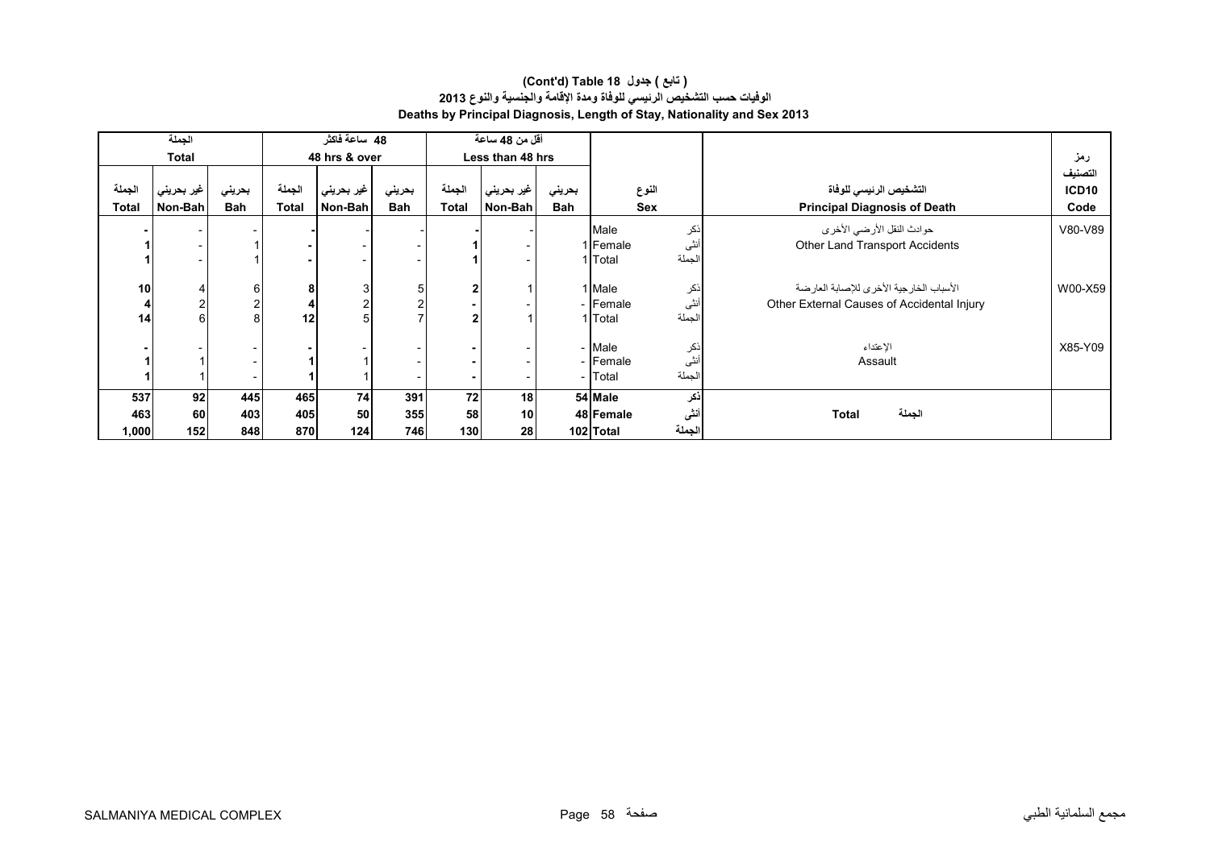**(Cont'd) Table 18 ( تابع ) جدول**

**الوفيات حسب التشخيص الرئيسي للوفاة ومدة الإقامة والجنسية والنوع 2013**

**Deaths by Principal Diagnosis, Length of Stay, Nationality and Sex 2013**

| الجملة Total | | | 48 ساعة فاكثر 48 hrs & over | | | أقل من 48 ساعة Less than 48 hrs | | | | | | |
|---|---|---|---|---|---|---|---|---|---|---|---|---|
| الجملة Total | غير بحريني Non-Bah | بحريني Bah | الجملة Total | غير بحريني Non-Bah | بحريني Bah | الجملة Total | غير بحريني Non-Bah | بحريني Bah | النوع Sex | | التشخيص الرئيسي للوفاة Principal Diagnosis of Death | رمز التصنيف ICD10 Code |
| - | - | - | - | - | - | - | - | | Male | ذكر | حوادث النقل الأرضي الأخرى Other Land Transport Accidents | V80-V89 |
| 1 | - | 1 | - | - | - | 1 | - | 1 | Female | أنثى | | |
| 1 | - | 1 | - | - | - | 1 | - | 1 | Total | الجملة | | |
| 10 | 4 | 6 | 8 | 3 | 5 | 2 | 1 | 1 | Male | ذكر | الأسباب الخارجية الأخرى للإصابة العارضة Other External Causes of Accidental Injury | W00-X59 |
| 4 | 2 | 2 | 4 | 2 | 2 | - | - | - | Female | أنثى | | |
| 14 | 6 | 8 | 12 | 5 | 7 | 2 | 1 | 1 | Total | الجملة | | |
| - | - | - | - | - | - | - | - | - | Male | ذكر | الإعتداء Assault | X85-Y09 |
| 1 | 1 | - | 1 | 1 | - | - | - | - | Female | أنثى | | |
| 1 | 1 | - | 1 | 1 | - | - | - | - | Total | الجملة | | |
| **537** | **92** | **445** | **465** | **74** | **391** | **72** | **18** | **54** | **Male** | **ذكر** | **Total الجملة** | |
| **463** | **60** | **403** | **405** | **50** | **355** | **58** | **10** | **48** | **Female** | **أنثى** | | |
| **1,000** | **152** | **848** | **870** | **124** | **746** | **130** | **28** | **102** | **Total** | **الجملة** | | |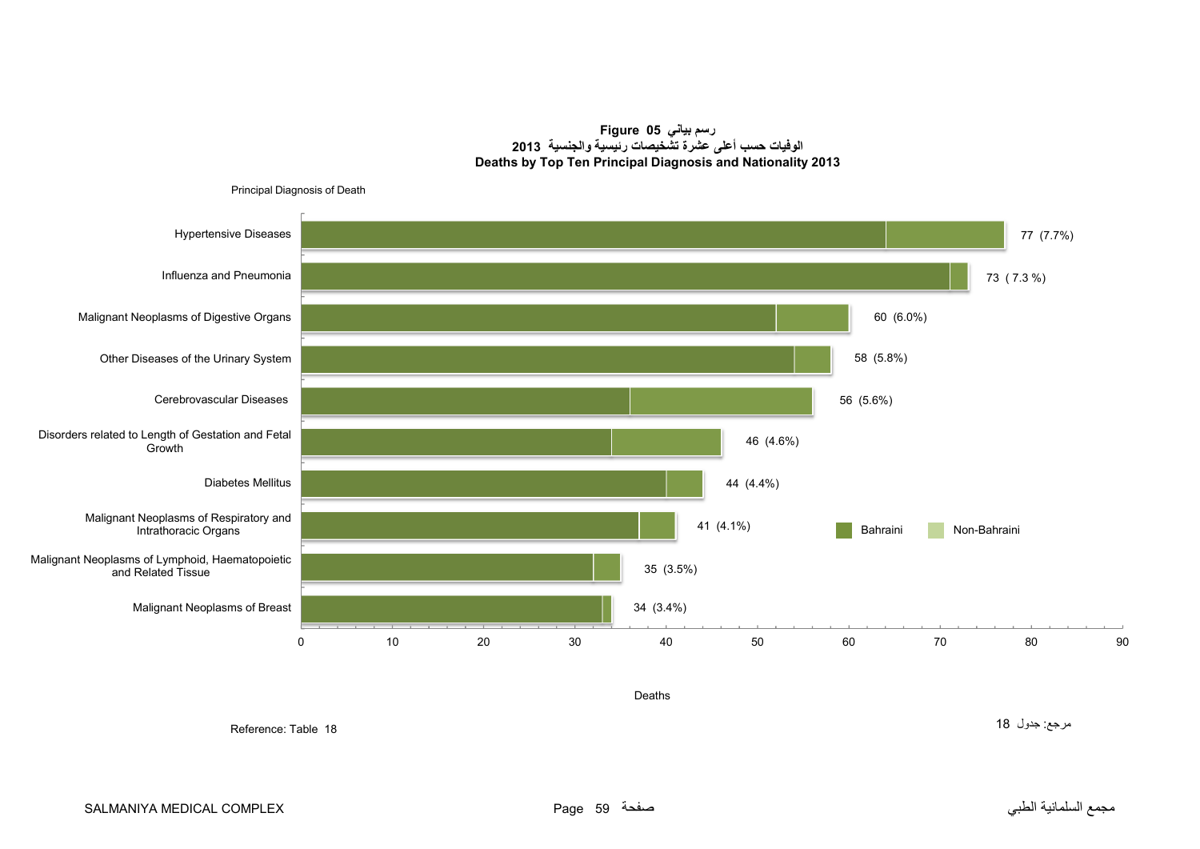**Figure 05 رسم بياني**

**الوفيات حسب أعلى عشرة تشخيصات رئيسية والجنسية 2013**

**Deaths by Top Ten Principal Diagnosis and Nationality 2013**

Principal Diagnosis of Death

| Principal Diagnosis of Death | Deaths |
|---|---|
| Hypertensive Diseases | 77 (7.7%) |
| Influenza and Pneumonia | 73 ( 7.3 %) |
| Malignant Neoplasms of Digestive Organs | 60 (6.0%) |
| Other Diseases of the Urinary System | 58 (5.8%) |
| Cerebrovascular Diseases | 56 (5.6%) |
| Disorders related to Length of Gestation and Fetal Growth | 46 (4.6%) |
| Diabetes Mellitus | 44 (4.4%) |
| Malignant Neoplasms of Respiratory and Intrathoracic Organs | 41 (4.1%) |
| Malignant Neoplasms of Lymphoid, Haematopoietic and Related Tissue | 35 (3.5%) |
| Malignant Neoplasms of Breast | 34 (3.4%) |

Bahraini / Non-Bahraini

Deaths

Reference: Table 18

مرجع: جدول 18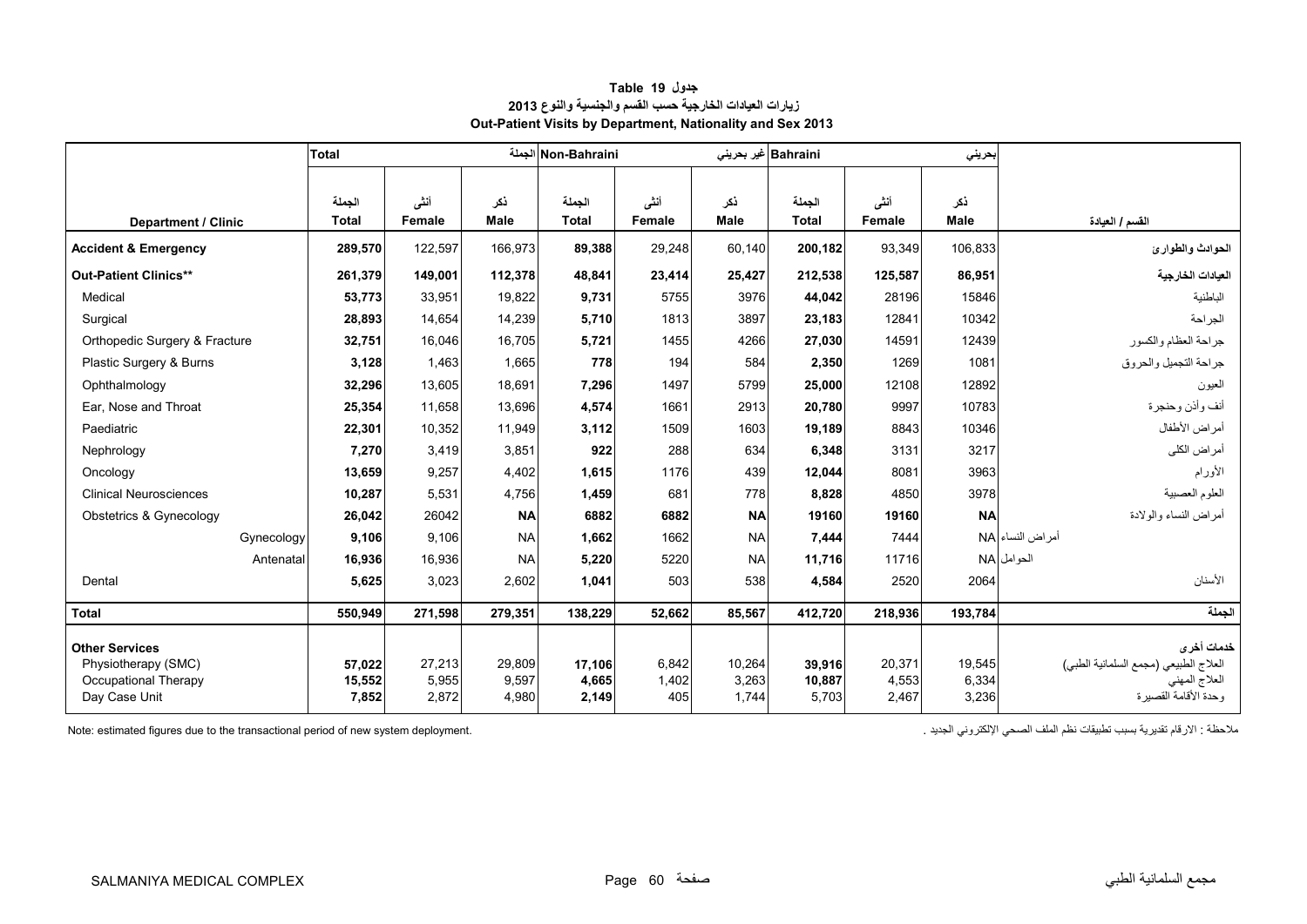# Table 19 جدول

## زيارات العيادات الخارجية حسب القسم والجنسية والنوع 2013

## Out-Patient Visits by Department, Nationality and Sex 2013

| | Total | | الجملة | Non-Bahraini | | غير بحريني | Bahraini | | بحريني | |
|---|---|---|---|---|---|---|---|---|---|---|
| **Department / Clinic** | الجملة **Total** | أنثى **Female** | ذكر **Male** | الجملة **Total** | أنثى **Female** | ذكر **Male** | الجملة **Total** | أنثى **Female** | ذكر **Male** | **القسم / العيادة** |
| **Accident & Emergency** | **289,570** | 122,597 | 166,973 | **89,388** | 29,248 | 60,140 | **200,182** | 93,349 | 106,833 | **الحوادث والطوارئ** |
| **Out-Patient Clinics**** | **261,379** | **149,001** | **112,378** | **48,841** | **23,414** | **25,427** | **212,538** | **125,587** | **86,951** | **العيادات الخارجية** |
| Medical | **53,773** | 33,951 | 19,822 | **9,731** | 5755 | 3976 | **44,042** | 28196 | 15846 | الباطنية |
| Surgical | **28,893** | 14,654 | 14,239 | **5,710** | 1813 | 3897 | **23,183** | 12841 | 10342 | الجراحة |
| Orthopedic Surgery & Fracture | **32,751** | 16,046 | 16,705 | **5,721** | 1455 | 4266 | **27,030** | 14591 | 12439 | جراحة العظام والكسور |
| Plastic Surgery & Burns | **3,128** | 1,463 | 1,665 | **778** | 194 | 584 | **2,350** | 1269 | 1081 | جراحة التجميل والحروق |
| Ophthalmology | **32,296** | 13,605 | 18,691 | **7,296** | 1497 | 5799 | **25,000** | 12108 | 12892 | العيون |
| Ear, Nose and Throat | **25,354** | 11,658 | 13,696 | **4,574** | 1661 | 2913 | **20,780** | 9997 | 10783 | أنف وأذن وحنجرة |
| Paediatric | **22,301** | 10,352 | 11,949 | **3,112** | 1509 | 1603 | **19,189** | 8843 | 10346 | أمراض الأطفال |
| Nephrology | **7,270** | 3,419 | 3,851 | **922** | 288 | 634 | **6,348** | 3131 | 3217 | أمراض الكلى |
| Oncology | **13,659** | 9,257 | 4,402 | **1,615** | 1176 | 439 | **12,044** | 8081 | 3963 | الأورام |
| Clinical Neurosciences | **10,287** | 5,531 | 4,756 | **1,459** | 681 | 778 | **8,828** | 4850 | 3978 | العلوم العصبية |
| Obstetrics & Gynecology | **26,042** | 26042 | **NA** | **6882** | **6882** | **NA** | **19160** | **19160** | **NA** | أمراض النساء والولادة |
| Gynecology | **9,106** | 9,106 | NA | **1,662** | 1662 | NA | **7,444** | 7444 | NA | أمراض النساء |
| Antenatal | **16,936** | 16,936 | NA | **5,220** | 5220 | NA | **11,716** | 11716 | NA | الحوامل |
| Dental | **5,625** | 3,023 | 2,602 | **1,041** | 503 | 538 | **4,584** | 2520 | 2064 | الأسنان |
| **Total** | **550,949** | **271,598** | **279,351** | **138,229** | **52,662** | **85,567** | **412,720** | **218,936** | **193,784** | **الجملة** |
| **Other Services** | | | | | | | | | | **خدمات أخرى** |
| Physiotherapy (SMC) | **57,022** | 27,213 | 29,809 | **17,106** | 6,842 | 10,264 | **39,916** | 20,371 | 19,545 | العلاج الطبيعي (مجمع السلمانية الطبي) |
| Occupational Therapy | **15,552** | 5,955 | 9,597 | **4,665** | 1,402 | 3,263 | **10,887** | 4,553 | 6,334 | العلاج المهني |
| Day Case Unit | **7,852** | 2,872 | 4,980 | **2,149** | 405 | 1,744 | **5,703** | 2,467 | 3,236 | وحدة الأقامة القصيرة |

Note: estimated figures due to the transactional period of new system deployment.

ملاحظة : الارقام تقديرية بسبب تطبيقات نظم الملف الصحي الإلكتروني الجديد .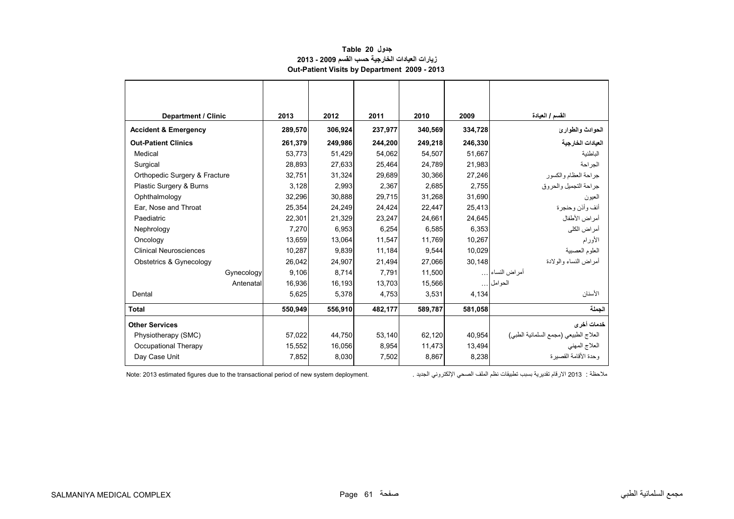**جدول 20 Table**

**زيارات العيادات الخارجية حسب القسم 2009 - 2013**

**Out-Patient Visits by Department 2009 - 2013**

| Department / Clinic | 2013 | 2012 | 2011 | 2010 | 2009 | القسم / العيادة |
|---|---|---|---|---|---|---|
| **Accident & Emergency** | **289,570** | **306,924** | **237,977** | **340,569** | **334,728** | **الحوادث والطوارئ** |
| **Out-Patient Clinics** | **261,379** | **249,986** | **244,200** | **249,218** | **246,330** | **العيادات الخارجية** |
| Medical | 53,773 | 51,429 | 54,062 | 54,507 | 51,667 | الباطنية |
| Surgical | 28,893 | 27,633 | 25,464 | 24,789 | 21,983 | الجراحة |
| Orthopedic Surgery & Fracture | 32,751 | 31,324 | 29,689 | 30,366 | 27,246 | جراحة العظام والكسور |
| Plastic Surgery & Burns | 3,128 | 2,993 | 2,367 | 2,685 | 2,755 | جراحة التجميل والحروق |
| Ophthalmology | 32,296 | 30,888 | 29,715 | 31,268 | 31,690 | العيون |
| Ear, Nose and Throat | 25,354 | 24,249 | 24,424 | 22,447 | 25,413 | أنف وأذن وحنجرة |
| Paediatric | 22,301 | 21,329 | 23,247 | 24,661 | 24,645 | أمراض الأطفال |
| Nephrology | 7,270 | 6,953 | 6,254 | 6,585 | 6,353 | أمراض الكلى |
| Oncology | 13,659 | 13,064 | 11,547 | 11,769 | 10,267 | الأورام |
| Clinical Neurosciences | 10,287 | 9,839 | 11,184 | 9,544 | 10,029 | العلوم العصبية |
| Obstetrics & Gynecology | 26,042 | 24,907 | 21,494 | 27,066 | 30,148 | أمراض النساء والولادة |
| Gynecology | 9,106 | 8,714 | 7,791 | 11,500 | ... | أمراض النساء |
| Antenatal | 16,936 | 16,193 | 13,703 | 15,566 | ... | الحوامل |
| Dental | 5,625 | 5,378 | 4,753 | 3,531 | 4,134 | الأسنان |
| **Total** | **550,949** | **556,910** | **482,177** | **589,787** | **581,058** | **الجملة** |
| **Other Services** | | | | | | **خدمات أخرى** |
| Physiotherapy (SMC) | 57,022 | 44,750 | 53,140 | 62,120 | 40,954 | العلاج الطبيعي (مجمع السلمانية الطبي) |
| Occupational Therapy | 15,552 | 16,056 | 8,954 | 11,473 | 13,494 | العلاج المهني |
| Day Case Unit | 7,852 | 8,030 | 7,502 | 8,867 | 8,238 | وحدة الأقامة القصيرة |

Note: 2013 estimated figures due to the transactional period of new system deployment.

ملاحظة : 2013 الارقام تقديرية بسبب تطبيقات نظم الملف الصحي الإلكتروني الجديد .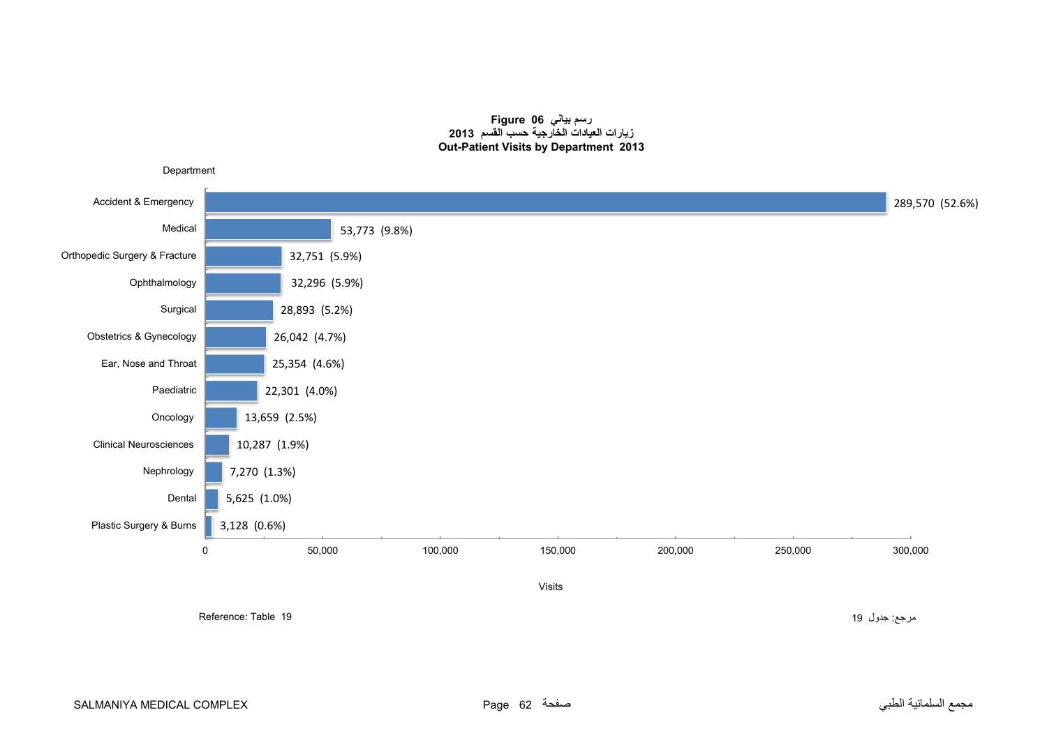**Figure 06 رسم بياني**
**زيارات العيادات الخارجية حسب القسم 2013**
**Out-Patient Visits by Department 2013**

| Department | Visits | % |
|---|---|---|
| Accident & Emergency | 289,570 | (52.6%) |
| Medical | 53,773 | (9.8%) |
| Orthopedic Surgery & Fracture | 32,751 | (5.9%) |
| Ophthalmology | 32,296 | (5.9%) |
| Surgical | 28,893 | (5.2%) |
| Obstetrics & Gynecology | 26,042 | (4.7%) |
| Ear, Nose and Throat | 25,354 | (4.6%) |
| Paediatric | 22,301 | (4.0%) |
| Oncology | 13,659 | (2.5%) |
| Clinical Neurosciences | 10,287 | (1.9%) |
| Nephrology | 7,270 | (1.3%) |
| Dental | 5,625 | (1.0%) |
| Plastic Surgery & Burns | 3,128 | (0.6%) |

Reference: Table 19

مرجع: جدول 19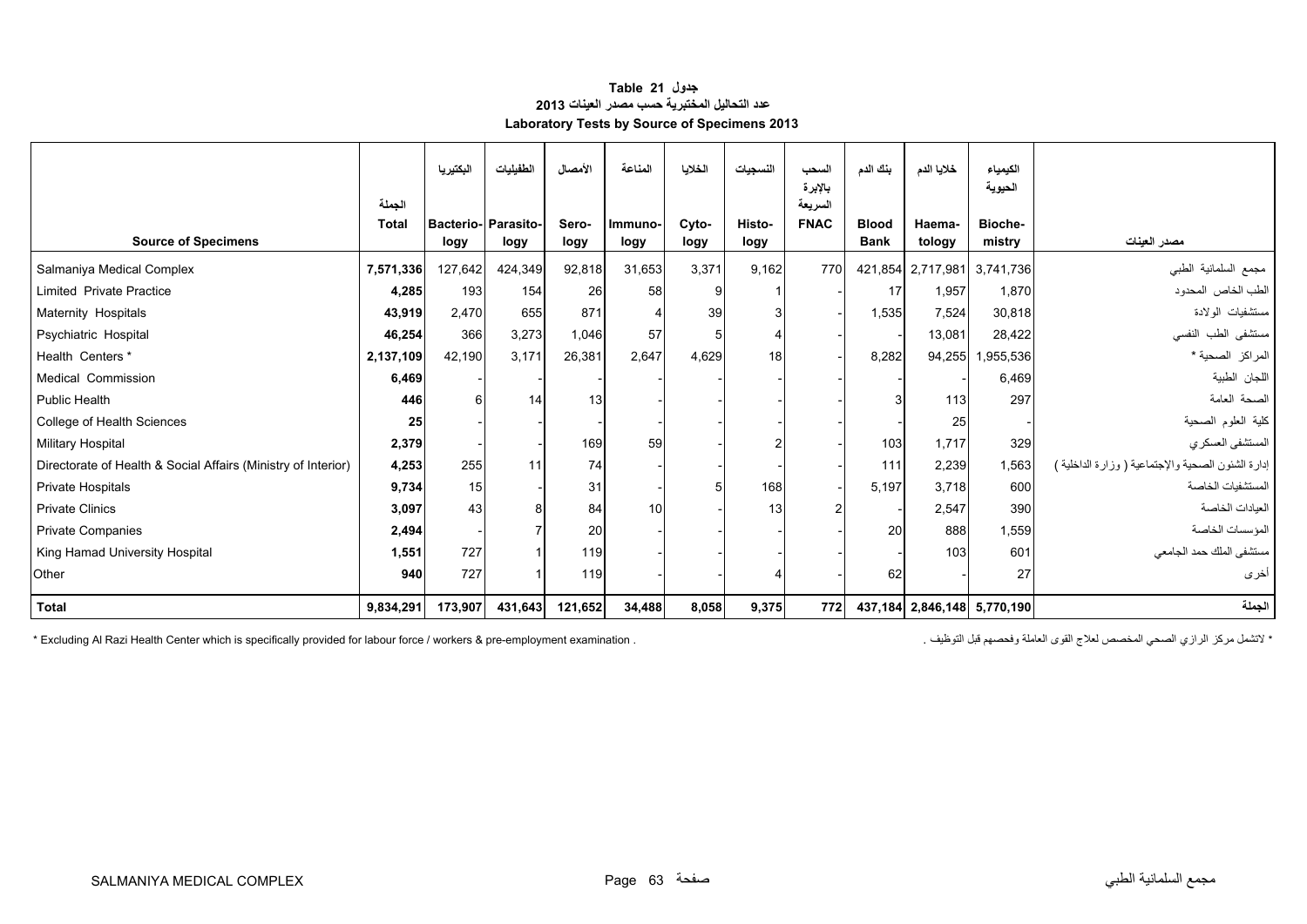# جدول 21 Table
## عدد التحاليل المختبرية حسب مصدر العينات 2013
## Laboratory Tests by Source of Specimens 2013

| Source of Specimens | الجملة Total | البكتيريا Bacterio-logy | الطفيليات Parasito-logy | الأمصال Sero-logy | المناعة Immuno-logy | الخلايا Cyto-logy | النسجيات Histo-logy | السحب بالإبرة السريعة FNAC | بنك الدم Blood Bank | خلايا الدم Haema-tology | الكيمياء الحيوية Bioche-mistry | مصدر العينات |
|---|---|---|---|---|---|---|---|---|---|---|---|---|
| Salmaniya Medical Complex | **7,571,336** | 127,642 | 424,349 | 92,818 | 31,653 | 3,371 | 9,162 | 770 | 421,854 | 2,717,981 | 3,741,736 | مجمع السلمانية الطبي |
| Limited Private Practice | **4,285** | 193 | 154 | 26 | 58 | 9 | 1 | - | 17 | 1,957 | 1,870 | الطب الخاص المحدود |
| Maternity Hospitals | **43,919** | 2,470 | 655 | 871 | 4 | 39 | 3 | - | 1,535 | 7,524 | 30,818 | مستشفيات الولادة |
| Psychiatric Hospital | **46,254** | 366 | 3,273 | 1,046 | 57 | 5 | 4 | - | - | 13,081 | 28,422 | مستشفى الطب النفسي |
| Health Centers * | **2,137,109** | 42,190 | 3,171 | 26,381 | 2,647 | 4,629 | 18 | - | 8,282 | 94,255 | 1,955,536 | المراكز الصحية * |
| Medical Commission | **6,469** | - | - | - | - | - | - | - | - | - | 6,469 | اللجان الطبية |
| Public Health | **446** | 6 | 14 | 13 | - | - | - | - | 3 | 113 | 297 | الصحة العامة |
| College of Health Sciences | **25** | - | - | - | - | - | - | - | - | 25 | - | كلية العلوم الصحية |
| Military Hospital | **2,379** | - | - | 169 | 59 | - | 2 | - | 103 | 1,717 | 329 | المستشفى العسكري |
| Directorate of Health & Social Affairs (Ministry of Interior) | **4,253** | 255 | 11 | 74 | - | - | - | - | 111 | 2,239 | 1,563 | إدارة الشئون الصحية والإجتماعية ( وزارة الداخلية ) |
| Private Hospitals | **9,734** | 15 | - | 31 | - | 5 | 168 | - | 5,197 | 3,718 | 600 | المستشفيات الخاصة |
| Private Clinics | **3,097** | 43 | 8 | 84 | 10 | - | 13 | 2 | - | 2,547 | 390 | العيادات الخاصة |
| Private Companies | **2,494** | - | 7 | 20 | - | - | - | - | 20 | 888 | 1,559 | المؤسسات الخاصة |
| King Hamad University Hospital | **1,551** | 727 | 1 | 119 | - | - | - | - | - | 103 | 601 | مستشفى الملك حمد الجامعي |
| Other | **940** | 727 | 1 | 119 | - | - | 4 | - | 62 | - | 27 | أخرى |
| **Total** | **9,834,291** | **173,907** | **431,643** | **121,652** | **34,488** | **8,058** | **9,375** | **772** | **437,184** | **2,846,148** | **5,770,190** | **الجملة** |

* Excluding Al Razi Health Center which is specifically provided for labour force / workers & pre-employment examination .

* لاتشمل مركز الرازي الصحي المخصص لعلاج القوى العاملة وفحصهم قبل التوظيف .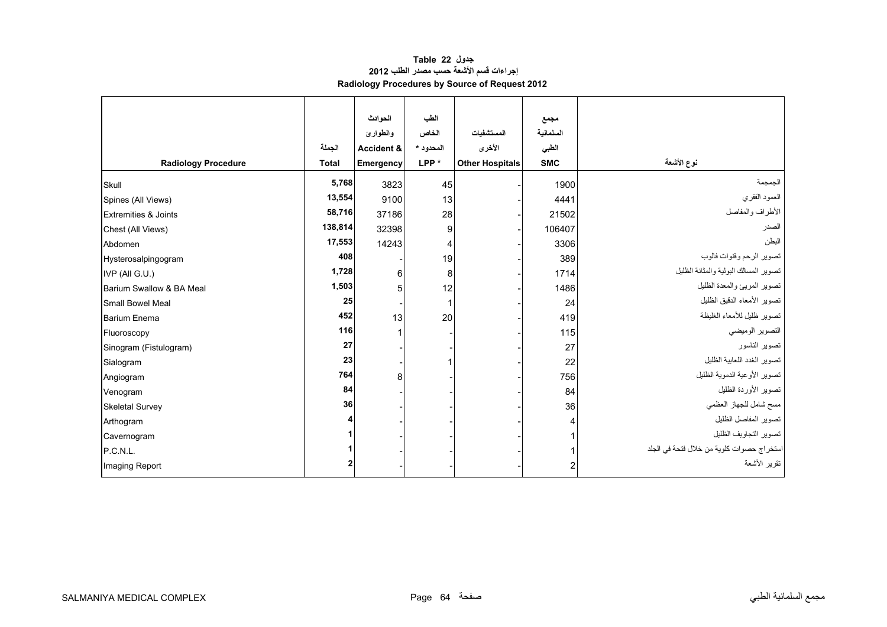# جدول 22 Table

## إجراءات قسم الأشعة حسب مصدر الطلب 2012

## Radiology Procedures by Source of Request 2012

| Radiology Procedure | الجملة Total | الحوادث والطوارئ Accident & Emergency | الطب الخاص المحدود * LPP * | المستشفيات الأخرى Other Hospitals | مجمع السلمانية الطبي SMC | نوع الأشعة |
|---|---|---|---|---|---|---|
| Skull | **5,768** | 3823 | 45 | - | 1900 | الجمجمة |
| Spines (All Views) | **13,554** | 9100 | 13 | - | 4441 | العمود الفقري |
| Extremities & Joints | **58,716** | 37186 | 28 | - | 21502 | الأطراف والمفاصل |
| Chest (All Views) | **138,814** | 32398 | 9 | - | 106407 | الصدر |
| Abdomen | **17,553** | 14243 | 4 | - | 3306 | البطن |
| Hysterosalpingogram | **408** | - | 19 | - | 389 | تصوير الرحم وقنوات فالوب |
| IVP (All G.U.) | **1,728** | 6 | 8 | - | 1714 | تصوير المسالك البولية والمثانة الظليل |
| Barium Swallow & BA Meal | **1,503** | 5 | 12 | - | 1486 | تصوير المريئ والمعدة الظليل |
| Small Bowel Meal | **25** | - | 1 | - | 24 | تصوير الأمعاء الدقيق الظليل |
| Barium Enema | **452** | 13 | 20 | - | 419 | تصوير ظليل للأمعاء الغليظة |
| Fluoroscopy | **116** | 1 | - | - | 115 | التصوير الوميضي |
| Sinogram (Fistulogram) | **27** | - | - | - | 27 | تصوير الناسور |
| Sialogram | **23** | - | 1 | - | 22 | تصوير الغدد اللعابية الظليل |
| Angiogram | **764** | 8 | - | - | 756 | تصوير الأوعية الدموية الظليل |
| Venogram | **84** | - | - | - | 84 | تصوير الأوردة الظليل |
| Skeletal Survey | **36** | - | - | - | 36 | مسح شامل للجهاز العظمي |
| Arthogram | **4** | - | - | - | 4 | تصوير المفاصل الظليل |
| Cavernogram | **1** | - | - | - | 1 | تصوير التجاويف الظليل |
| P.C.N.L. | **1** | - | - | - | 1 | استخراج حصوات كلوية من خلال فتحة في الجلد |
| Imaging Report | **2** | - | - | - | 2 | تقرير الأشعة |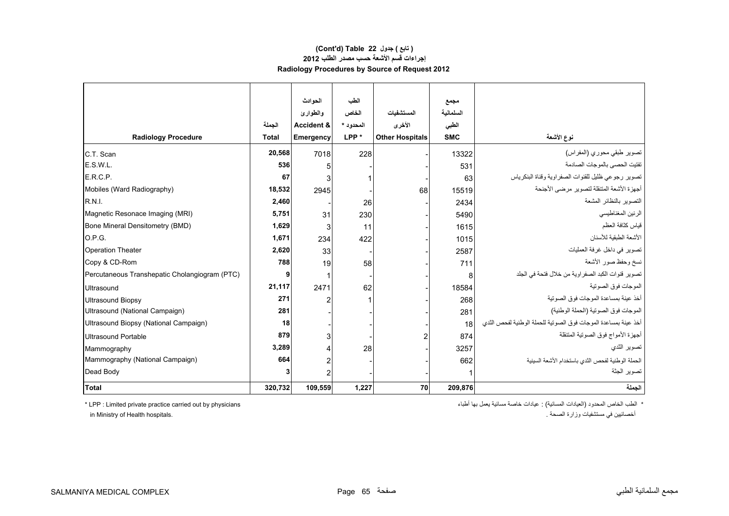# (Cont'd) Table 22 ( تابع ) جدول

## إجراءات قسم الأشعة حسب مصدر الطلب 2012

## Radiology Procedures by Source of Request 2012

| Radiology Procedure | الجملة Total | الحوادث والطوارئ Accident & Emergency | الطب الخاص المحدود * LPP * | المستشفيات الأخرى Other Hospitals | مجمع السلمانية الطبي SMC | نوع الأشعة |
|---|---|---|---|---|---|---|
| C.T. Scan | **20,568** | 7018 | 228 | - | 13322 | تصوير طبقي محوري (المفراس) |
| E.S.W.L. | **536** | 5 | - | - | 531 | تفتيت الحصى بالموجات الصادمة |
| E.R.C.P. | **67** | 3 | 1 | - | 63 | تصوير رجوعي ظليل للقنوات الصفراوية وقناة البنكرياس |
| Mobiles (Ward Radiography) | **18,532** | 2945 | - | 68 | 15519 | أجهزة الأشعة المتنقلة لتصوير مرضى الأجنحة |
| R.N.I. | **2,460** | - | 26 | - | 2434 | التصوير بالنظائر المشعة |
| Magnetic Resonace Imaging (MRI) | **5,751** | 31 | 230 | - | 5490 | الرنين المغناطيسي |
| Bone Mineral Densitometry (BMD) | **1,629** | 3 | 11 | - | 1615 | قياس كثافة العظم |
| O.P.G. | **1,671** | 234 | 422 | - | 1015 | الأشعة الطبقية للأسنان |
| Operation Theater | **2,620** | 33 | - | - | 2587 | تصوير في داخل غرفة العمليات |
| Copy & CD-Rom | **788** | 19 | 58 | - | 711 | نسخ وحفظ صور الأشعة |
| Percutaneous Transhepatic Cholangiogram (PTC) | **9** | 1 | - | - | 8 | تصوير قنوات الكبد الصفراوية من خلال فتحة في الجلد |
| Ultrasound | **21,117** | 2471 | 62 | - | 18584 | الموجات فوق الصوتية |
| Ultrasound Biopsy | **271** | 2 | 1 | - | 268 | أخذ عينة بمساعدة الموجات فوق الصوتية |
| Ultrasound (National Campaign) | **281** | - | - | - | 281 | الموجات فوق الصوتية (الحملة الوطنية) |
| Ultrasound Biopsy (National Campaign) | **18** | - | - | - | 18 | أخذ عينة بمساعدة الموجات فوق الصوتية للحملة الوطنية لفحص الثدي |
| Ultrasound Portable | **879** | 3 | - | 2 | 874 | أجهزة الأمواج فوق الصوتية المتنقلة |
| Mammography | **3,289** | 4 | 28 | - | 3257 | تصوير الثدي |
| Mammography (National Campaign) | **664** | 2 | - | - | 662 | الحملة الوطنية لفحص الثدي باستخدام الأشعة السينية |
| Dead Body | **3** | 2 | - | - | 1 | تصوير الجثة |
| **Total** | **320,732** | **109,559** | **1,227** | **70** | **209,876** | **الجملة** |

\* LPP : Limited private practice carried out by physicians in Ministry of Health hospitals.

\* الطب الخاص المحدود (العيادات المسائية) : عيادات خاصة مسائية يعمل بها أطباء أخصائيين في مستشفيات وزارة الصحة .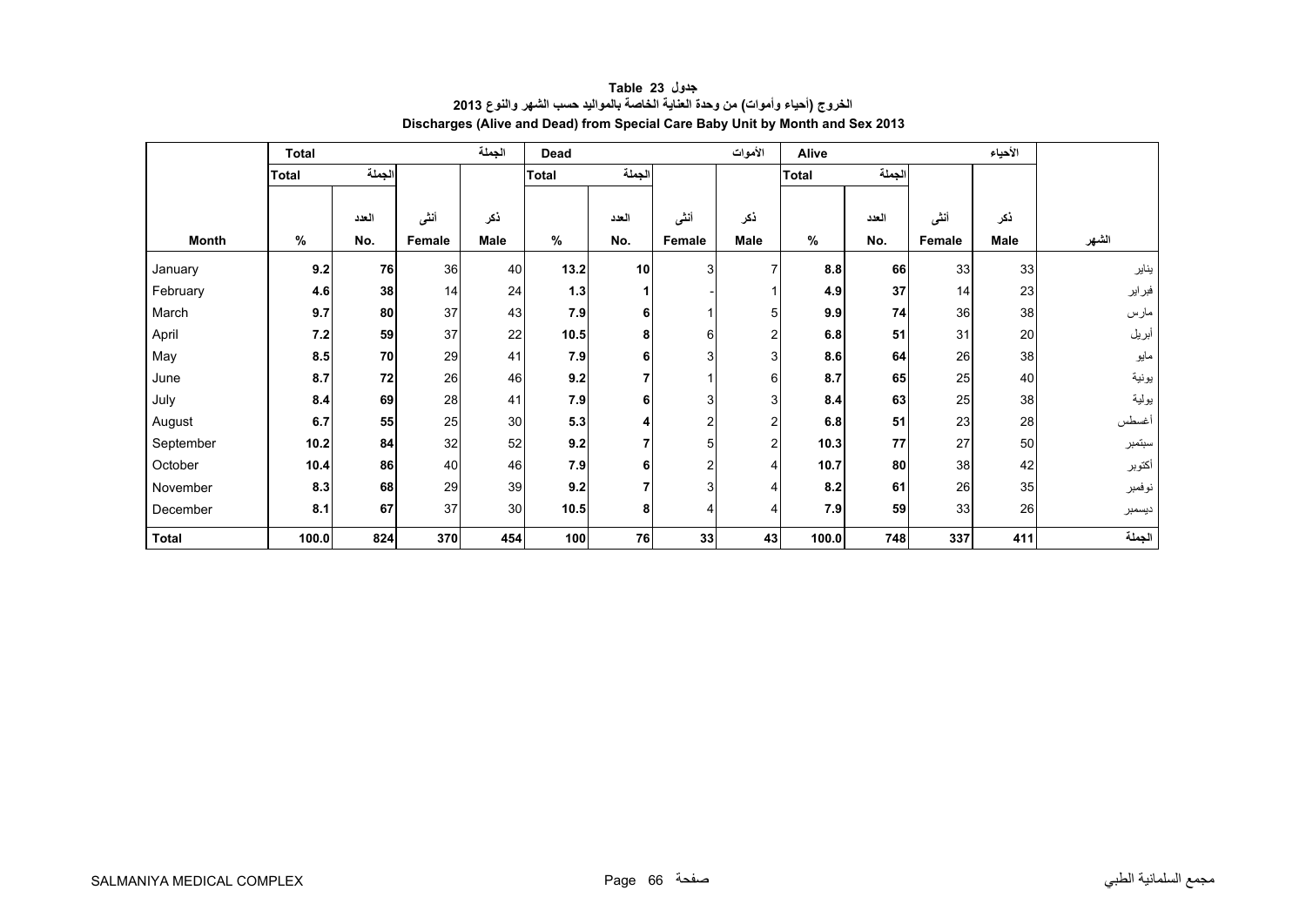**جدول 23 Table**

**الخروج (أحياء وأموات) من وحدة العناية الخاصة بالمواليد حسب الشهر والنوع 2013**

**Discharges (Alive and Dead) from Special Care Baby Unit by Month and Sex 2013**

| | Total | | | الجملة | Dead | | | الأموات | Alive | | | الأحياء | |
|---|---|---|---|---|---|---|---|---|---|---|---|---|---|
| | Total الجملة | | | | Total الجملة | | | | Total الجملة | | | | |
| **Month** | **%** | **العدد No.** | **أنثى Female** | **ذكر Male** | **%** | **العدد No.** | **أنثى Female** | **ذكر Male** | **%** | **العدد No.** | **أنثى Female** | **ذكر Male** | **الشهر** |
| January | **9.2** | **76** | 36 | 40 | **13.2** | **10** | 3 | 7 | **8.8** | **66** | 33 | 33 | يناير |
| February | **4.6** | **38** | 14 | 24 | **1.3** | **1** | - | 1 | **4.9** | **37** | 14 | 23 | فبراير |
| March | **9.7** | **80** | 37 | 43 | **7.9** | **6** | 1 | 5 | **9.9** | **74** | 36 | 38 | مارس |
| April | **7.2** | **59** | 37 | 22 | **10.5** | **8** | 6 | 2 | **6.8** | **51** | 31 | 20 | أبريل |
| May | **8.5** | **70** | 29 | 41 | **7.9** | **6** | 3 | 3 | **8.6** | **64** | 26 | 38 | مايو |
| June | **8.7** | **72** | 26 | 46 | **9.2** | **7** | 1 | 6 | **8.7** | **65** | 25 | 40 | يونية |
| July | **8.4** | **69** | 28 | 41 | **7.9** | **6** | 3 | 3 | **8.4** | **63** | 25 | 38 | يولية |
| August | **6.7** | **55** | 25 | 30 | **5.3** | **4** | 2 | 2 | **6.8** | **51** | 23 | 28 | أغسطس |
| September | **10.2** | **84** | 32 | 52 | **9.2** | **7** | 5 | 2 | **10.3** | **77** | 27 | 50 | سبتمبر |
| October | **10.4** | **86** | 40 | 46 | **7.9** | **6** | 2 | 4 | **10.7** | **80** | 38 | 42 | أكتوبر |
| November | **8.3** | **68** | 29 | 39 | **9.2** | **7** | 3 | 4 | **8.2** | **61** | 26 | 35 | نوفمبر |
| December | **8.1** | **67** | 37 | 30 | **10.5** | **8** | 4 | 4 | **7.9** | **59** | 33 | 26 | ديسمبر |
| **Total** | **100.0** | **824** | **370** | **454** | **100** | **76** | **33** | **43** | **100.0** | **748** | **337** | **411** | **الجملة** |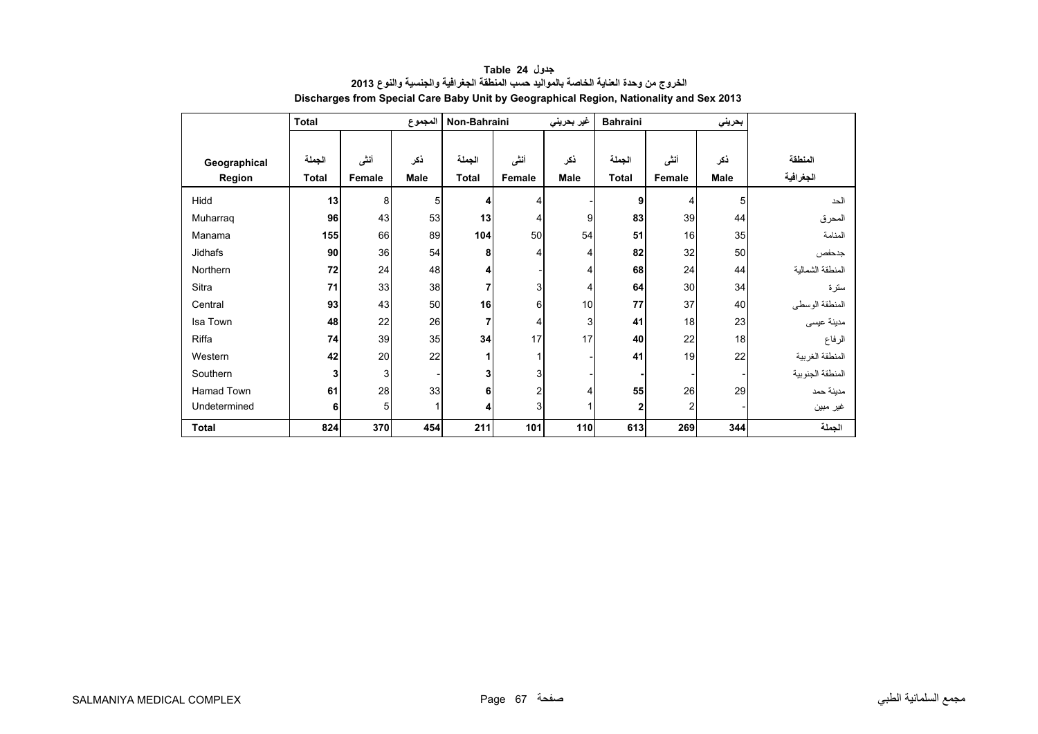**Table 24 جدول**

**الخروج من وحدة العناية الخاصة بالمواليد حسب المنطقة الجغرافية والجنسية والنوع 2013**

**Discharges from Special Care Baby Unit by Geographical Region, Nationality and Sex 2013**

| | Total المجموع | | | Non-Bahraini غير بحريني | | | Bahraini بحريني | | | |
|---|---|---|---|---|---|---|---|---|---|---|
| Geographical Region | الجملة Total | أنثى Female | ذكر Male | الجملة Total | أنثى Female | ذكر Male | الجملة Total | أنثى Female | ذكر Male | المنطقة الجغرافية |
| Hidd | **13** | 8 | 5 | **4** | 4 | - | **9** | 4 | 5 | الحد |
| Muharraq | **96** | 43 | 53 | **13** | 4 | 9 | **83** | 39 | 44 | المحرق |
| Manama | **155** | 66 | 89 | **104** | 50 | 54 | **51** | 16 | 35 | المنامة |
| Jidhafs | **90** | 36 | 54 | **8** | 4 | 4 | **82** | 32 | 50 | جدحفص |
| Northern | **72** | 24 | 48 | **4** | - | 4 | **68** | 24 | 44 | المنطقة الشمالية |
| Sitra | **71** | 33 | 38 | **7** | 3 | 4 | **64** | 30 | 34 | سترة |
| Central | **93** | 43 | 50 | **16** | 6 | 10 | **77** | 37 | 40 | المنطقة الوسطى |
| Isa Town | **48** | 22 | 26 | **7** | 4 | 3 | **41** | 18 | 23 | مدينة عيسى |
| Riffa | **74** | 39 | 35 | **34** | 17 | 17 | **40** | 22 | 18 | الرفاع |
| Western | **42** | 20 | 22 | **1** | 1 | - | **41** | 19 | 22 | المنطقة الغربية |
| Southern | **3** | 3 | - | **3** | 3 | - | **-** | - | - | المنطقة الجنوبية |
| Hamad Town | **61** | 28 | 33 | **6** | 2 | 4 | **55** | 26 | 29 | مدينة حمد |
| Undetermined | **6** | 5 | 1 | **4** | 3 | 1 | **2** | 2 | - | غير مبين |
| **Total** | **824** | **370** | **454** | **211** | **101** | **110** | **613** | **269** | **344** | **الجملة** |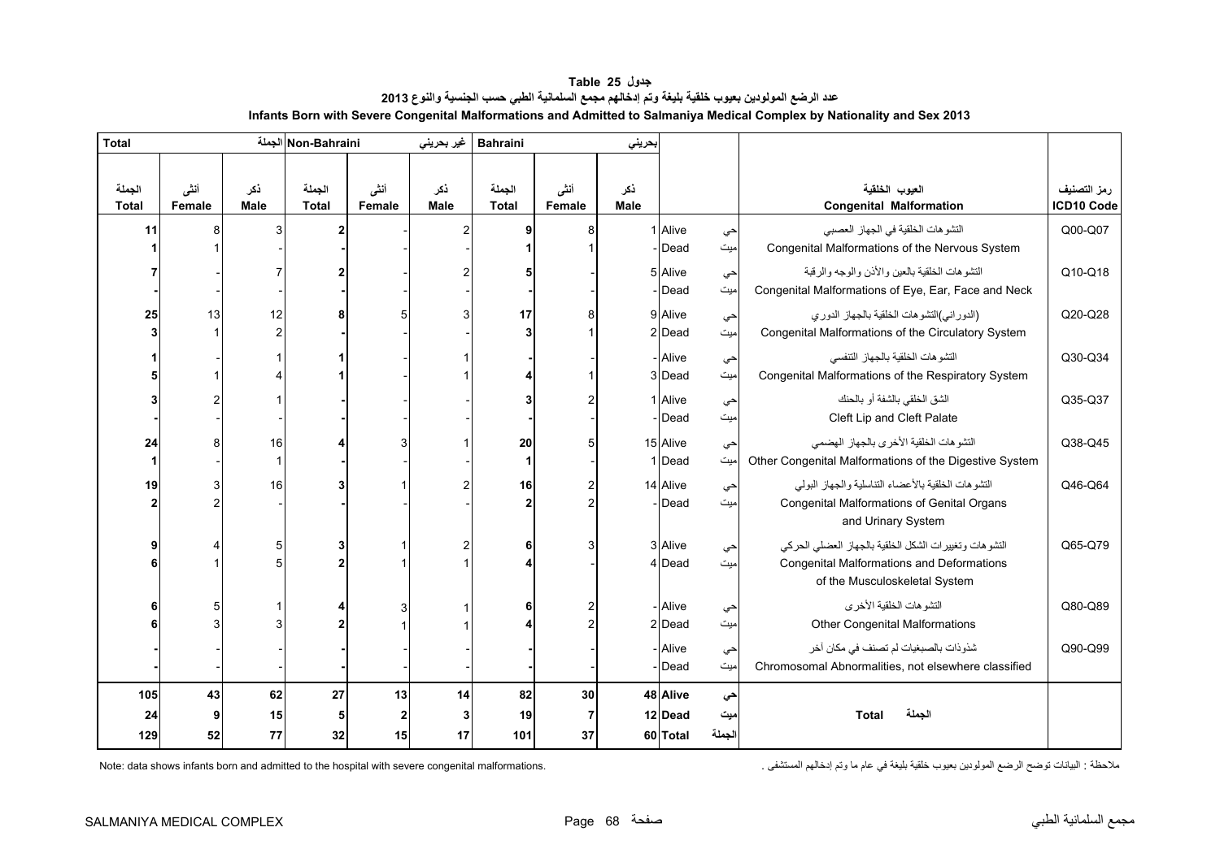# جدول Table 25

## عدد الرضع المولودين بعيوب خلقية بليغة وتم إدخالهم مجمع السلمانية الطبي حسب الجنسية والنوع 2013

## Infants Born with Severe Congenital Malformations and Admitted to Salmaniya Medical Complex by Nationality and Sex 2013

| Total الجملة | | | Non-Bahraini غير بحريني | | | Bahraini بحريني | | | | | | |
|---|---|---|---|---|---|---|---|---|---|---|---|---|
| الجملة Total | أنثى Female | ذكر Male | الجملة Total | أنثى Female | ذكر Male | الجملة Total | أنثى Female | ذكر Male | | | العيوب الخلقية Congenital Malformation | رمز التصنيف ICD10 Code |
| **11** | 8 | 3 | **2** | - | 2 | **9** | 8 | 1 | Alive | حي | التشوهات الخلقية في الجهاز العصبي Congenital Malformations of the Nervous System | Q00-Q07 |
| **1** | 1 | - | **-** | - | - | **1** | 1 | - | Dead | ميت | | |
| **7** | - | 7 | **2** | - | 2 | **5** | - | 5 | Alive | حي | التشوهات الخلقية بالعين والأذن والوجه والرقبة Congenital Malformations of Eye, Ear, Face and Neck | Q10-Q18 |
| **-** | - | - | **-** | - | - | **-** | - | - | Dead | ميت | | |
| **25** | 13 | 12 | **8** | 5 | 3 | **17** | 8 | 9 | Alive | حي | (الدوراني)التشوهات الخلقية بالجهاز الدوري Congenital Malformations of the Circulatory System | Q20-Q28 |
| **3** | 1 | 2 | **-** | - | - | **3** | 1 | 2 | Dead | ميت | | |
| **1** | - | 1 | **1** | - | 1 | **-** | - | - | Alive | حي | التشوهات الخلقية بالجهاز التنفسي Congenital Malformations of the Respiratory System | Q30-Q34 |
| **5** | 1 | 4 | **1** | - | 1 | **4** | 1 | 3 | Dead | ميت | | |
| **3** | 2 | 1 | **-** | - | - | **3** | 2 | 1 | Alive | حي | الشق الخلقي بالشفة أو بالحنك Cleft Lip and Cleft Palate | Q35-Q37 |
| **-** | - | - | **-** | - | - | **-** | - | - | Dead | ميت | | |
| **24** | 8 | 16 | **4** | 3 | 1 | **20** | 5 | 15 | Alive | حي | التشوهات الخلقية الأخرى بالجهاز الهضمي Other Congenital Malformations of the Digestive System | Q38-Q45 |
| **1** | - | 1 | **-** | - | - | **1** | - | 1 | Dead | ميت | | |
| **19** | 3 | 16 | **3** | 1 | 2 | **16** | 2 | 14 | Alive | حي | التشوهات الخلقية بالأعضاء التناسلية والجهاز البولي Congenital Malformations of Genital Organs and Urinary System | Q46-Q64 |
| **2** | 2 | - | **-** | - | - | **2** | 2 | - | Dead | ميت | | |
| **9** | 4 | 5 | **3** | 1 | 2 | **6** | 3 | 3 | Alive | حي | التشوهات وتغييرات الشكل الخلقية بالجهاز العضلي الحركي Congenital Malformations and Deformations of the Musculoskeletal System | Q65-Q79 |
| **6** | 1 | 5 | **2** | 1 | 1 | **4** | - | 4 | Dead | ميت | | |
| **6** | 5 | 1 | **4** | 3 | 1 | **6** | 2 | - | Alive | حي | التشوهات الخلقية الأخرى Other Congenital Malformations | Q80-Q89 |
| **6** | 3 | 3 | **2** | 1 | 1 | **4** | 2 | 2 | Dead | ميت | | |
| **-** | - | - | **-** | - | - | **-** | - | - | Alive | حي | شذوذات بالصبغيات لم تصنف في مكان آخر Chromosomal Abnormalities, not elsewhere classified | Q90-Q99 |
| **-** | - | - | **-** | - | - | **-** | - | - | Dead | ميت | | |
| **105** | **43** | **62** | **27** | **13** | **14** | **82** | **30** | **48** | **Alive** | **حي** | **Total الجملة** | |
| **24** | **9** | **15** | **5** | **2** | **3** | **19** | **7** | **12** | **Dead** | **ميت** | | |
| **129** | **52** | **77** | **32** | **15** | **17** | **101** | **37** | **60** | **Total** | **الجملة** | | |

Note: data shows infants born and admitted to the hospital with severe congenital malformations.

ملاحظة : البيانات توضح الرضع المولودين بعيوب خلقية بليغة في عام ما وتم إدخالهم المستشفى .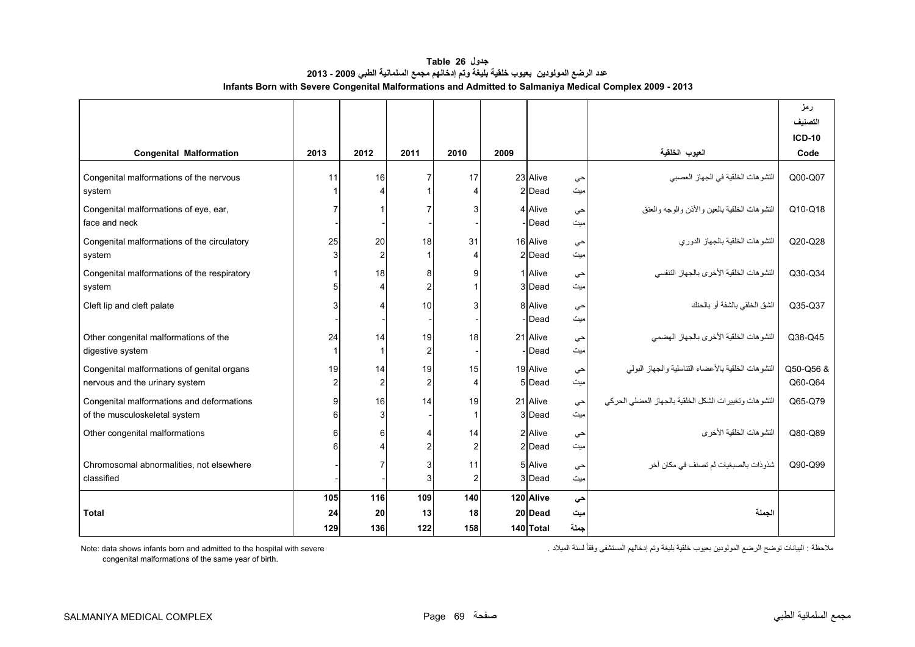# جدول 26 Table

## عدد الرضع المولودين بعيوب خلقية بليغة وتم إدخالهم مجمع السلمانية الطبي 2009 - 2013

## Infants Born with Severe Congenital Malformations and Admitted to Salmaniya Medical Complex 2009 - 2013

| Congenital Malformation | 2013 | 2012 | 2011 | 2010 | 2009 | | | العيوب الخلقية | رمز التصنيف ICD-10 Code |
|---|---|---|---|---|---|---|---|---|---|
| Congenital malformations of the nervous system | 11 | 16 | 7 | 17 | 23 | Alive | حي | التشوهات الخلقية في الجهاز العصبي | Q00-Q07 |
| | 1 | 4 | 1 | 4 | 2 | Dead | ميت | | |
| Congenital malformations of eye, ear, face and neck | 7 | 1 | 7 | 3 | 4 | Alive | حي | التشوهات الخلقية بالعين والأذن والوجه والعنق | Q10-Q18 |
| | - | - | - | - | - | Dead | ميت | | |
| Congenital malformations of the circulatory system | 25 | 20 | 18 | 31 | 16 | Alive | حي | التشوهات الخلقية بالجهاز الدوري | Q20-Q28 |
| | 3 | 2 | 1 | 4 | 2 | Dead | ميت | | |
| Congenital malformations of the respiratory system | 1 | 18 | 8 | 9 | 1 | Alive | حي | التشوهات الخلقية الأخرى بالجهاز التنفسي | Q30-Q34 |
| | 5 | 4 | 2 | 1 | 3 | Dead | ميت | | |
| Cleft lip and cleft palate | 3 | 4 | 10 | 3 | 8 | Alive | حي | الشق الخلقي بالشفة أو بالحنك | Q35-Q37 |
| | - | - | - | - | - | Dead | ميت | | |
| Other congenital malformations of the digestive system | 24 | 14 | 19 | 18 | 21 | Alive | حي | التشوهات الخلقية الأخرى بالجهاز الهضمي | Q38-Q45 |
| | 1 | 1 | 2 | - | - | Dead | ميت | | |
| Congenital malformations of genital organs nervous and the urinary system | 19 | 14 | 19 | 15 | 19 | Alive | حي | التشوهات الخلقية بالأعضاء التناسلية والجهاز البولي | Q50-Q56 & Q60-Q64 |
| | 2 | 2 | 2 | 4 | 5 | Dead | ميت | | |
| Congenital malformations and deformations of the musculoskeletal system | 9 | 16 | 14 | 19 | 21 | Alive | حي | التشوهات وتغييرات الشكل الخلقية بالجهاز العضلي الحركي | Q65-Q79 |
| | 6 | 3 | - | 1 | 3 | Dead | ميت | | |
| Other congenital malformations | 6 | 6 | 4 | 14 | 2 | Alive | حي | التشوهات الخلقية الأخرى | Q80-Q89 |
| | 6 | 4 | 2 | 2 | 2 | Dead | ميت | | |
| Chromosomal abnormalities, not elsewhere classified | - | 7 | 3 | 11 | 5 | Alive | حي | شذوذات بالصبغيات لم تصنف في مكان آخر | Q90-Q99 |
| | - | - | 3 | 2 | 3 | Dead | ميت | | |
| **Total** | **105** | **116** | **109** | **140** | **120** | **Alive** | **حي** | **الجملة** | |
| | **24** | **20** | **13** | **18** | **20** | **Dead** | **ميت** | | |
| | **129** | **136** | **122** | **158** | **140** | **Total** | **جملة** | | |

Note: data shows infants born and admitted to the hospital with severe congenital malformations of the same year of birth.

ملاحظة : البيانات توضح الرضع المولودين بعيوب خلقية بليغة وتم إدخالهم المستشفى وفقاً لسنة الميلاد .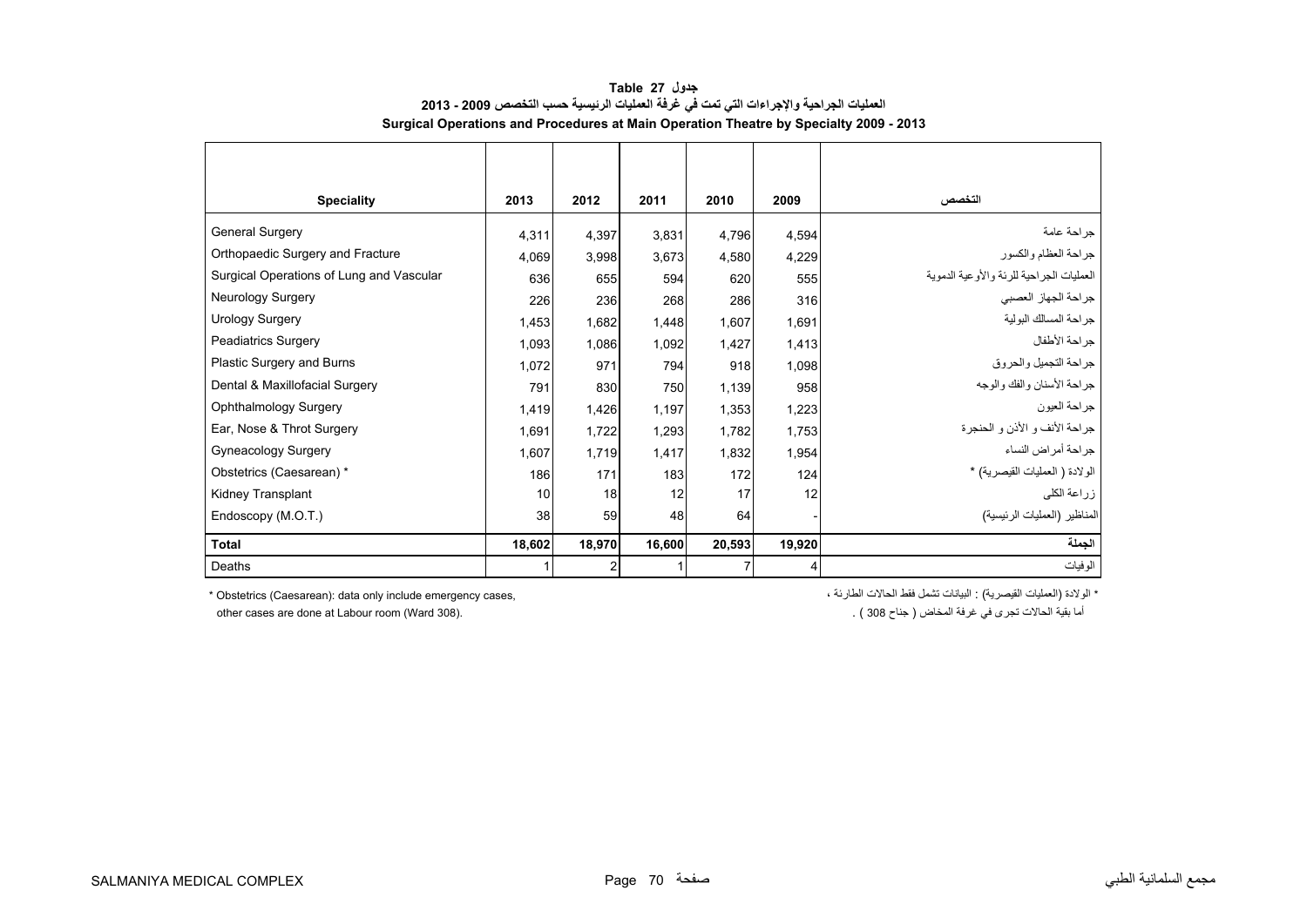**Table 27 جدول**

**العمليات الجراحية والإجراءات التي تمت في غرفة العمليات الرئيسية حسب التخصص 2009 - 2013**

**Surgical Operations and Procedures at Main Operation Theatre by Specialty 2009 - 2013**

| Speciality | 2013 | 2012 | 2011 | 2010 | 2009 | التخصص |
|---|---|---|---|---|---|---|
| General Surgery | 4,311 | 4,397 | 3,831 | 4,796 | 4,594 | جراحة عامة |
| Orthopaedic Surgery and Fracture | 4,069 | 3,998 | 3,673 | 4,580 | 4,229 | جراحة العظام والكسور |
| Surgical Operations of Lung and Vascular | 636 | 655 | 594 | 620 | 555 | العمليات الجراحية للرئة والأوعية الدموية |
| Neurology Surgery | 226 | 236 | 268 | 286 | 316 | جراحة الجهاز العصبي |
| Urology Surgery | 1,453 | 1,682 | 1,448 | 1,607 | 1,691 | جراحة المسالك البولية |
| Peadiatrics Surgery | 1,093 | 1,086 | 1,092 | 1,427 | 1,413 | جراحة الأطفال |
| Plastic Surgery and Burns | 1,072 | 971 | 794 | 918 | 1,098 | جراحة التجميل والحروق |
| Dental & Maxillofacial Surgery | 791 | 830 | 750 | 1,139 | 958 | جراحة الأسنان والفك والوجه |
| Ophthalmology Surgery | 1,419 | 1,426 | 1,197 | 1,353 | 1,223 | جراحة العيون |
| Ear, Nose & Throt Surgery | 1,691 | 1,722 | 1,293 | 1,782 | 1,753 | جراحة الأنف و الأذن و الحنجرة |
| Gyneacology Surgery | 1,607 | 1,719 | 1,417 | 1,832 | 1,954 | جراحة أمراض النساء |
| Obstetrics (Caesarean) * | 186 | 171 | 183 | 172 | 124 | الولادة ( العمليات القيصرية) * |
| Kidney Transplant | 10 | 18 | 12 | 17 | 12 | زراعة الكلى |
| Endoscopy (M.O.T.) | 38 | 59 | 48 | 64 | - | المناظير (العمليات الرئيسية) |
| **Total** | **18,602** | **18,970** | **16,600** | **20,593** | **19,920** | **الجملة** |
| Deaths | 1 | 2 | 1 | 7 | 4 | الوفيات |

\* Obstetrics (Caesarean): data only include emergency cases,
other cases are done at Labour room (Ward 308).

\* الولادة (العمليات القيصرية) : البيانات تشمل فقط الحالات الطارئة ،
أما بقية الحالات تجرى في غرفة المخاض ( جناح 308 ) .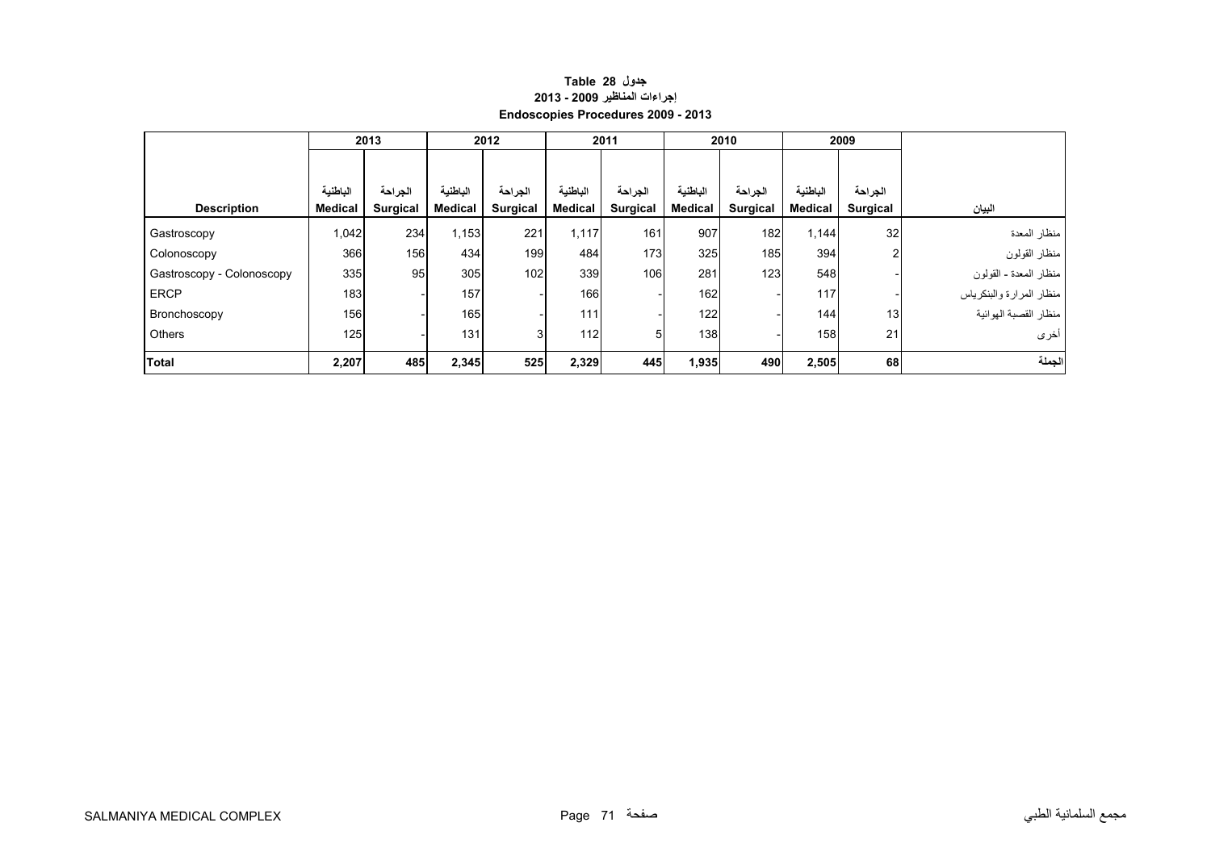**جدول 28 Table**

**إجراءات المناظير 2009 - 2013**

**Endoscopies Procedures 2009 - 2013**

| | 2013 | | 2012 | | 2011 | | 2010 | | 2009 | | |
|---|---|---|---|---|---|---|---|---|---|---|---|
| **Description** | الباطنية **Medical** | الجراحة **Surgical** | الباطنية **Medical** | الجراحة **Surgical** | الباطنية **Medical** | الجراحة **Surgical** | الباطنية **Medical** | الجراحة **Surgical** | الباطنية **Medical** | الجراحة **Surgical** | **البيان** |
| Gastroscopy | 1,042 | 234 | 1,153 | 221 | 1,117 | 161 | 907 | 182 | 1,144 | 32 | منظار المعدة |
| Colonoscopy | 366 | 156 | 434 | 199 | 484 | 173 | 325 | 185 | 394 | 2 | منظار القولون |
| Gastroscopy - Colonoscopy | 335 | 95 | 305 | 102 | 339 | 106 | 281 | 123 | 548 | - | منظار المعدة - القولون |
| ERCP | 183 | - | 157 | - | 166 | - | 162 | - | 117 | - | منظار المرارة والبنكرياس |
| Bronchoscopy | 156 | - | 165 | - | 111 | - | 122 | - | 144 | 13 | منظار القصبة الهوائية |
| Others | 125 | - | 131 | 3 | 112 | 5 | 138 | - | 158 | 21 | أخرى |
| **Total** | **2,207** | **485** | **2,345** | **525** | **2,329** | **445** | **1,935** | **490** | **2,505** | **68** | **الجملة** |